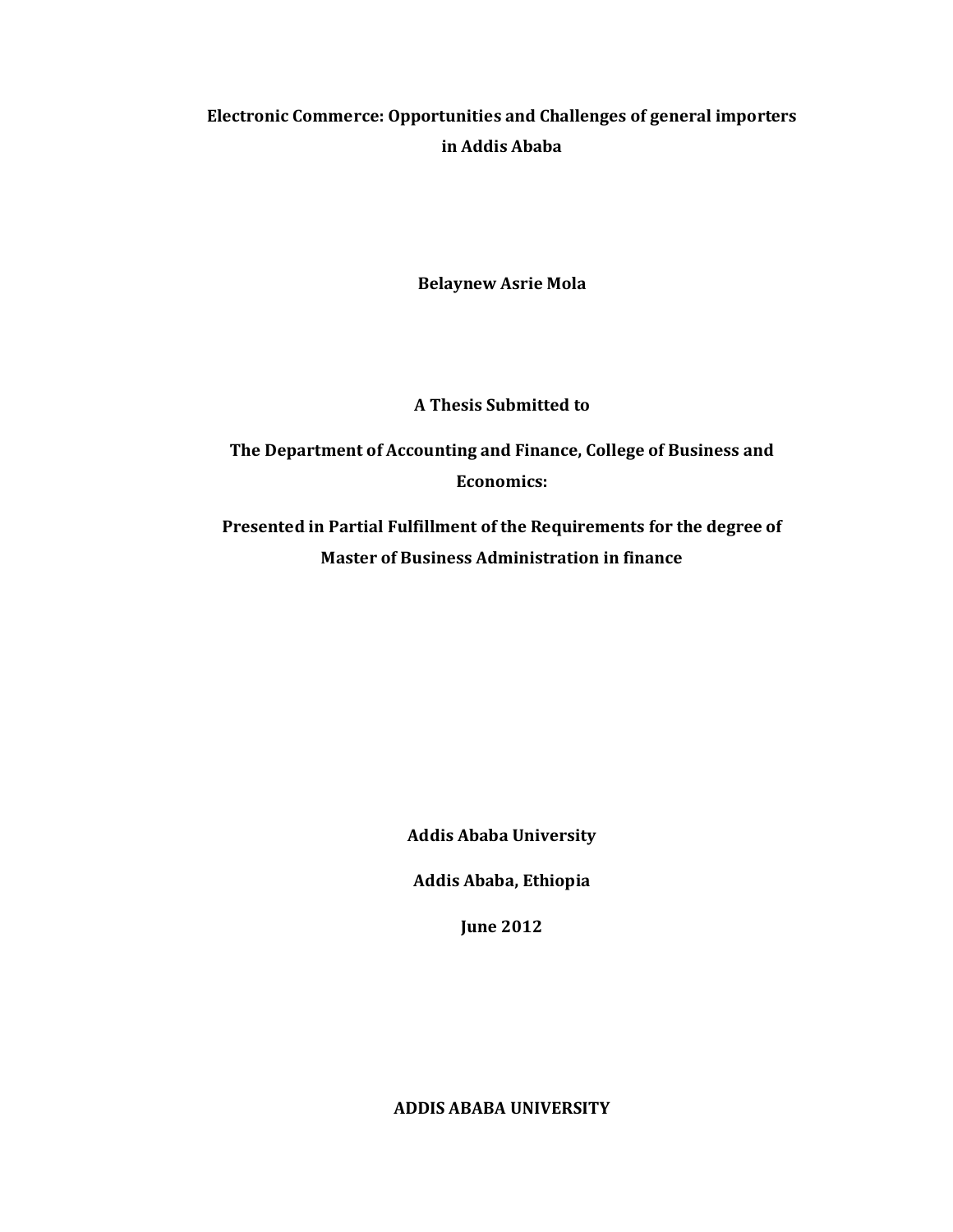# Electronic Commerce: Opportunities and Challenges of general importers in Addis Ababa

**Belaynew Asrie Mola**

**A Thesis Submitted to**

**The Department of Accounting and Finance, College of Business and Economics:**

**Presented in Partial Fulfillment of the Requirements for the degree of Master of Business Administration in finance**

**Addis Ababa University**

**Addis Ababa, Ethiopia**

**June 2012**

**ADDIS ABABA UNIVERSITY**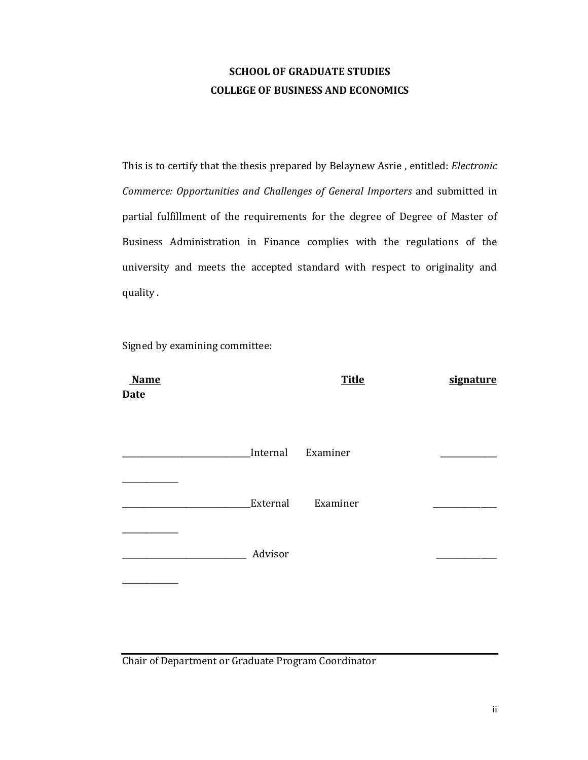**SCHOOL OF GRADUATE STUDIES**

**COLLEGE OF BUSINESS AND ECONOMICS**

This is to certify that the thesis prepared by Belaynew Asrie , entitled: *Electronic Commerce: Opportunities and Challenges of General Importers* and submitted in partial fulfillment of the requirements for the degree of Degree of Master of Business Administration in Finance complies with the regulations of the university and meets the accepted standard with respect to originality and quality .

Signed by examining committee:

| **Name** | **Title** | **signature** | **Date** |
|---|---|---|---|
| ______________________________ | Internal Examiner | _____________ | _____________ |
| ______________________________ | External Examiner | _____________ | _____________ |
| ______________________________ | Advisor | _____________ | _____________ |

______________________________________________

Chair of Department or Graduate Program Coordinator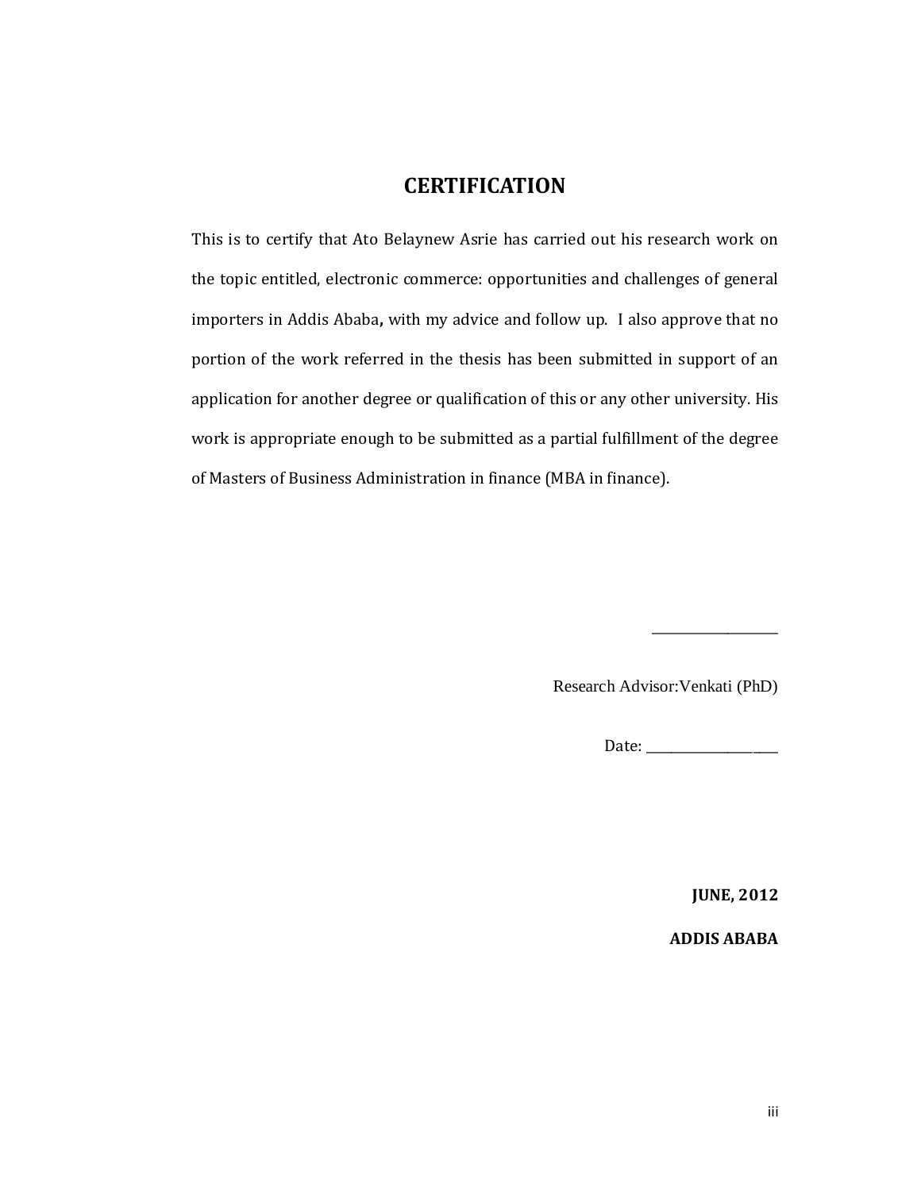# CERTIFICATION

This is to certify that Ato Belaynew Asrie has carried out his research work on the topic entitled, electronic commerce: opportunities and challenges of general importers in Addis Ababa**,** with my advice and follow up. I also approve that no portion of the work referred in the thesis has been submitted in support of an application for another degree or qualification of this or any other university. His work is appropriate enough to be submitted as a partial fulfillment of the degree of Masters of Business Administration in finance (MBA in finance).

_________________

Research Advisor:Venkati (PhD)

Date: _________________

**JUNE, 2012**

**ADDIS ABABA**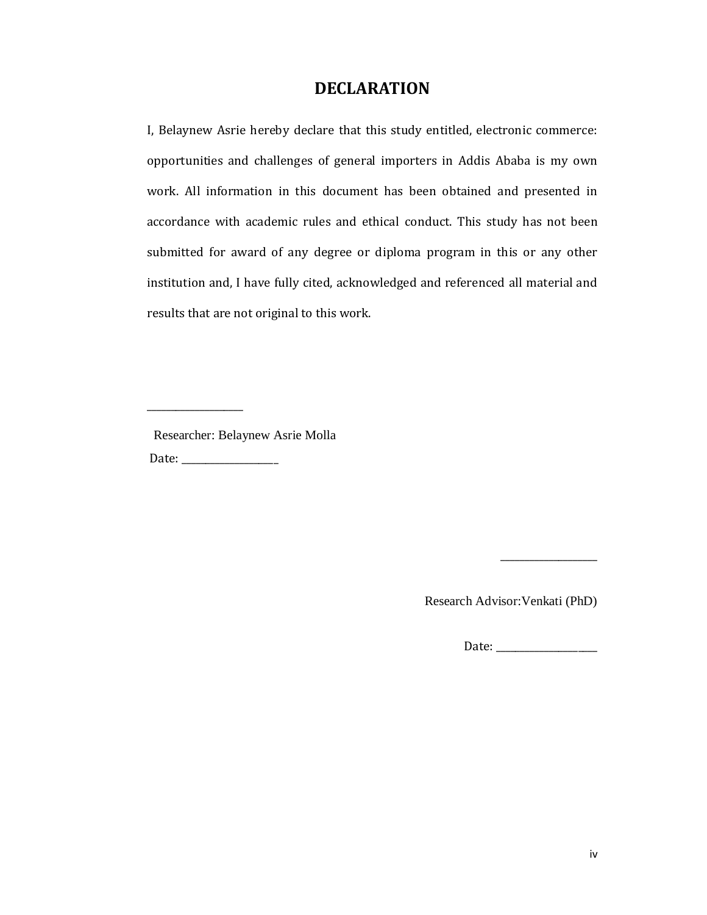# DECLARATION

I, Belaynew Asrie hereby declare that this study entitled, electronic commerce: opportunities and challenges of general importers in Addis Ababa is my own work. All information in this document has been obtained and presented in accordance with academic rules and ethical conduct. This study has not been submitted for award of any degree or diploma program in this or any other institution and, I have fully cited, acknowledged and referenced all material and results that are not original to this work.

_________________

Researcher: Belaynew Asrie Molla

Date: __________________

_________________

Research Advisor:Venkati (PhD)

Date: ___________________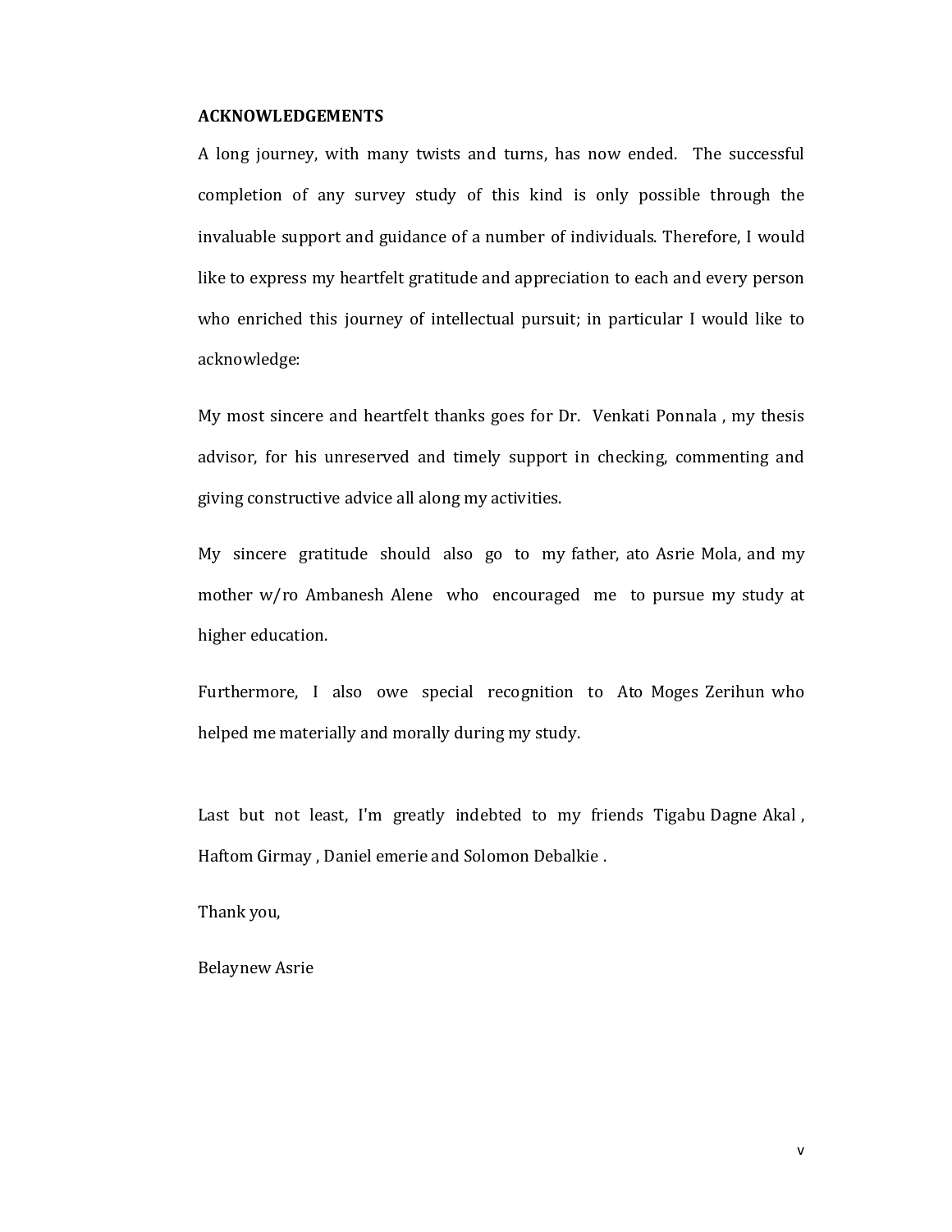## ACKNOWLEDGEMENTS

A long journey, with many twists and turns, has now ended. The successful completion of any survey study of this kind is only possible through the invaluable support and guidance of a number of individuals. Therefore, I would like to express my heartfelt gratitude and appreciation to each and every person who enriched this journey of intellectual pursuit; in particular I would like to acknowledge:

My most sincere and heartfelt thanks goes for Dr. Venkati Ponnala , my thesis advisor, for his unreserved and timely support in checking, commenting and giving constructive advice all along my activities.

My sincere gratitude should also go to my father, ato Asrie Mola, and my mother w/ro Ambanesh Alene who encouraged me to pursue my study at higher education.

Furthermore, I also owe special recognition to Ato Moges Zerihun who helped me materially and morally during my study.

Last but not least, I'm greatly indebted to my friends Tigabu Dagne Akal , Haftom Girmay , Daniel emerie and Solomon Debalkie .

Thank you,

Belaynew Asrie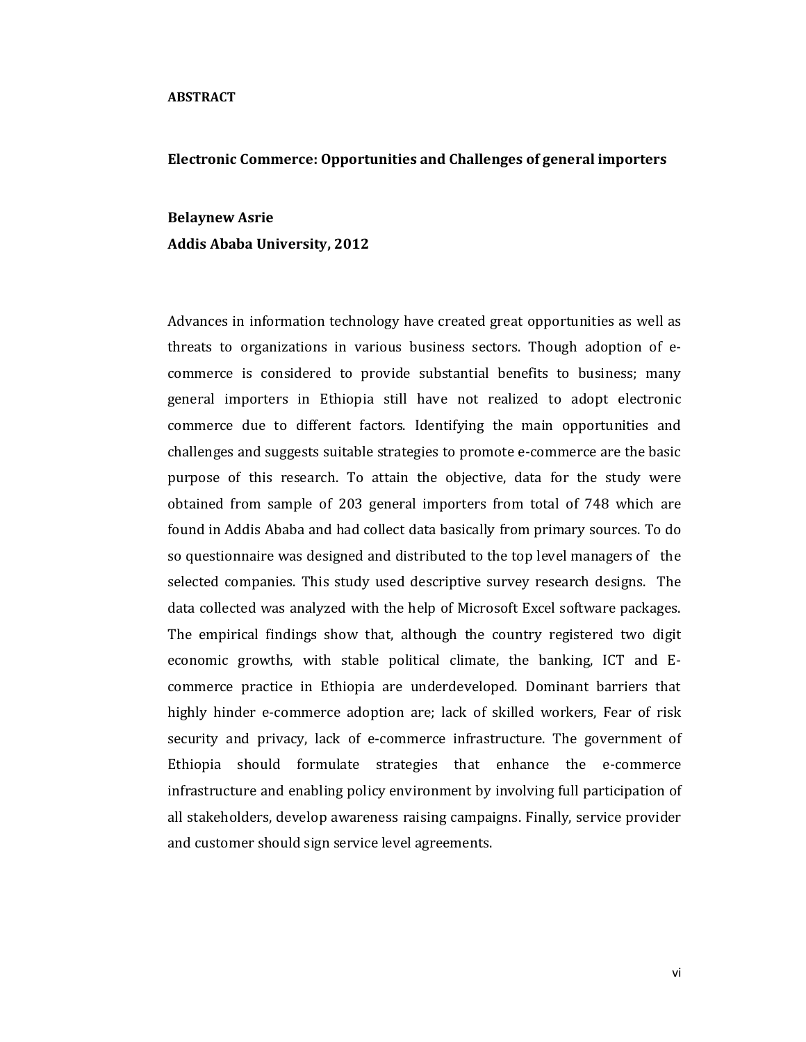## ABSTRACT

**Electronic Commerce: Opportunities and Challenges of general importers**

**Belaynew Asrie**
**Addis Ababa University, 2012**

Advances in information technology have created great opportunities as well as threats to organizations in various business sectors. Though adoption of e-commerce is considered to provide substantial benefits to business; many general importers in Ethiopia still have not realized to adopt electronic commerce due to different factors. Identifying the main opportunities and challenges and suggests suitable strategies to promote e-commerce are the basic purpose of this research. To attain the objective, data for the study were obtained from sample of 203 general importers from total of 748 which are found in Addis Ababa and had collect data basically from primary sources. To do so questionnaire was designed and distributed to the top level managers of the selected companies. This study used descriptive survey research designs. The data collected was analyzed with the help of Microsoft Excel software packages. The empirical findings show that, although the country registered two digit economic growths, with stable political climate, the banking, ICT and E-commerce practice in Ethiopia are underdeveloped. Dominant barriers that highly hinder e-commerce adoption are; lack of skilled workers, Fear of risk security and privacy, lack of e-commerce infrastructure. The government of Ethiopia should formulate strategies that enhance the e-commerce infrastructure and enabling policy environment by involving full participation of all stakeholders, develop awareness raising campaigns. Finally, service provider and customer should sign service level agreements.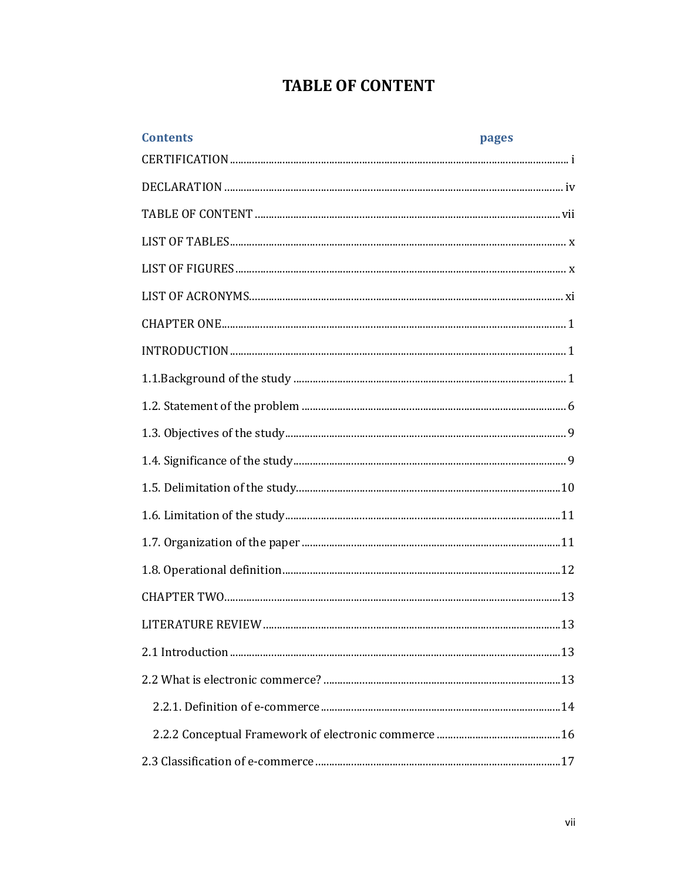# TABLE OF CONTENT

| Contents | pages |
|---|---|
| CERTIFICATION | i |
| DECLARATION | iv |
| TABLE OF CONTENT | vii |
| LIST OF TABLES | x |
| LIST OF FIGURES | x |
| LIST OF ACRONYMS | xi |
| CHAPTER ONE | 1 |
| INTRODUCTION | 1 |
| 1.1.Background of the study | 1 |
| 1.2. Statement of the problem | 6 |
| 1.3. Objectives of the study | 9 |
| 1.4. Significance of the study | 9 |
| 1.5. Delimitation of the study | 10 |
| 1.6. Limitation of the study | 11 |
| 1.7. Organization of the paper | 11 |
| 1.8. Operational definition | 12 |
| CHAPTER TWO | 13 |
| LITERATURE REVIEW | 13 |
| 2.1 Introduction | 13 |
| 2.2 What is electronic commerce? | 13 |
| &nbsp;&nbsp;&nbsp;&nbsp;2.2.1. Definition of e-commerce | 14 |
| &nbsp;&nbsp;&nbsp;&nbsp;2.2.2 Conceptual Framework of electronic commerce | 16 |
| 2.3 Classification of e-commerce | 17 |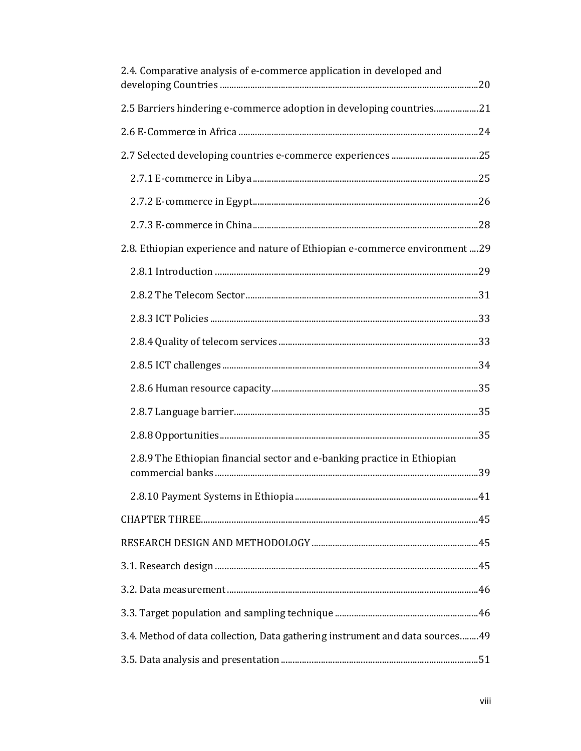2.4. Comparative analysis of e-commerce application in developed and developing Countries ....................20

2.5 Barriers hindering e-commerce adoption in developing countries....................21

2.6 E-Commerce in Africa ....................24

2.7 Selected developing countries e-commerce experiences ....................25

- 2.7.1 E-commerce in Libya ....................25
- 2.7.2 E-commerce in Egypt....................26
- 2.7.3 E-commerce in China....................28

2.8. Ethiopian experience and nature of Ethiopian e-commerce environment ....29

- 2.8.1 Introduction ....................29
- 2.8.2 The Telecom Sector....................31
- 2.8.3 ICT Policies ....................33
- 2.8.4 Quality of telecom services ....................33
- 2.8.5 ICT challenges ....................34
- 2.8.6 Human resource capacity....................35
- 2.8.7 Language barrier....................35
- 2.8.8 Opportunities....................35
- 2.8.9 The Ethiopian financial sector and e-banking practice in Ethiopian commercial banks ....................39
- 2.8.10 Payment Systems in Ethiopia ....................41

CHAPTER THREE....................45

RESEARCH DESIGN AND METHODOLOGY ....................45

3.1. Research design ....................45

3.2. Data measurement ....................46

3.3. Target population and sampling technique ....................46

3.4. Method of data collection, Data gathering instrument and data sources........49

3.5. Data analysis and presentation ....................51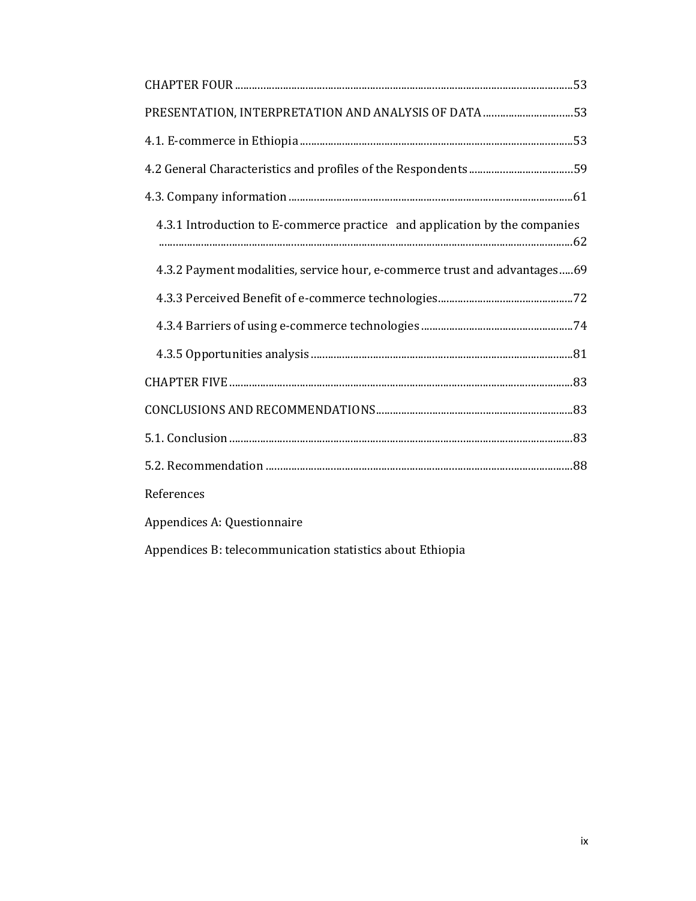CHAPTER FOUR ....................................................................................................................53

PRESENTATION, INTERPRETATION AND ANALYSIS OF DATA ...............................53

4.1. E-commerce in Ethiopia ..............................................................................................53

4.2 General Characteristics and profiles of the Respondents ....................................59

4.3. Company information ..................................................................................................61

- 4.3.1 Introduction to E-commerce practice and application by the companies ....................................................................................................................................62
- 4.3.2 Payment modalities, service hour, e-commerce trust and advantages.....69
- 4.3.3 Perceived Benefit of e-commerce technologies...............................................72
- 4.3.4 Barriers of using e-commerce technologies .....................................................74
- 4.3.5 Opportunities analysis ..........................................................................................81

CHAPTER FIVE .....................................................................................................................83

CONCLUSIONS AND RECOMMENDATIONS....................................................................83

5.1. Conclusion .......................................................................................................................83

5.2. Recommendation ..........................................................................................................88

References

Appendices A: Questionnaire

Appendices B: telecommunication statistics about Ethiopia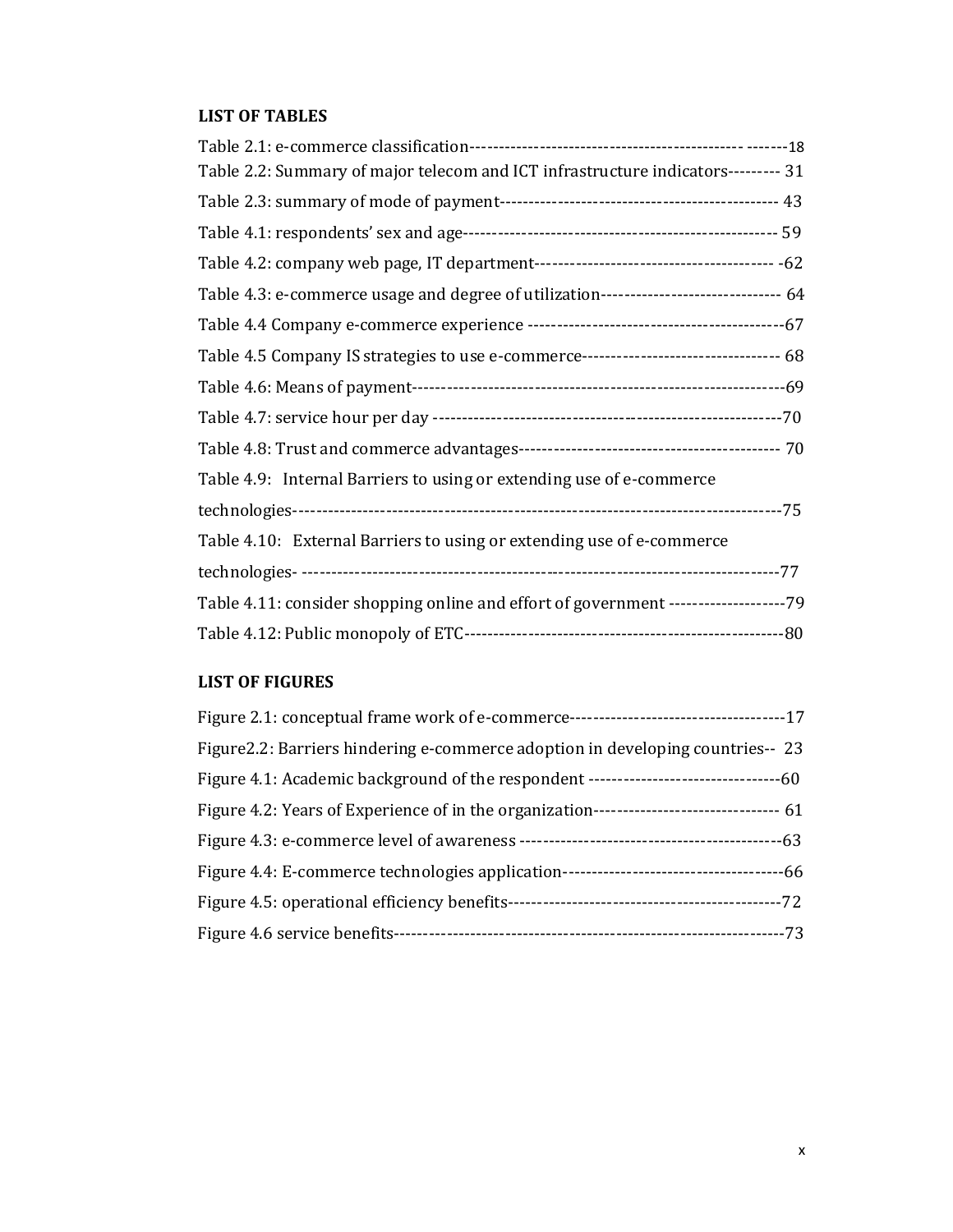## LIST OF TABLES

Table 2.1: e-commerce classification------------------------------------------------ -------18

Table 2.2: Summary of major telecom and ICT infrastructure indicators--------- 31

Table 2.3: summary of mode of payment----------------------------------------------- 43

Table 4.1: respondents' sex and age---------------------------------------------------- 59

Table 4.2: company web page, IT department----------------------------------------- -62

Table 4.3: e-commerce usage and degree of utilization------------------------------- 64

Table 4.4 Company e-commerce experience --------------------------------------------67

Table 4.5 Company IS strategies to use e-commerce---------------------------------- 68

Table 4.6: Means of payment---------------------------------------------------------------69

Table 4.7: service hour per day ----------------------------------------------------------70

Table 4.8: Trust and commerce advantages-------------------------------------------- 70

Table 4.9: Internal Barriers to using or extending use of e-commerce technologies--------------------------------------------------------------------------------75

Table 4.10: External Barriers to using or extending use of e-commerce technologies- -------------------------------------------------------------------------------77

Table 4.11: consider shopping online and effort of government --------------------79

Table 4.12: Public monopoly of ETC------------------------------------------------------80

## LIST OF FIGURES

Figure 2.1: conceptual frame work of e-commerce------------------------------------17

Figure2.2: Barriers hindering e-commerce adoption in developing countries-- 23

Figure 4.1: Academic background of the respondent ---------------------------------60

Figure 4.2: Years of Experience of in the organization-------------------------------- 61

Figure 4.3: e-commerce level of awareness --------------------------------------------63

Figure 4.4: E-commerce technologies application-------------------------------------66

Figure 4.5: operational efficiency benefits----------------------------------------------72

Figure 4.6 service benefits------------------------------------------------------------------73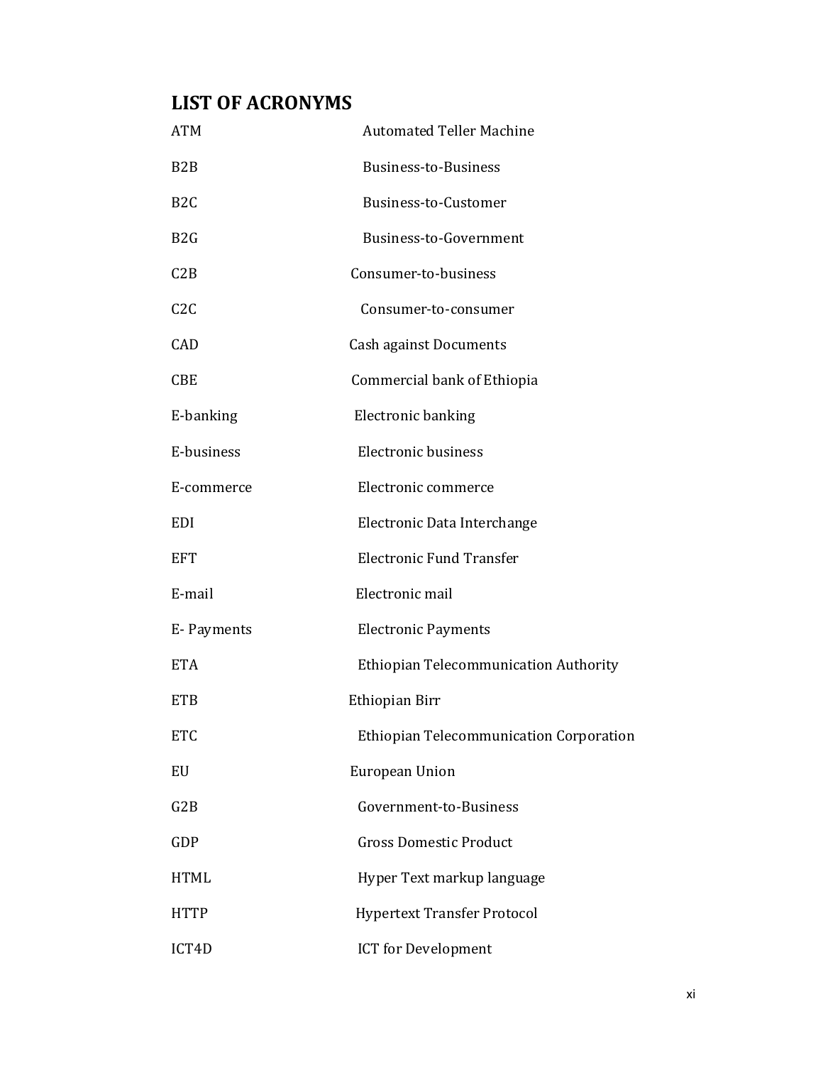## LIST OF ACRONYMS

| | |
|---|---|
| ATM | Automated Teller Machine |
| B2B | Business-to-Business |
| B2C | Business-to-Customer |
| B2G | Business-to-Government |
| C2B | Consumer-to-business |
| C2C | Consumer-to-consumer |
| CAD | Cash against Documents |
| CBE | Commercial bank of Ethiopia |
| E-banking | Electronic banking |
| E-business | Electronic business |
| E-commerce | Electronic commerce |
| EDI | Electronic Data Interchange |
| EFT | Electronic Fund Transfer |
| E-mail | Electronic mail |
| E- Payments | Electronic Payments |
| ETA | Ethiopian Telecommunication Authority |
| ETB | Ethiopian Birr |
| ETC | Ethiopian Telecommunication Corporation |
| EU | European Union |
| G2B | Government-to-Business |
| GDP | Gross Domestic Product |
| HTML | Hyper Text markup language |
| HTTP | Hypertext Transfer Protocol |
| ICT4D | ICT for Development |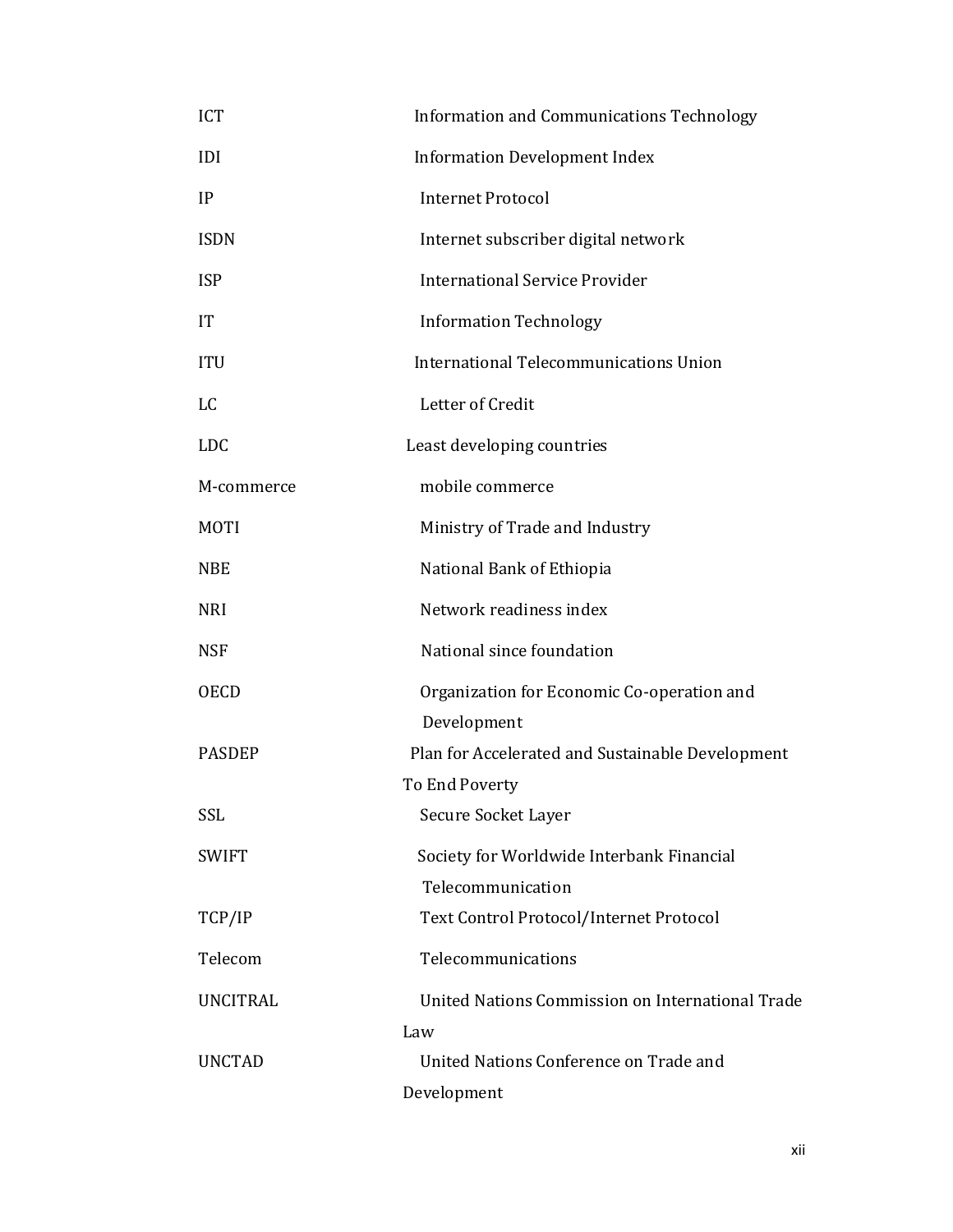| | |
|---|---|
| ICT | Information and Communications Technology |
| IDI | Information Development Index |
| IP | Internet Protocol |
| ISDN | Internet subscriber digital network |
| ISP | International Service Provider |
| IT | Information Technology |
| ITU | International Telecommunications Union |
| LC | Letter of Credit |
| LDC | Least developing countries |
| M-commerce | mobile commerce |
| MOTI | Ministry of Trade and Industry |
| NBE | National Bank of Ethiopia |
| NRI | Network readiness index |
| NSF | National since foundation |
| OECD | Organization for Economic Co-operation and Development |
| PASDEP | Plan for Accelerated and Sustainable Development To End Poverty |
| SSL | Secure Socket Layer |
| SWIFT | Society for Worldwide Interbank Financial Telecommunication |
| TCP/IP | Text Control Protocol/Internet Protocol |
| Telecom | Telecommunications |
| UNCITRAL | United Nations Commission on International Trade Law |
| UNCTAD | United Nations Conference on Trade and Development |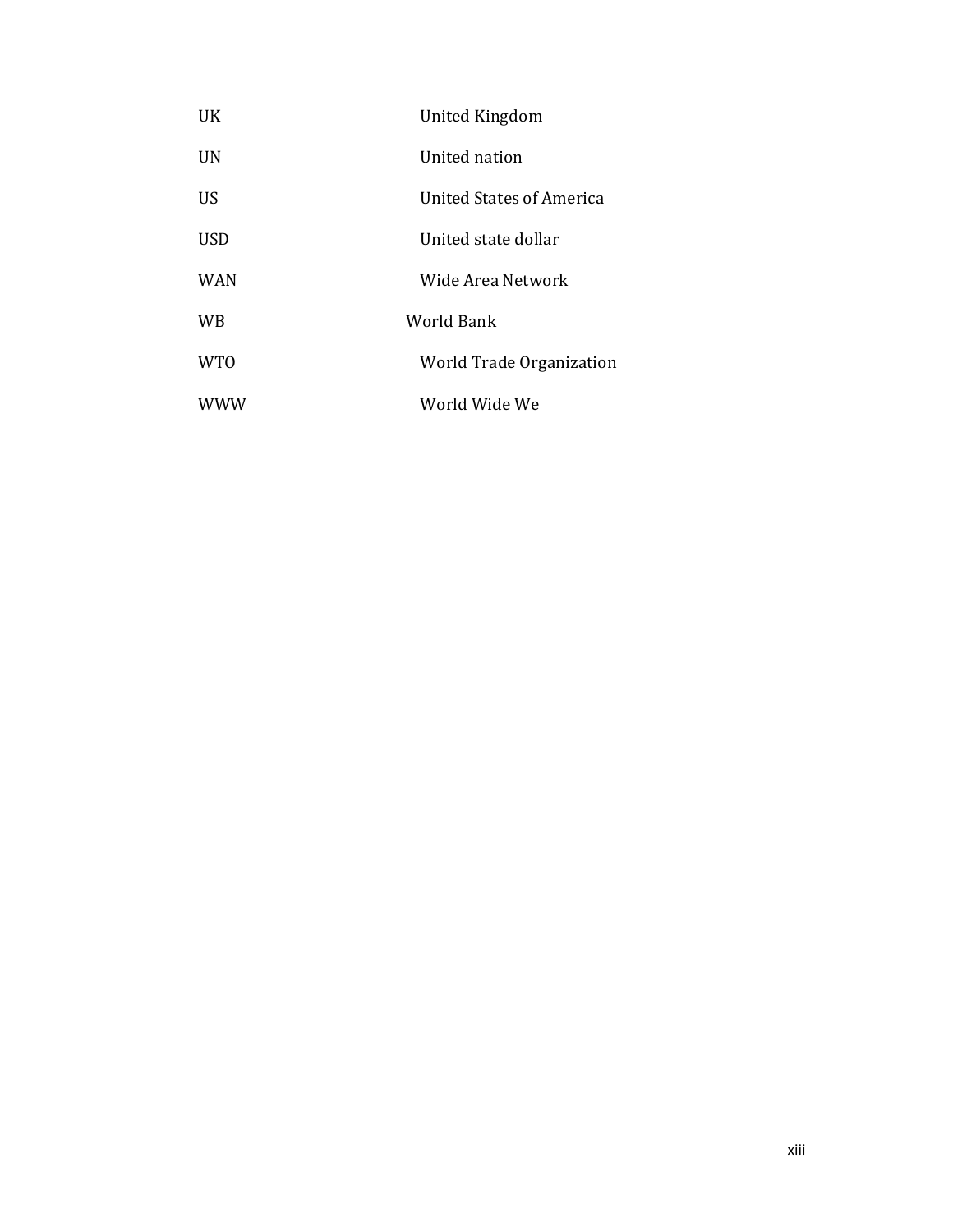| | |
|---|---|
| UK | United Kingdom |
| UN | United nation |
| US | United States of America |
| USD | United state dollar |
| WAN | Wide Area Network |
| WB | World Bank |
| WTO | World Trade Organization |
| WWW | World Wide We |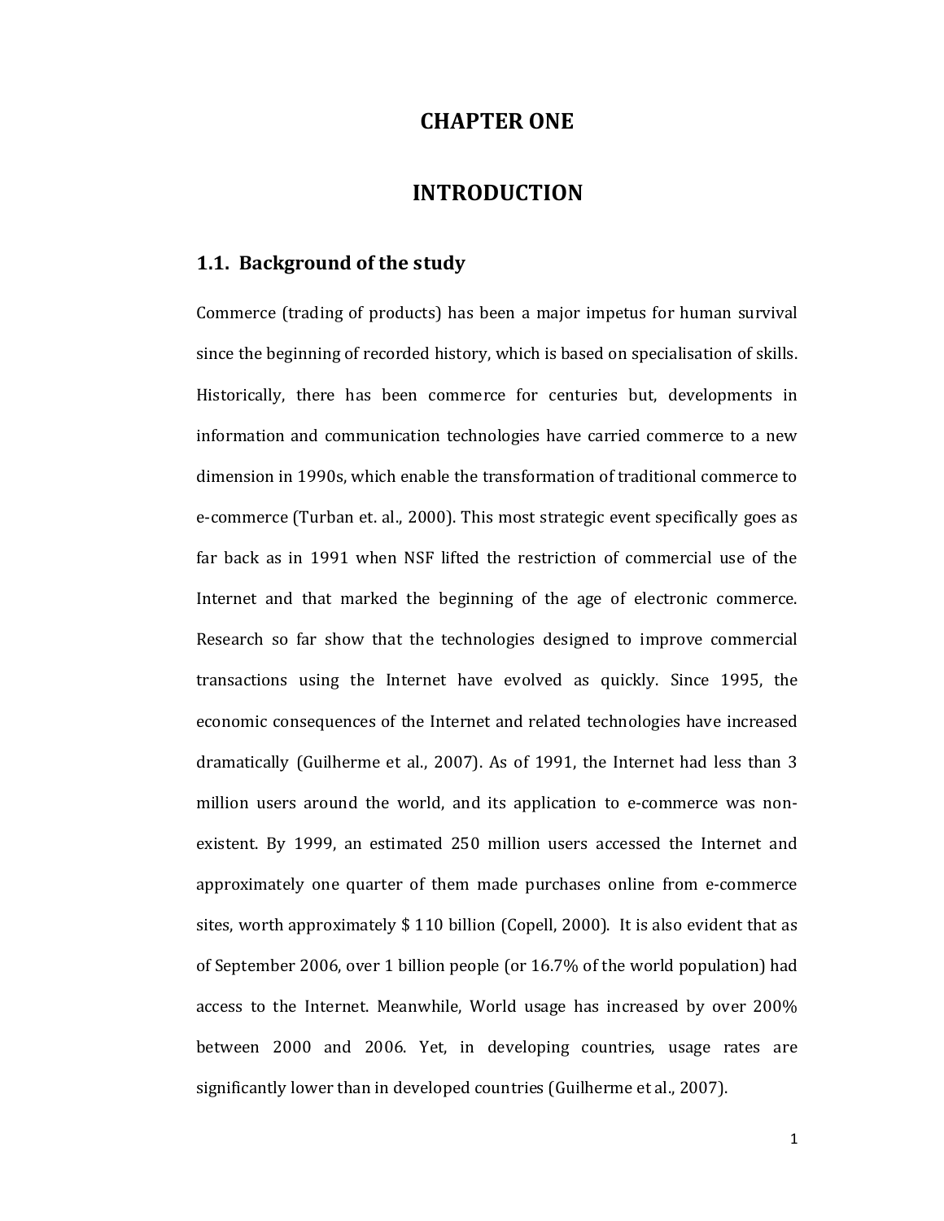# CHAPTER ONE

# INTRODUCTION

## 1.1. Background of the study

Commerce (trading of products) has been a major impetus for human survival since the beginning of recorded history, which is based on specialisation of skills. Historically, there has been commerce for centuries but, developments in information and communication technologies have carried commerce to a new dimension in 1990s, which enable the transformation of traditional commerce to e-commerce (Turban et. al., 2000). This most strategic event specifically goes as far back as in 1991 when NSF lifted the restriction of commercial use of the Internet and that marked the beginning of the age of electronic commerce. Research so far show that the technologies designed to improve commercial transactions using the Internet have evolved as quickly. Since 1995, the economic consequences of the Internet and related technologies have increased dramatically (Guilherme et al., 2007). As of 1991, the Internet had less than 3 million users around the world, and its application to e-commerce was non-existent. By 1999, an estimated 250 million users accessed the Internet and approximately one quarter of them made purchases online from e-commerce sites, worth approximately $ 110 billion (Copell, 2000). It is also evident that as of September 2006, over 1 billion people (or 16.7% of the world population) had access to the Internet. Meanwhile, World usage has increased by over 200% between 2000 and 2006. Yet, in developing countries, usage rates are significantly lower than in developed countries (Guilherme et al., 2007).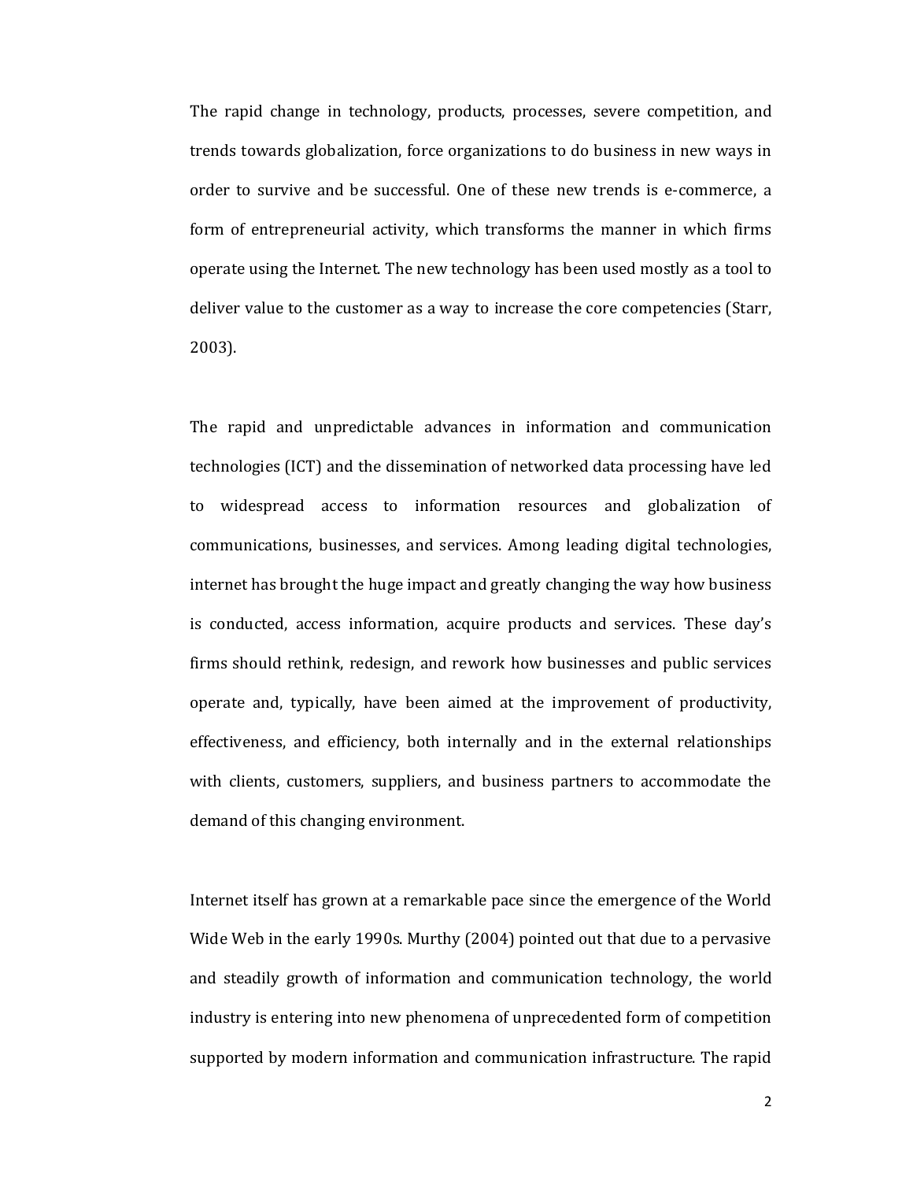The rapid change in technology, products, processes, severe competition, and trends towards globalization, force organizations to do business in new ways in order to survive and be successful. One of these new trends is e-commerce, a form of entrepreneurial activity, which transforms the manner in which firms operate using the Internet. The new technology has been used mostly as a tool to deliver value to the customer as a way to increase the core competencies (Starr, 2003).

The rapid and unpredictable advances in information and communication technologies (ICT) and the dissemination of networked data processing have led to widespread access to information resources and globalization of communications, businesses, and services. Among leading digital technologies, internet has brought the huge impact and greatly changing the way how business is conducted, access information, acquire products and services. These day's firms should rethink, redesign, and rework how businesses and public services operate and, typically, have been aimed at the improvement of productivity, effectiveness, and efficiency, both internally and in the external relationships with clients, customers, suppliers, and business partners to accommodate the demand of this changing environment.

Internet itself has grown at a remarkable pace since the emergence of the World Wide Web in the early 1990s. Murthy (2004) pointed out that due to a pervasive and steadily growth of information and communication technology, the world industry is entering into new phenomena of unprecedented form of competition supported by modern information and communication infrastructure. The rapid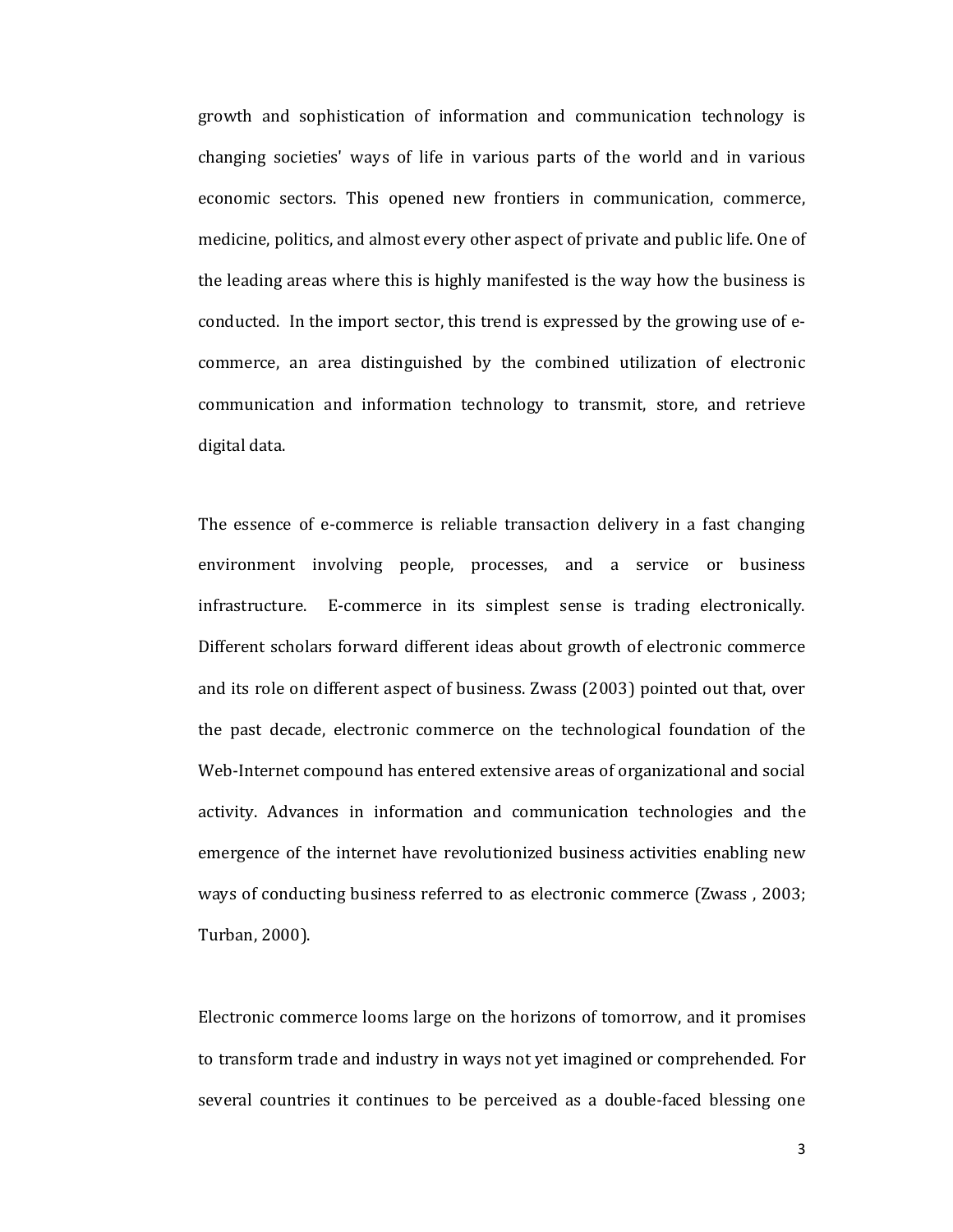growth and sophistication of information and communication technology is changing societies' ways of life in various parts of the world and in various economic sectors. This opened new frontiers in communication, commerce, medicine, politics, and almost every other aspect of private and public life. One of the leading areas where this is highly manifested is the way how the business is conducted. In the import sector, this trend is expressed by the growing use of e-commerce, an area distinguished by the combined utilization of electronic communication and information technology to transmit, store, and retrieve digital data.

The essence of e-commerce is reliable transaction delivery in a fast changing environment involving people, processes, and a service or business infrastructure. E-commerce in its simplest sense is trading electronically. Different scholars forward different ideas about growth of electronic commerce and its role on different aspect of business. Zwass (2003) pointed out that, over the past decade, electronic commerce on the technological foundation of the Web-Internet compound has entered extensive areas of organizational and social activity. Advances in information and communication technologies and the emergence of the internet have revolutionized business activities enabling new ways of conducting business referred to as electronic commerce (Zwass , 2003; Turban, 2000).

Electronic commerce looms large on the horizons of tomorrow, and it promises to transform trade and industry in ways not yet imagined or comprehended. For several countries it continues to be perceived as a double-faced blessing one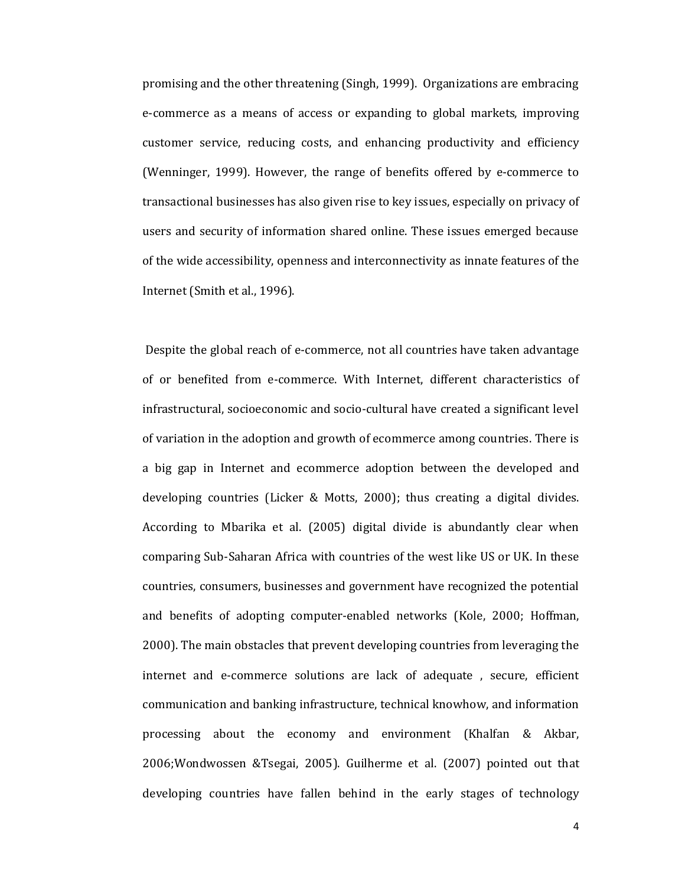promising and the other threatening (Singh, 1999). Organizations are embracing e-commerce as a means of access or expanding to global markets, improving customer service, reducing costs, and enhancing productivity and efficiency (Wenninger, 1999). However, the range of benefits offered by e-commerce to transactional businesses has also given rise to key issues, especially on privacy of users and security of information shared online. These issues emerged because of the wide accessibility, openness and interconnectivity as innate features of the Internet (Smith et al., 1996).

Despite the global reach of e-commerce, not all countries have taken advantage of or benefited from e-commerce. With Internet, different characteristics of infrastructural, socioeconomic and socio-cultural have created a significant level of variation in the adoption and growth of ecommerce among countries. There is a big gap in Internet and ecommerce adoption between the developed and developing countries (Licker & Motts, 2000); thus creating a digital divides. According to Mbarika et al. (2005) digital divide is abundantly clear when comparing Sub-Saharan Africa with countries of the west like US or UK. In these countries, consumers, businesses and government have recognized the potential and benefits of adopting computer-enabled networks (Kole, 2000; Hoffman, 2000). The main obstacles that prevent developing countries from leveraging the internet and e-commerce solutions are lack of adequate , secure, efficient communication and banking infrastructure, technical knowhow, and information processing about the economy and environment (Khalfan & Akbar, 2006;Wondwossen &Tsegai, 2005). Guilherme et al. (2007) pointed out that developing countries have fallen behind in the early stages of technology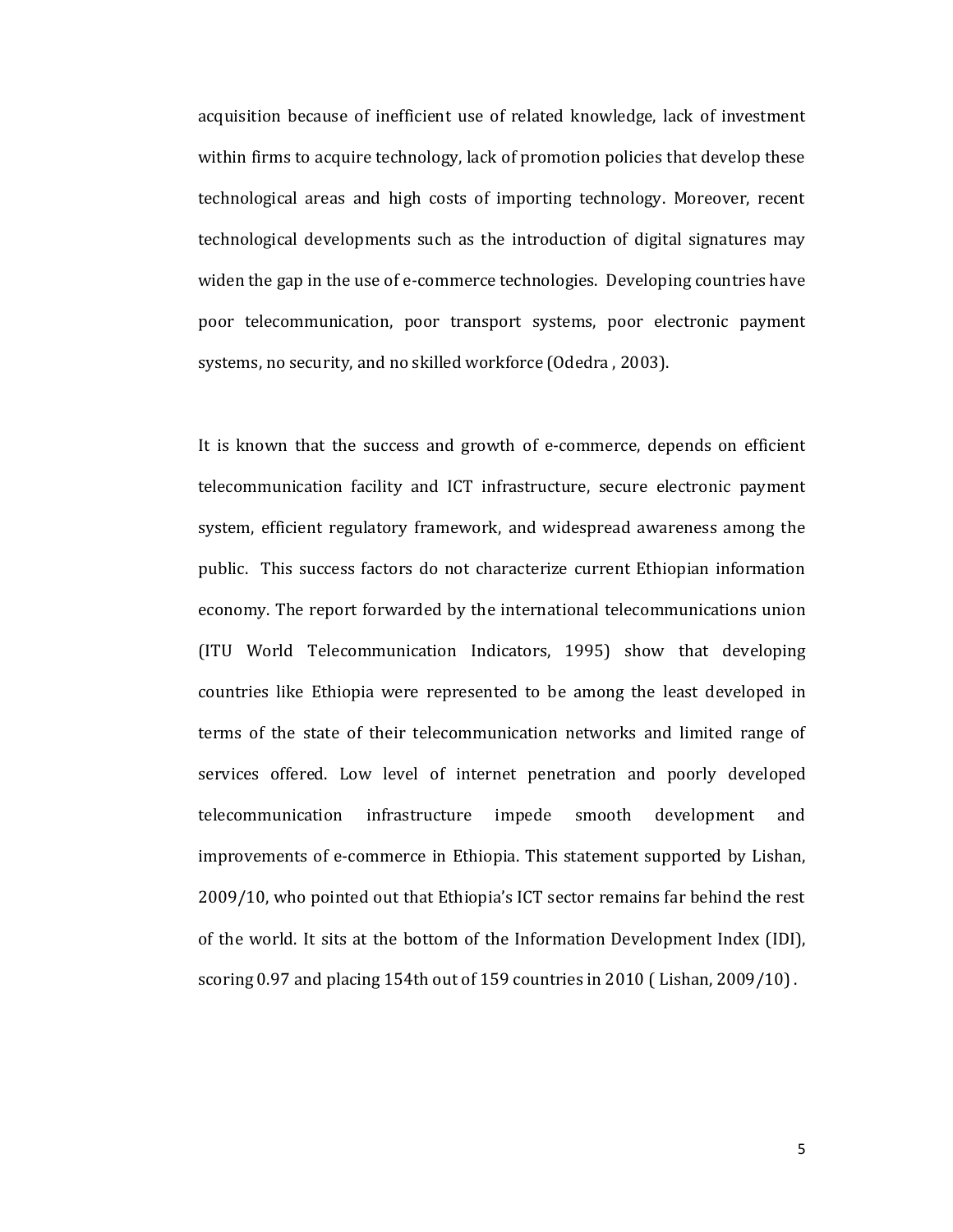acquisition because of inefficient use of related knowledge, lack of investment within firms to acquire technology, lack of promotion policies that develop these technological areas and high costs of importing technology. Moreover, recent technological developments such as the introduction of digital signatures may widen the gap in the use of e-commerce technologies. Developing countries have poor telecommunication, poor transport systems, poor electronic payment systems, no security, and no skilled workforce (Odedra , 2003).

It is known that the success and growth of e-commerce, depends on efficient telecommunication facility and ICT infrastructure, secure electronic payment system, efficient regulatory framework, and widespread awareness among the public. This success factors do not characterize current Ethiopian information economy. The report forwarded by the international telecommunications union (ITU World Telecommunication Indicators, 1995) show that developing countries like Ethiopia were represented to be among the least developed in terms of the state of their telecommunication networks and limited range of services offered. Low level of internet penetration and poorly developed telecommunication infrastructure impede smooth development and improvements of e-commerce in Ethiopia. This statement supported by Lishan, 2009/10, who pointed out that Ethiopia's ICT sector remains far behind the rest of the world. It sits at the bottom of the Information Development Index (IDI), scoring 0.97 and placing 154th out of 159 countries in 2010 ( Lishan, 2009/10) .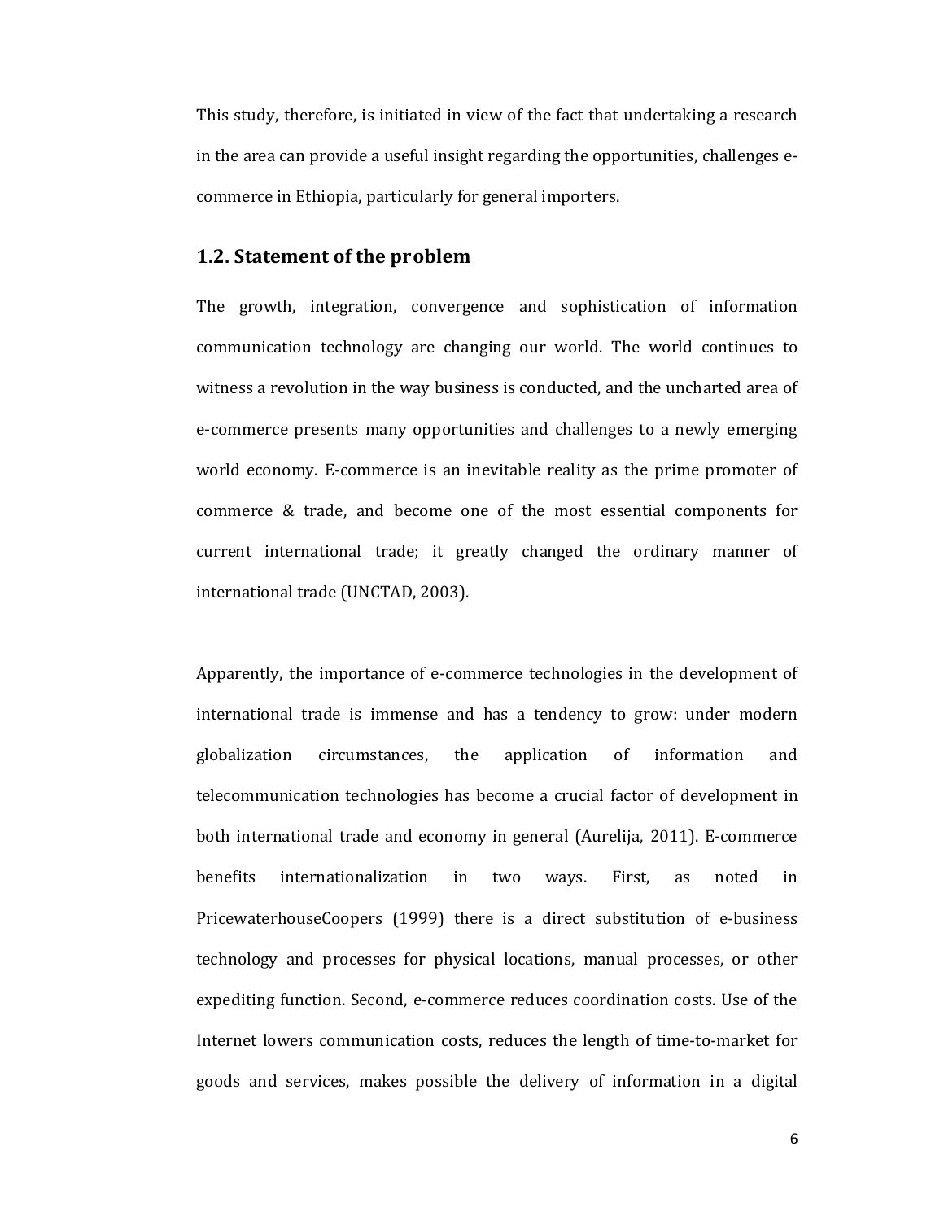This study, therefore, is initiated in view of the fact that undertaking a research in the area can provide a useful insight regarding the opportunities, challenges e-commerce in Ethiopia, particularly for general importers.

## 1.2. Statement of the problem

The growth, integration, convergence and sophistication of information communication technology are changing our world. The world continues to witness a revolution in the way business is conducted, and the uncharted area of e-commerce presents many opportunities and challenges to a newly emerging world economy. E-commerce is an inevitable reality as the prime promoter of commerce & trade, and become one of the most essential components for current international trade; it greatly changed the ordinary manner of international trade (UNCTAD, 2003).

Apparently, the importance of e-commerce technologies in the development of international trade is immense and has a tendency to grow: under modern globalization circumstances, the application of information and telecommunication technologies has become a crucial factor of development in both international trade and economy in general (Aurelija, 2011). E-commerce benefits internationalization in two ways. First, as noted in PricewaterhouseCoopers (1999) there is a direct substitution of e-business technology and processes for physical locations, manual processes, or other expediting function. Second, e-commerce reduces coordination costs. Use of the Internet lowers communication costs, reduces the length of time-to-market for goods and services, makes possible the delivery of information in a digital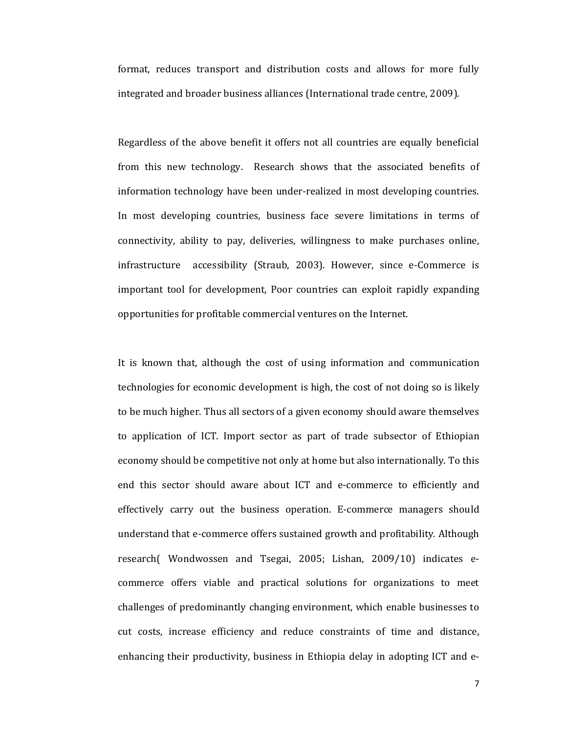format, reduces transport and distribution costs and allows for more fully integrated and broader business alliances (International trade centre, 2009).

Regardless of the above benefit it offers not all countries are equally beneficial from this new technology. Research shows that the associated benefits of information technology have been under-realized in most developing countries. In most developing countries, business face severe limitations in terms of connectivity, ability to pay, deliveries, willingness to make purchases online, infrastructure accessibility (Straub, 2003). However, since e-Commerce is important tool for development, Poor countries can exploit rapidly expanding opportunities for profitable commercial ventures on the Internet.

It is known that, although the cost of using information and communication technologies for economic development is high, the cost of not doing so is likely to be much higher. Thus all sectors of a given economy should aware themselves to application of ICT. Import sector as part of trade subsector of Ethiopian economy should be competitive not only at home but also internationally. To this end this sector should aware about ICT and e-commerce to efficiently and effectively carry out the business operation. E-commerce managers should understand that e-commerce offers sustained growth and profitability. Although research( Wondwossen and Tsegai, 2005; Lishan, 2009/10) indicates e-commerce offers viable and practical solutions for organizations to meet challenges of predominantly changing environment, which enable businesses to cut costs, increase efficiency and reduce constraints of time and distance, enhancing their productivity, business in Ethiopia delay in adopting ICT and e-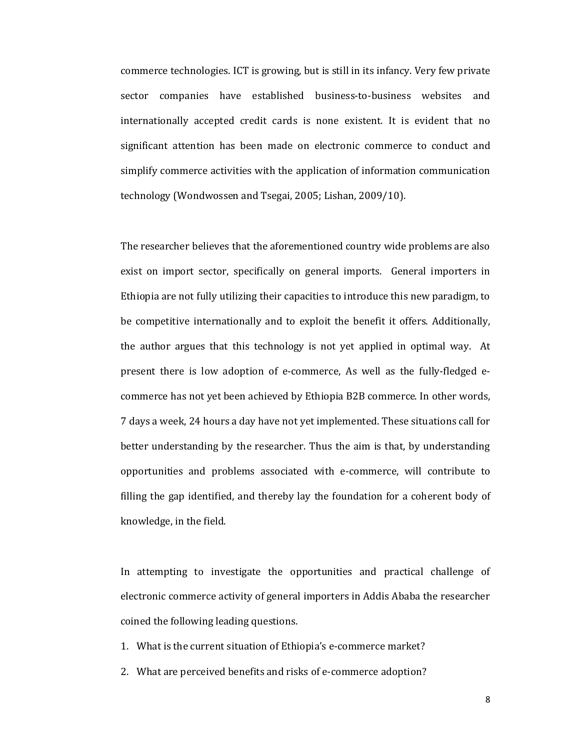commerce technologies. ICT is growing, but is still in its infancy. Very few private sector companies have established business-to-business websites and internationally accepted credit cards is none existent. It is evident that no significant attention has been made on electronic commerce to conduct and simplify commerce activities with the application of information communication technology (Wondwossen and Tsegai, 2005; Lishan, 2009/10).

The researcher believes that the aforementioned country wide problems are also exist on import sector, specifically on general imports. General importers in Ethiopia are not fully utilizing their capacities to introduce this new paradigm, to be competitive internationally and to exploit the benefit it offers. Additionally, the author argues that this technology is not yet applied in optimal way. At present there is low adoption of e-commerce, As well as the fully-fledged e-commerce has not yet been achieved by Ethiopia B2B commerce. In other words, 7 days a week, 24 hours a day have not yet implemented. These situations call for better understanding by the researcher. Thus the aim is that, by understanding opportunities and problems associated with e-commerce, will contribute to filling the gap identified, and thereby lay the foundation for a coherent body of knowledge, in the field.

In attempting to investigate the opportunities and practical challenge of electronic commerce activity of general importers in Addis Ababa the researcher coined the following leading questions.

1. What is the current situation of Ethiopia's e-commerce market?
2. What are perceived benefits and risks of e-commerce adoption?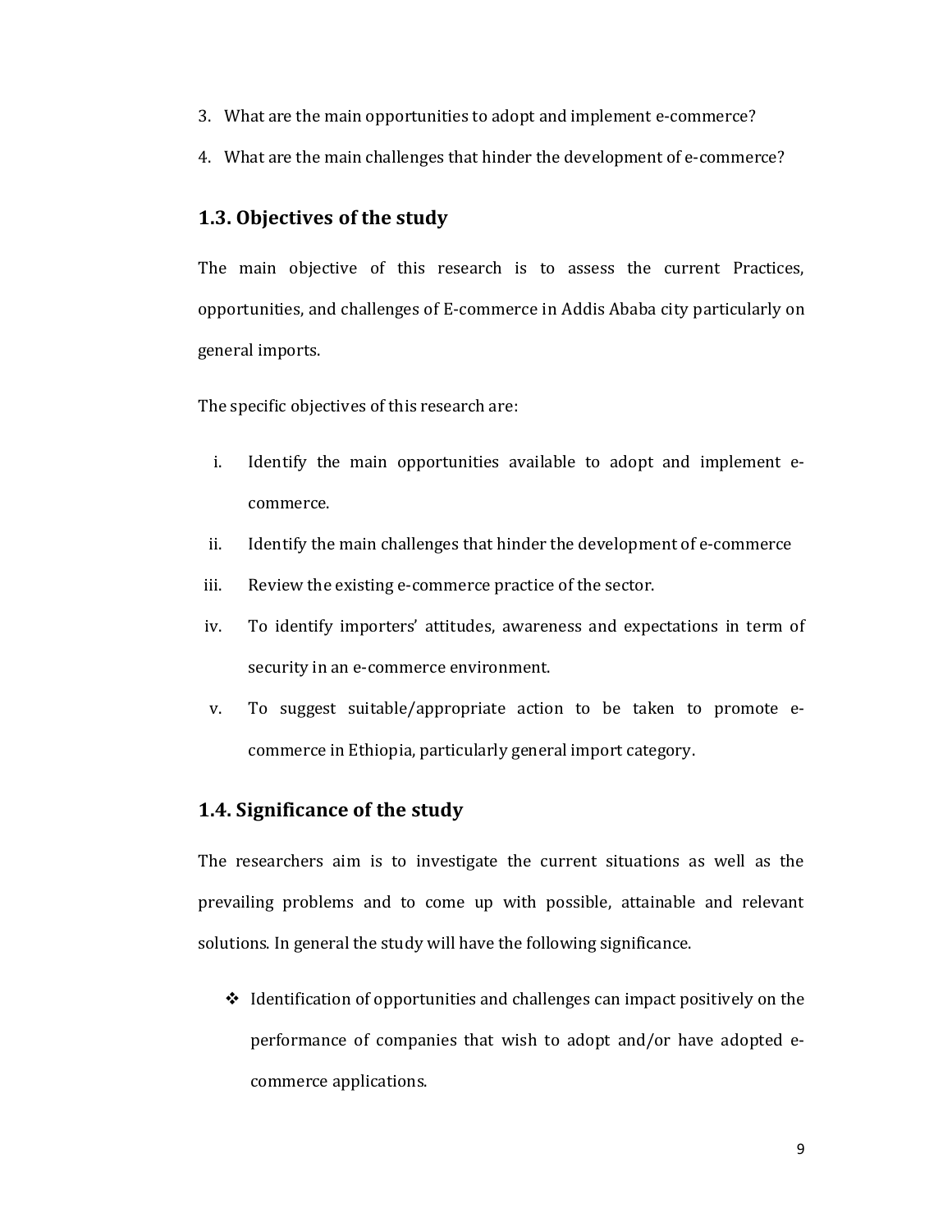3. What are the main opportunities to adopt and implement e-commerce?
4. What are the main challenges that hinder the development of e-commerce?

## 1.3. Objectives of the study

The main objective of this research is to assess the current Practices, opportunities, and challenges of E-commerce in Addis Ababa city particularly on general imports.

The specific objectives of this research are:

i. Identify the main opportunities available to adopt and implement e-commerce.
ii. Identify the main challenges that hinder the development of e-commerce
iii. Review the existing e-commerce practice of the sector.
iv. To identify importers' attitudes, awareness and expectations in term of security in an e-commerce environment.
v. To suggest suitable/appropriate action to be taken to promote e-commerce in Ethiopia, particularly general import category.

## 1.4. Significance of the study

The researchers aim is to investigate the current situations as well as the prevailing problems and to come up with possible, attainable and relevant solutions. In general the study will have the following significance.

- Identification of opportunities and challenges can impact positively on the performance of companies that wish to adopt and/or have adopted e-commerce applications.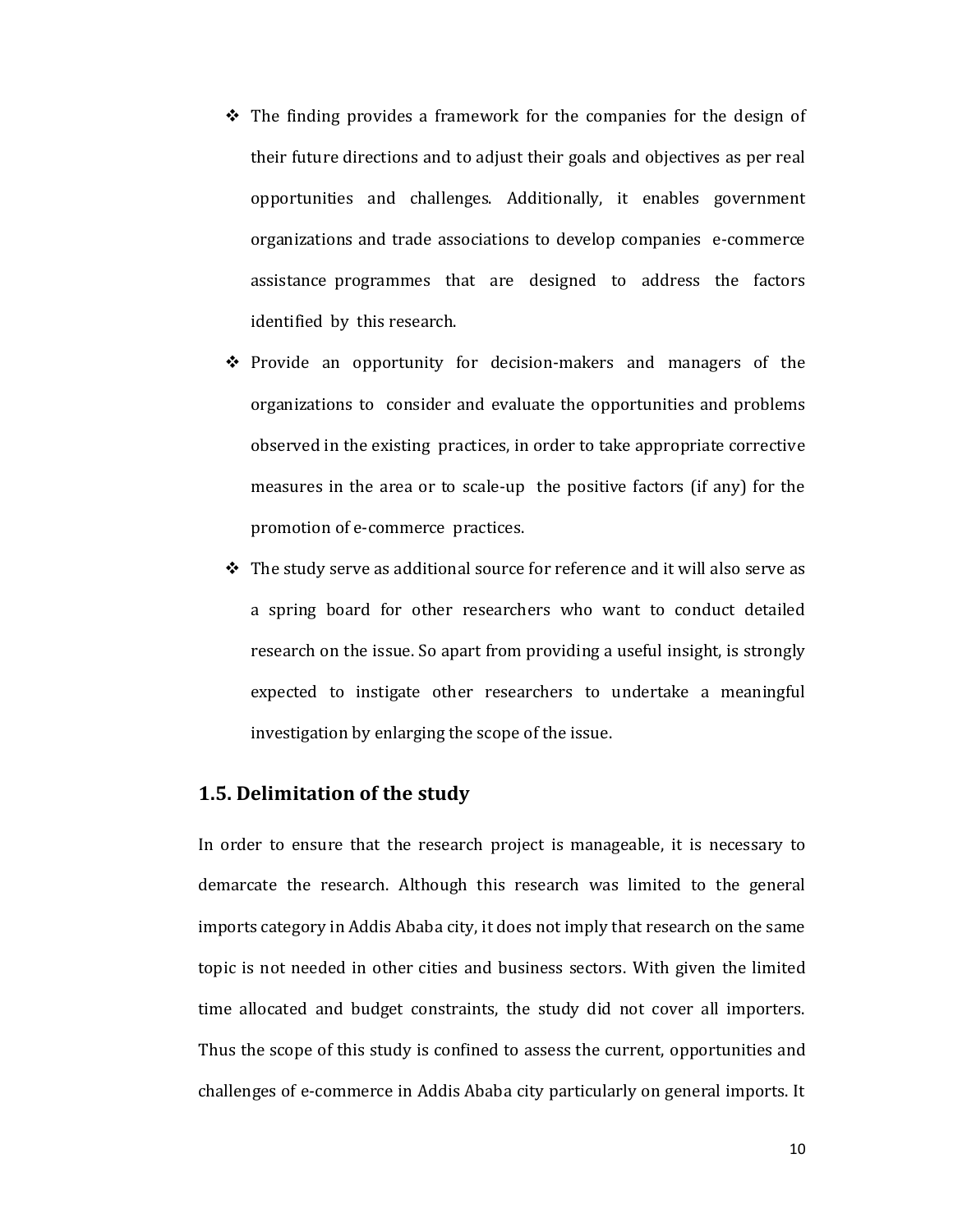- The finding provides a framework for the companies for the design of their future directions and to adjust their goals and objectives as per real opportunities and challenges. Additionally, it enables government organizations and trade associations to develop companies e-commerce assistance programmes that are designed to address the factors identified by this research.
- Provide an opportunity for decision-makers and managers of the organizations to consider and evaluate the opportunities and problems observed in the existing practices, in order to take appropriate corrective measures in the area or to scale-up the positive factors (if any) for the promotion of e-commerce practices.
- The study serve as additional source for reference and it will also serve as a spring board for other researchers who want to conduct detailed research on the issue. So apart from providing a useful insight, is strongly expected to instigate other researchers to undertake a meaningful investigation by enlarging the scope of the issue.

## 1.5. Delimitation of the study

In order to ensure that the research project is manageable, it is necessary to demarcate the research. Although this research was limited to the general imports category in Addis Ababa city, it does not imply that research on the same topic is not needed in other cities and business sectors. With given the limited time allocated and budget constraints, the study did not cover all importers. Thus the scope of this study is confined to assess the current, opportunities and challenges of e-commerce in Addis Ababa city particularly on general imports. It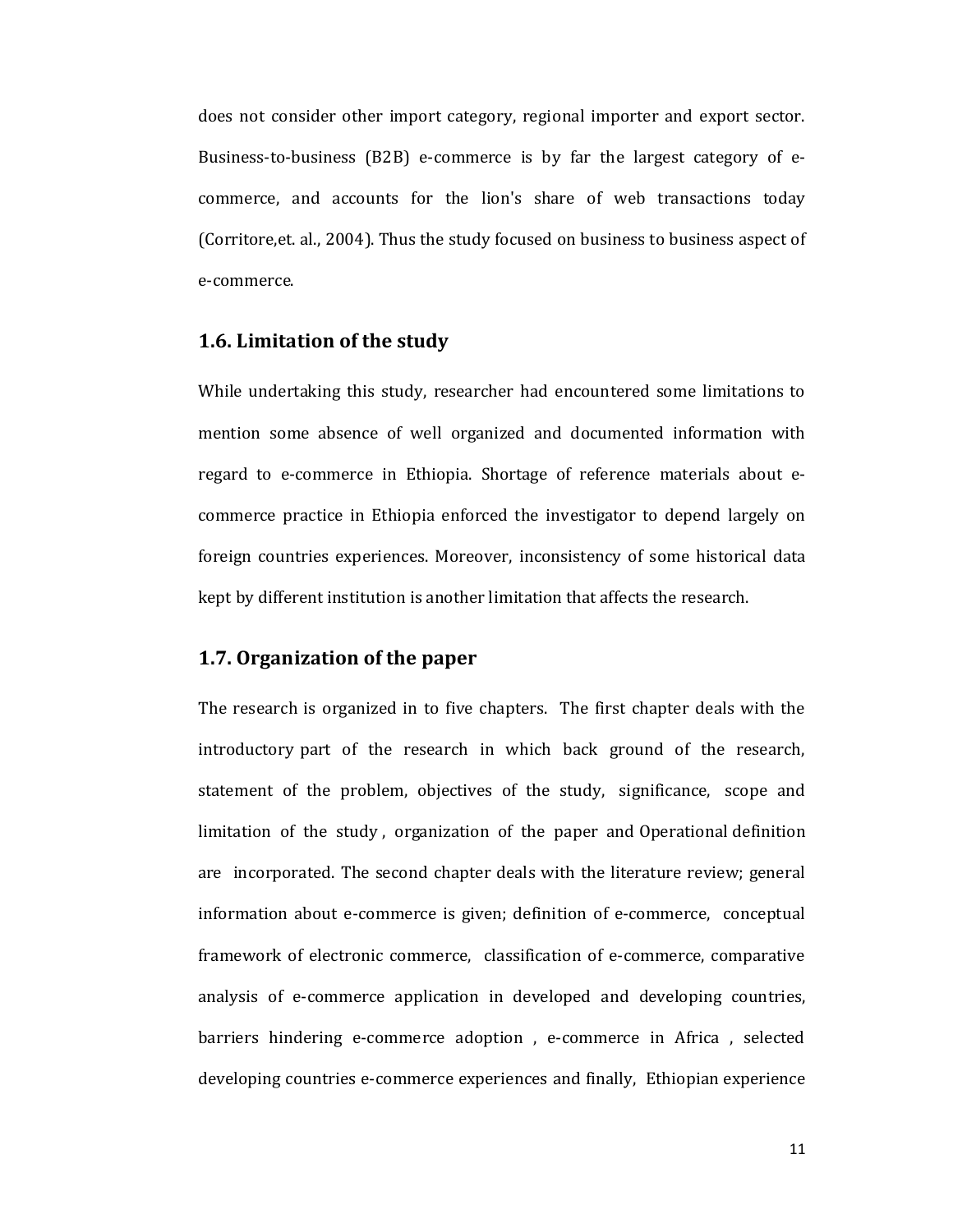does not consider other import category, regional importer and export sector. Business-to-business (B2B) e-commerce is by far the largest category of e-commerce, and accounts for the lion's share of web transactions today (Corritore,et. al., 2004). Thus the study focused on business to business aspect of e-commerce.

## 1.6. Limitation of the study

While undertaking this study, researcher had encountered some limitations to mention some absence of well organized and documented information with regard to e-commerce in Ethiopia. Shortage of reference materials about e-commerce practice in Ethiopia enforced the investigator to depend largely on foreign countries experiences. Moreover, inconsistency of some historical data kept by different institution is another limitation that affects the research.

## 1.7. Organization of the paper

The research is organized in to five chapters. The first chapter deals with the introductory part of the research in which back ground of the research, statement of the problem, objectives of the study, significance, scope and limitation of the study , organization of the paper and Operational definition are incorporated. The second chapter deals with the literature review; general information about e-commerce is given; definition of e-commerce, conceptual framework of electronic commerce, classification of e-commerce, comparative analysis of e-commerce application in developed and developing countries, barriers hindering e-commerce adoption , e-commerce in Africa , selected developing countries e-commerce experiences and finally, Ethiopian experience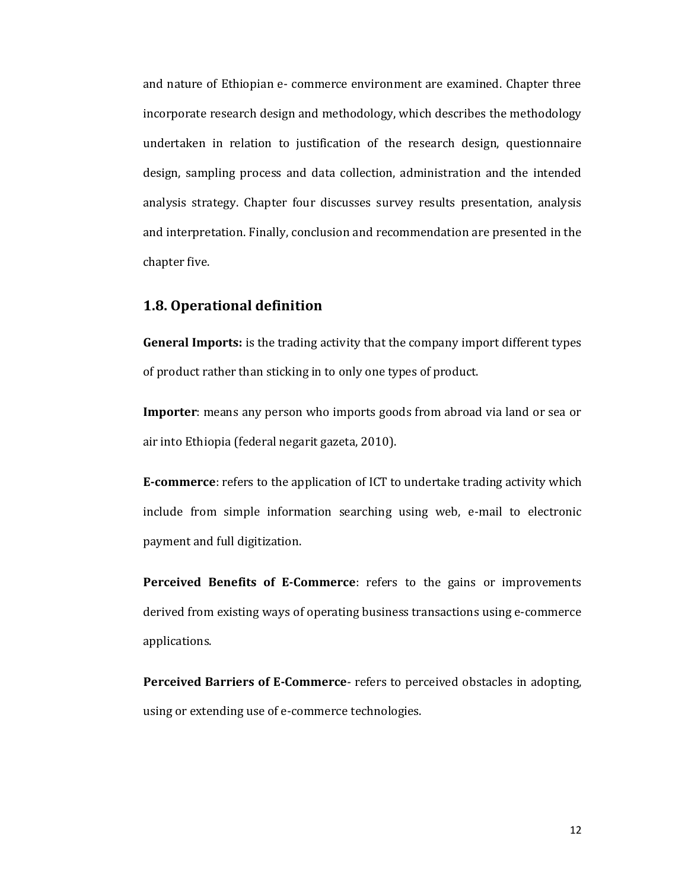and nature of Ethiopian e- commerce environment are examined. Chapter three incorporate research design and methodology, which describes the methodology undertaken in relation to justification of the research design, questionnaire design, sampling process and data collection, administration and the intended analysis strategy. Chapter four discusses survey results presentation, analysis and interpretation. Finally, conclusion and recommendation are presented in the chapter five.

## 1.8. Operational definition

**General Imports:** is the trading activity that the company import different types of product rather than sticking in to only one types of product.

**Importer**: means any person who imports goods from abroad via land or sea or air into Ethiopia (federal negarit gazeta, 2010).

**E-commerce**: refers to the application of ICT to undertake trading activity which include from simple information searching using web, e-mail to electronic payment and full digitization.

**Perceived Benefits of E-Commerce**: refers to the gains or improvements derived from existing ways of operating business transactions using e-commerce applications.

**Perceived Barriers of E-Commerce**- refers to perceived obstacles in adopting, using or extending use of e-commerce technologies.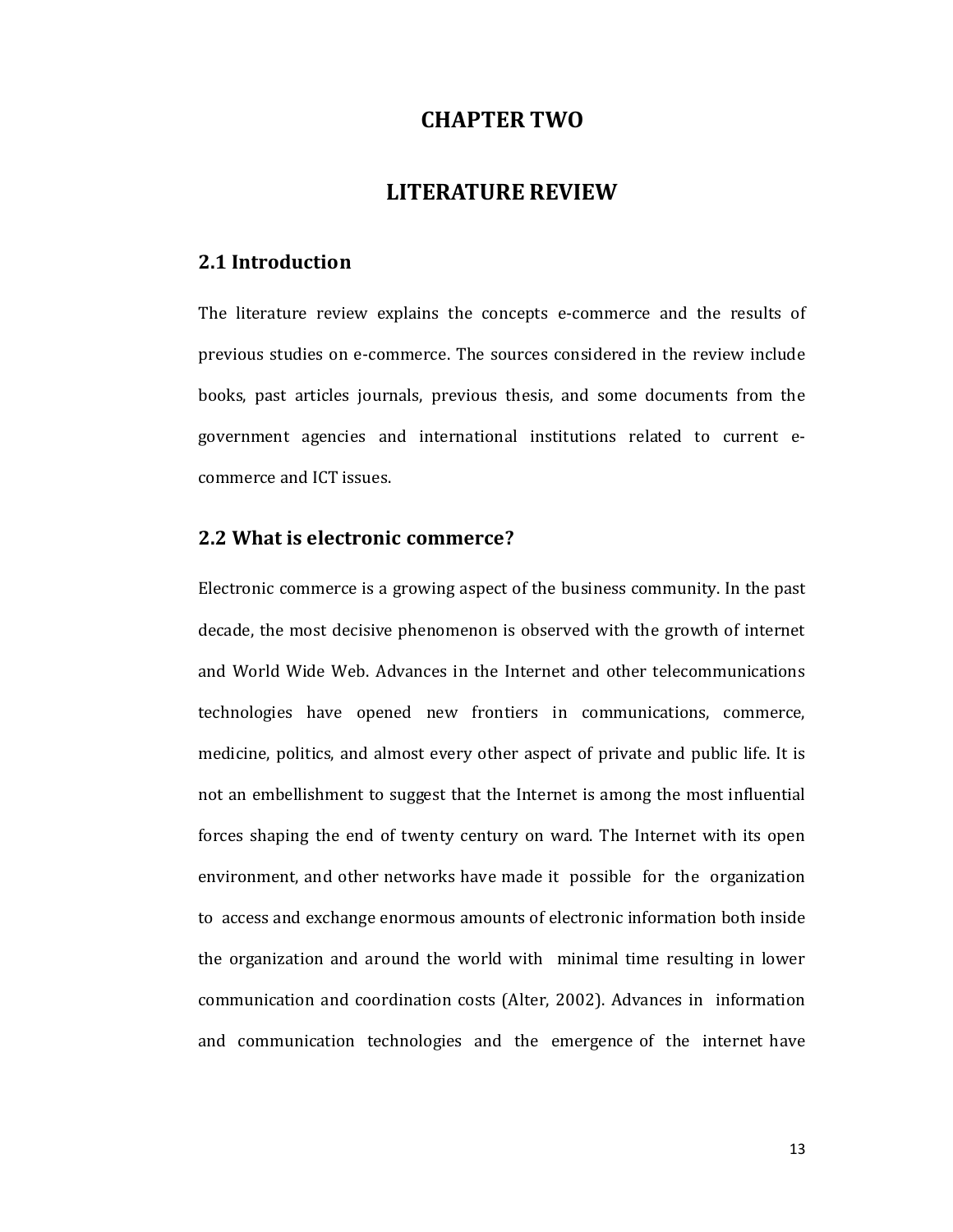# CHAPTER TWO

# LITERATURE REVIEW

## 2.1 Introduction

The literature review explains the concepts e-commerce and the results of previous studies on e-commerce. The sources considered in the review include books, past articles journals, previous thesis, and some documents from the government agencies and international institutions related to current e-commerce and ICT issues.

## 2.2 What is electronic commerce?

Electronic commerce is a growing aspect of the business community. In the past decade, the most decisive phenomenon is observed with the growth of internet and World Wide Web. Advances in the Internet and other telecommunications technologies have opened new frontiers in communications, commerce, medicine, politics, and almost every other aspect of private and public life. It is not an embellishment to suggest that the Internet is among the most influential forces shaping the end of twenty century on ward. The Internet with its open environment, and other networks have made it possible for the organization to access and exchange enormous amounts of electronic information both inside the organization and around the world with minimal time resulting in lower communication and coordination costs (Alter, 2002). Advances in information and communication technologies and the emergence of the internet have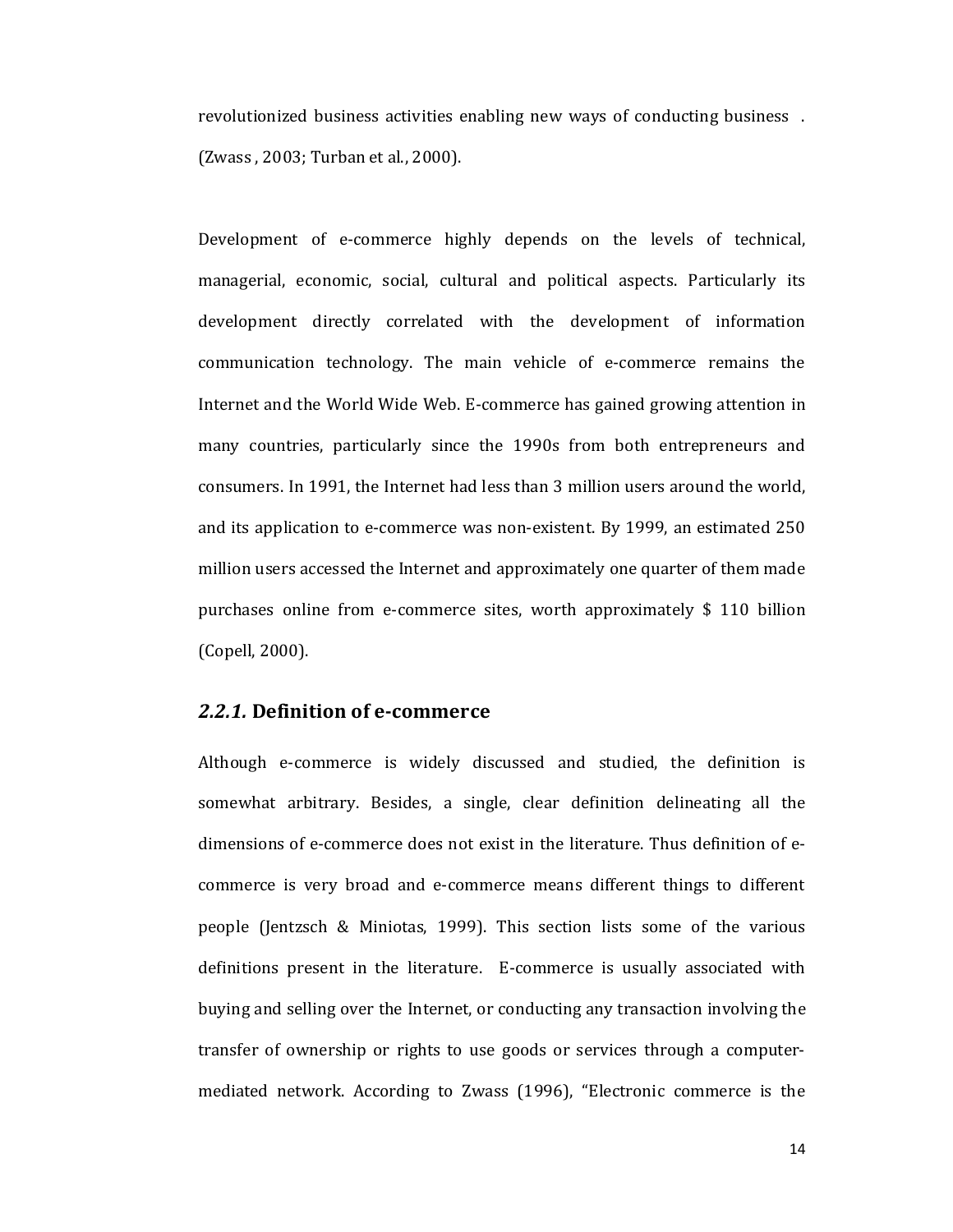revolutionized business activities enabling new ways of conducting business . (Zwass , 2003; Turban et al., 2000).

Development of e-commerce highly depends on the levels of technical, managerial, economic, social, cultural and political aspects. Particularly its development directly correlated with the development of information communication technology. The main vehicle of e-commerce remains the Internet and the World Wide Web. E-commerce has gained growing attention in many countries, particularly since the 1990s from both entrepreneurs and consumers. In 1991, the Internet had less than 3 million users around the world, and its application to e-commerce was non-existent. By 1999, an estimated 250 million users accessed the Internet and approximately one quarter of them made purchases online from e-commerce sites, worth approximately $ 110 billion (Copell, 2000).

### *2.2.1.* Definition of e-commerce

Although e-commerce is widely discussed and studied, the definition is somewhat arbitrary. Besides, a single, clear definition delineating all the dimensions of e-commerce does not exist in the literature. Thus definition of e-commerce is very broad and e-commerce means different things to different people (Jentzsch & Miniotas, 1999). This section lists some of the various definitions present in the literature. E-commerce is usually associated with buying and selling over the Internet, or conducting any transaction involving the transfer of ownership or rights to use goods or services through a computer-mediated network. According to Zwass (1996), "Electronic commerce is the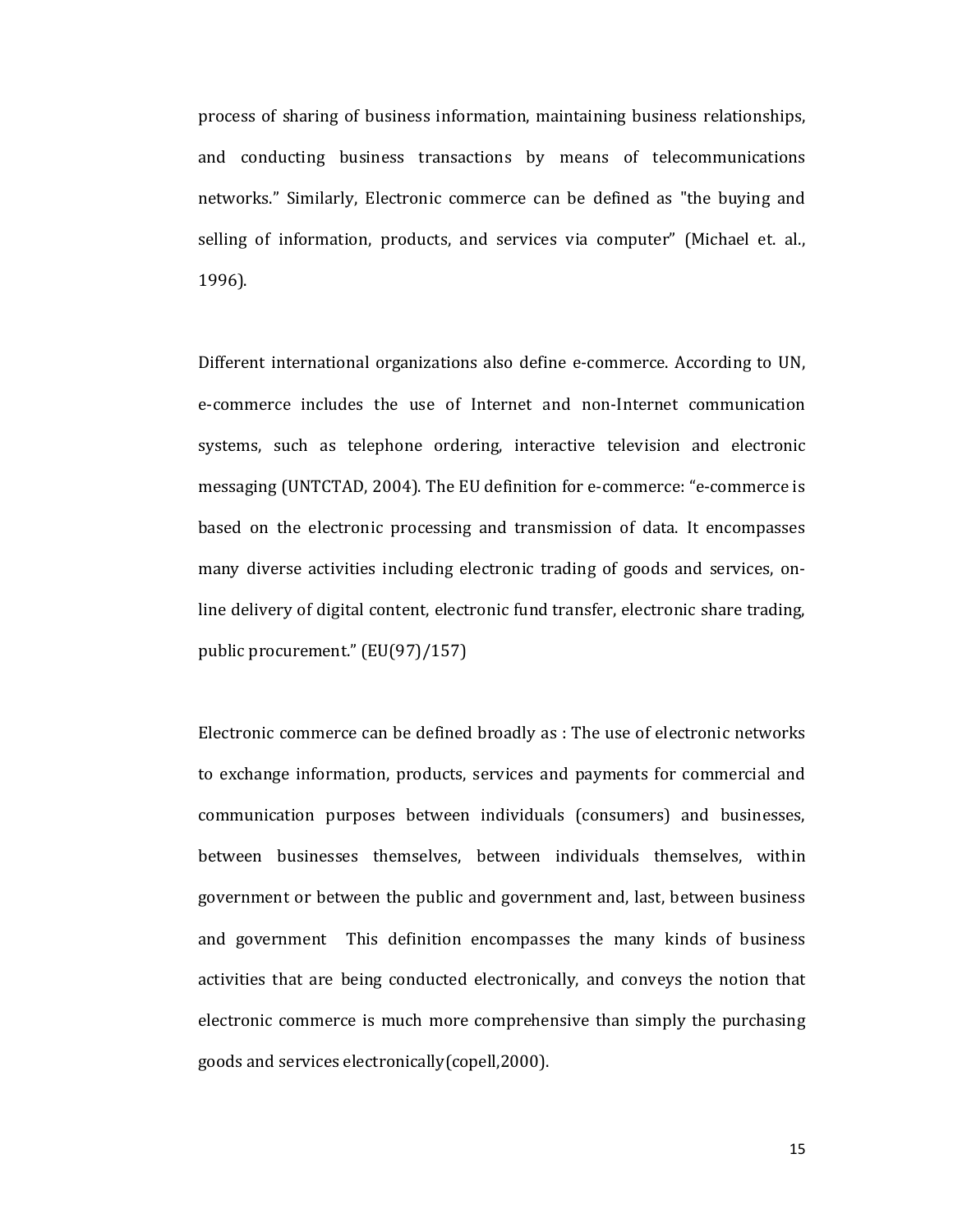process of sharing of business information, maintaining business relationships, and conducting business transactions by means of telecommunications networks." Similarly, Electronic commerce can be defined as "the buying and selling of information, products, and services via computer" (Michael et. al., 1996).

Different international organizations also define e-commerce. According to UN, e-commerce includes the use of Internet and non-Internet communication systems, such as telephone ordering, interactive television and electronic messaging (UNTCTAD, 2004). The EU definition for e-commerce: "e-commerce is based on the electronic processing and transmission of data. It encompasses many diverse activities including electronic trading of goods and services, on-line delivery of digital content, electronic fund transfer, electronic share trading, public procurement." (EU(97)/157)

Electronic commerce can be defined broadly as : The use of electronic networks to exchange information, products, services and payments for commercial and communication purposes between individuals (consumers) and businesses, between businesses themselves, between individuals themselves, within government or between the public and government and, last, between business and government  This definition encompasses the many kinds of business activities that are being conducted electronically, and conveys the notion that electronic commerce is much more comprehensive than simply the purchasing goods and services electronically(copell,2000).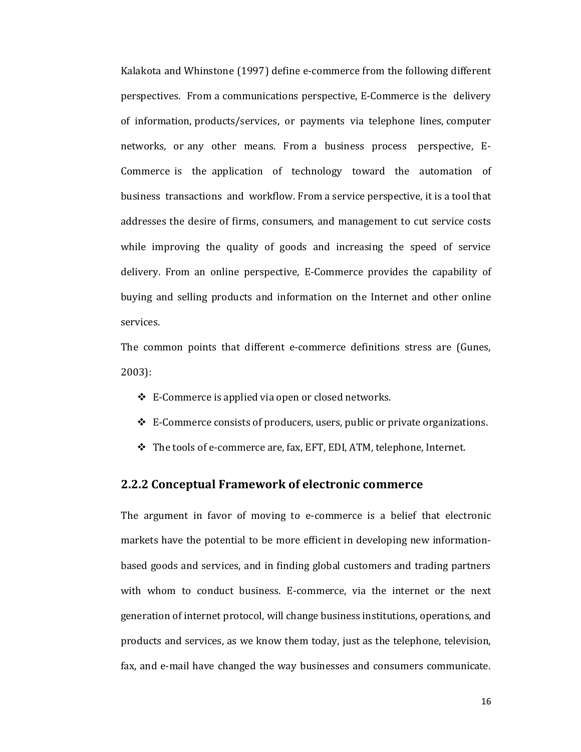Kalakota and Whinstone (1997) define e-commerce from the following different perspectives. From a communications perspective, E-Commerce is the delivery of information, products/services, or payments via telephone lines, computer networks, or any other means. From a business process perspective, E-Commerce is the application of technology toward the automation of business transactions and workflow. From a service perspective, it is a tool that addresses the desire of firms, consumers, and management to cut service costs while improving the quality of goods and increasing the speed of service delivery. From an online perspective, E-Commerce provides the capability of buying and selling products and information on the Internet and other online services.

The common points that different e-commerce definitions stress are (Gunes, 2003):

- E-Commerce is applied via open or closed networks.
- E-Commerce consists of producers, users, public or private organizations.
- The tools of e-commerce are, fax, EFT, EDI, ATM, telephone, Internet.

### 2.2.2 Conceptual Framework of electronic commerce

The argument in favor of moving to e-commerce is a belief that electronic markets have the potential to be more efficient in developing new information-based goods and services, and in finding global customers and trading partners with whom to conduct business. E-commerce, via the internet or the next generation of internet protocol, will change business institutions, operations, and products and services, as we know them today, just as the telephone, television, fax, and e-mail have changed the way businesses and consumers communicate.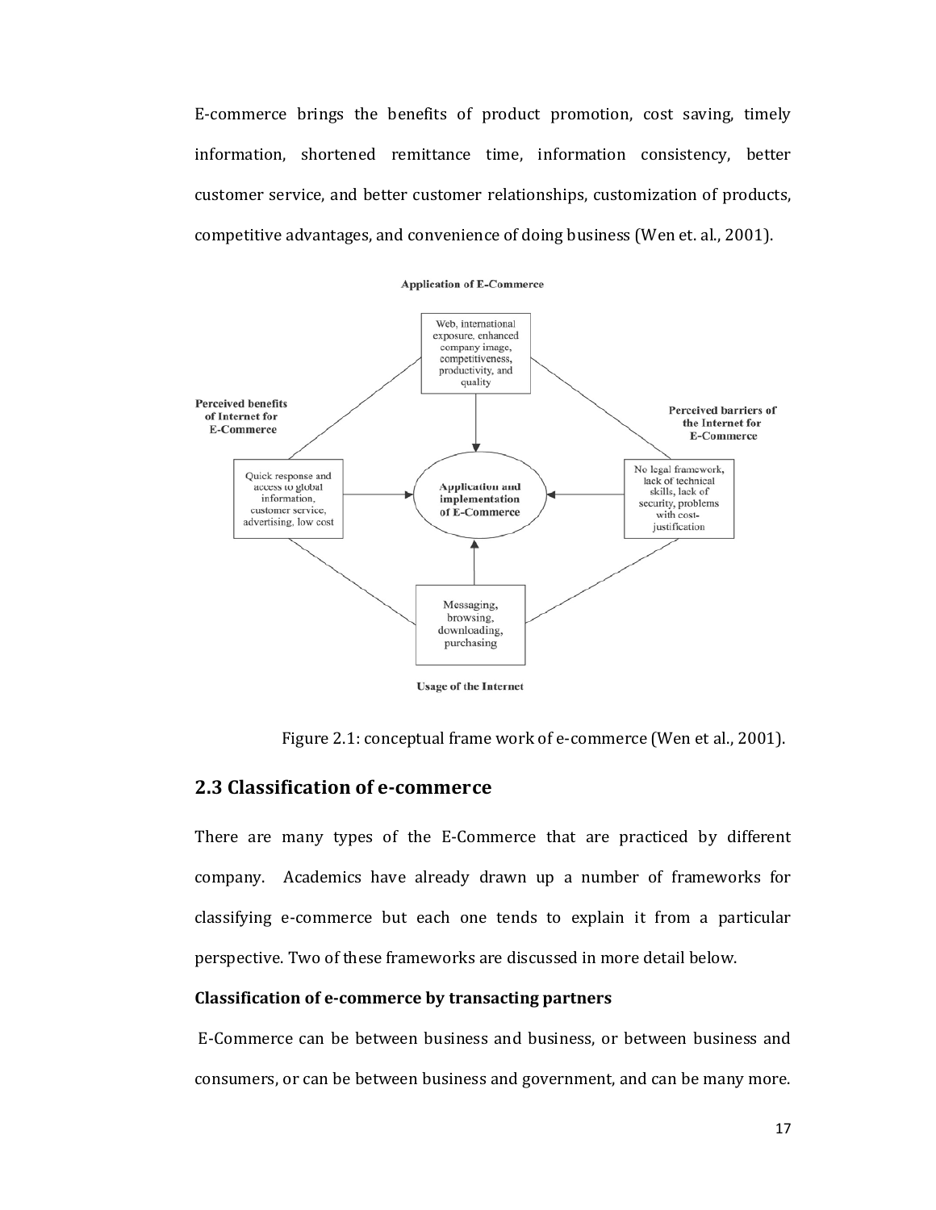E-commerce brings the benefits of product promotion, cost saving, timely information, shortened remittance time, information consistency, better customer service, and better customer relationships, customization of products, competitive advantages, and convenience of doing business (Wen et. al., 2001).

Figure 2.1: conceptual frame work of e-commerce (Wen et al., 2001).

## 2.3 Classification of e-commerce

There are many types of the E-Commerce that are practiced by different company. Academics have already drawn up a number of frameworks for classifying e-commerce but each one tends to explain it from a particular perspective. Two of these frameworks are discussed in more detail below.

**Classification of e-commerce by transacting partners**

E-Commerce can be between business and business, or between business and consumers, or can be between business and government, and can be many more.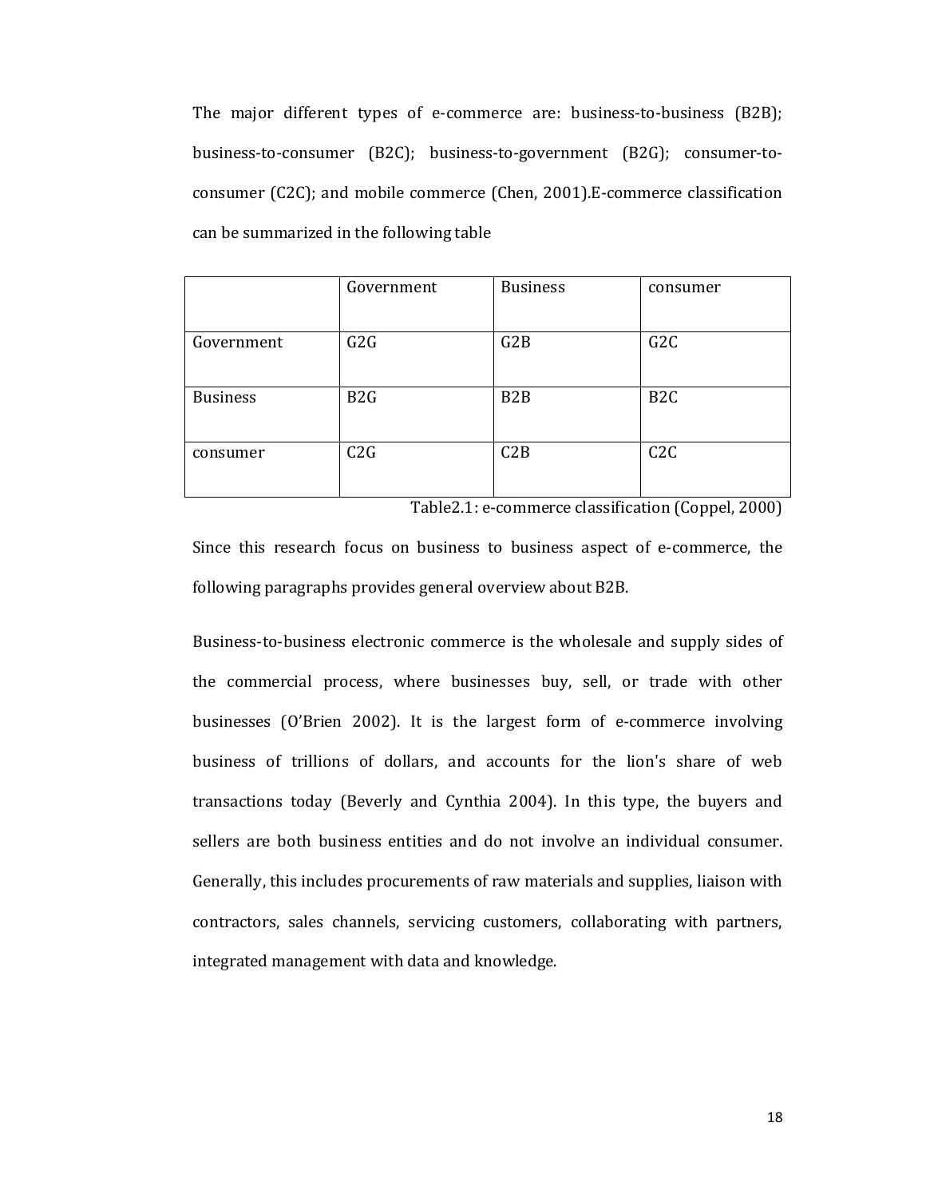The major different types of e-commerce are: business-to-business (B2B); business-to-consumer (B2C); business-to-government (B2G); consumer-to-consumer (C2C); and mobile commerce (Chen, 2001).E-commerce classification can be summarized in the following table

| | Government | Business | consumer |
|---|---|---|---|
| Government | G2G | G2B | G2C |
| Business | B2G | B2B | B2C |
| consumer | C2G | C2B | C2C |

Table2.1: e-commerce classification (Coppel, 2000)

Since this research focus on business to business aspect of e-commerce, the following paragraphs provides general overview about B2B.

Business-to-business electronic commerce is the wholesale and supply sides of the commercial process, where businesses buy, sell, or trade with other businesses (O'Brien 2002). It is the largest form of e-commerce involving business of trillions of dollars, and accounts for the lion's share of web transactions today (Beverly and Cynthia 2004). In this type, the buyers and sellers are both business entities and do not involve an individual consumer. Generally, this includes procurements of raw materials and supplies, liaison with contractors, sales channels, servicing customers, collaborating with partners, integrated management with data and knowledge.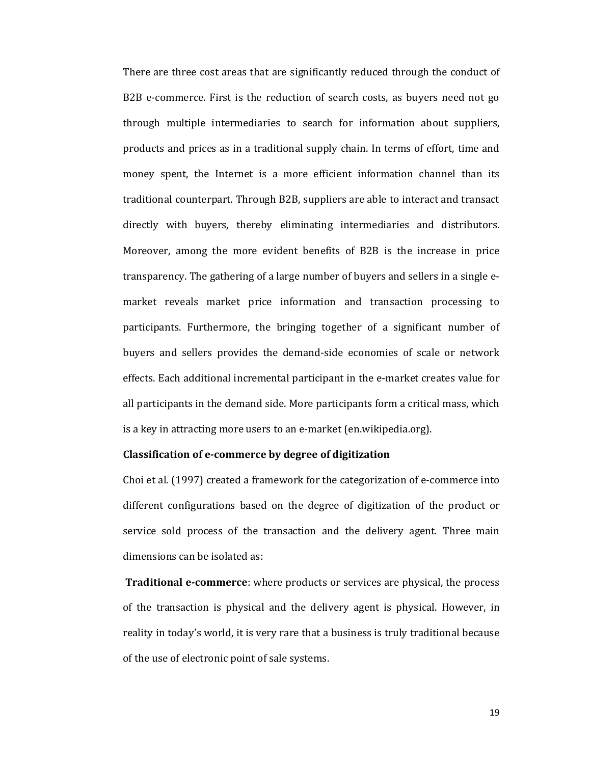There are three cost areas that are significantly reduced through the conduct of B2B e-commerce. First is the reduction of search costs, as buyers need not go through multiple intermediaries to search for information about suppliers, products and prices as in a traditional supply chain. In terms of effort, time and money spent, the Internet is a more efficient information channel than its traditional counterpart. Through B2B, suppliers are able to interact and transact directly with buyers, thereby eliminating intermediaries and distributors. Moreover, among the more evident benefits of B2B is the increase in price transparency. The gathering of a large number of buyers and sellers in a single e-market reveals market price information and transaction processing to participants. Furthermore, the bringing together of a significant number of buyers and sellers provides the demand-side economies of scale or network effects. Each additional incremental participant in the e-market creates value for all participants in the demand side. More participants form a critical mass, which is a key in attracting more users to an e-market (en.wikipedia.org).

**Classification of e-commerce by degree of digitization**

Choi et al. (1997) created a framework for the categorization of e-commerce into different configurations based on the degree of digitization of the product or service sold process of the transaction and the delivery agent. Three main dimensions can be isolated as:

**Traditional e-commerce**: where products or services are physical, the process of the transaction is physical and the delivery agent is physical. However, in reality in today's world, it is very rare that a business is truly traditional because of the use of electronic point of sale systems.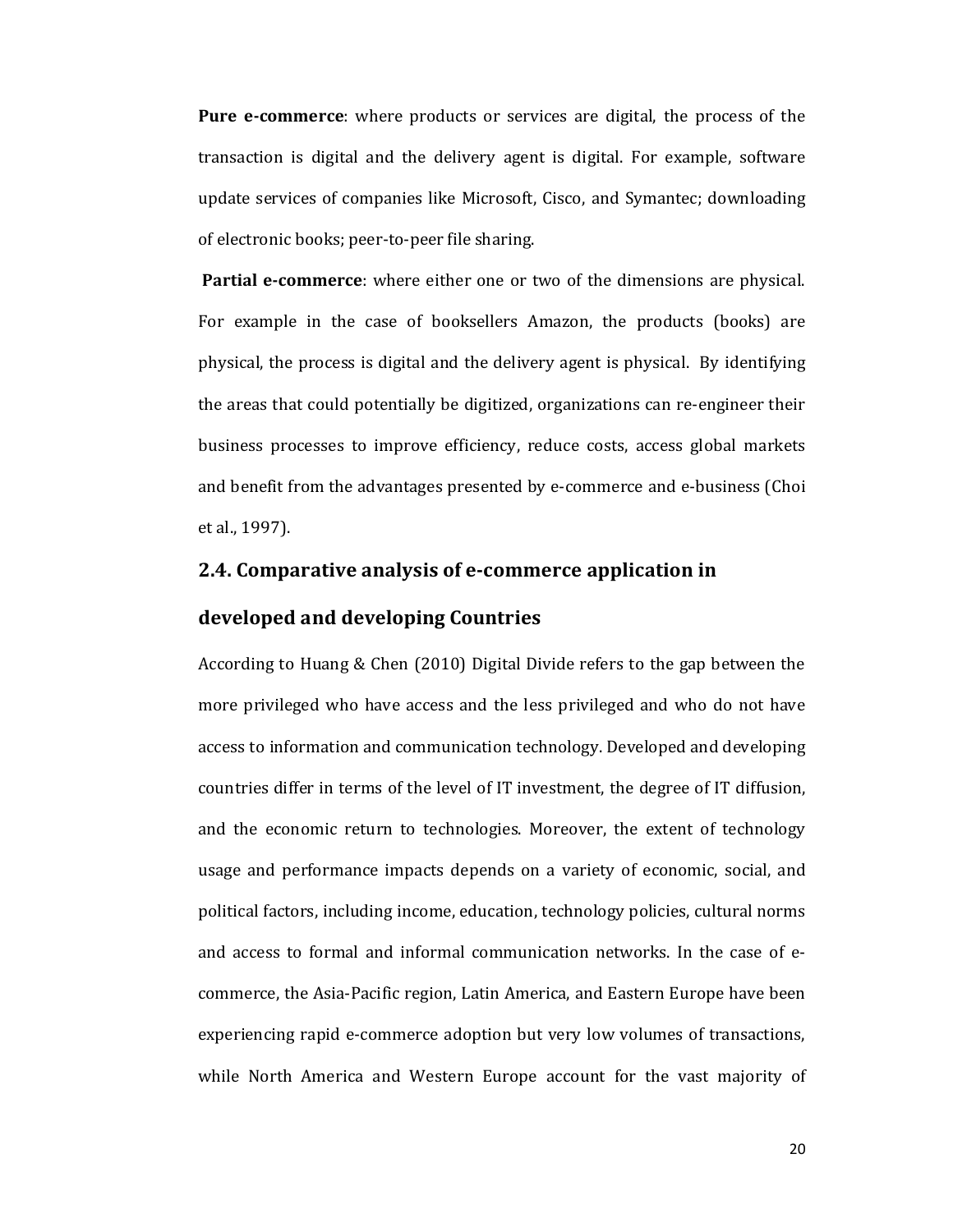**Pure e-commerce**: where products or services are digital, the process of the transaction is digital and the delivery agent is digital. For example, software update services of companies like Microsoft, Cisco, and Symantec; downloading of electronic books; peer-to-peer file sharing.

**Partial e-commerce**: where either one or two of the dimensions are physical. For example in the case of booksellers Amazon, the products (books) are physical, the process is digital and the delivery agent is physical. By identifying the areas that could potentially be digitized, organizations can re-engineer their business processes to improve efficiency, reduce costs, access global markets and benefit from the advantages presented by e-commerce and e-business (Choi et al., 1997).

## 2.4. Comparative analysis of e-commerce application in developed and developing Countries

According to Huang & Chen (2010) Digital Divide refers to the gap between the more privileged who have access and the less privileged and who do not have access to information and communication technology. Developed and developing countries differ in terms of the level of IT investment, the degree of IT diffusion, and the economic return to technologies. Moreover, the extent of technology usage and performance impacts depends on a variety of economic, social, and political factors, including income, education, technology policies, cultural norms and access to formal and informal communication networks. In the case of e-commerce, the Asia-Pacific region, Latin America, and Eastern Europe have been experiencing rapid e-commerce adoption but very low volumes of transactions, while North America and Western Europe account for the vast majority of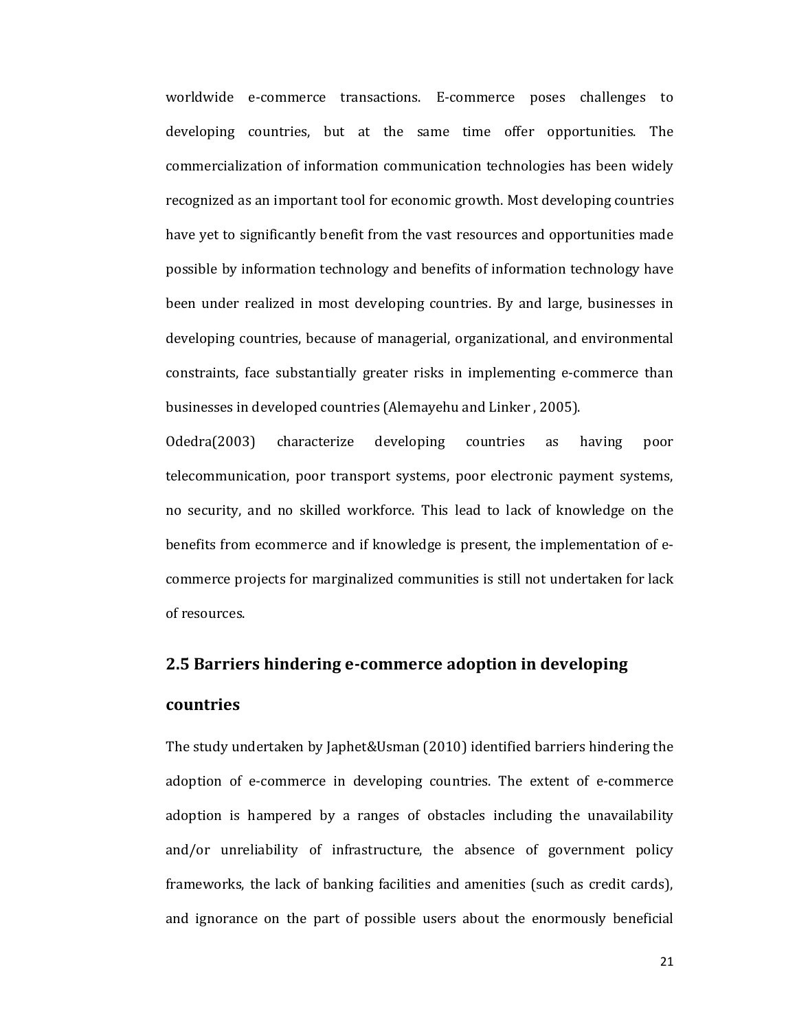worldwide e-commerce transactions. E-commerce poses challenges to developing countries, but at the same time offer opportunities. The commercialization of information communication technologies has been widely recognized as an important tool for economic growth. Most developing countries have yet to significantly benefit from the vast resources and opportunities made possible by information technology and benefits of information technology have been under realized in most developing countries. By and large, businesses in developing countries, because of managerial, organizational, and environmental constraints, face substantially greater risks in implementing e-commerce than businesses in developed countries (Alemayehu and Linker , 2005).

Odedra(2003) characterize developing countries as having poor telecommunication, poor transport systems, poor electronic payment systems, no security, and no skilled workforce. This lead to lack of knowledge on the benefits from ecommerce and if knowledge is present, the implementation of e-commerce projects for marginalized communities is still not undertaken for lack of resources.

## 2.5 Barriers hindering e-commerce adoption in developing countries

The study undertaken by Japhet&Usman (2010) identified barriers hindering the adoption of e-commerce in developing countries. The extent of e-commerce adoption is hampered by a ranges of obstacles including the unavailability and/or unreliability of infrastructure, the absence of government policy frameworks, the lack of banking facilities and amenities (such as credit cards), and ignorance on the part of possible users about the enormously beneficial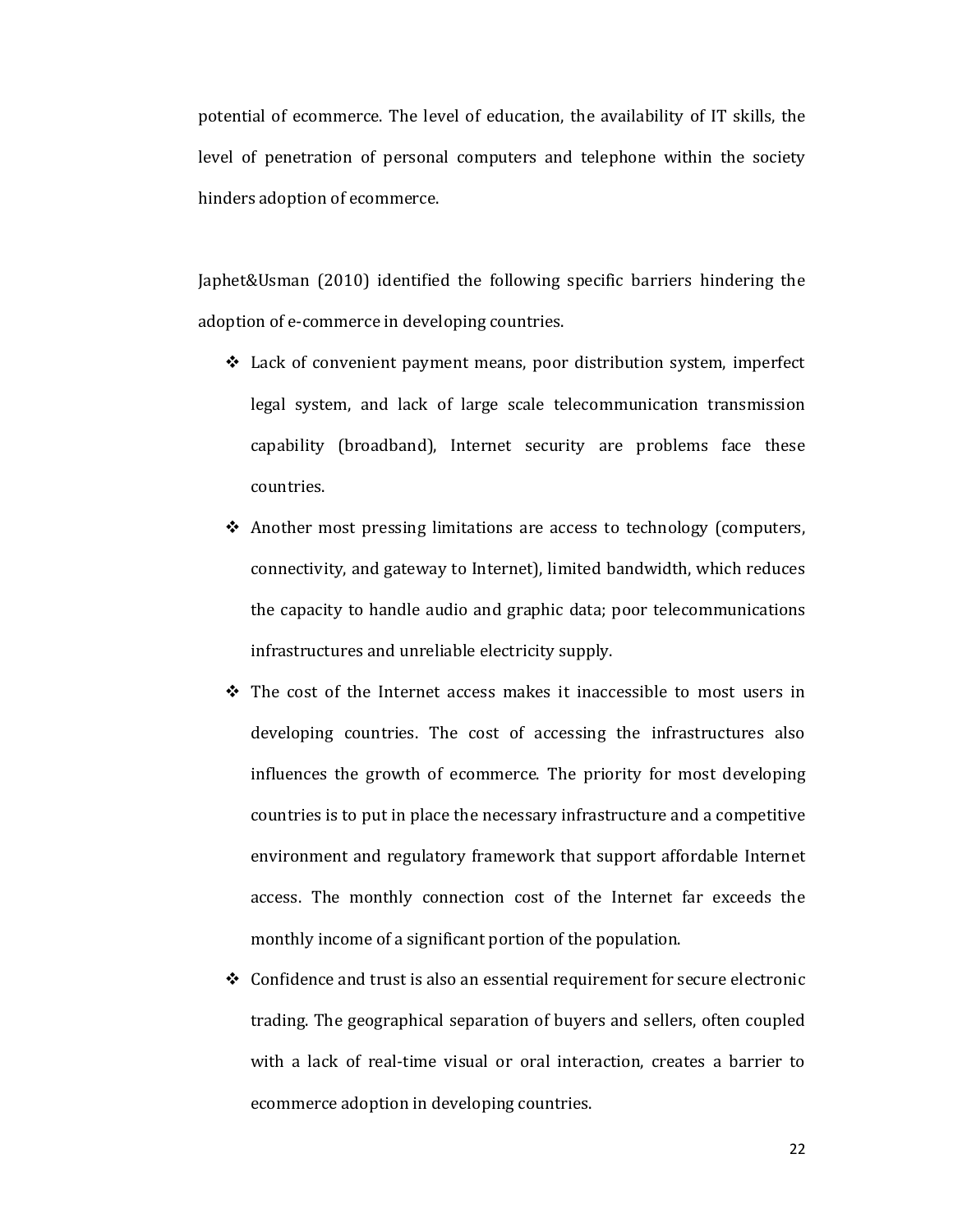potential of ecommerce. The level of education, the availability of IT skills, the level of penetration of personal computers and telephone within the society hinders adoption of ecommerce.

Japhet&Usman (2010) identified the following specific barriers hindering the adoption of e-commerce in developing countries.

- Lack of convenient payment means, poor distribution system, imperfect legal system, and lack of large scale telecommunication transmission capability (broadband), Internet security are problems face these countries.
- Another most pressing limitations are access to technology (computers, connectivity, and gateway to Internet), limited bandwidth, which reduces the capacity to handle audio and graphic data; poor telecommunications infrastructures and unreliable electricity supply.
- The cost of the Internet access makes it inaccessible to most users in developing countries. The cost of accessing the infrastructures also influences the growth of ecommerce. The priority for most developing countries is to put in place the necessary infrastructure and a competitive environment and regulatory framework that support affordable Internet access. The monthly connection cost of the Internet far exceeds the monthly income of a significant portion of the population.
- Confidence and trust is also an essential requirement for secure electronic trading. The geographical separation of buyers and sellers, often coupled with a lack of real-time visual or oral interaction, creates a barrier to ecommerce adoption in developing countries.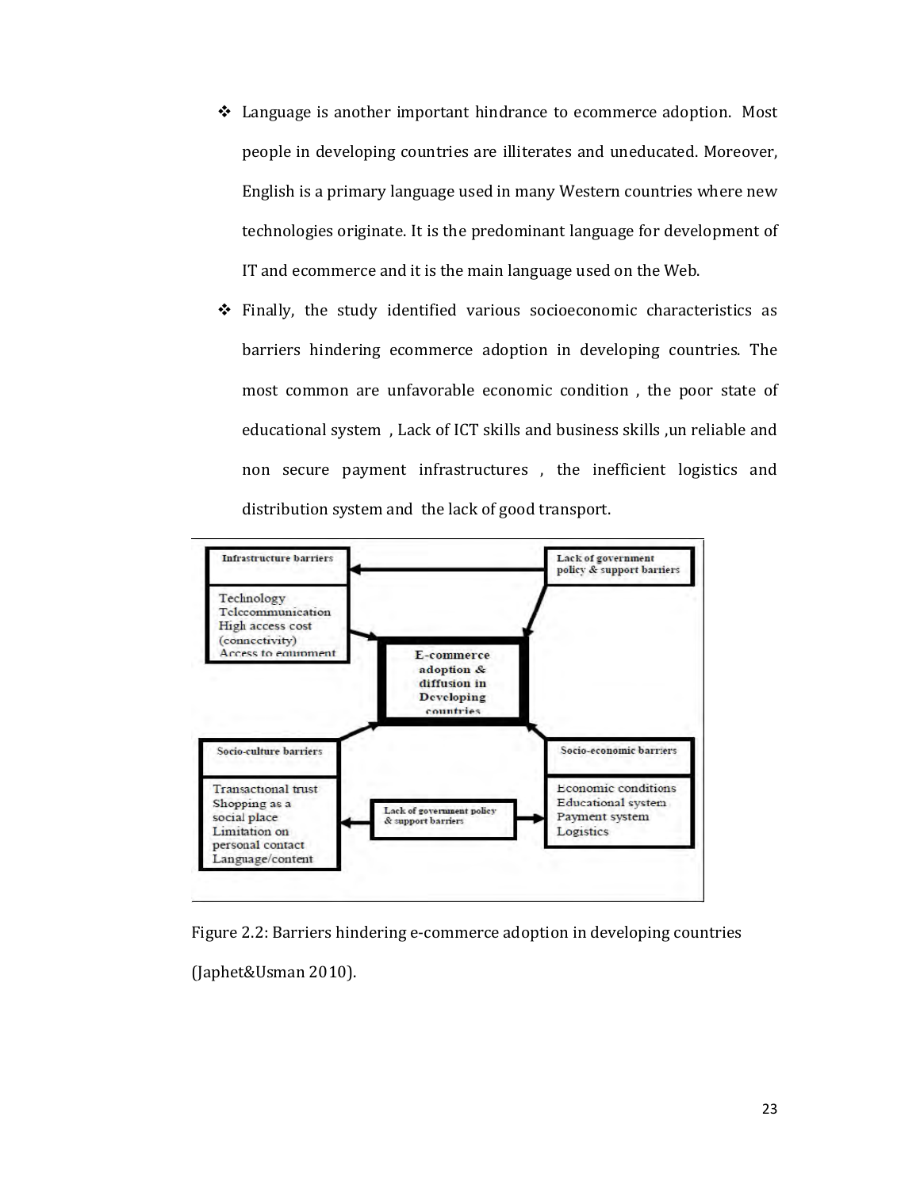- Language is another important hindrance to ecommerce adoption. Most people in developing countries are illiterates and uneducated. Moreover, English is a primary language used in many Western countries where new technologies originate. It is the predominant language for development of IT and ecommerce and it is the main language used on the Web.
- Finally, the study identified various socioeconomic characteristics as barriers hindering ecommerce adoption in developing countries. The most common are unfavorable economic condition , the poor state of educational system , Lack of ICT skills and business skills ,un reliable and non secure payment infrastructures , the inefficient logistics and distribution system and the lack of good transport.

Figure 2.2: Barriers hindering e-commerce adoption in developing countries (Japhet&Usman 2010).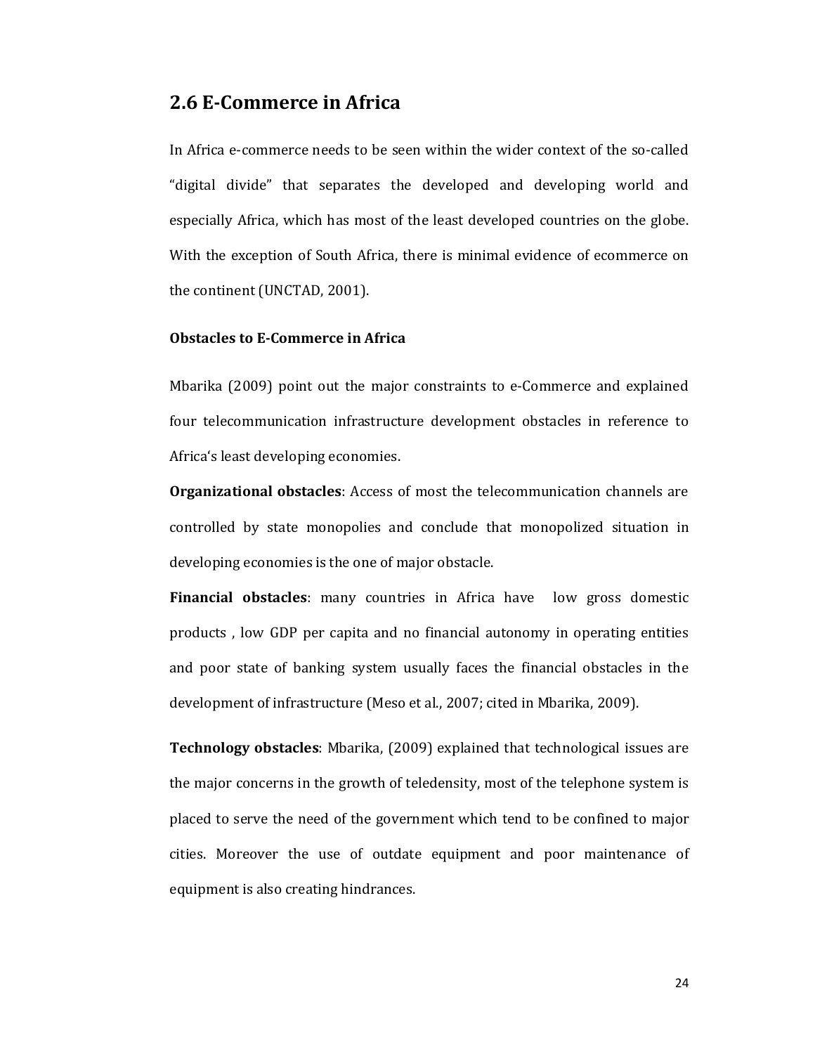## 2.6 E-Commerce in Africa

In Africa e-commerce needs to be seen within the wider context of the so-called "digital divide" that separates the developed and developing world and especially Africa, which has most of the least developed countries on the globe. With the exception of South Africa, there is minimal evidence of ecommerce on the continent (UNCTAD, 2001).

**Obstacles to E-Commerce in Africa**

Mbarika (2009) point out the major constraints to e-Commerce and explained four telecommunication infrastructure development obstacles in reference to Africa's least developing economies.

**Organizational obstacles**: Access of most the telecommunication channels are controlled by state monopolies and conclude that monopolized situation in developing economies is the one of major obstacle.

**Financial obstacles**: many countries in Africa have low gross domestic products , low GDP per capita and no financial autonomy in operating entities and poor state of banking system usually faces the financial obstacles in the development of infrastructure (Meso et al., 2007; cited in Mbarika, 2009).

**Technology obstacles**: Mbarika, (2009) explained that technological issues are the major concerns in the growth of teledensity, most of the telephone system is placed to serve the need of the government which tend to be confined to major cities. Moreover the use of outdate equipment and poor maintenance of equipment is also creating hindrances.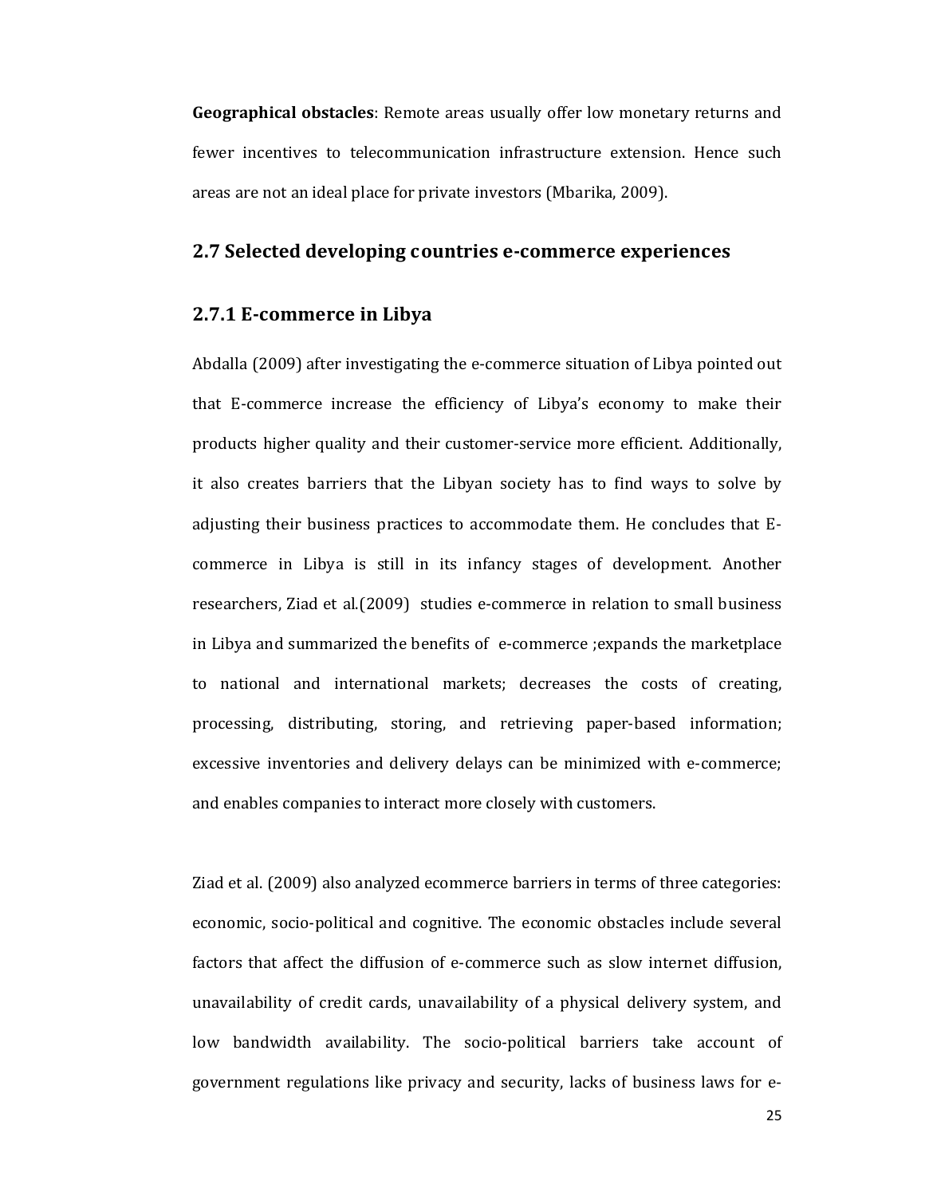**Geographical obstacles**: Remote areas usually offer low monetary returns and fewer incentives to telecommunication infrastructure extension. Hence such areas are not an ideal place for private investors (Mbarika, 2009).

## 2.7 Selected developing countries e-commerce experiences

### 2.7.1 E-commerce in Libya

Abdalla (2009) after investigating the e-commerce situation of Libya pointed out that E-commerce increase the efficiency of Libya's economy to make their products higher quality and their customer-service more efficient. Additionally, it also creates barriers that the Libyan society has to find ways to solve by adjusting their business practices to accommodate them. He concludes that E-commerce in Libya is still in its infancy stages of development. Another researchers, Ziad et al.(2009) studies e-commerce in relation to small business in Libya and summarized the benefits of e-commerce ;expands the marketplace to national and international markets; decreases the costs of creating, processing, distributing, storing, and retrieving paper-based information; excessive inventories and delivery delays can be minimized with e-commerce; and enables companies to interact more closely with customers.

Ziad et al. (2009) also analyzed ecommerce barriers in terms of three categories: economic, socio-political and cognitive. The economic obstacles include several factors that affect the diffusion of e-commerce such as slow internet diffusion, unavailability of credit cards, unavailability of a physical delivery system, and low bandwidth availability. The socio-political barriers take account of government regulations like privacy and security, lacks of business laws for e-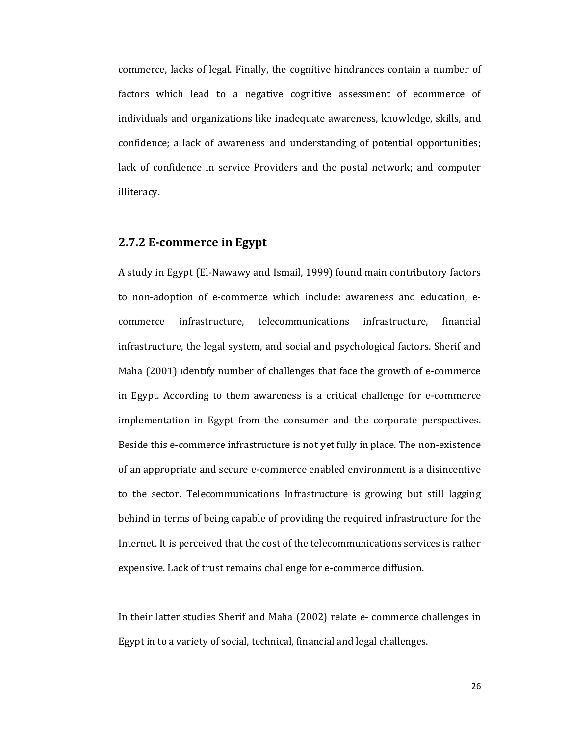commerce, lacks of legal. Finally, the cognitive hindrances contain a number of factors which lead to a negative cognitive assessment of ecommerce of individuals and organizations like inadequate awareness, knowledge, skills, and confidence; a lack of awareness and understanding of potential opportunities; lack of confidence in service Providers and the postal network; and computer illiteracy.

### 2.7.2 E-commerce in Egypt

A study in Egypt (El-Nawawy and Ismail, 1999) found main contributory factors to non-adoption of e-commerce which include: awareness and education, e-commerce infrastructure, telecommunications infrastructure, financial infrastructure, the legal system, and social and psychological factors. Sherif and Maha (2001) identify number of challenges that face the growth of e-commerce in Egypt. According to them awareness is a critical challenge for e-commerce implementation in Egypt from the consumer and the corporate perspectives. Beside this e-commerce infrastructure is not yet fully in place. The non-existence of an appropriate and secure e-commerce enabled environment is a disincentive to the sector. Telecommunications Infrastructure is growing but still lagging behind in terms of being capable of providing the required infrastructure for the Internet. It is perceived that the cost of the telecommunications services is rather expensive. Lack of trust remains challenge for e-commerce diffusion.

In their latter studies Sherif and Maha (2002) relate e- commerce challenges in Egypt in to a variety of social, technical, financial and legal challenges.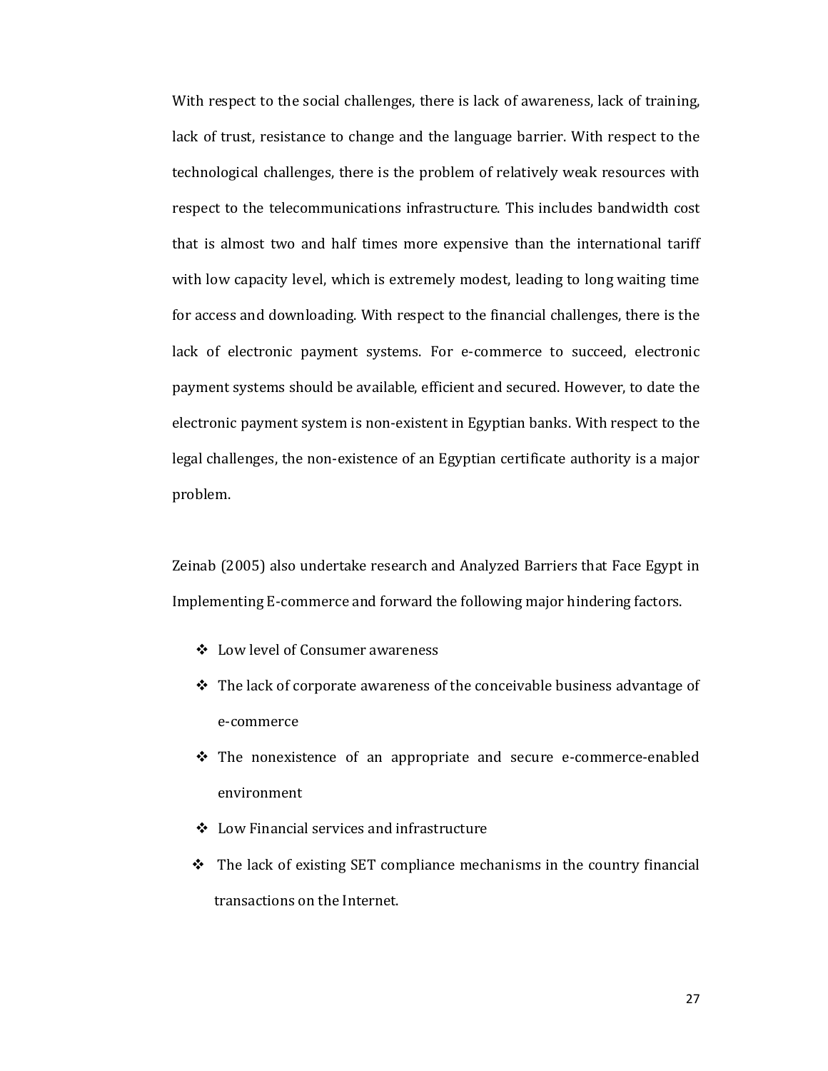With respect to the social challenges, there is lack of awareness, lack of training, lack of trust, resistance to change and the language barrier. With respect to the technological challenges, there is the problem of relatively weak resources with respect to the telecommunications infrastructure. This includes bandwidth cost that is almost two and half times more expensive than the international tariff with low capacity level, which is extremely modest, leading to long waiting time for access and downloading. With respect to the financial challenges, there is the lack of electronic payment systems. For e-commerce to succeed, electronic payment systems should be available, efficient and secured. However, to date the electronic payment system is non-existent in Egyptian banks. With respect to the legal challenges, the non-existence of an Egyptian certificate authority is a major problem.

Zeinab (2005) also undertake research and Analyzed Barriers that Face Egypt in Implementing E-commerce and forward the following major hindering factors.

- Low level of Consumer awareness
- The lack of corporate awareness of the conceivable business advantage of e-commerce
- The nonexistence of an appropriate and secure e-commerce-enabled environment
- Low Financial services and infrastructure
- The lack of existing SET compliance mechanisms in the country financial transactions on the Internet.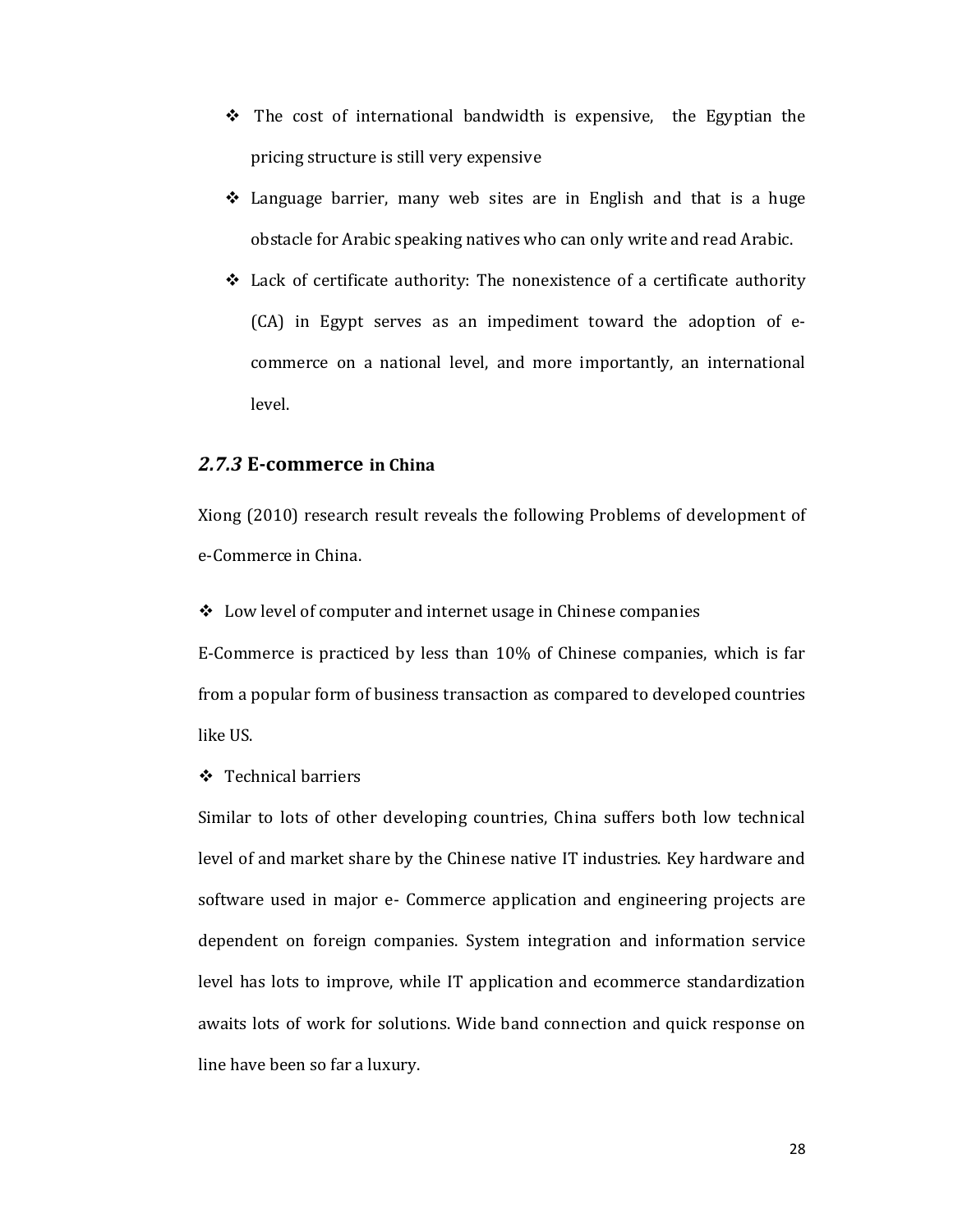- The cost of international bandwidth is expensive, the Egyptian the pricing structure is still very expensive
- Language barrier, many web sites are in English and that is a huge obstacle for Arabic speaking natives who can only write and read Arabic.
- Lack of certificate authority: The nonexistence of a certificate authority (CA) in Egypt serves as an impediment toward the adoption of e-commerce on a national level, and more importantly, an international level.

### *2.7.3* E-commerce in China

Xiong (2010) research result reveals the following Problems of development of e-Commerce in China.

- Low level of computer and internet usage in Chinese companies

E-Commerce is practiced by less than 10% of Chinese companies, which is far from a popular form of business transaction as compared to developed countries like US.

- Technical barriers

Similar to lots of other developing countries, China suffers both low technical level of and market share by the Chinese native IT industries. Key hardware and software used in major e- Commerce application and engineering projects are dependent on foreign companies. System integration and information service level has lots to improve, while IT application and ecommerce standardization awaits lots of work for solutions. Wide band connection and quick response on line have been so far a luxury.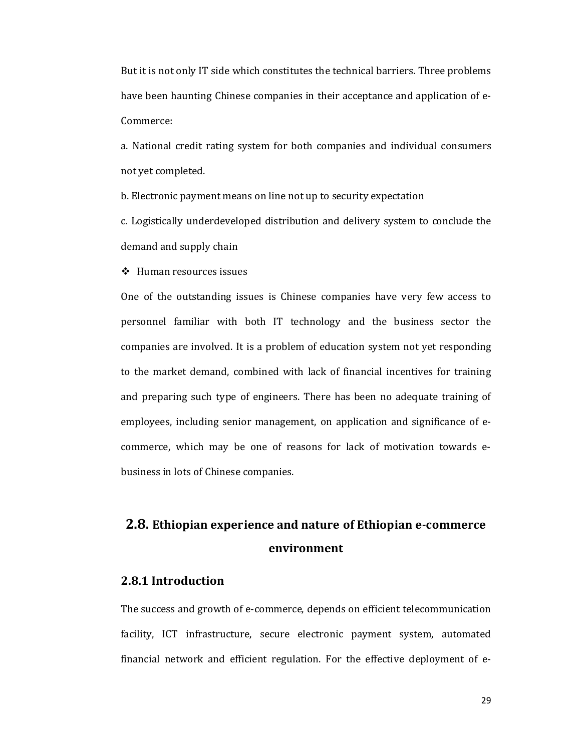But it is not only IT side which constitutes the technical barriers. Three problems have been haunting Chinese companies in their acceptance and application of e-Commerce:

a. National credit rating system for both companies and individual consumers not yet completed.

b. Electronic payment means on line not up to security expectation

c. Logistically underdeveloped distribution and delivery system to conclude the demand and supply chain

❖ Human resources issues

One of the outstanding issues is Chinese companies have very few access to personnel familiar with both IT technology and the business sector the companies are involved. It is a problem of education system not yet responding to the market demand, combined with lack of financial incentives for training and preparing such type of engineers. There has been no adequate training of employees, including senior management, on application and significance of e-commerce, which may be one of reasons for lack of motivation towards e-business in lots of Chinese companies.

## 2.8. Ethiopian experience and nature of Ethiopian e-commerce environment

### 2.8.1 Introduction

The success and growth of e-commerce, depends on efficient telecommunication facility, ICT infrastructure, secure electronic payment system, automated financial network and efficient regulation. For the effective deployment of e-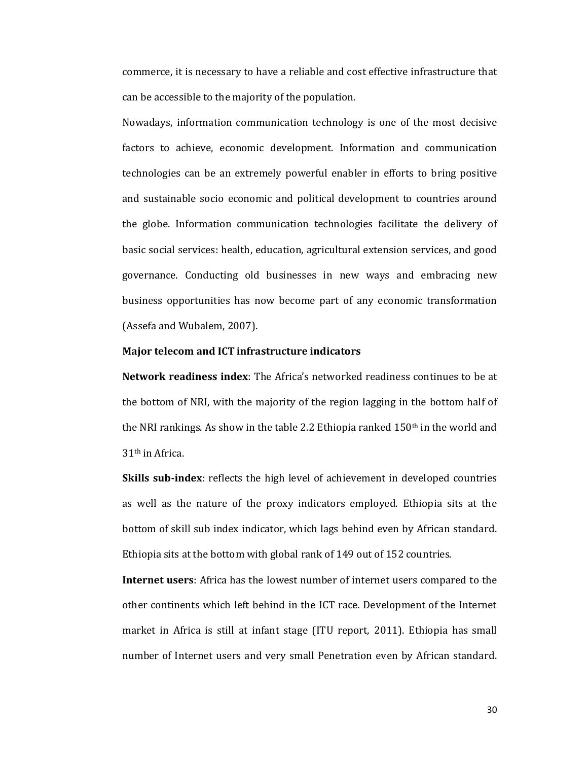commerce, it is necessary to have a reliable and cost effective infrastructure that can be accessible to the majority of the population.

Nowadays, information communication technology is one of the most decisive factors to achieve, economic development. Information and communication technologies can be an extremely powerful enabler in efforts to bring positive and sustainable socio economic and political development to countries around the globe. Information communication technologies facilitate the delivery of basic social services: health, education, agricultural extension services, and good governance. Conducting old businesses in new ways and embracing new business opportunities has now become part of any economic transformation (Assefa and Wubalem, 2007).

**Major telecom and ICT infrastructure indicators**

**Network readiness index**: The Africa's networked readiness continues to be at the bottom of NRI, with the majority of the region lagging in the bottom half of the NRI rankings. As show in the table 2.2 Ethiopia ranked 150th in the world and 31th in Africa.

**Skills sub-index**: reflects the high level of achievement in developed countries as well as the nature of the proxy indicators employed. Ethiopia sits at the bottom of skill sub index indicator, which lags behind even by African standard. Ethiopia sits at the bottom with global rank of 149 out of 152 countries.

**Internet users**: Africa has the lowest number of internet users compared to the other continents which left behind in the ICT race. Development of the Internet market in Africa is still at infant stage (ITU report, 2011). Ethiopia has small number of Internet users and very small Penetration even by African standard.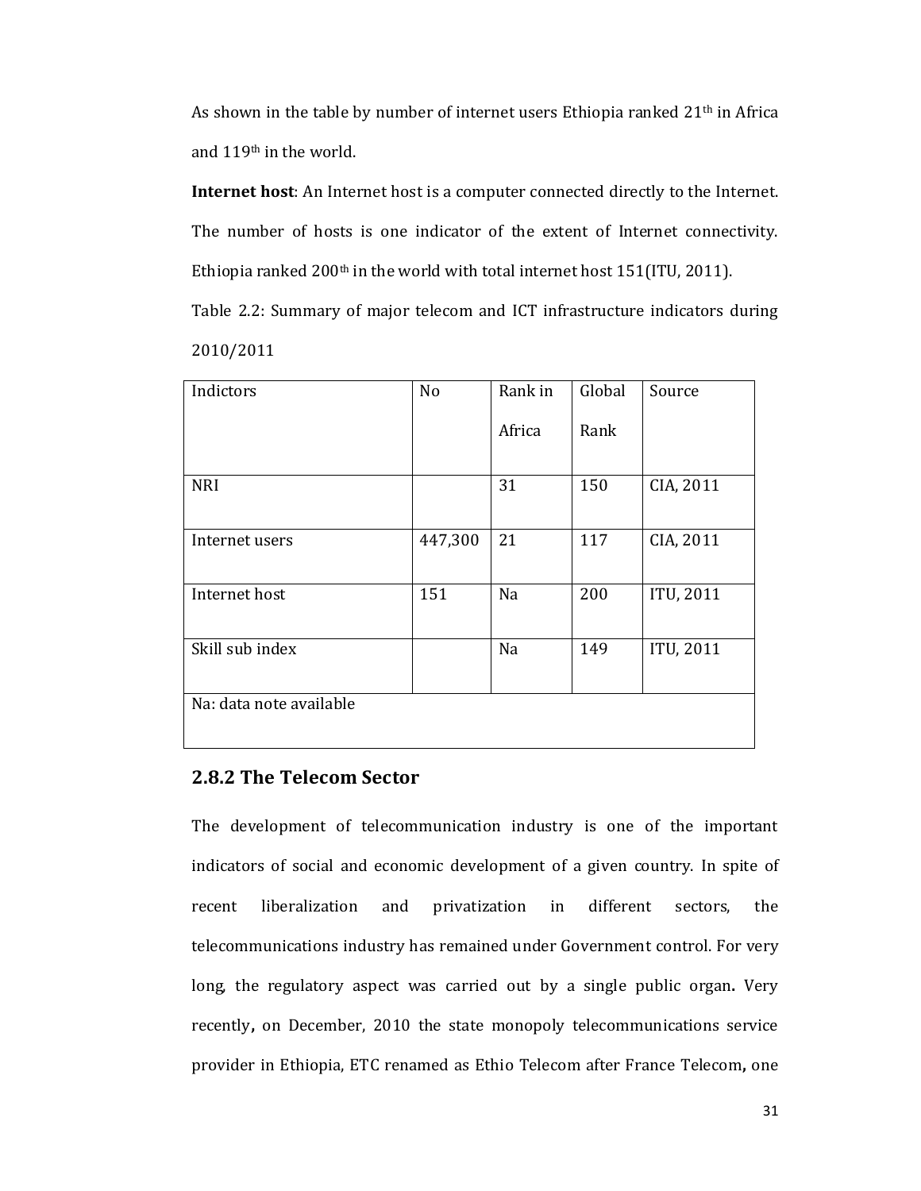As shown in the table by number of internet users Ethiopia ranked 21th in Africa and 119th in the world.

**Internet host**: An Internet host is a computer connected directly to the Internet. The number of hosts is one indicator of the extent of Internet connectivity. Ethiopia ranked 200th in the world with total internet host 151(ITU, 2011).

Table 2.2: Summary of major telecom and ICT infrastructure indicators during 2010/2011

| Indictors | No | Rank in Africa | Global Rank | Source |
|---|---|---|---|---|
| NRI | | 31 | 150 | CIA, 2011 |
| Internet users | 447,300 | 21 | 117 | CIA, 2011 |
| Internet host | 151 | Na | 200 | ITU, 2011 |
| Skill sub index | | Na | 149 | ITU, 2011 |
| Na: data note available | | | | |

### 2.8.2 The Telecom Sector

The development of telecommunication industry is one of the important indicators of social and economic development of a given country. In spite of recent liberalization and privatization in different sectors, the telecommunications industry has remained under Government control. For very long, the regulatory aspect was carried out by a single public organ**.** Very recently**,** on December, 2010 the state monopoly telecommunications service provider in Ethiopia, ETC renamed as Ethio Telecom after France Telecom**,** one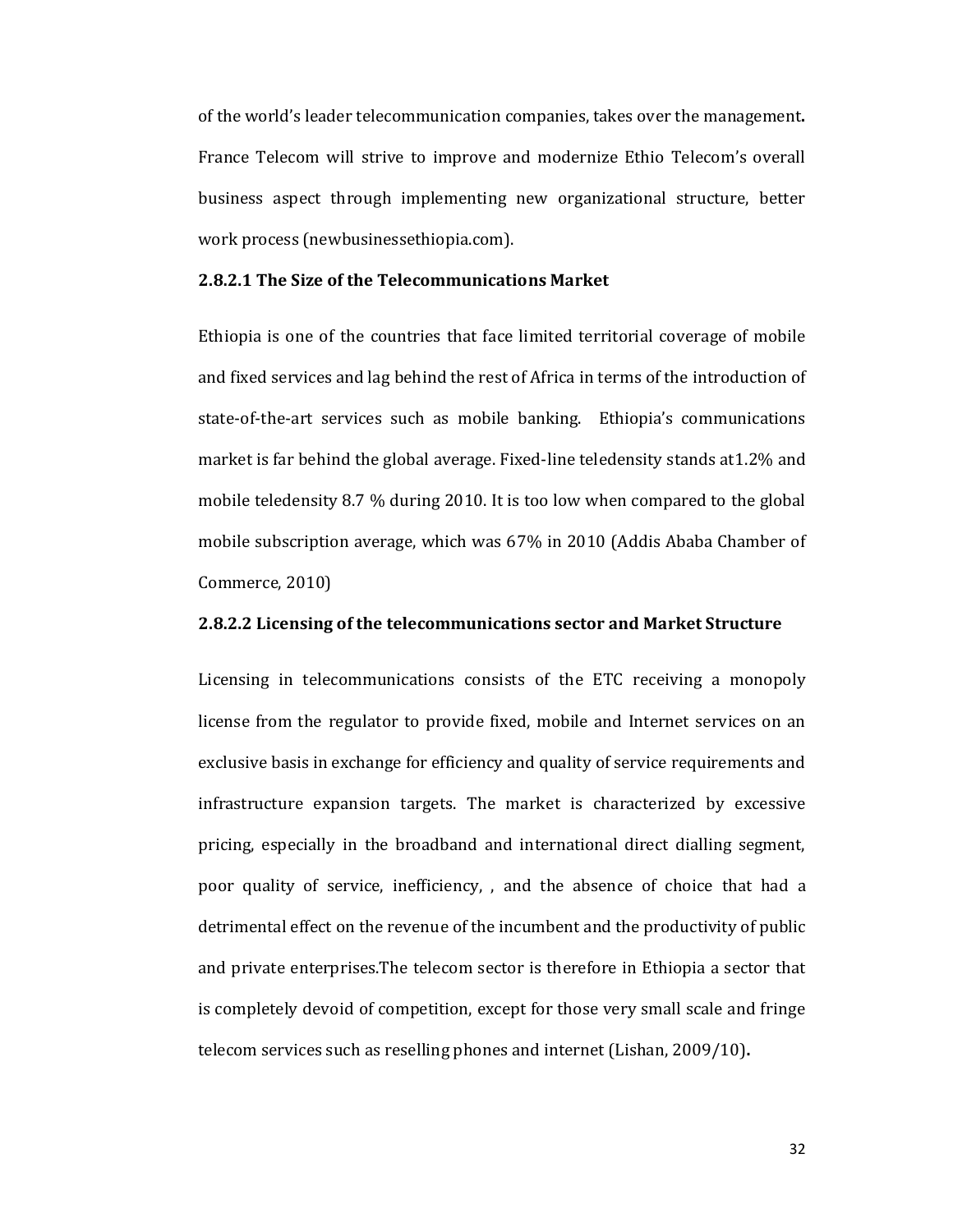of the world's leader telecommunication companies, takes over the management**.** France Telecom will strive to improve and modernize Ethio Telecom's overall business aspect through implementing new organizational structure, better work process (newbusinessethiopia.com).

#### 2.8.2.1 The Size of the Telecommunications Market

Ethiopia is one of the countries that face limited territorial coverage of mobile and fixed services and lag behind the rest of Africa in terms of the introduction of state-of-the-art services such as mobile banking. Ethiopia's communications market is far behind the global average. Fixed-line teledensity stands at1.2% and mobile teledensity 8.7 % during 2010. It is too low when compared to the global mobile subscription average, which was 67% in 2010 (Addis Ababa Chamber of Commerce, 2010)

#### 2.8.2.2 Licensing of the telecommunications sector and Market Structure

Licensing in telecommunications consists of the ETC receiving a monopoly license from the regulator to provide fixed, mobile and Internet services on an exclusive basis in exchange for efficiency and quality of service requirements and infrastructure expansion targets. The market is characterized by excessive pricing, especially in the broadband and international direct dialling segment, poor quality of service, inefficiency, , and the absence of choice that had a detrimental effect on the revenue of the incumbent and the productivity of public and private enterprises.The telecom sector is therefore in Ethiopia a sector that is completely devoid of competition, except for those very small scale and fringe telecom services such as reselling phones and internet (Lishan, 2009/10)**.**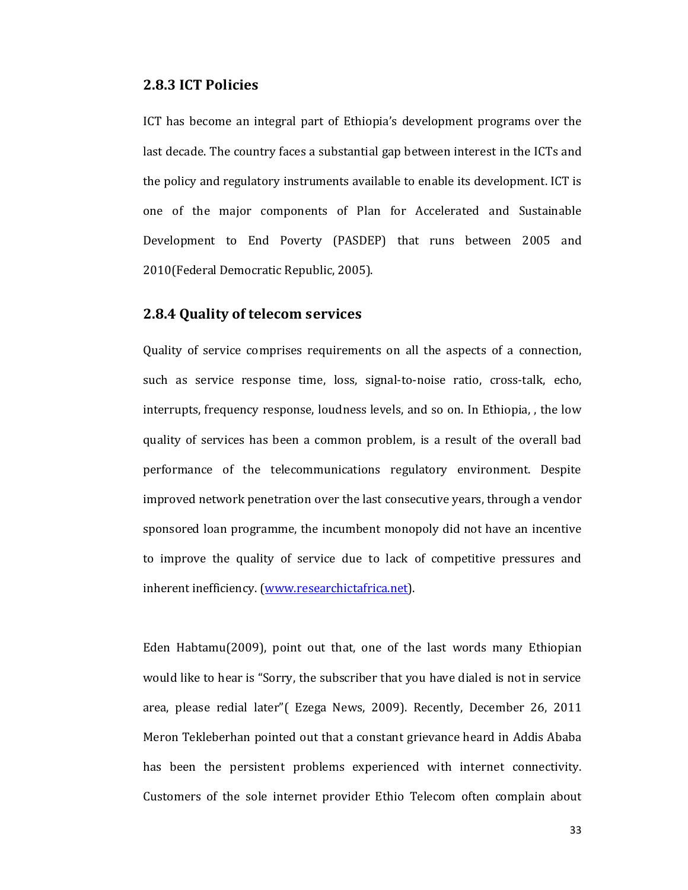### 2.8.3 ICT Policies

ICT has become an integral part of Ethiopia's development programs over the last decade. The country faces a substantial gap between interest in the ICTs and the policy and regulatory instruments available to enable its development. ICT is one of the major components of Plan for Accelerated and Sustainable Development to End Poverty (PASDEP) that runs between 2005 and 2010(Federal Democratic Republic, 2005).

### 2.8.4 Quality of telecom services

Quality of service comprises requirements on all the aspects of a connection, such as service response time, loss, signal-to-noise ratio, cross-talk, echo, interrupts, frequency response, loudness levels, and so on. In Ethiopia, , the low quality of services has been a common problem, is a result of the overall bad performance of the telecommunications regulatory environment. Despite improved network penetration over the last consecutive years, through a vendor sponsored loan programme, the incumbent monopoly did not have an incentive to improve the quality of service due to lack of competitive pressures and inherent inefficiency. (www.researchictafrica.net).

Eden Habtamu(2009), point out that, one of the last words many Ethiopian would like to hear is "Sorry, the subscriber that you have dialed is not in service area, please redial later"( Ezega News, 2009). Recently, December 26, 2011 Meron Tekleberhan pointed out that a constant grievance heard in Addis Ababa has been the persistent problems experienced with internet connectivity. Customers of the sole internet provider Ethio Telecom often complain about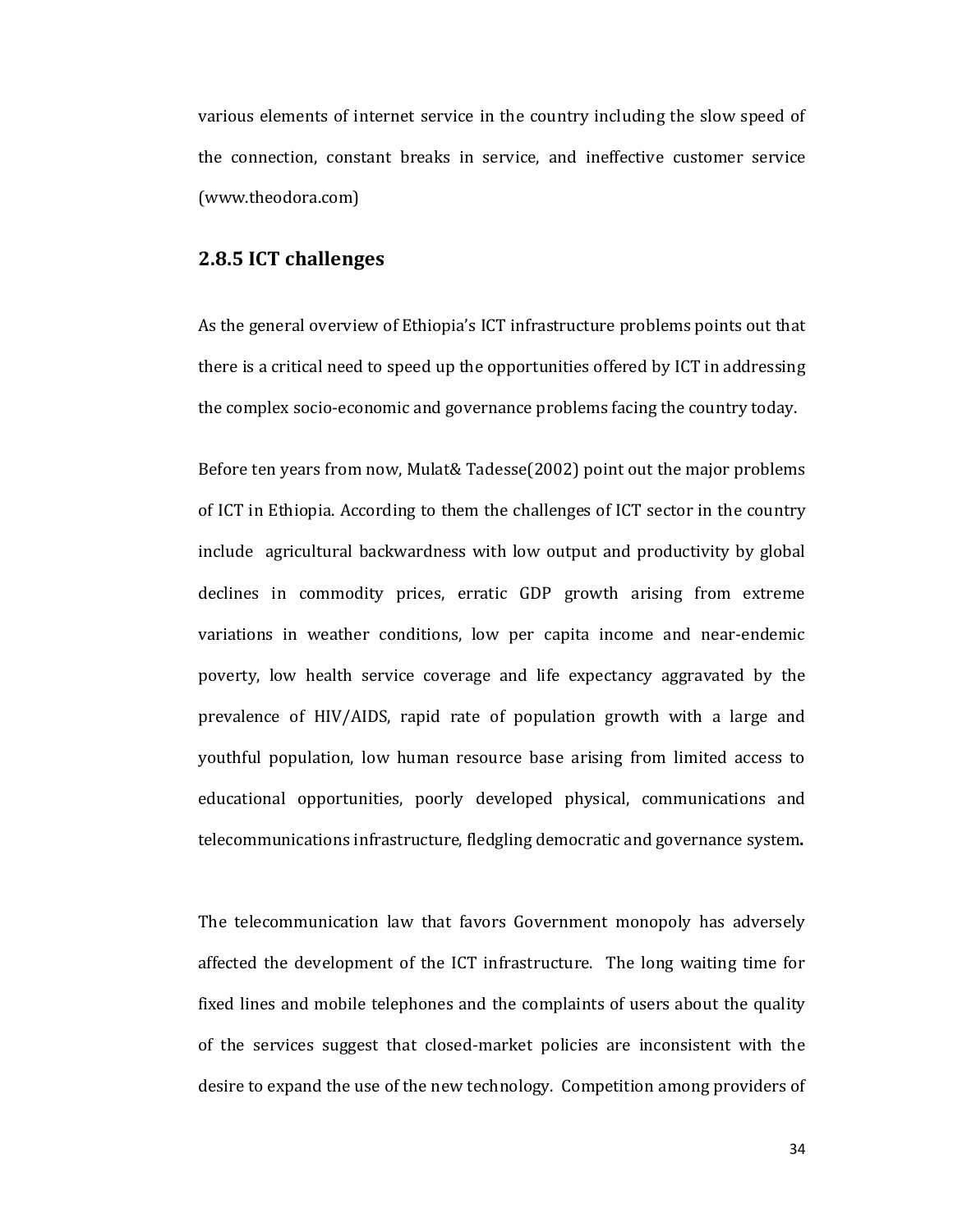various elements of internet service in the country including the slow speed of the connection, constant breaks in service, and ineffective customer service (www.theodora.com)

### 2.8.5 ICT challenges

As the general overview of Ethiopia's ICT infrastructure problems points out that there is a critical need to speed up the opportunities offered by ICT in addressing the complex socio-economic and governance problems facing the country today.

Before ten years from now, Mulat& Tadesse(2002) point out the major problems of ICT in Ethiopia. According to them the challenges of ICT sector in the country include agricultural backwardness with low output and productivity by global declines in commodity prices, erratic GDP growth arising from extreme variations in weather conditions, low per capita income and near-endemic poverty, low health service coverage and life expectancy aggravated by the prevalence of HIV/AIDS, rapid rate of population growth with a large and youthful population, low human resource base arising from limited access to educational opportunities, poorly developed physical, communications and telecommunications infrastructure, fledgling democratic and governance system**.**

The telecommunication law that favors Government monopoly has adversely affected the development of the ICT infrastructure. The long waiting time for fixed lines and mobile telephones and the complaints of users about the quality of the services suggest that closed-market policies are inconsistent with the desire to expand the use of the new technology. Competition among providers of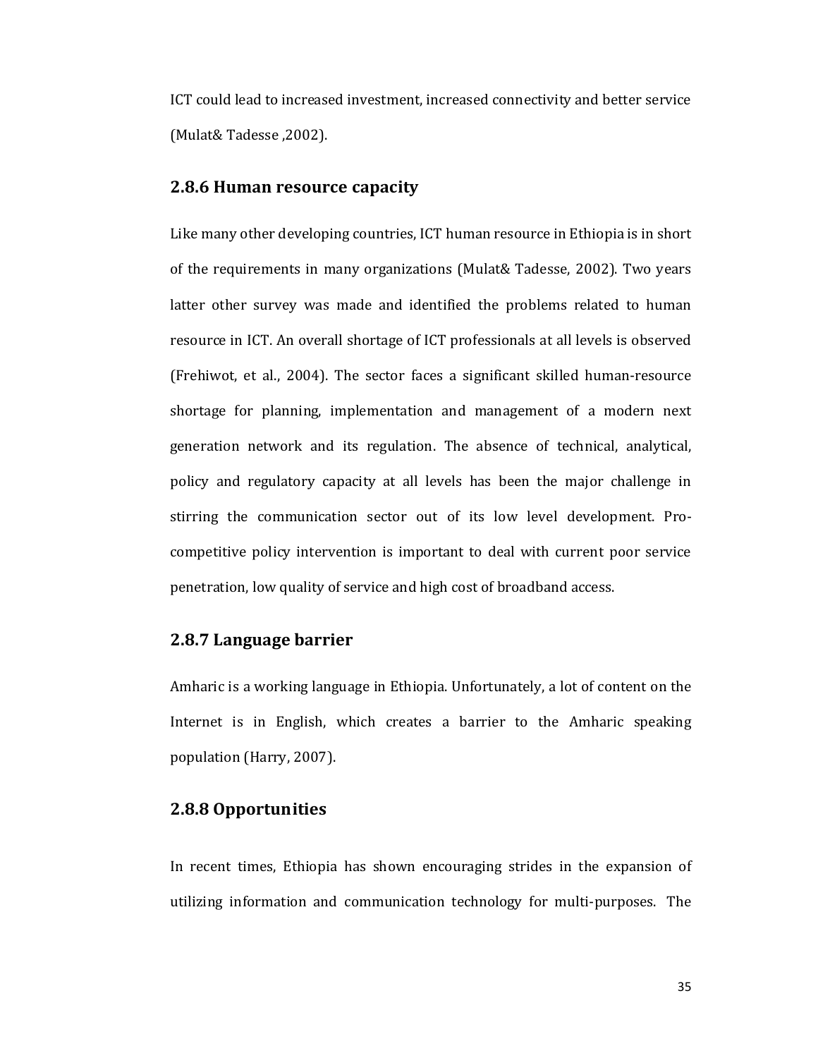ICT could lead to increased investment, increased connectivity and better service (Mulat& Tadesse ,2002).

### 2.8.6 Human resource capacity

Like many other developing countries, ICT human resource in Ethiopia is in short of the requirements in many organizations (Mulat& Tadesse, 2002). Two years latter other survey was made and identified the problems related to human resource in ICT. An overall shortage of ICT professionals at all levels is observed (Frehiwot, et al., 2004). The sector faces a significant skilled human-resource shortage for planning, implementation and management of a modern next generation network and its regulation. The absence of technical, analytical, policy and regulatory capacity at all levels has been the major challenge in stirring the communication sector out of its low level development. Pro-competitive policy intervention is important to deal with current poor service penetration, low quality of service and high cost of broadband access.

### 2.8.7 Language barrier

Amharic is a working language in Ethiopia. Unfortunately, a lot of content on the Internet is in English, which creates a barrier to the Amharic speaking population (Harry, 2007).

### 2.8.8 Opportunities

In recent times, Ethiopia has shown encouraging strides in the expansion of utilizing information and communication technology for multi-purposes. The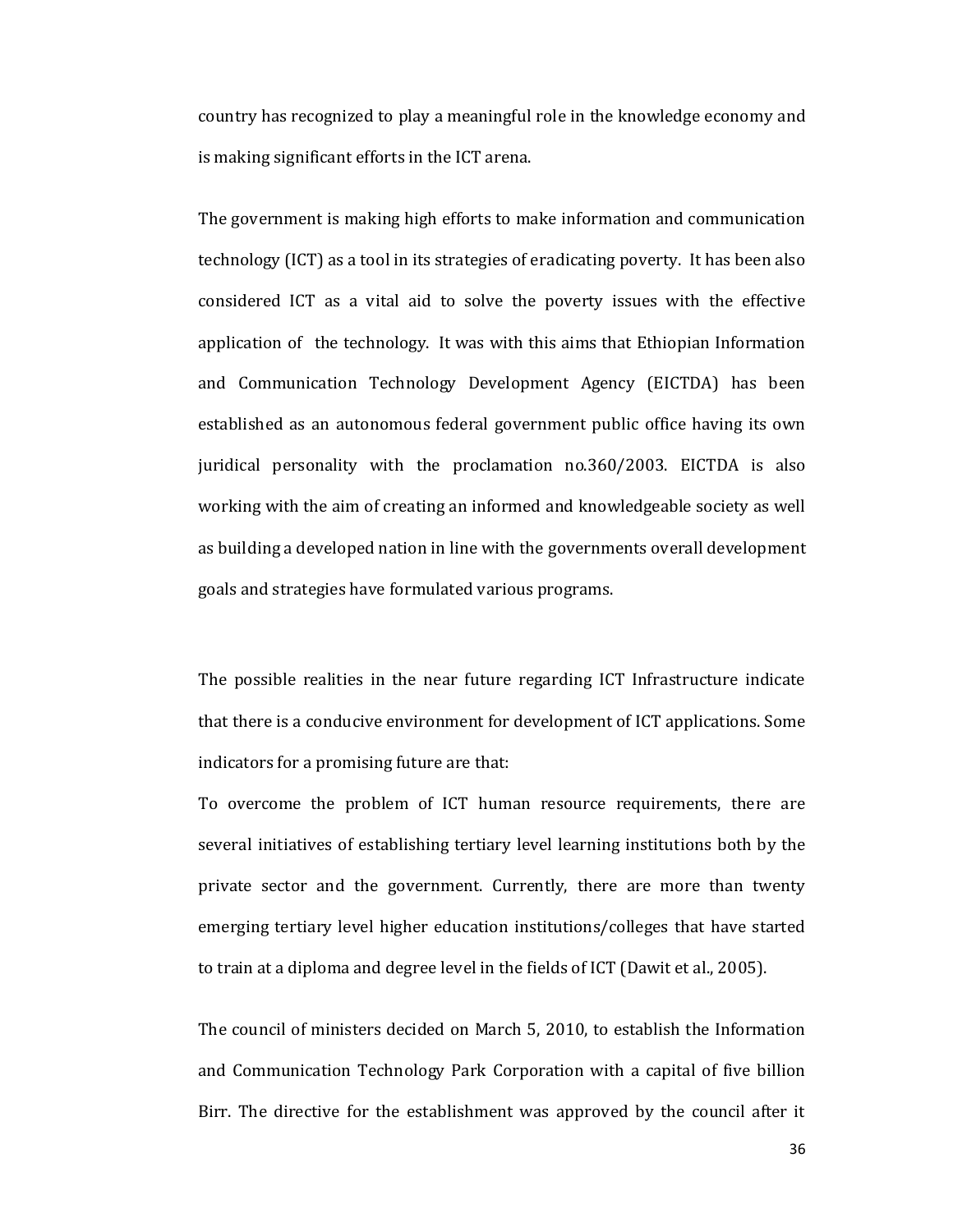country has recognized to play a meaningful role in the knowledge economy and is making significant efforts in the ICT arena.

The government is making high efforts to make information and communication technology (ICT) as a tool in its strategies of eradicating poverty. It has been also considered ICT as a vital aid to solve the poverty issues with the effective application of the technology. It was with this aims that Ethiopian Information and Communication Technology Development Agency (EICTDA) has been established as an autonomous federal government public office having its own juridical personality with the proclamation no.360/2003. EICTDA is also working with the aim of creating an informed and knowledgeable society as well as building a developed nation in line with the governments overall development goals and strategies have formulated various programs.

The possible realities in the near future regarding ICT Infrastructure indicate that there is a conducive environment for development of ICT applications. Some indicators for a promising future are that:

To overcome the problem of ICT human resource requirements, there are several initiatives of establishing tertiary level learning institutions both by the private sector and the government. Currently, there are more than twenty emerging tertiary level higher education institutions/colleges that have started to train at a diploma and degree level in the fields of ICT (Dawit et al., 2005).

The council of ministers decided on March 5, 2010, to establish the Information and Communication Technology Park Corporation with a capital of five billion Birr. The directive for the establishment was approved by the council after it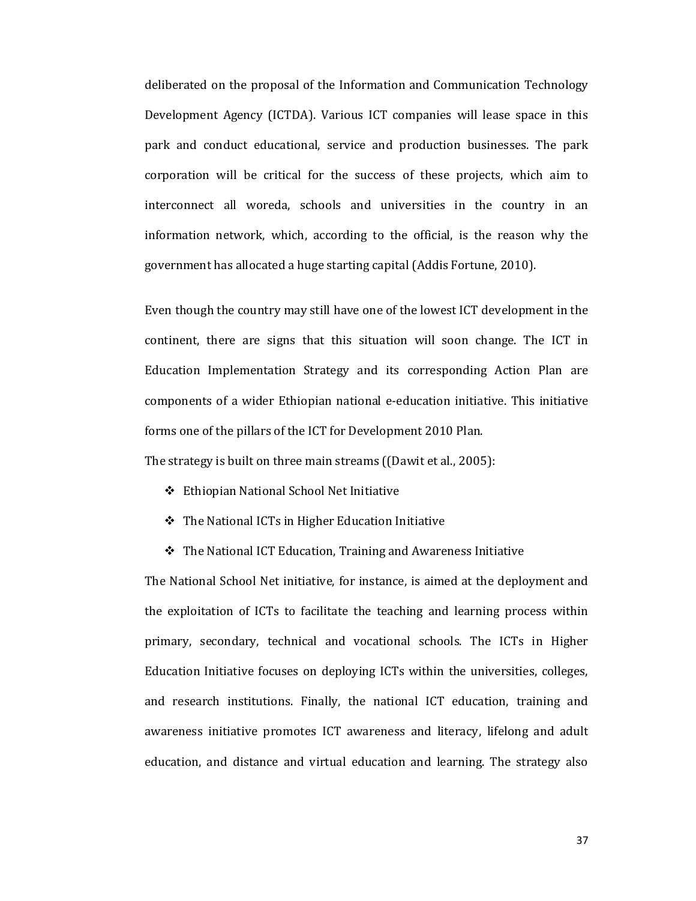deliberated on the proposal of the Information and Communication Technology Development Agency (ICTDA). Various ICT companies will lease space in this park and conduct educational, service and production businesses. The park corporation will be critical for the success of these projects, which aim to interconnect all woreda, schools and universities in the country in an information network, which, according to the official, is the reason why the government has allocated a huge starting capital (Addis Fortune, 2010).

Even though the country may still have one of the lowest ICT development in the continent, there are signs that this situation will soon change. The ICT in Education Implementation Strategy and its corresponding Action Plan are components of a wider Ethiopian national e-education initiative. This initiative forms one of the pillars of the ICT for Development 2010 Plan.

The strategy is built on three main streams ((Dawit et al., 2005):

- Ethiopian National School Net Initiative
- The National ICTs in Higher Education Initiative
- The National ICT Education, Training and Awareness Initiative

The National School Net initiative, for instance, is aimed at the deployment and the exploitation of ICTs to facilitate the teaching and learning process within primary, secondary, technical and vocational schools. The ICTs in Higher Education Initiative focuses on deploying ICTs within the universities, colleges, and research institutions. Finally, the national ICT education, training and awareness initiative promotes ICT awareness and literacy, lifelong and adult education, and distance and virtual education and learning. The strategy also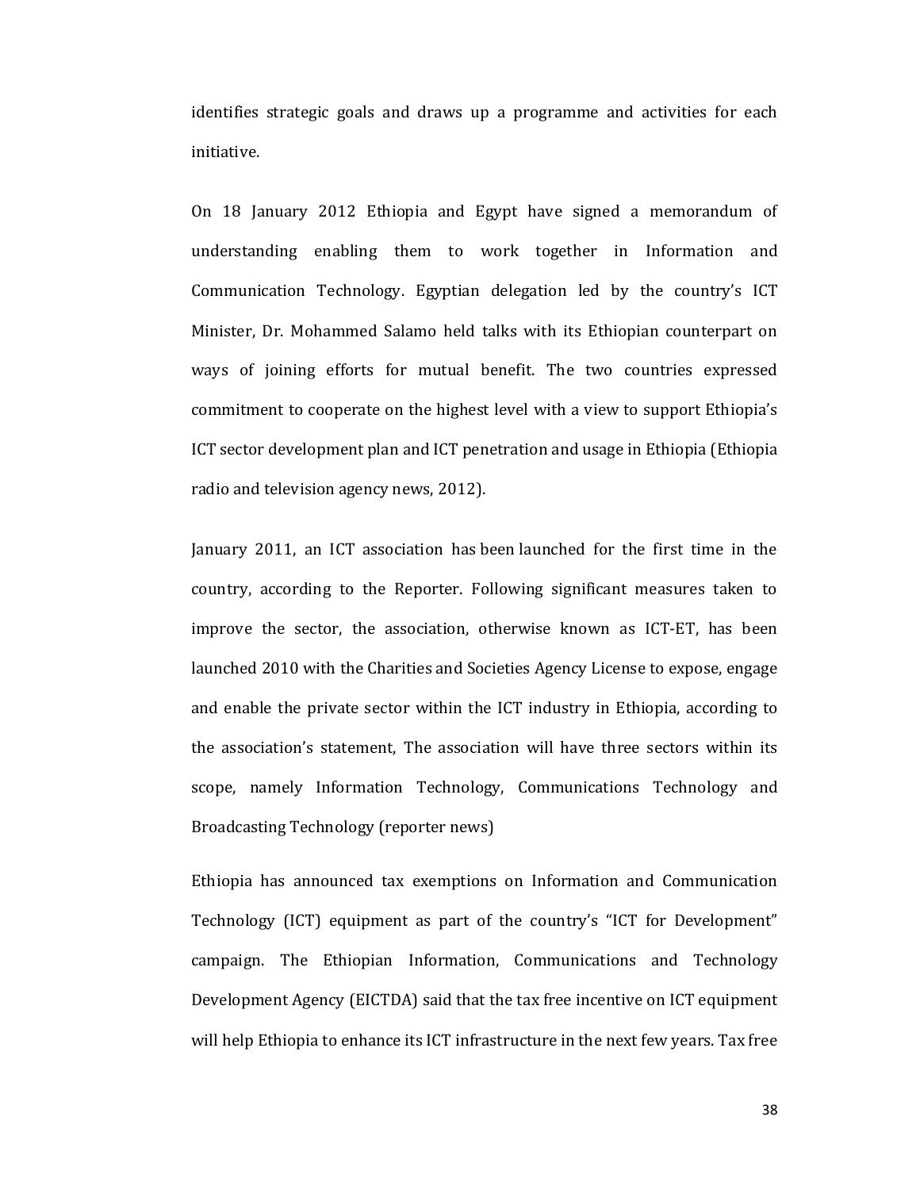identifies strategic goals and draws up a programme and activities for each initiative.

On 18 January 2012 Ethiopia and Egypt have signed a memorandum of understanding enabling them to work together in Information and Communication Technology. Egyptian delegation led by the country's ICT Minister, Dr. Mohammed Salamo held talks with its Ethiopian counterpart on ways of joining efforts for mutual benefit. The two countries expressed commitment to cooperate on the highest level with a view to support Ethiopia's ICT sector development plan and ICT penetration and usage in Ethiopia (Ethiopia radio and television agency news, 2012).

January 2011, an ICT association has been launched for the first time in the country, according to the Reporter. Following significant measures taken to improve the sector, the association, otherwise known as ICT-ET, has been launched 2010 with the Charities and Societies Agency License to expose, engage and enable the private sector within the ICT industry in Ethiopia, according to the association's statement, The association will have three sectors within its scope, namely Information Technology, Communications Technology and Broadcasting Technology (reporter news)

Ethiopia has announced tax exemptions on Information and Communication Technology (ICT) equipment as part of the country's "ICT for Development" campaign. The Ethiopian Information, Communications and Technology Development Agency (EICTDA) said that the tax free incentive on ICT equipment will help Ethiopia to enhance its ICT infrastructure in the next few years. Tax free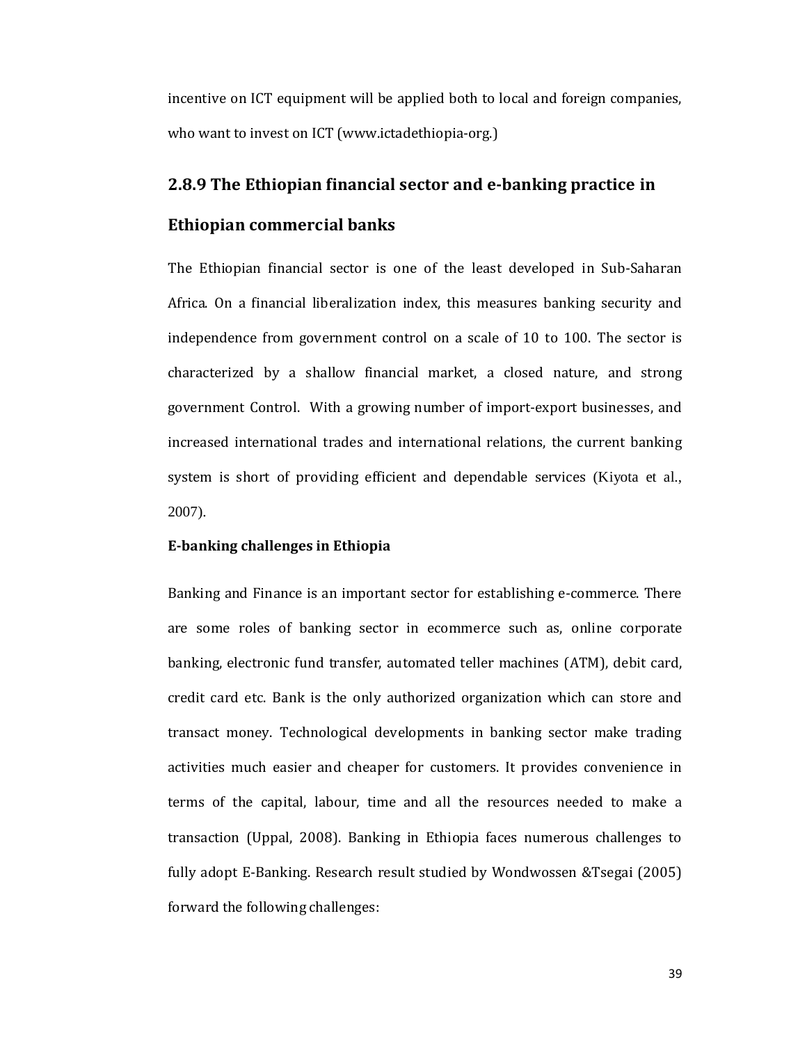incentive on ICT equipment will be applied both to local and foreign companies, who want to invest on ICT (www.ictadethiopia-org.)

### 2.8.9 The Ethiopian financial sector and e-banking practice in Ethiopian commercial banks

The Ethiopian financial sector is one of the least developed in Sub-Saharan Africa. On a financial liberalization index, this measures banking security and independence from government control on a scale of 10 to 100. The sector is characterized by a shallow financial market, a closed nature, and strong government Control. With a growing number of import-export businesses, and increased international trades and international relations, the current banking system is short of providing efficient and dependable services (Kiyota et al., 2007).

**E-banking challenges in Ethiopia**

Banking and Finance is an important sector for establishing e-commerce. There are some roles of banking sector in ecommerce such as, online corporate banking, electronic fund transfer, automated teller machines (ATM), debit card, credit card etc. Bank is the only authorized organization which can store and transact money. Technological developments in banking sector make trading activities much easier and cheaper for customers. It provides convenience in terms of the capital, labour, time and all the resources needed to make a transaction (Uppal, 2008). Banking in Ethiopia faces numerous challenges to fully adopt E-Banking. Research result studied by Wondwossen &Tsegai (2005) forward the following challenges: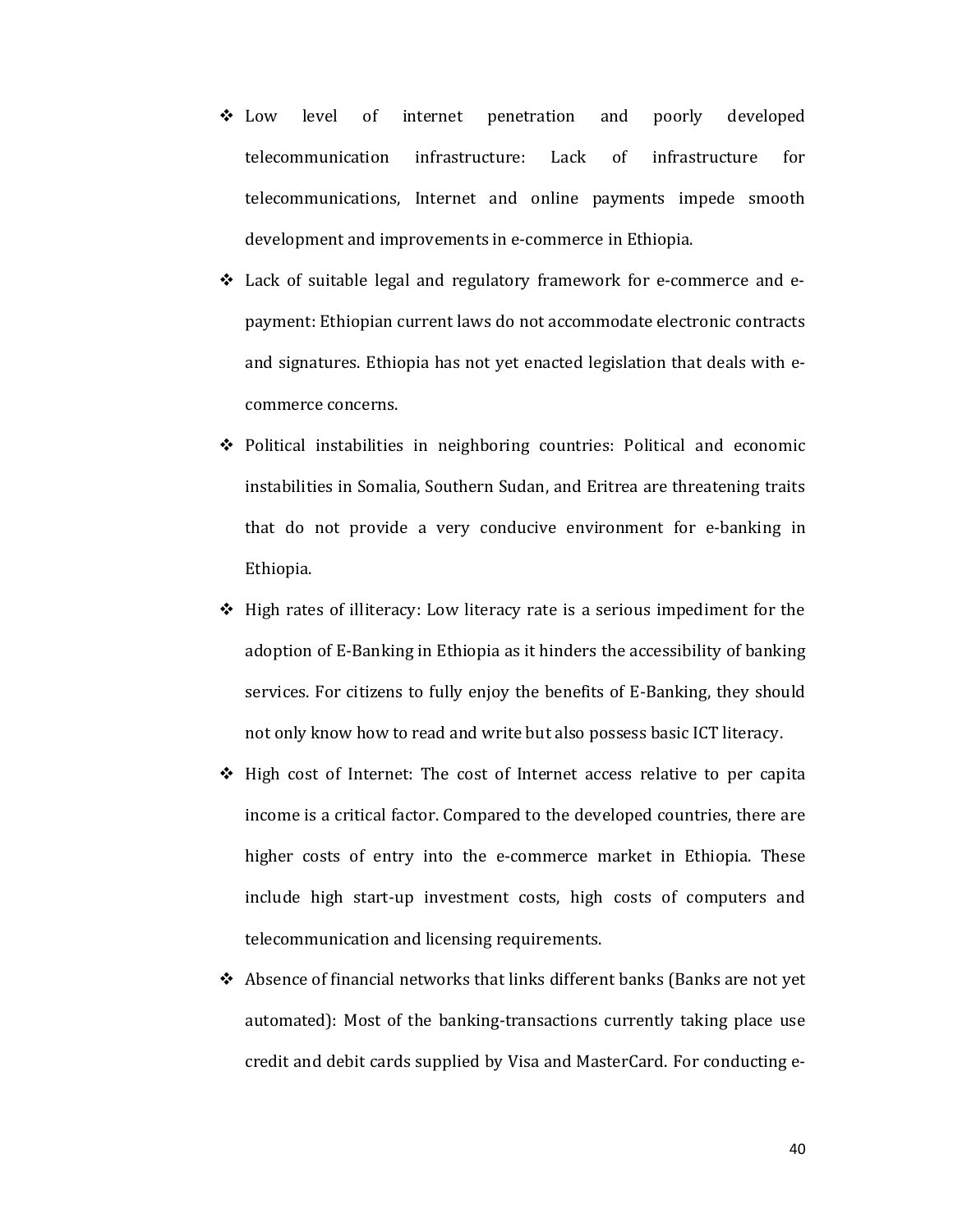- Low level of internet penetration and poorly developed telecommunication infrastructure: Lack of infrastructure for telecommunications, Internet and online payments impede smooth development and improvements in e-commerce in Ethiopia.
- Lack of suitable legal and regulatory framework for e-commerce and e-payment: Ethiopian current laws do not accommodate electronic contracts and signatures. Ethiopia has not yet enacted legislation that deals with e-commerce concerns.
- Political instabilities in neighboring countries: Political and economic instabilities in Somalia, Southern Sudan, and Eritrea are threatening traits that do not provide a very conducive environment for e-banking in Ethiopia.
- High rates of illiteracy: Low literacy rate is a serious impediment for the adoption of E-Banking in Ethiopia as it hinders the accessibility of banking services. For citizens to fully enjoy the benefits of E-Banking, they should not only know how to read and write but also possess basic ICT literacy.
- High cost of Internet: The cost of Internet access relative to per capita income is a critical factor. Compared to the developed countries, there are higher costs of entry into the e-commerce market in Ethiopia. These include high start-up investment costs, high costs of computers and telecommunication and licensing requirements.
- Absence of financial networks that links different banks (Banks are not yet automated): Most of the banking-transactions currently taking place use credit and debit cards supplied by Visa and MasterCard. For conducting e-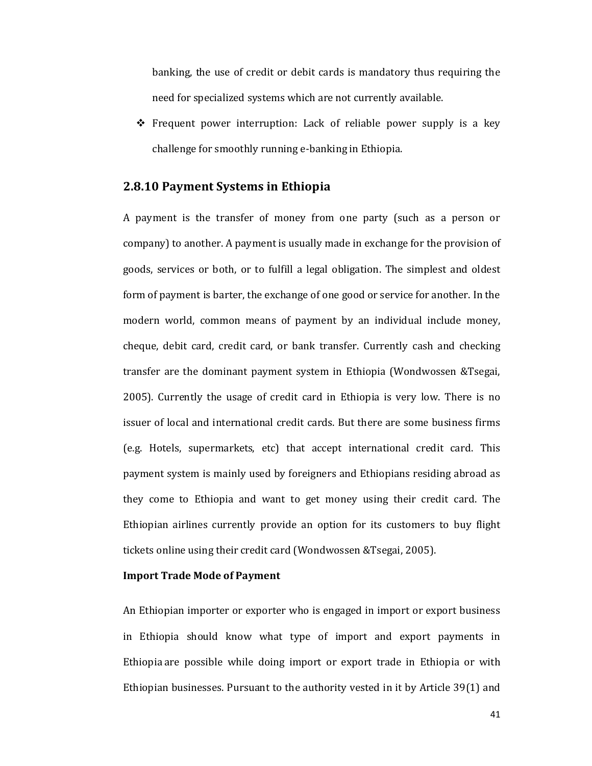banking, the use of credit or debit cards is mandatory thus requiring the need for specialized systems which are not currently available.

- Frequent power interruption: Lack of reliable power supply is a key challenge for smoothly running e-banking in Ethiopia.

### 2.8.10 Payment Systems in Ethiopia

A payment is the transfer of money from one party (such as a person or company) to another. A payment is usually made in exchange for the provision of goods, services or both, or to fulfill a legal obligation. The simplest and oldest form of payment is barter, the exchange of one good or service for another. In the modern world, common means of payment by an individual include money, cheque, debit card, credit card, or bank transfer. Currently cash and checking transfer are the dominant payment system in Ethiopia (Wondwossen &Tsegai, 2005). Currently the usage of credit card in Ethiopia is very low. There is no issuer of local and international credit cards. But there are some business firms (e.g. Hotels, supermarkets, etc) that accept international credit card. This payment system is mainly used by foreigners and Ethiopians residing abroad as they come to Ethiopia and want to get money using their credit card. The Ethiopian airlines currently provide an option for its customers to buy flight tickets online using their credit card (Wondwossen &Tsegai, 2005).

**Import Trade Mode of Payment**

An Ethiopian importer or exporter who is engaged in import or export business in Ethiopia should know what type of import and export payments in Ethiopia are possible while doing import or export trade in Ethiopia or with Ethiopian businesses. Pursuant to the authority vested in it by Article 39(1) and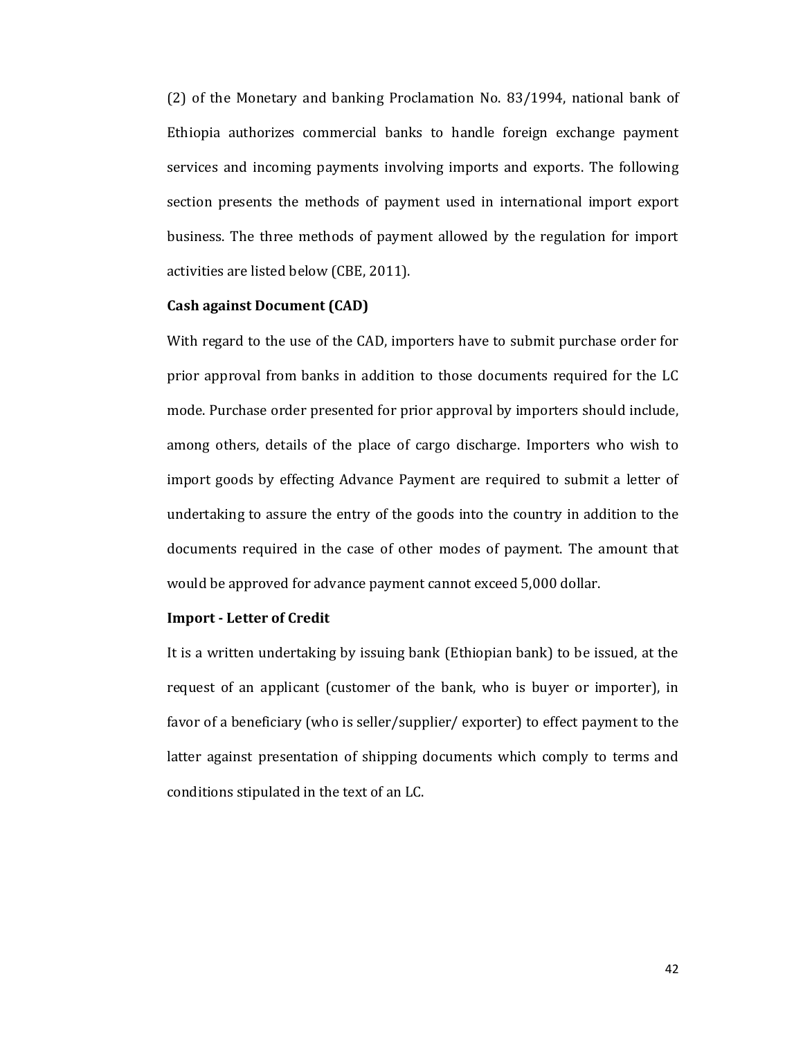(2) of the Monetary and banking Proclamation No. 83/1994, national bank of Ethiopia authorizes commercial banks to handle foreign exchange payment services and incoming payments involving imports and exports. The following section presents the methods of payment used in international import export business. The three methods of payment allowed by the regulation for import activities are listed below (CBE, 2011).

**Cash against Document (CAD)**

With regard to the use of the CAD, importers have to submit purchase order for prior approval from banks in addition to those documents required for the LC mode. Purchase order presented for prior approval by importers should include, among others, details of the place of cargo discharge. Importers who wish to import goods by effecting Advance Payment are required to submit a letter of undertaking to assure the entry of the goods into the country in addition to the documents required in the case of other modes of payment. The amount that would be approved for advance payment cannot exceed 5,000 dollar.

**Import - Letter of Credit**

It is a written undertaking by issuing bank (Ethiopian bank) to be issued, at the request of an applicant (customer of the bank, who is buyer or importer), in favor of a beneficiary (who is seller/supplier/ exporter) to effect payment to the latter against presentation of shipping documents which comply to terms and conditions stipulated in the text of an LC.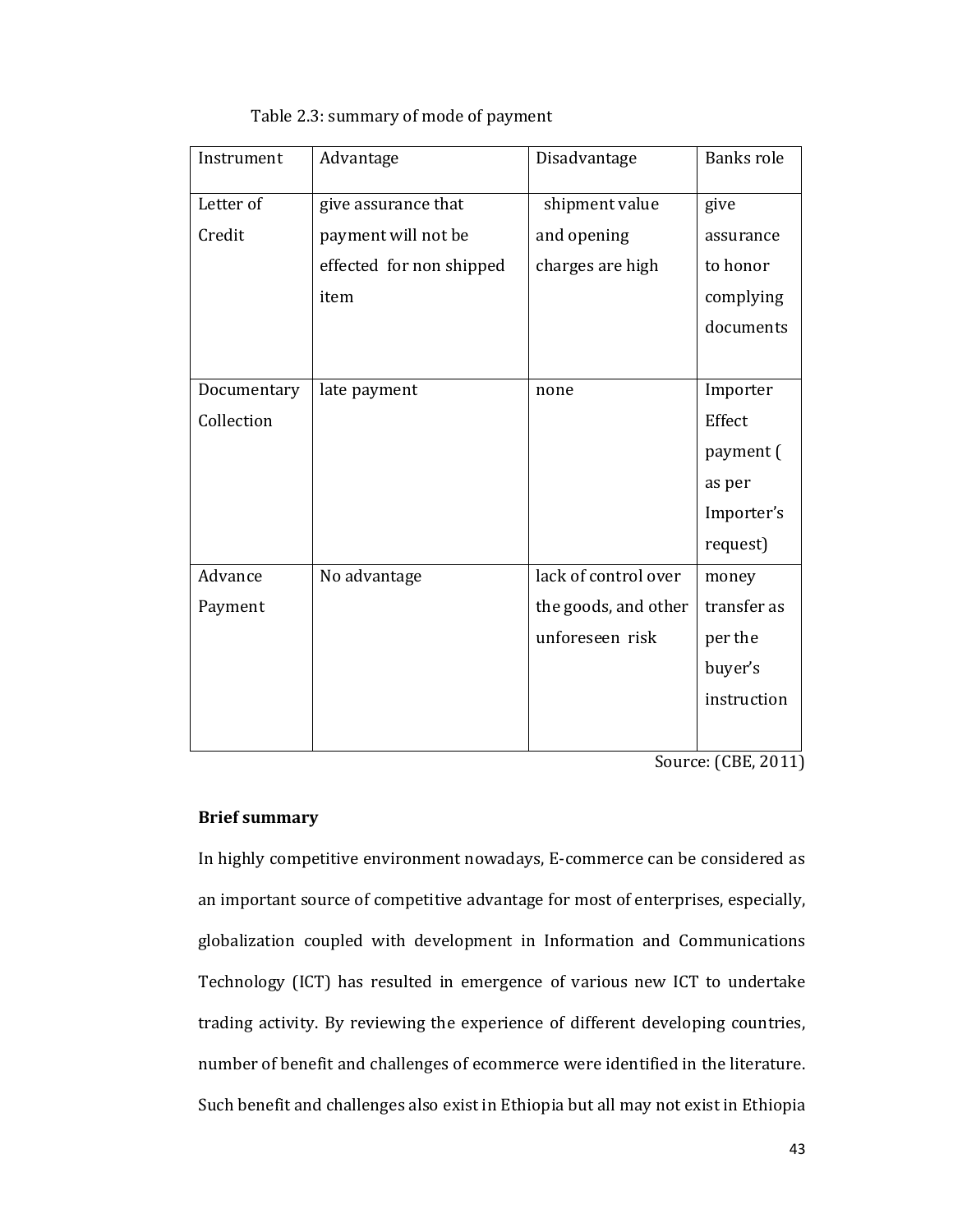Table 2.3: summary of mode of payment

| Instrument | Advantage | Disadvantage | Banks role |
|---|---|---|---|
| Letter of Credit | give assurance that payment will not be effected for non shipped item | shipment value and opening charges are high | give assurance to honor complying documents |
| Documentary Collection | late payment | none | Importer Effect payment ( as per Importer's request) |
| Advance Payment | No advantage | lack of control over the goods, and other unforeseen risk | money transfer as per the buyer's instruction |

Source: (CBE, 2011)

**Brief summary**

In highly competitive environment nowadays, E-commerce can be considered as an important source of competitive advantage for most of enterprises, especially, globalization coupled with development in Information and Communications Technology (ICT) has resulted in emergence of various new ICT to undertake trading activity. By reviewing the experience of different developing countries, number of benefit and challenges of ecommerce were identified in the literature. Such benefit and challenges also exist in Ethiopia but all may not exist in Ethiopia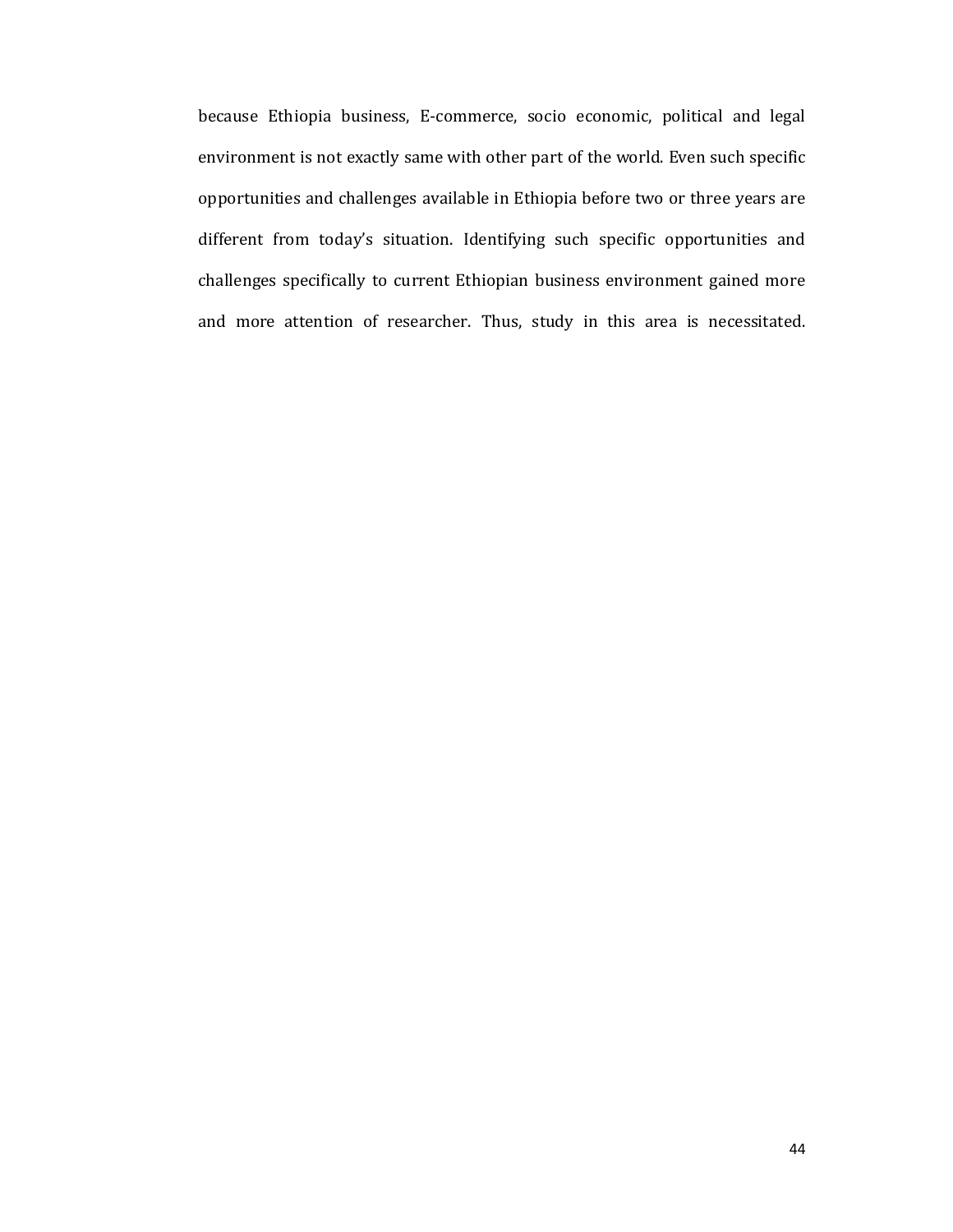because Ethiopia business, E-commerce, socio economic, political and legal environment is not exactly same with other part of the world. Even such specific opportunities and challenges available in Ethiopia before two or three years are different from today's situation. Identifying such specific opportunities and challenges specifically to current Ethiopian business environment gained more and more attention of researcher. Thus, study in this area is necessitated.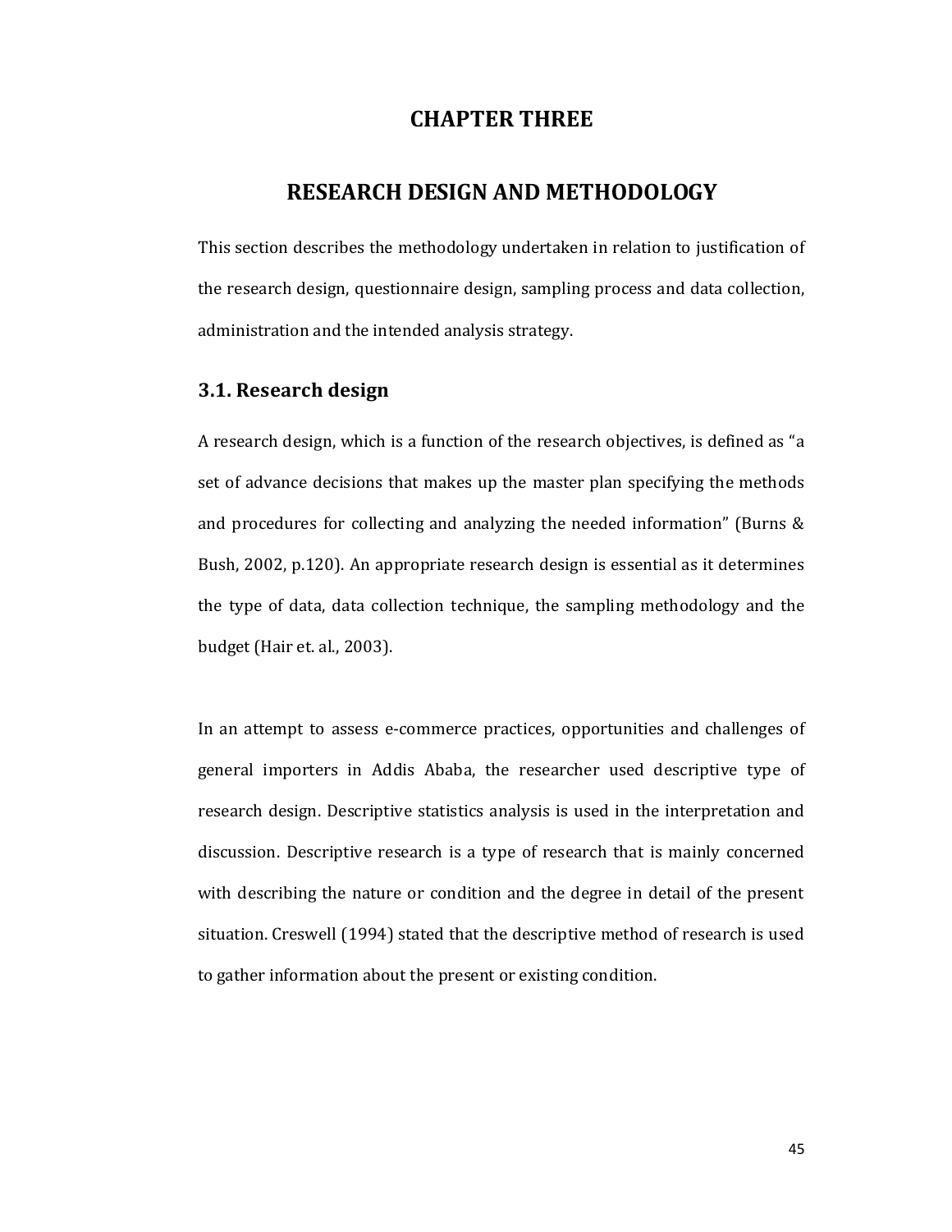# CHAPTER THREE

# RESEARCH DESIGN AND METHODOLOGY

This section describes the methodology undertaken in relation to justification of the research design, questionnaire design, sampling process and data collection, administration and the intended analysis strategy.

## 3.1. Research design

A research design, which is a function of the research objectives, is defined as "a set of advance decisions that makes up the master plan specifying the methods and procedures for collecting and analyzing the needed information" (Burns & Bush, 2002, p.120). An appropriate research design is essential as it determines the type of data, data collection technique, the sampling methodology and the budget (Hair et. al., 2003).

In an attempt to assess e-commerce practices, opportunities and challenges of general importers in Addis Ababa, the researcher used descriptive type of research design. Descriptive statistics analysis is used in the interpretation and discussion. Descriptive research is a type of research that is mainly concerned with describing the nature or condition and the degree in detail of the present situation. Creswell (1994) stated that the descriptive method of research is used to gather information about the present or existing condition.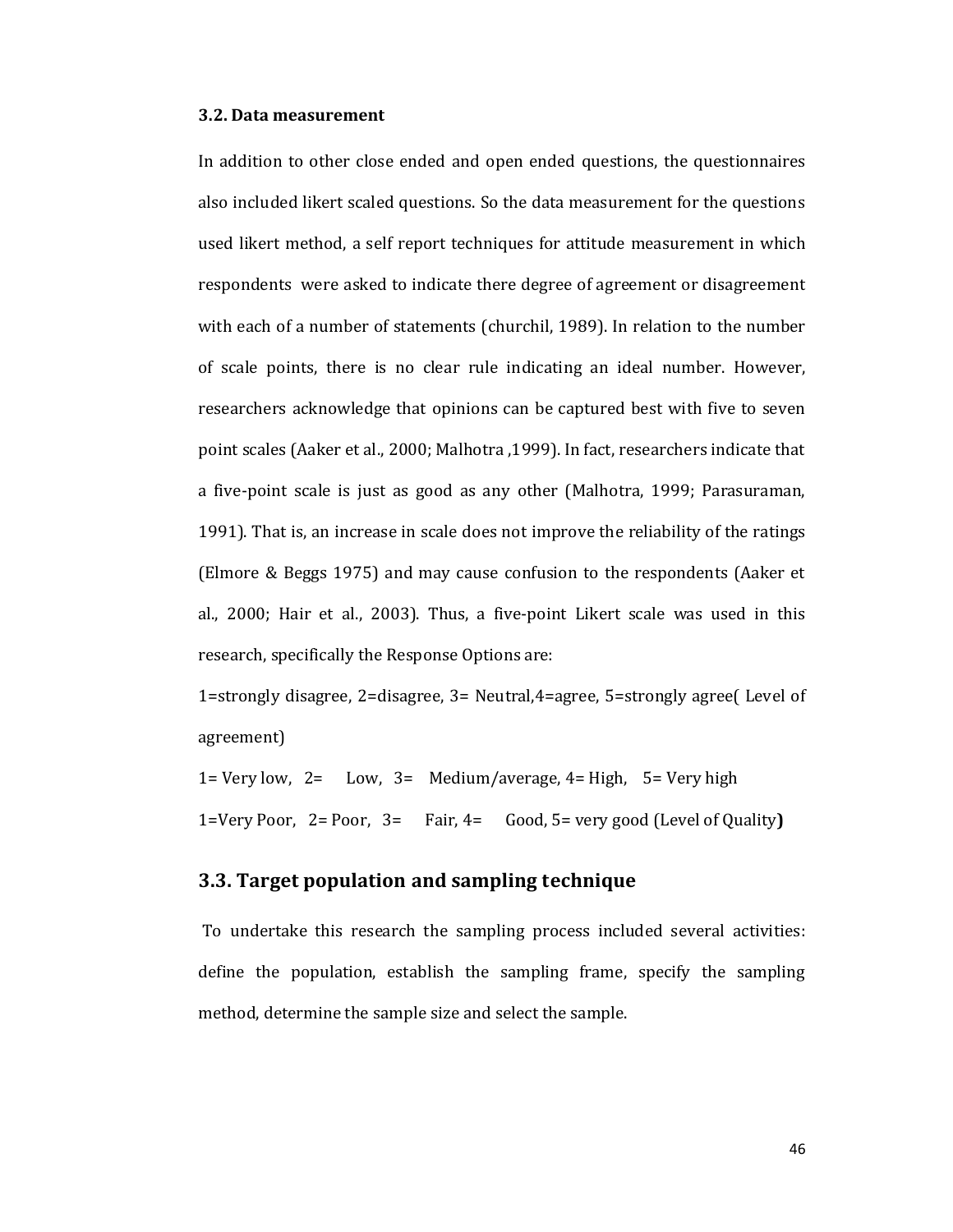### 3.2. Data measurement

In addition to other close ended and open ended questions, the questionnaires also included likert scaled questions. So the data measurement for the questions used likert method, a self report techniques for attitude measurement in which respondents were asked to indicate there degree of agreement or disagreement with each of a number of statements (churchil, 1989). In relation to the number of scale points, there is no clear rule indicating an ideal number. However, researchers acknowledge that opinions can be captured best with five to seven point scales (Aaker et al., 2000; Malhotra ,1999). In fact, researchers indicate that a five-point scale is just as good as any other (Malhotra, 1999; Parasuraman, 1991). That is, an increase in scale does not improve the reliability of the ratings (Elmore & Beggs 1975) and may cause confusion to the respondents (Aaker et al., 2000; Hair et al., 2003). Thus, a five-point Likert scale was used in this research, specifically the Response Options are:

1=strongly disagree, 2=disagree, 3= Neutral,4=agree, 5=strongly agree( Level of agreement)

1= Very low, 2= Low, 3= Medium/average, 4= High, 5= Very high

1=Very Poor, 2= Poor, 3= Fair, 4= Good, 5= very good (Level of Quality**)**

## 3.3. Target population and sampling technique

To undertake this research the sampling process included several activities: define the population, establish the sampling frame, specify the sampling method, determine the sample size and select the sample.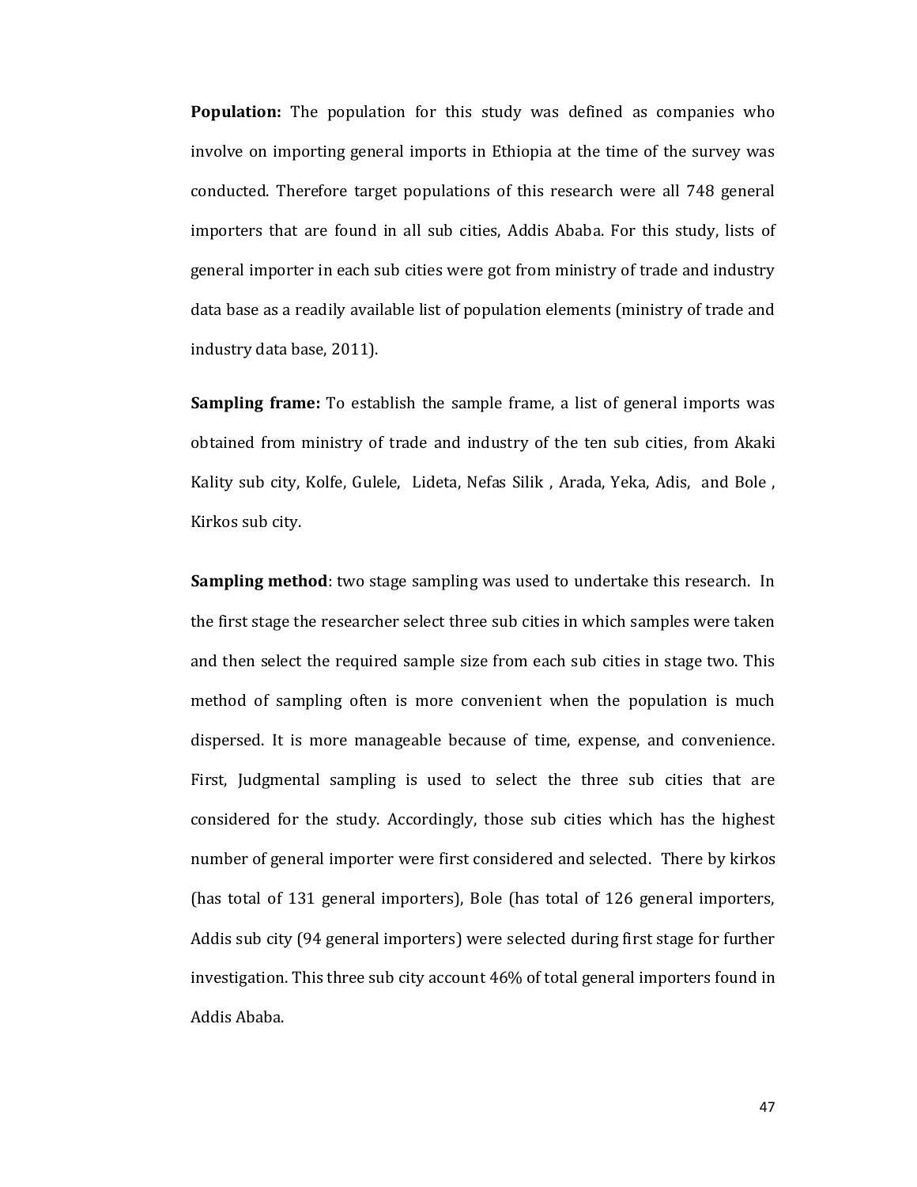**Population:** The population for this study was defined as companies who involve on importing general imports in Ethiopia at the time of the survey was conducted. Therefore target populations of this research were all 748 general importers that are found in all sub cities, Addis Ababa. For this study, lists of general importer in each sub cities were got from ministry of trade and industry data base as a readily available list of population elements (ministry of trade and industry data base, 2011).

**Sampling frame:** To establish the sample frame, a list of general imports was obtained from ministry of trade and industry of the ten sub cities, from Akaki Kality sub city, Kolfe, Gulele, Lideta, Nefas Silik , Arada, Yeka, Adis, and Bole , Kirkos sub city.

**Sampling method**: two stage sampling was used to undertake this research. In the first stage the researcher select three sub cities in which samples were taken and then select the required sample size from each sub cities in stage two. This method of sampling often is more convenient when the population is much dispersed. It is more manageable because of time, expense, and convenience. First, Judgmental sampling is used to select the three sub cities that are considered for the study. Accordingly, those sub cities which has the highest number of general importer were first considered and selected. There by kirkos (has total of 131 general importers), Bole (has total of 126 general importers, Addis sub city (94 general importers) were selected during first stage for further investigation. This three sub city account 46% of total general importers found in Addis Ababa.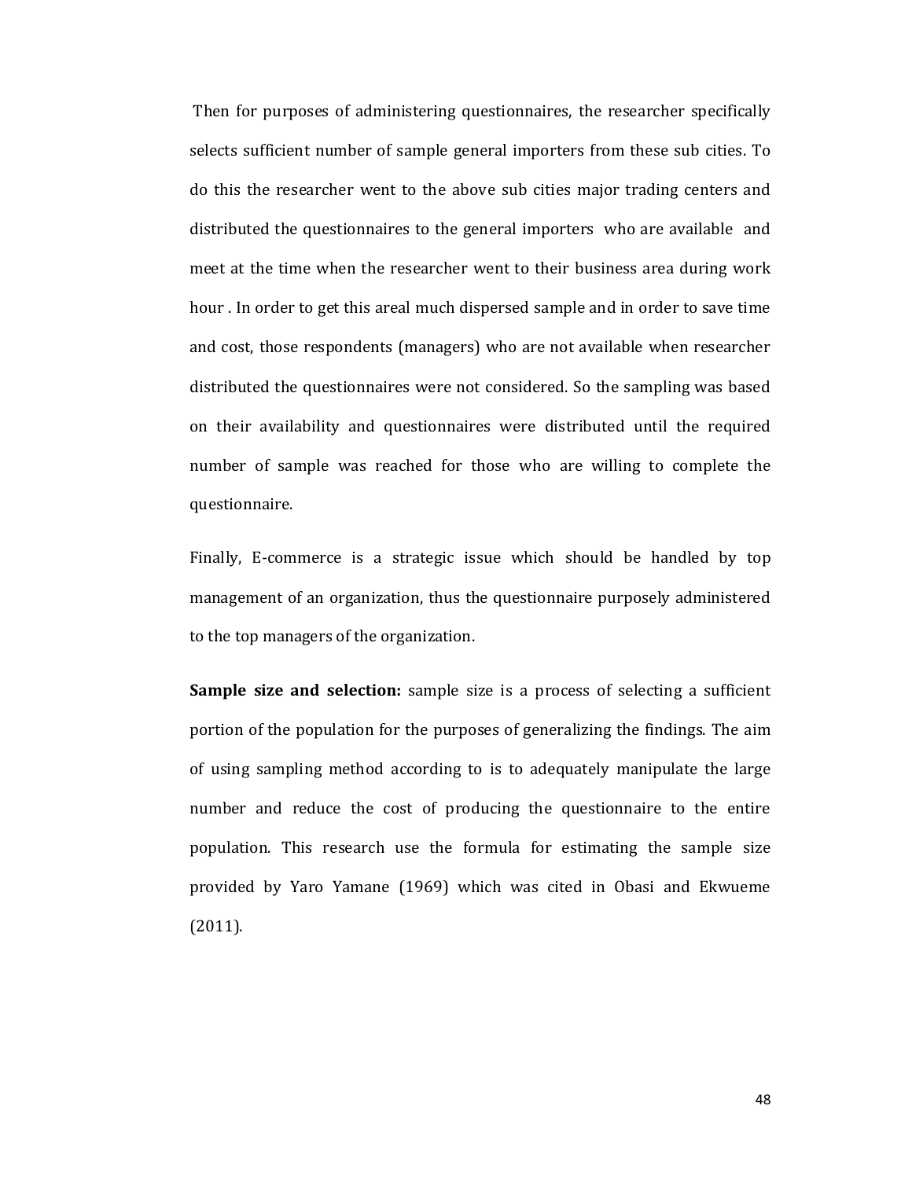Then for purposes of administering questionnaires, the researcher specifically selects sufficient number of sample general importers from these sub cities. To do this the researcher went to the above sub cities major trading centers and distributed the questionnaires to the general importers who are available and meet at the time when the researcher went to their business area during work hour . In order to get this areal much dispersed sample and in order to save time and cost, those respondents (managers) who are not available when researcher distributed the questionnaires were not considered. So the sampling was based on their availability and questionnaires were distributed until the required number of sample was reached for those who are willing to complete the questionnaire.

Finally, E-commerce is a strategic issue which should be handled by top management of an organization, thus the questionnaire purposely administered to the top managers of the organization.

**Sample size and selection:** sample size is a process of selecting a sufficient portion of the population for the purposes of generalizing the findings. The aim of using sampling method according to is to adequately manipulate the large number and reduce the cost of producing the questionnaire to the entire population. This research use the formula for estimating the sample size provided by Yaro Yamane (1969) which was cited in Obasi and Ekwueme (2011).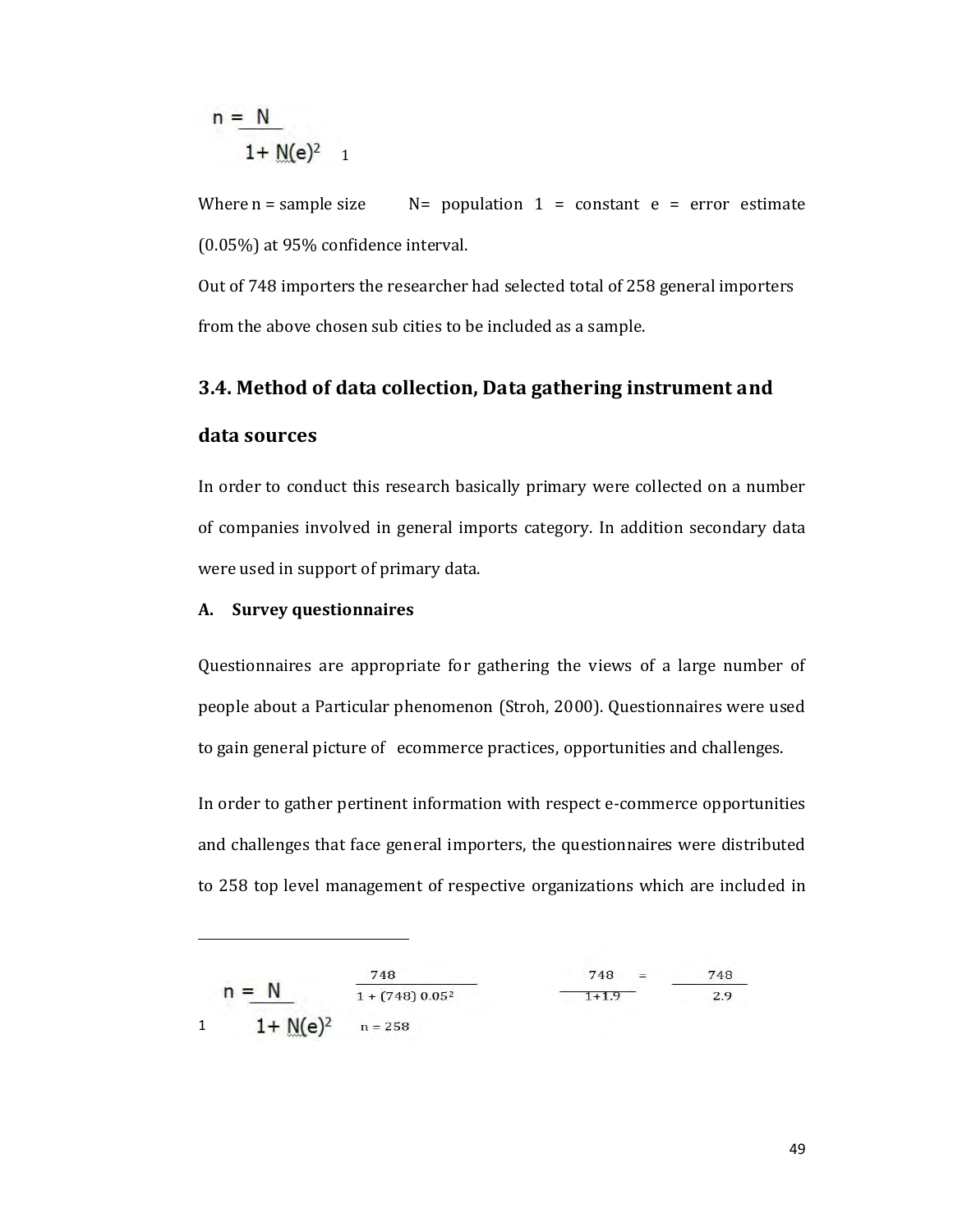$$n = \frac{N}{1 + N(e)^2}$$[1]

Where n = sample size N= population 1 = constant e = error estimate (0.05%) at 95% confidence interval.

Out of 748 importers the researcher had selected total of 258 general importers from the above chosen sub cities to be included as a sample.

## 3.4. Method of data collection, Data gathering instrument and data sources

In order to conduct this research basically primary were collected on a number of companies involved in general imports category. In addition secondary data were used in support of primary data.

### A. Survey questionnaires

Questionnaires are appropriate for gathering the views of a large number of people about a Particular phenomenon (Stroh, 2000). Questionnaires were used to gain general picture of ecommerce practices, opportunities and challenges.

In order to gather pertinent information with respect e-commerce opportunities and challenges that face general importers, the questionnaires were distributed to 258 top level management of respective organizations which are included in

---

[1] $$n = \frac{N}{1 + N(e)^2} \qquad \frac{748}{1 + (748)\,0.05^2} \qquad \frac{748}{1+1.9} = \frac{748}{2.9}$$

$n = 258$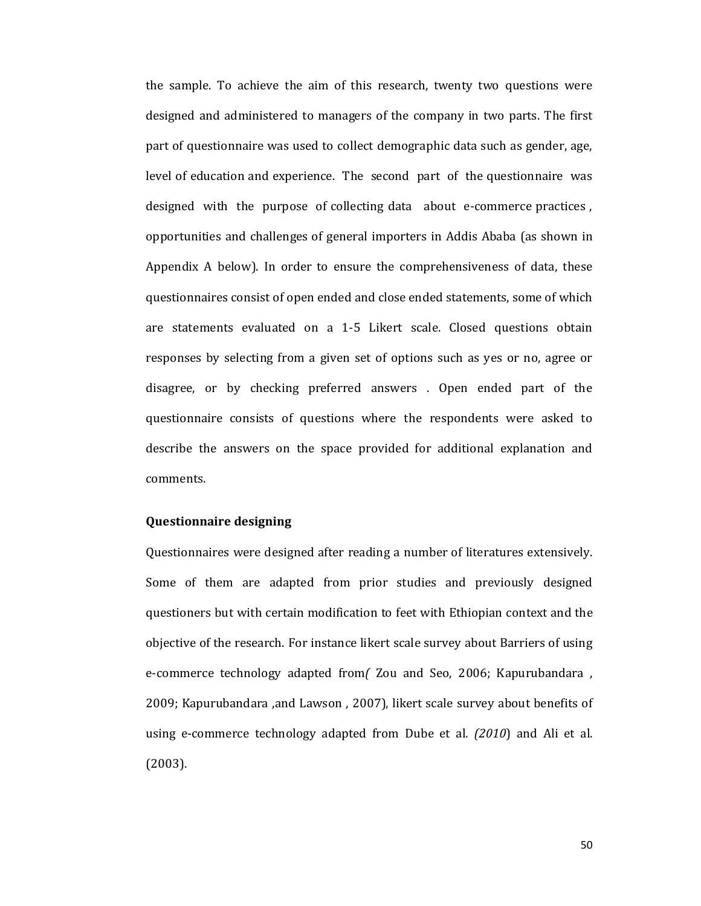the sample. To achieve the aim of this research, twenty two questions were designed and administered to managers of the company in two parts. The first part of questionnaire was used to collect demographic data such as gender, age, level of education and experience. The second part of the questionnaire was designed with the purpose of collecting data about e-commerce practices , opportunities and challenges of general importers in Addis Ababa (as shown in Appendix A below). In order to ensure the comprehensiveness of data, these questionnaires consist of open ended and close ended statements, some of which are statements evaluated on a 1-5 Likert scale. Closed questions obtain responses by selecting from a given set of options such as yes or no, agree or disagree, or by checking preferred answers . Open ended part of the questionnaire consists of questions where the respondents were asked to describe the answers on the space provided for additional explanation and comments.

**Questionnaire designing**

Questionnaires were designed after reading a number of literatures extensively. Some of them are adapted from prior studies and previously designed questioners but with certain modification to feet with Ethiopian context and the objective of the research. For instance likert scale survey about Barriers of using e-commerce technology adapted from*(* Zou and Seo, 2006; Kapurubandara , 2009; Kapurubandara ,and Lawson , 2007), likert scale survey about benefits of using e-commerce technology adapted from Dube et al*. (2010*) and Ali et al. (2003).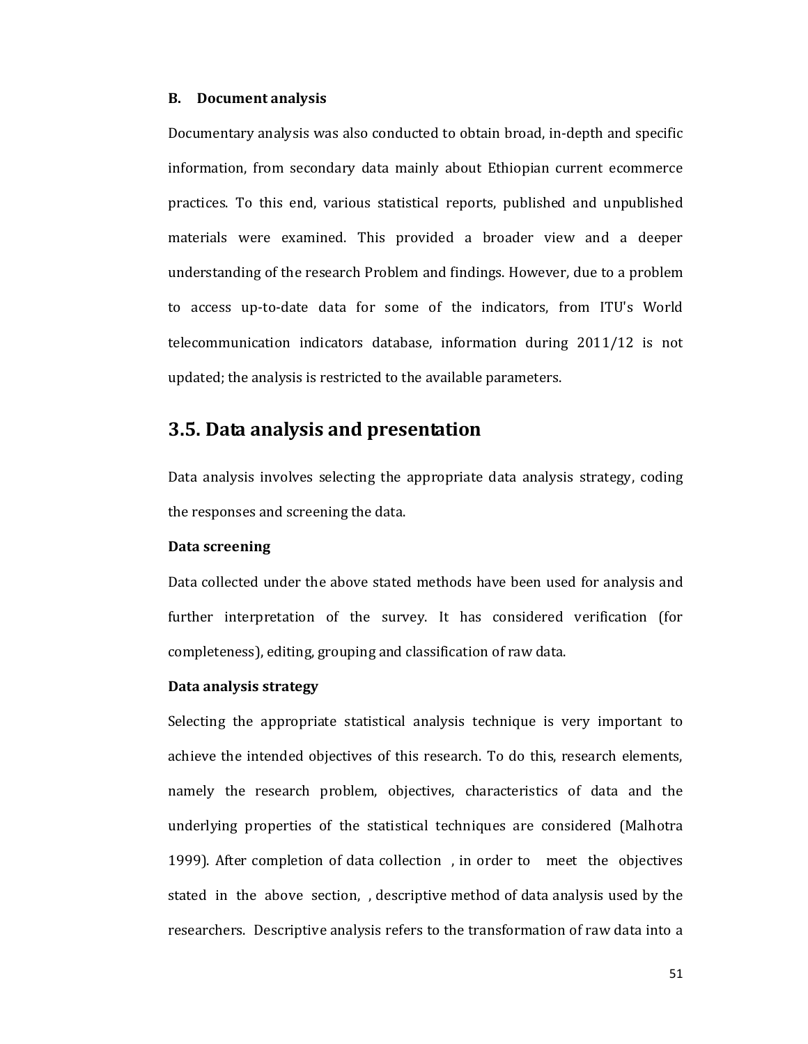**B. Document analysis**

Documentary analysis was also conducted to obtain broad, in-depth and specific information, from secondary data mainly about Ethiopian current ecommerce practices. To this end, various statistical reports, published and unpublished materials were examined. This provided a broader view and a deeper understanding of the research Problem and findings. However, due to a problem to access up-to-date data for some of the indicators, from ITU's World telecommunication indicators database, information during 2011/12 is not updated; the analysis is restricted to the available parameters.

## 3.5. Data analysis and presentation

Data analysis involves selecting the appropriate data analysis strategy, coding the responses and screening the data.

**Data screening**

Data collected under the above stated methods have been used for analysis and further interpretation of the survey. It has considered verification (for completeness), editing, grouping and classification of raw data.

**Data analysis strategy**

Selecting the appropriate statistical analysis technique is very important to achieve the intended objectives of this research. To do this, research elements, namely the research problem, objectives, characteristics of data and the underlying properties of the statistical techniques are considered (Malhotra 1999). After completion of data collection , in order to meet the objectives stated in the above section, , descriptive method of data analysis used by the researchers. Descriptive analysis refers to the transformation of raw data into a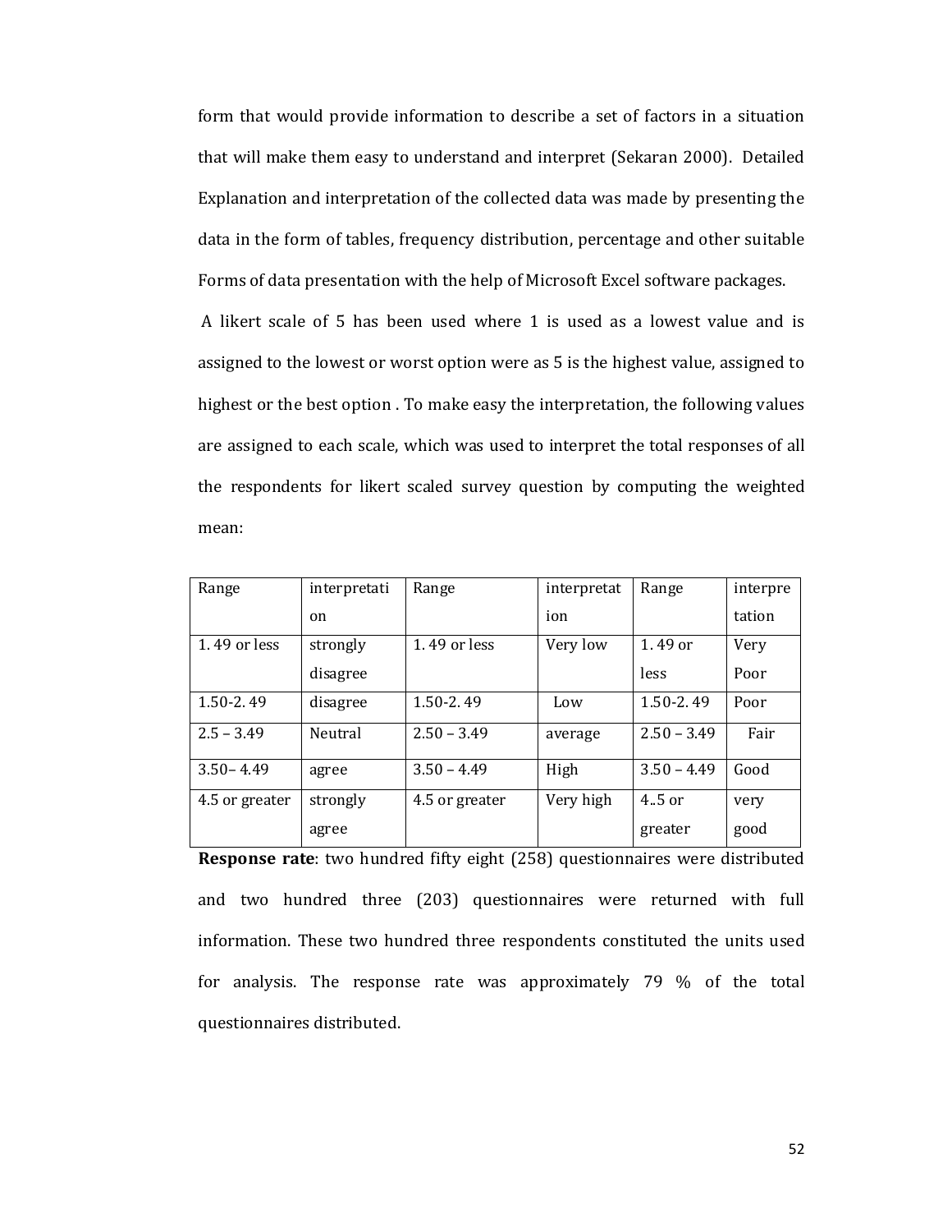form that would provide information to describe a set of factors in a situation that will make them easy to understand and interpret (Sekaran 2000). Detailed Explanation and interpretation of the collected data was made by presenting the data in the form of tables, frequency distribution, percentage and other suitable Forms of data presentation with the help of Microsoft Excel software packages.

A likert scale of 5 has been used where 1 is used as a lowest value and is assigned to the lowest or worst option were as 5 is the highest value, assigned to highest or the best option . To make easy the interpretation, the following values are assigned to each scale, which was used to interpret the total responses of all the respondents for likert scaled survey question by computing the weighted mean:

| Range | interpretation | Range | interpretation | Range | interpretation |
|---|---|---|---|---|---|
| 1. 49 or less | strongly disagree | 1. 49 or less | Very low | 1. 49 or less | Very Poor |
| 1.50-2. 49 | disagree | 1.50-2. 49 | Low | 1.50-2. 49 | Poor |
| 2.5 – 3.49 | Neutral | 2.50 – 3.49 | average | 2.50 – 3.49 | Fair |
| 3.50– 4.49 | agree | 3.50 – 4.49 | High | 3.50 – 4.49 | Good |
| 4.5 or greater | strongly agree | 4.5 or greater | Very high | 4..5 or greater | very good |

**Response rate**: two hundred fifty eight (258) questionnaires were distributed and two hundred three (203) questionnaires were returned with full information. These two hundred three respondents constituted the units used for analysis. The response rate was approximately 79 % of the total questionnaires distributed.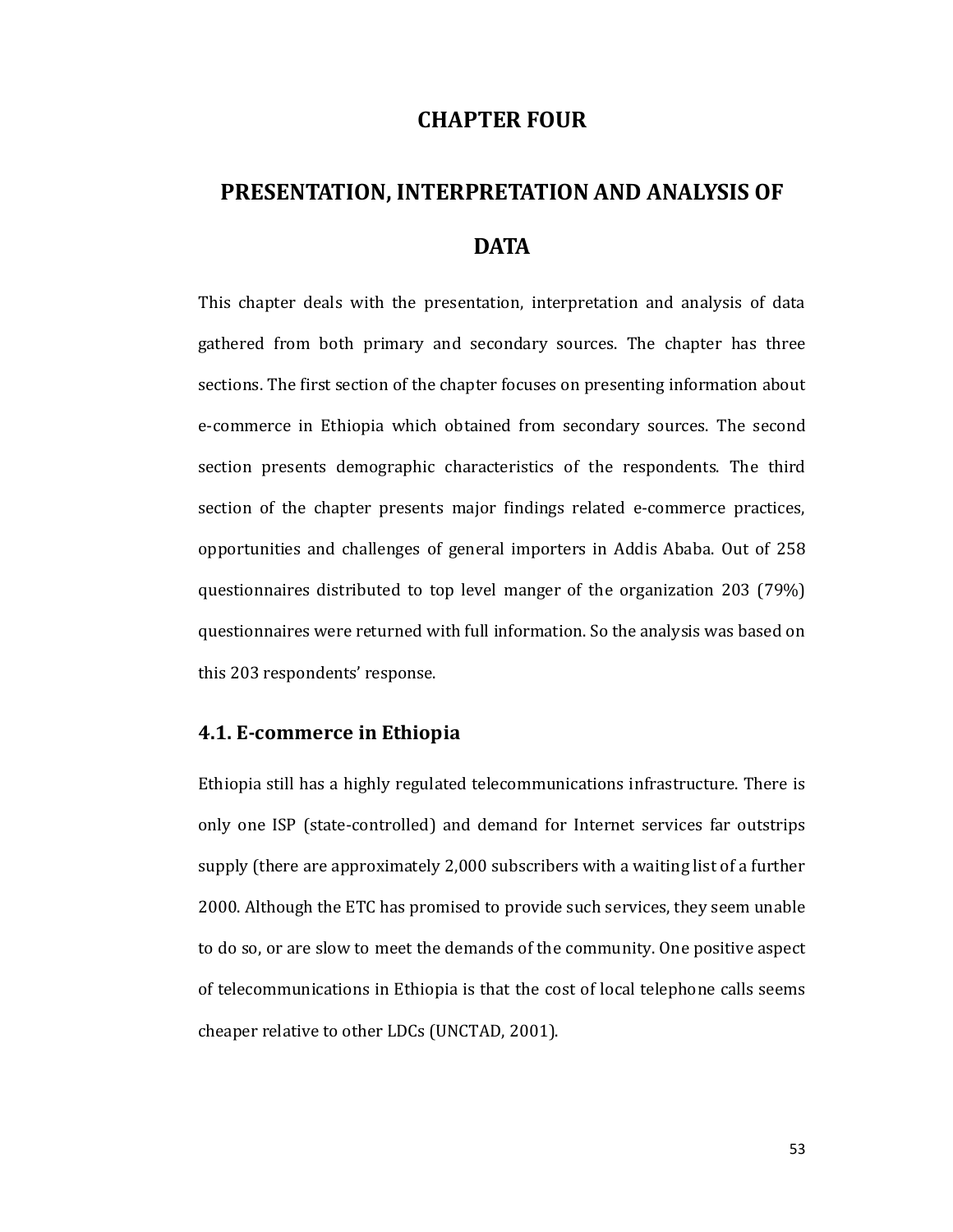# CHAPTER FOUR

# PRESENTATION, INTERPRETATION AND ANALYSIS OF DATA

This chapter deals with the presentation, interpretation and analysis of data gathered from both primary and secondary sources. The chapter has three sections. The first section of the chapter focuses on presenting information about e-commerce in Ethiopia which obtained from secondary sources. The second section presents demographic characteristics of the respondents. The third section of the chapter presents major findings related e-commerce practices, opportunities and challenges of general importers in Addis Ababa. Out of 258 questionnaires distributed to top level manger of the organization 203 (79%) questionnaires were returned with full information. So the analysis was based on this 203 respondents' response.

## 4.1. E-commerce in Ethiopia

Ethiopia still has a highly regulated telecommunications infrastructure. There is only one ISP (state-controlled) and demand for Internet services far outstrips supply (there are approximately 2,000 subscribers with a waiting list of a further 2000. Although the ETC has promised to provide such services, they seem unable to do so, or are slow to meet the demands of the community. One positive aspect of telecommunications in Ethiopia is that the cost of local telephone calls seems cheaper relative to other LDCs (UNCTAD, 2001).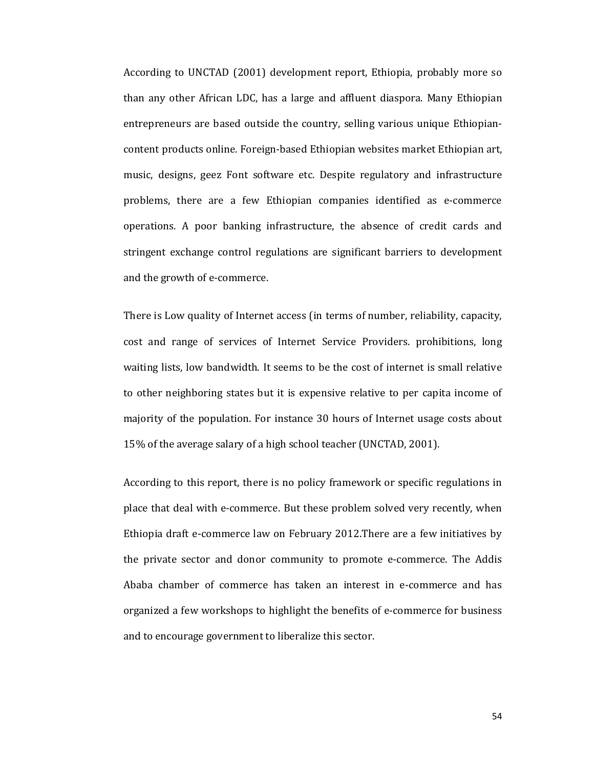According to UNCTAD (2001) development report, Ethiopia, probably more so than any other African LDC, has a large and affluent diaspora. Many Ethiopian entrepreneurs are based outside the country, selling various unique Ethiopian-content products online. Foreign-based Ethiopian websites market Ethiopian art, music, designs, geez Font software etc. Despite regulatory and infrastructure problems, there are a few Ethiopian companies identified as e-commerce operations. A poor banking infrastructure, the absence of credit cards and stringent exchange control regulations are significant barriers to development and the growth of e-commerce.

There is Low quality of Internet access (in terms of number, reliability, capacity, cost and range of services of Internet Service Providers. prohibitions, long waiting lists, low bandwidth. It seems to be the cost of internet is small relative to other neighboring states but it is expensive relative to per capita income of majority of the population. For instance 30 hours of Internet usage costs about 15% of the average salary of a high school teacher (UNCTAD, 2001).

According to this report, there is no policy framework or specific regulations in place that deal with e-commerce. But these problem solved very recently, when Ethiopia draft e-commerce law on February 2012.There are a few initiatives by the private sector and donor community to promote e-commerce. The Addis Ababa chamber of commerce has taken an interest in e-commerce and has organized a few workshops to highlight the benefits of e-commerce for business and to encourage government to liberalize this sector.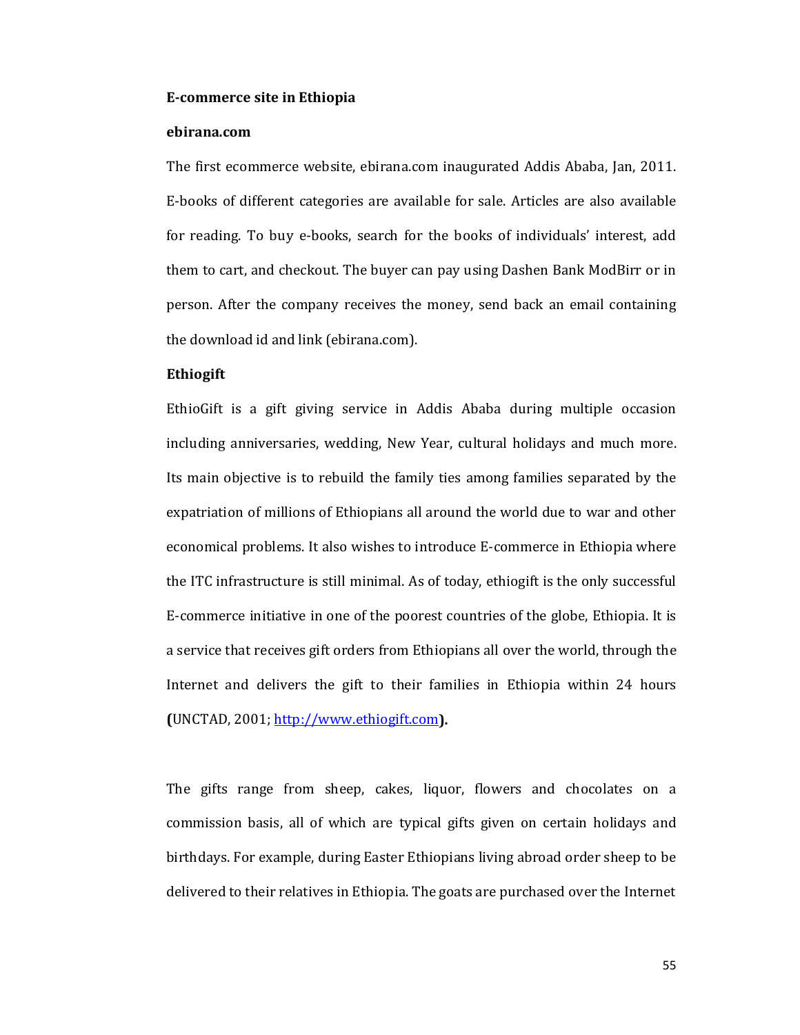**E-commerce site in Ethiopia**

**ebirana.com**

The first ecommerce website, ebirana.com inaugurated Addis Ababa, Jan, 2011. E-books of different categories are available for sale. Articles are also available for reading. To buy e-books, search for the books of individuals' interest, add them to cart, and checkout. The buyer can pay using Dashen Bank ModBirr or in person. After the company receives the money, send back an email containing the download id and link (ebirana.com).

**Ethiogift**

EthioGift is a gift giving service in Addis Ababa during multiple occasion including anniversaries, wedding, New Year, cultural holidays and much more. Its main objective is to rebuild the family ties among families separated by the expatriation of millions of Ethiopians all around the world due to war and other economical problems. It also wishes to introduce E-commerce in Ethiopia where the ITC infrastructure is still minimal. As of today, ethiogift is the only successful E-commerce initiative in one of the poorest countries of the globe, Ethiopia. It is a service that receives gift orders from Ethiopians all over the world, through the Internet and delivers the gift to their families in Ethiopia within 24 hours **(**UNCTAD, 2001; http://www.ethiogift.com**).**

The gifts range from sheep, cakes, liquor, flowers and chocolates on a commission basis, all of which are typical gifts given on certain holidays and birthdays. For example, during Easter Ethiopians living abroad order sheep to be delivered to their relatives in Ethiopia. The goats are purchased over the Internet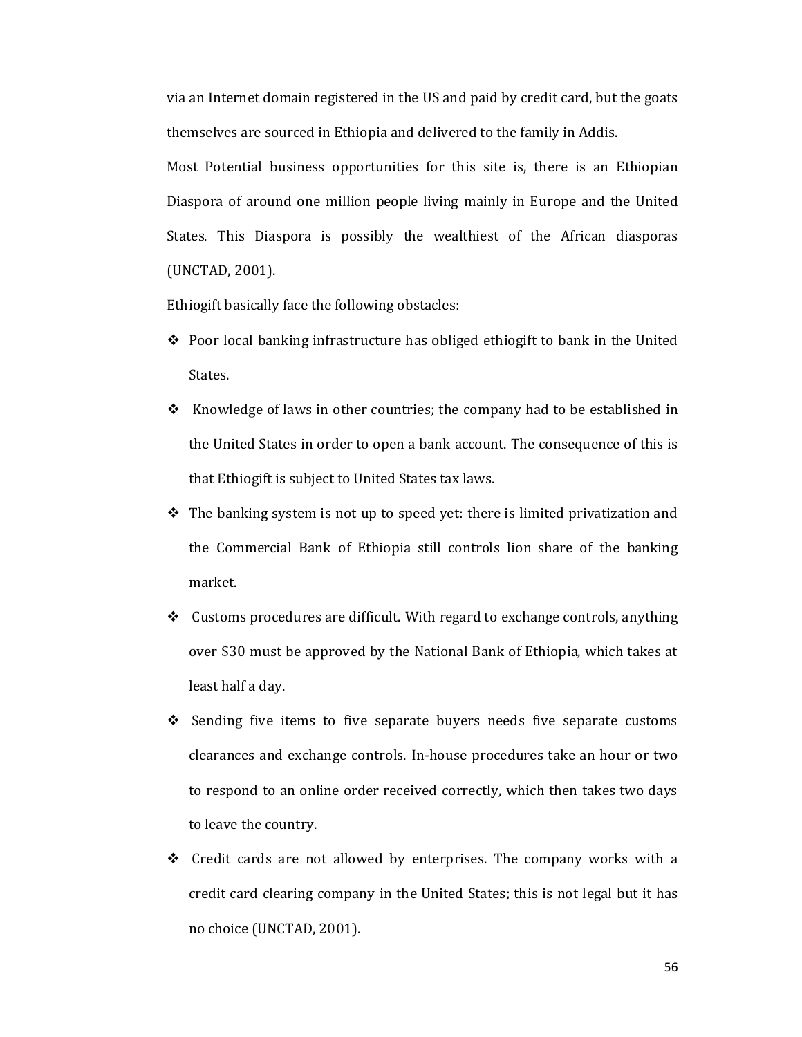via an Internet domain registered in the US and paid by credit card, but the goats themselves are sourced in Ethiopia and delivered to the family in Addis.

Most Potential business opportunities for this site is, there is an Ethiopian Diaspora of around one million people living mainly in Europe and the United States. This Diaspora is possibly the wealthiest of the African diasporas (UNCTAD, 2001).

Ethiogift basically face the following obstacles:

- Poor local banking infrastructure has obliged ethiogift to bank in the United States.
- Knowledge of laws in other countries; the company had to be established in the United States in order to open a bank account. The consequence of this is that Ethiogift is subject to United States tax laws.
- The banking system is not up to speed yet: there is limited privatization and the Commercial Bank of Ethiopia still controls lion share of the banking market.
- Customs procedures are difficult. With regard to exchange controls, anything over $30 must be approved by the National Bank of Ethiopia, which takes at least half a day.
- Sending five items to five separate buyers needs five separate customs clearances and exchange controls. In-house procedures take an hour or two to respond to an online order received correctly, which then takes two days to leave the country.
- Credit cards are not allowed by enterprises. The company works with a credit card clearing company in the United States; this is not legal but it has no choice (UNCTAD, 2001).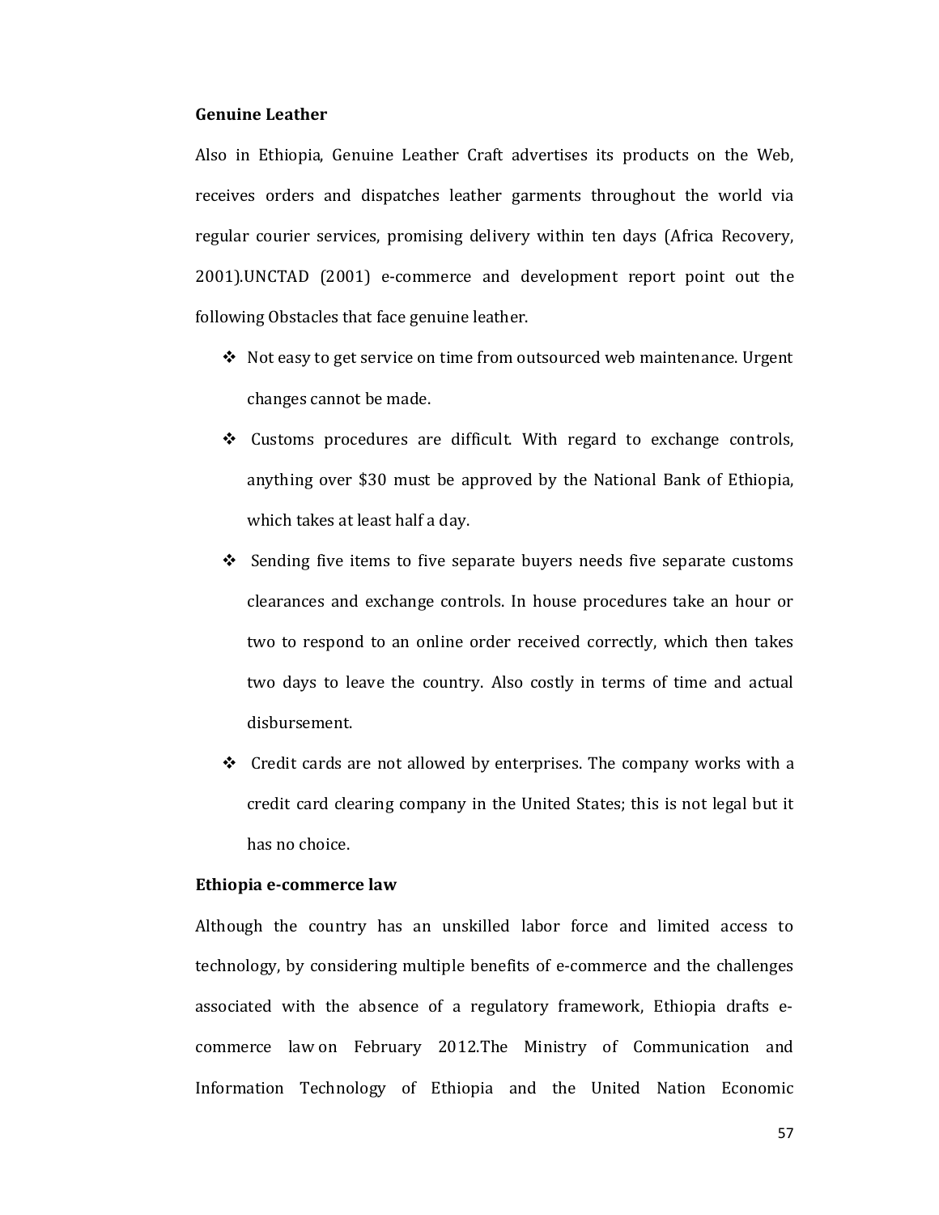**Genuine Leather**

Also in Ethiopia, Genuine Leather Craft advertises its products on the Web, receives orders and dispatches leather garments throughout the world via regular courier services, promising delivery within ten days (Africa Recovery, 2001).UNCTAD (2001) e-commerce and development report point out the following Obstacles that face genuine leather.

- Not easy to get service on time from outsourced web maintenance. Urgent changes cannot be made.
- Customs procedures are difficult. With regard to exchange controls, anything over $30 must be approved by the National Bank of Ethiopia, which takes at least half a day.
- Sending five items to five separate buyers needs five separate customs clearances and exchange controls. In house procedures take an hour or two to respond to an online order received correctly, which then takes two days to leave the country. Also costly in terms of time and actual disbursement.
- Credit cards are not allowed by enterprises. The company works with a credit card clearing company in the United States; this is not legal but it has no choice.

**Ethiopia e-commerce law**

Although the country has an unskilled labor force and limited access to technology, by considering multiple benefits of e-commerce and the challenges associated with the absence of a regulatory framework, Ethiopia drafts e-commerce law on February 2012.The Ministry of Communication and Information Technology of Ethiopia and the United Nation Economic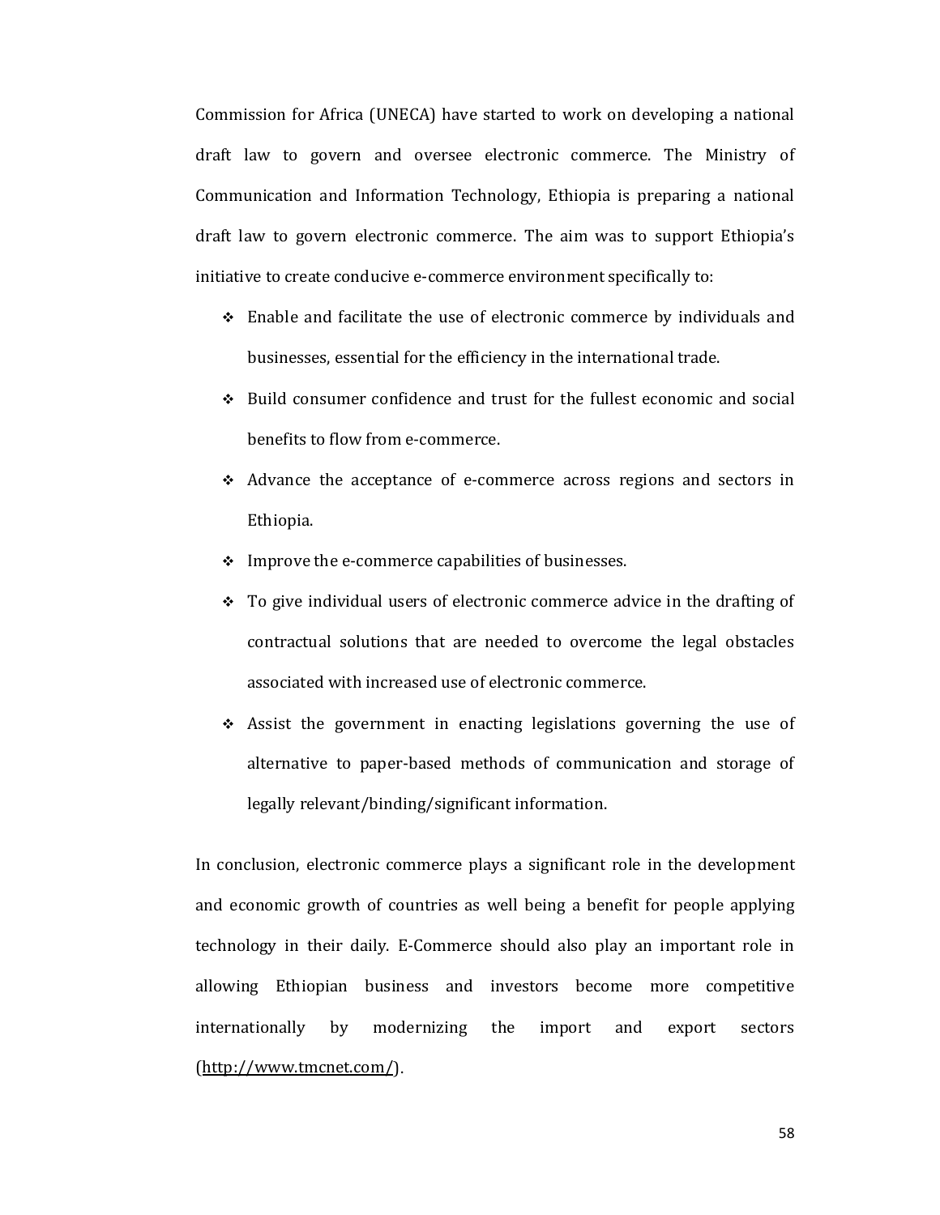Commission for Africa (UNECA) have started to work on developing a national draft law to govern and oversee electronic commerce. The Ministry of Communication and Information Technology, Ethiopia is preparing a national draft law to govern electronic commerce. The aim was to support Ethiopia's initiative to create conducive e-commerce environment specifically to:

- Enable and facilitate the use of electronic commerce by individuals and businesses, essential for the efficiency in the international trade.
- Build consumer confidence and trust for the fullest economic and social benefits to flow from e-commerce.
- Advance the acceptance of e-commerce across regions and sectors in Ethiopia.
- Improve the e-commerce capabilities of businesses.
- To give individual users of electronic commerce advice in the drafting of contractual solutions that are needed to overcome the legal obstacles associated with increased use of electronic commerce.
- Assist the government in enacting legislations governing the use of alternative to paper-based methods of communication and storage of legally relevant/binding/significant information.

In conclusion, electronic commerce plays a significant role in the development and economic growth of countries as well being a benefit for people applying technology in their daily. E-Commerce should also play an important role in allowing Ethiopian business and investors become more competitive internationally by modernizing the import and export sectors (http://www.tmcnet.com/).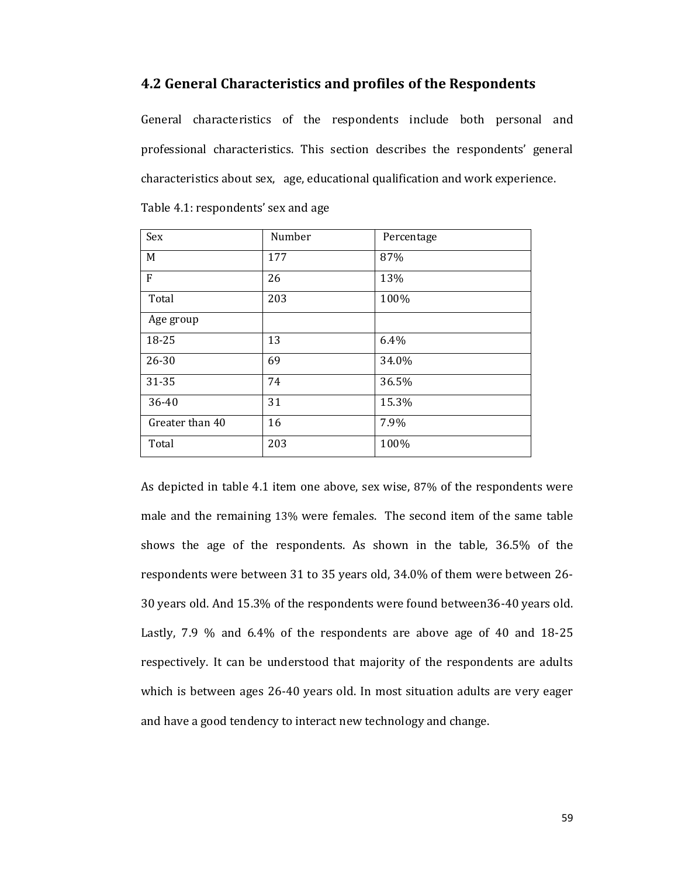## 4.2 General Characteristics and profiles of the Respondents

General characteristics of the respondents include both personal and professional characteristics. This section describes the respondents' general characteristics about sex, age, educational qualification and work experience.

Table 4.1: respondents' sex and age

| Sex | Number | Percentage |
|---|---|---|
| M | 177 | 87% |
| F | 26 | 13% |
| Total | 203 | 100% |
| Age group | | |
| 18-25 | 13 | 6.4% |
| 26-30 | 69 | 34.0% |
| 31-35 | 74 | 36.5% |
| 36-40 | 31 | 15.3% |
| Greater than 40 | 16 | 7.9% |
| Total | 203 | 100% |

As depicted in table 4.1 item one above, sex wise, 87% of the respondents were male and the remaining 13% were females. The second item of the same table shows the age of the respondents. As shown in the table, 36.5% of the respondents were between 31 to 35 years old, 34.0% of them were between 26-30 years old. And 15.3% of the respondents were found between36-40 years old. Lastly, 7.9 % and 6.4% of the respondents are above age of 40 and 18-25 respectively. It can be understood that majority of the respondents are adults which is between ages 26-40 years old. In most situation adults are very eager and have a good tendency to interact new technology and change.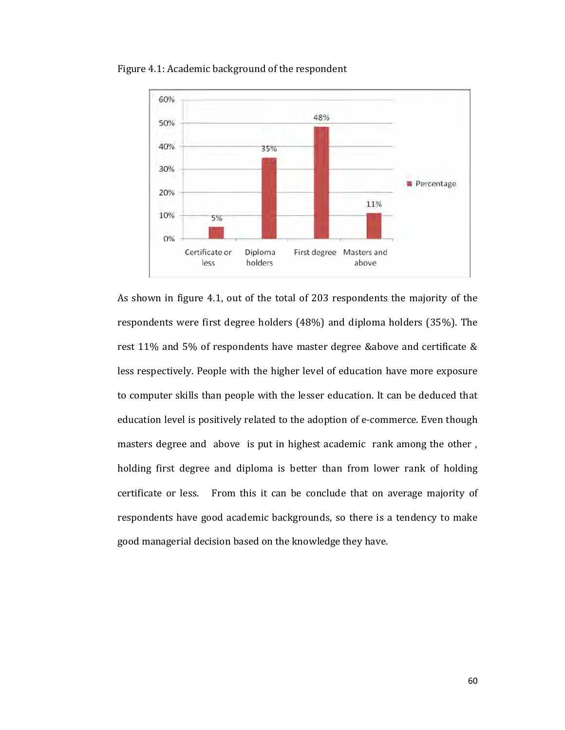Figure 4.1: Academic background of the respondent

As shown in figure 4.1, out of the total of 203 respondents the majority of the respondents were first degree holders (48%) and diploma holders (35%). The rest 11% and 5% of respondents have master degree &above and certificate & less respectively. People with the higher level of education have more exposure to computer skills than people with the lesser education. It can be deduced that education level is positively related to the adoption of e-commerce. Even though masters degree and above is put in highest academic rank among the other , holding first degree and diploma is better than from lower rank of holding certificate or less. From this it can be conclude that on average majority of respondents have good academic backgrounds, so there is a tendency to make good managerial decision based on the knowledge they have.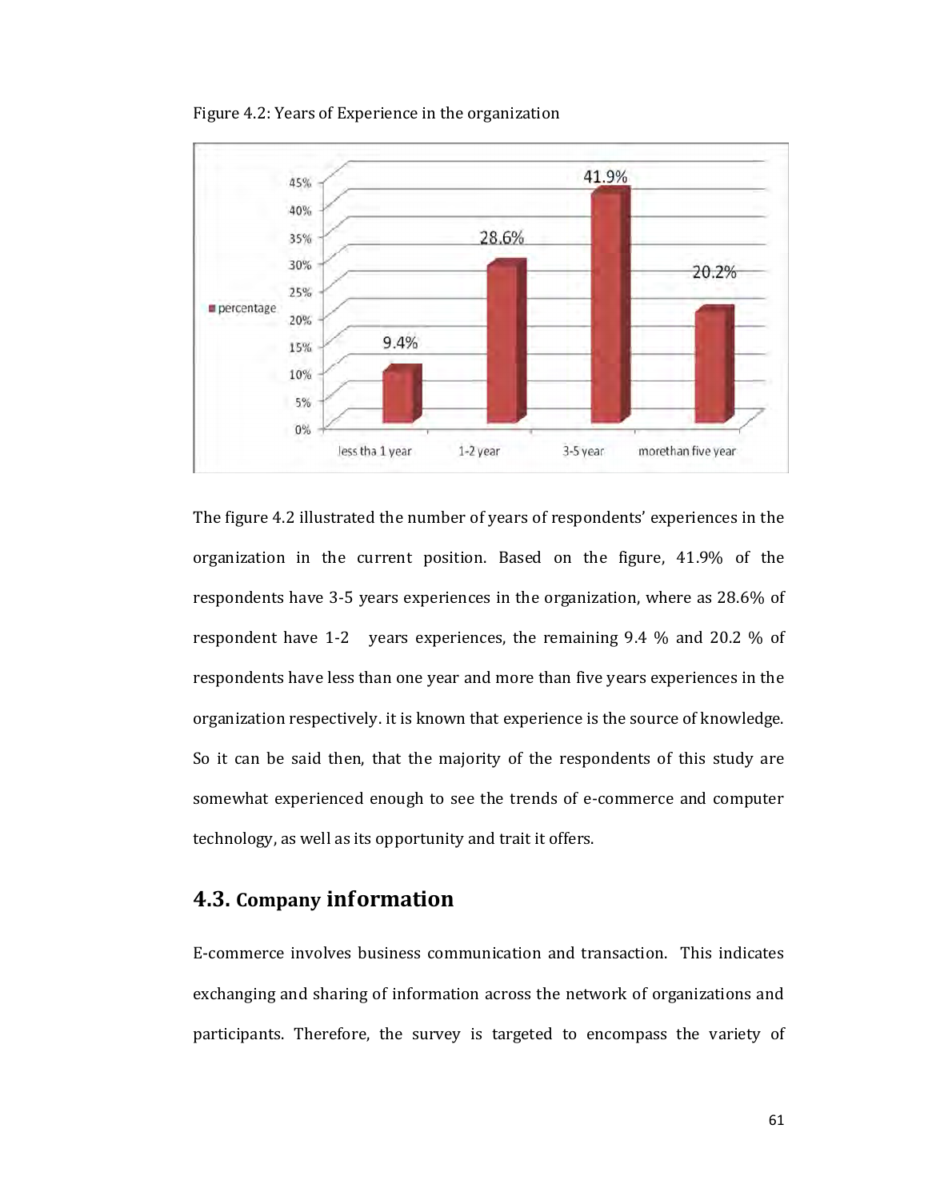Figure 4.2: Years of Experience in the organization

The figure 4.2 illustrated the number of years of respondents' experiences in the organization in the current position. Based on the figure, 41.9% of the respondents have 3-5 years experiences in the organization, where as 28.6% of respondent have 1-2 years experiences, the remaining 9.4 % and 20.2 % of respondents have less than one year and more than five years experiences in the organization respectively. it is known that experience is the source of knowledge. So it can be said then, that the majority of the respondents of this study are somewhat experienced enough to see the trends of e-commerce and computer technology, as well as its opportunity and trait it offers.

## 4.3. Company information

E-commerce involves business communication and transaction. This indicates exchanging and sharing of information across the network of organizations and participants. Therefore, the survey is targeted to encompass the variety of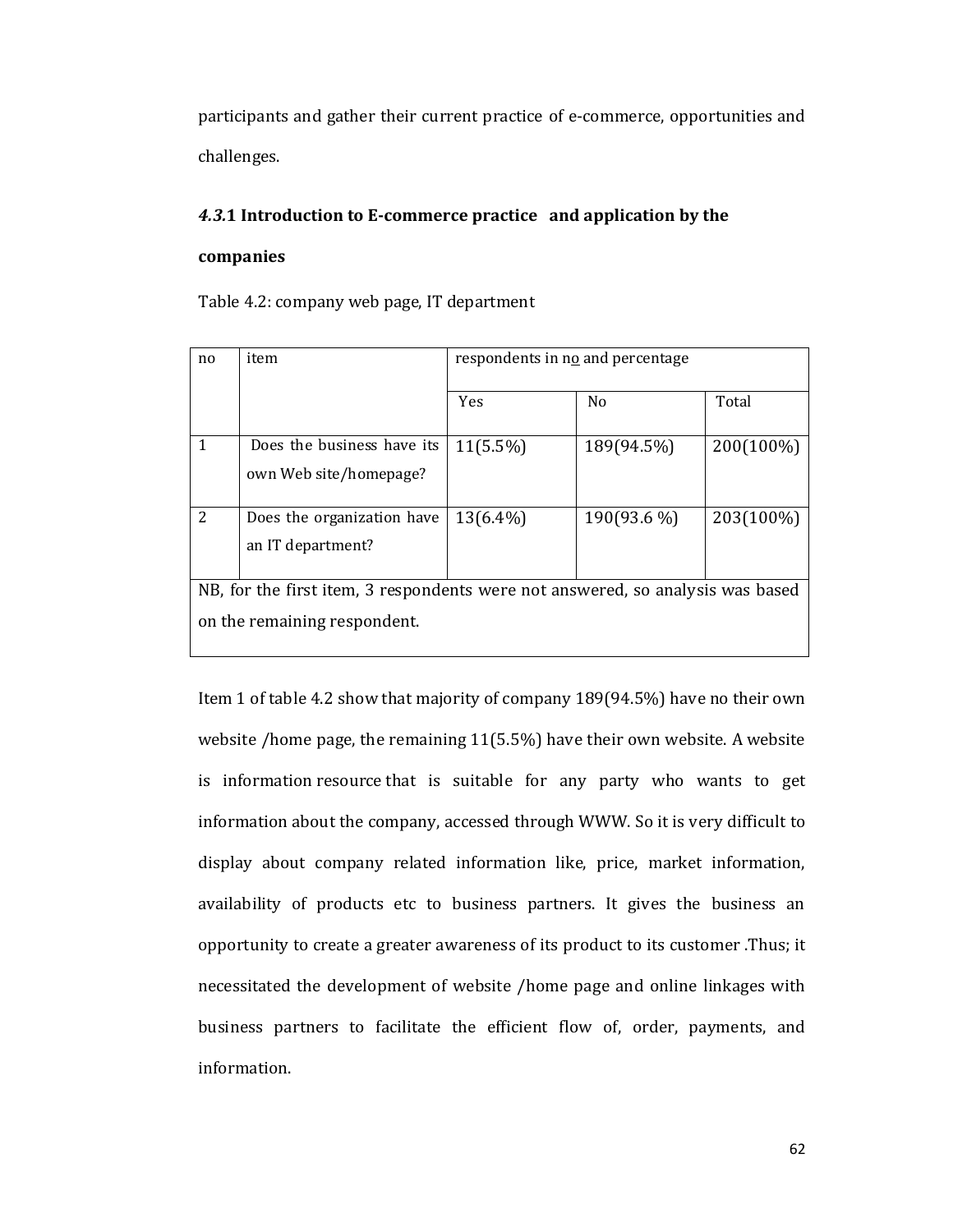participants and gather their current practice of e-commerce, opportunities and challenges.

### *4.3.*1 Introduction to E-commerce practice and application by the companies

Table 4.2: company web page, IT department

| no | item | respondents in no and percentage | | |
|---|---|---|---|---|
| | | Yes | No | Total |
| 1 | Does the business have its own Web site/homepage? | 11(5.5%) | 189(94.5%) | 200(100%) |
| 2 | Does the organization have an IT department? | 13(6.4%) | 190(93.6 %) | 203(100%) |
| NB, for the first item, 3 respondents were not answered, so analysis was based on the remaining respondent. | | | | |

Item 1 of table 4.2 show that majority of company 189(94.5%) have no their own website /home page, the remaining 11(5.5%) have their own website. A website is information resource that is suitable for any party who wants to get information about the company, accessed through WWW. So it is very difficult to display about company related information like, price, market information, availability of products etc to business partners. It gives the business an opportunity to create a greater awareness of its product to its customer .Thus; it necessitated the development of website /home page and online linkages with business partners to facilitate the efficient flow of, order, payments, and information.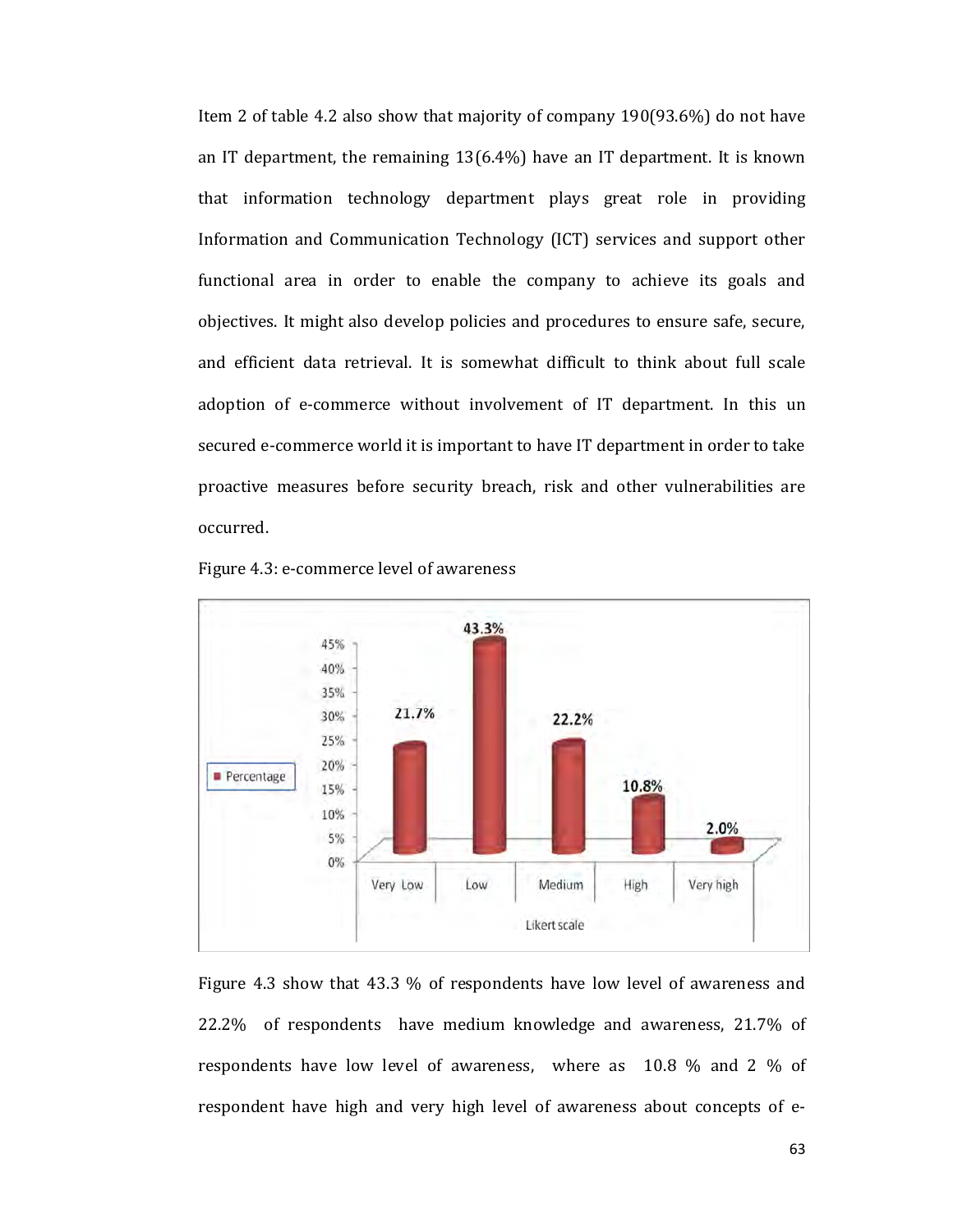Item 2 of table 4.2 also show that majority of company 190(93.6%) do not have an IT department, the remaining 13(6.4%) have an IT department. It is known that information technology department plays great role in providing Information and Communication Technology (ICT) services and support other functional area in order to enable the company to achieve its goals and objectives. It might also develop policies and procedures to ensure safe, secure, and efficient data retrieval. It is somewhat difficult to think about full scale adoption of e-commerce without involvement of IT department. In this un secured e-commerce world it is important to have IT department in order to take proactive measures before security breach, risk and other vulnerabilities are occurred.

Figure 4.3: e-commerce level of awareness

| Likert scale | Percentage |
|---|---|
| Very Low | 21.7% |
| Low | 43.3% |
| Medium | 22.2% |
| High | 10.8% |
| Very high | 2.0% |

Figure 4.3 show that 43.3 % of respondents have low level of awareness and 22.2% of respondents have medium knowledge and awareness, 21.7% of respondents have low level of awareness, where as 10.8 % and 2 % of respondent have high and very high level of awareness about concepts of e-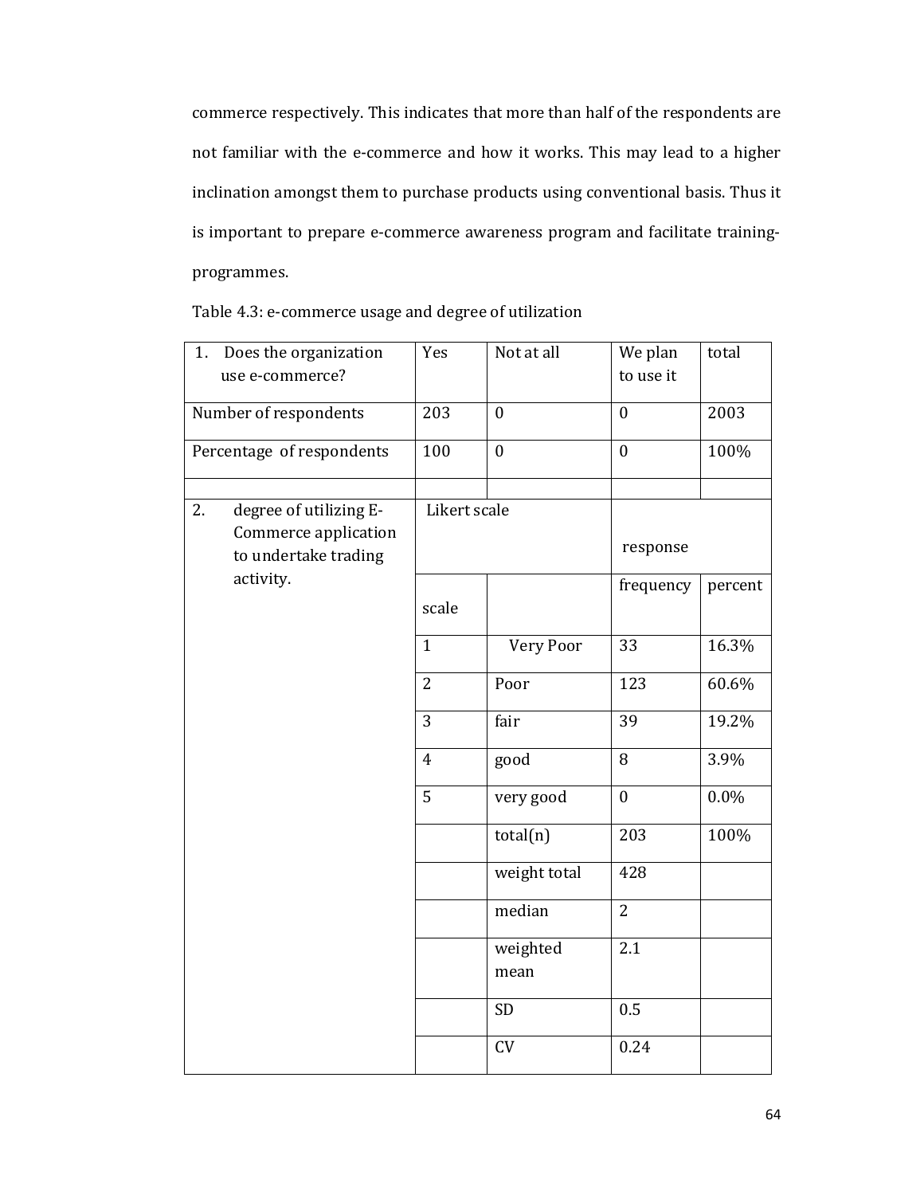commerce respectively. This indicates that more than half of the respondents are not familiar with the e-commerce and how it works. This may lead to a higher inclination amongst them to purchase products using conventional basis. Thus it is important to prepare e-commerce awareness program and facilitate training-programmes.

Table 4.3: e-commerce usage and degree of utilization

| 1. Does the organization use e-commerce? | Yes | Not at all | We plan to use it | total |
|---|---|---|---|---|
| Number of respondents | 203 | 0 | 0 | 2003 |
| Percentage of respondents | 100 | 0 | 0 | 100% |
| | | | | |
| 2. degree of utilizing E-Commerce application to undertake trading activity. | Likert scale | | response | |
| | scale | | frequency | percent |
| | 1 | Very Poor | 33 | 16.3% |
| | 2 | Poor | 123 | 60.6% |
| | 3 | fair | 39 | 19.2% |
| | 4 | good | 8 | 3.9% |
| | 5 | very good | 0 | 0.0% |
| | | total(n) | 203 | 100% |
| | | weight total | 428 | |
| | | median | 2 | |
| | | weighted mean | 2.1 | |
| | | SD | 0.5 | |
| | | CV | 0.24 | |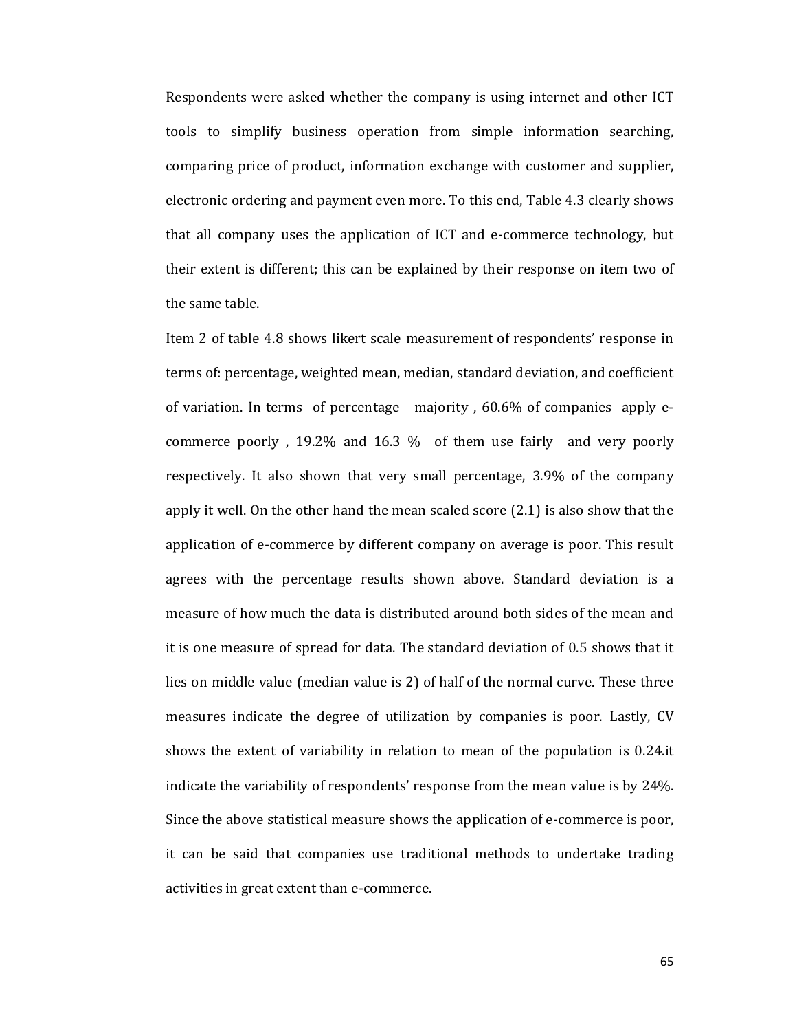Respondents were asked whether the company is using internet and other ICT tools to simplify business operation from simple information searching, comparing price of product, information exchange with customer and supplier, electronic ordering and payment even more. To this end, Table 4.3 clearly shows that all company uses the application of ICT and e-commerce technology, but their extent is different; this can be explained by their response on item two of the same table.

Item 2 of table 4.8 shows likert scale measurement of respondents' response in terms of: percentage, weighted mean, median, standard deviation, and coefficient of variation. In terms of percentage majority , 60.6% of companies apply e-commerce poorly , 19.2% and 16.3 % of them use fairly and very poorly respectively. It also shown that very small percentage, 3.9% of the company apply it well. On the other hand the mean scaled score (2.1) is also show that the application of e-commerce by different company on average is poor. This result agrees with the percentage results shown above. Standard deviation is a measure of how much the data is distributed around both sides of the mean and it is one measure of spread for data. The standard deviation of 0.5 shows that it lies on middle value (median value is 2) of half of the normal curve. These three measures indicate the degree of utilization by companies is poor. Lastly, CV shows the extent of variability in relation to mean of the population is 0.24.it indicate the variability of respondents' response from the mean value is by 24%. Since the above statistical measure shows the application of e-commerce is poor, it can be said that companies use traditional methods to undertake trading activities in great extent than e-commerce.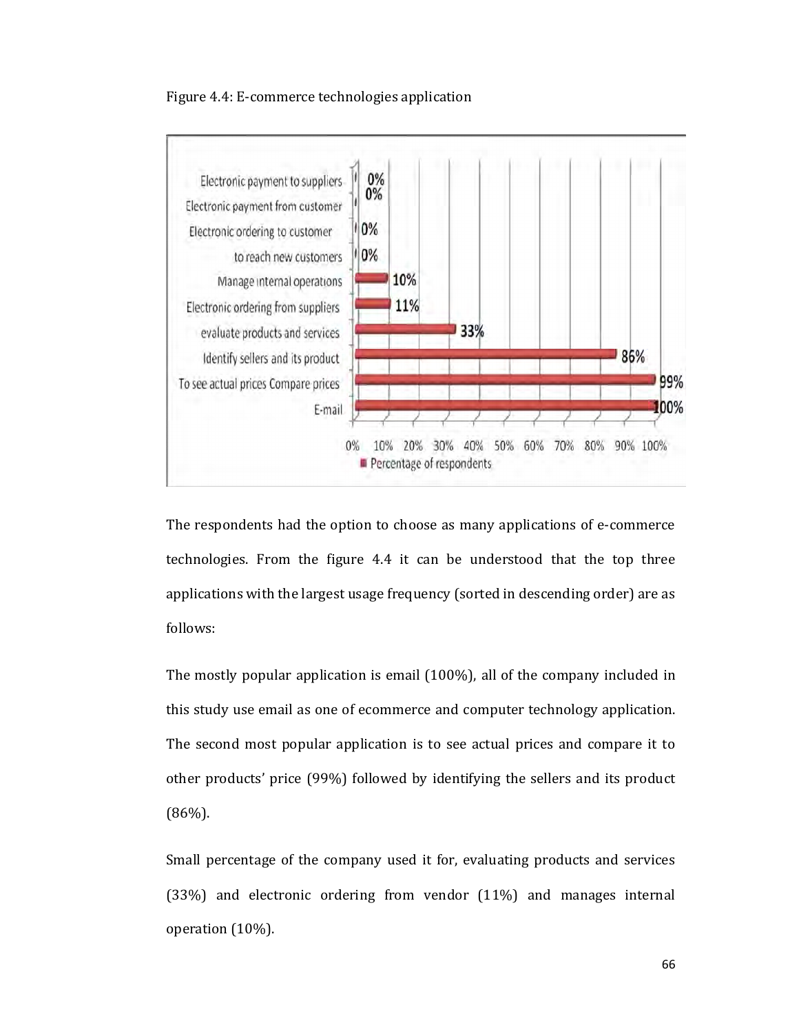Figure 4.4: E-commerce technologies application

| Application | Percentage of respondents |
|---|---|
| Electronic payment to suppliers | 0% |
| Electronic payment from customer | 0% |
| Electronic ordering to customer | 0% |
| to reach new customers | 0% |
| Manage internal operations | 10% |
| Electronic ordering from suppliers | 11% |
| evaluate products and services | 33% |
| Identify sellers and its product | 86% |
| To see actual prices Compare prices | 99% |
| E-mail | 100% |

The respondents had the option to choose as many applications of e-commerce technologies. From the figure 4.4 it can be understood that the top three applications with the largest usage frequency (sorted in descending order) are as follows:

The mostly popular application is email (100%), all of the company included in this study use email as one of ecommerce and computer technology application. The second most popular application is to see actual prices and compare it to other products' price (99%) followed by identifying the sellers and its product (86%).

Small percentage of the company used it for, evaluating products and services (33%) and electronic ordering from vendor (11%) and manages internal operation (10%).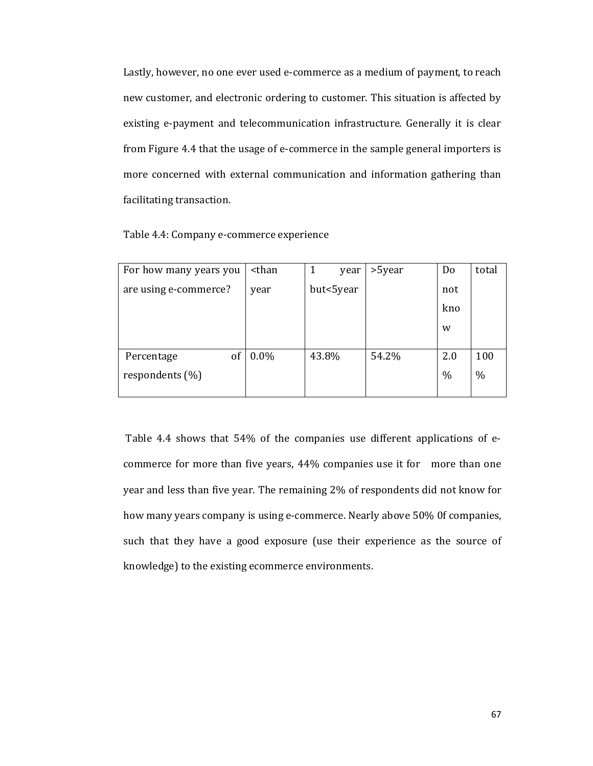Lastly, however, no one ever used e-commerce as a medium of payment, to reach new customer, and electronic ordering to customer. This situation is affected by existing e-payment and telecommunication infrastructure. Generally it is clear from Figure 4.4 that the usage of e-commerce in the sample general importers is more concerned with external communication and information gathering than facilitating transaction.

Table 4.4: Company e-commerce experience

| For how many years you are using e-commerce? | <than year | 1 year but<5year | >5year | Do not know | total |
|---|---|---|---|---|---|
| Percentage of respondents (%) | 0.0% | 43.8% | 54.2% | 2.0 % | 100 % |

Table 4.4 shows that 54% of the companies use different applications of e-commerce for more than five years, 44% companies use it for more than one year and less than five year. The remaining 2% of respondents did not know for how many years company is using e-commerce. Nearly above 50% 0f companies, such that they have a good exposure (use their experience as the source of knowledge) to the existing ecommerce environments.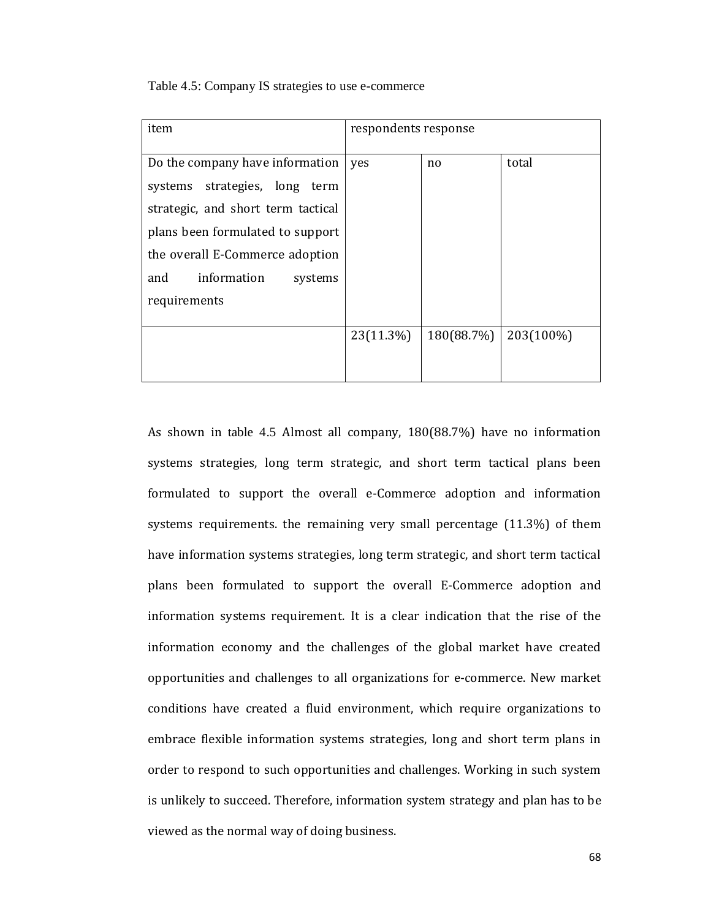Table 4.5: Company IS strategies to use e-commerce

| item | respondents response | | |
|---|---|---|---|
| Do the company have information systems strategies, long term strategic, and short term tactical plans been formulated to support the overall E-Commerce adoption and information systems requirements | yes | no | total |
| | 23(11.3%) | 180(88.7%) | 203(100%) |

As shown in table 4.5 Almost all company, 180(88.7%) have no information systems strategies, long term strategic, and short term tactical plans been formulated to support the overall e-Commerce adoption and information systems requirements. the remaining very small percentage (11.3%) of them have information systems strategies, long term strategic, and short term tactical plans been formulated to support the overall E-Commerce adoption and information systems requirement. It is a clear indication that the rise of the information economy and the challenges of the global market have created opportunities and challenges to all organizations for e-commerce. New market conditions have created a fluid environment, which require organizations to embrace flexible information systems strategies, long and short term plans in order to respond to such opportunities and challenges. Working in such system is unlikely to succeed. Therefore, information system strategy and plan has to be viewed as the normal way of doing business.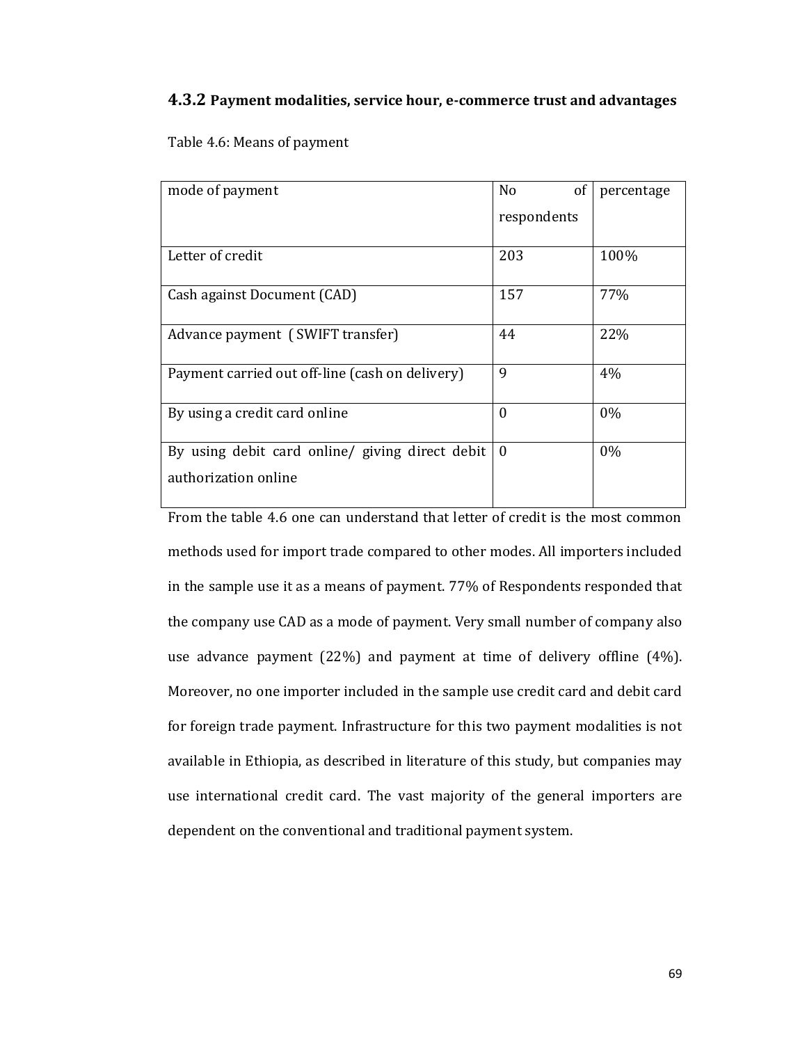### 4.3.2 Payment modalities, service hour, e-commerce trust and advantages

Table 4.6: Means of payment

| mode of payment | No of respondents | percentage |
|---|---|---|
| Letter of credit | 203 | 100% |
| Cash against Document (CAD) | 157 | 77% |
| Advance payment ( SWIFT transfer) | 44 | 22% |
| Payment carried out off-line (cash on delivery) | 9 | 4% |
| By using a credit card online | 0 | 0% |
| By using debit card online/ giving direct debit authorization online | 0 | 0% |

From the table 4.6 one can understand that letter of credit is the most common methods used for import trade compared to other modes. All importers included in the sample use it as a means of payment. 77% of Respondents responded that the company use CAD as a mode of payment. Very small number of company also use advance payment (22%) and payment at time of delivery offline (4%). Moreover, no one importer included in the sample use credit card and debit card for foreign trade payment. Infrastructure for this two payment modalities is not available in Ethiopia, as described in literature of this study, but companies may use international credit card. The vast majority of the general importers are dependent on the conventional and traditional payment system.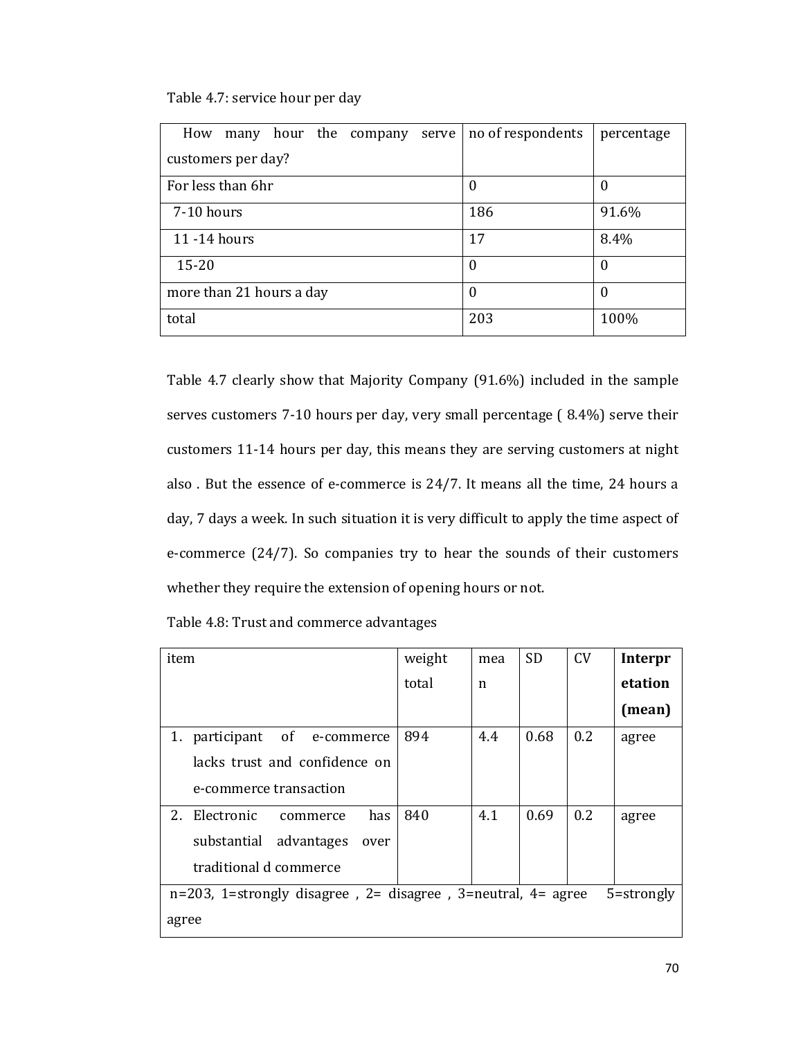Table 4.7: service hour per day

| How many hour the company serve customers per day? | no of respondents | percentage |
|---|---|---|
| For less than 6hr | 0 | 0 |
| 7-10 hours | 186 | 91.6% |
| 11 -14 hours | 17 | 8.4% |
| 15-20 | 0 | 0 |
| more than 21 hours a day | 0 | 0 |
| total | 203 | 100% |

Table 4.7 clearly show that Majority Company (91.6%) included in the sample serves customers 7-10 hours per day, very small percentage ( 8.4%) serve their customers 11-14 hours per day, this means they are serving customers at night also . But the essence of e-commerce is 24/7. It means all the time, 24 hours a day, 7 days a week. In such situation it is very difficult to apply the time aspect of e-commerce (24/7). So companies try to hear the sounds of their customers whether they require the extension of opening hours or not.

Table 4.8: Trust and commerce advantages

| item | weight total | mean | SD | CV | **Interpretation (mean)** |
|---|---|---|---|---|---|
| 1. participant of e-commerce lacks trust and confidence on e-commerce transaction | 894 | 4.4 | 0.68 | 0.2 | agree |
| 2. Electronic commerce has substantial advantages over traditional d commerce | 840 | 4.1 | 0.69 | 0.2 | agree |
| n=203, 1=strongly disagree , 2= disagree , 3=neutral, 4= agree 5=strongly agree | | | | | |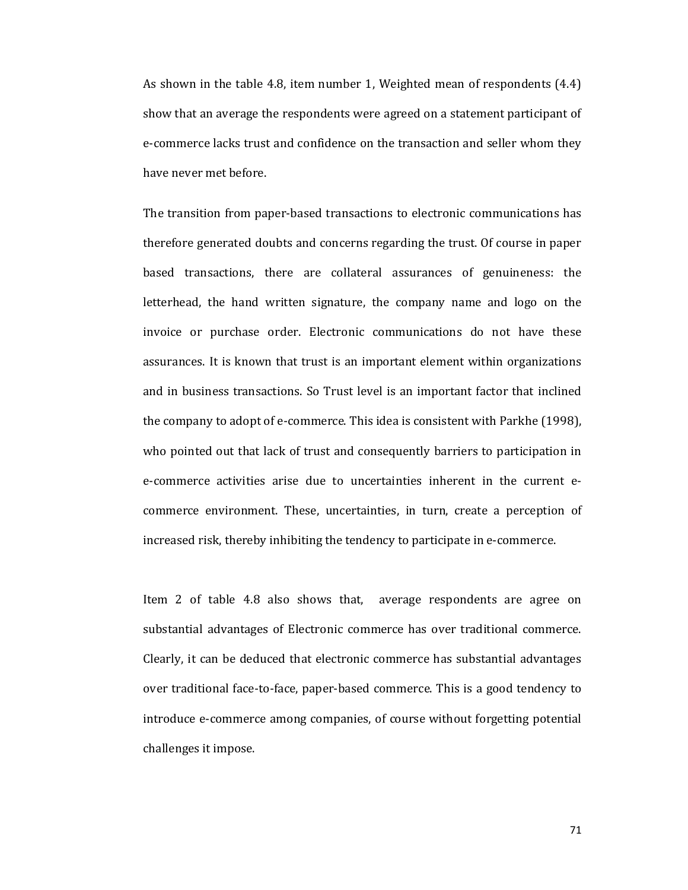As shown in the table 4.8, item number 1, Weighted mean of respondents (4.4) show that an average the respondents were agreed on a statement participant of e-commerce lacks trust and confidence on the transaction and seller whom they have never met before.

The transition from paper-based transactions to electronic communications has therefore generated doubts and concerns regarding the trust. Of course in paper based transactions, there are collateral assurances of genuineness: the letterhead, the hand written signature, the company name and logo on the invoice or purchase order. Electronic communications do not have these assurances. It is known that trust is an important element within organizations and in business transactions. So Trust level is an important factor that inclined the company to adopt of e-commerce. This idea is consistent with Parkhe (1998), who pointed out that lack of trust and consequently barriers to participation in e-commerce activities arise due to uncertainties inherent in the current e-commerce environment. These, uncertainties, in turn, create a perception of increased risk, thereby inhibiting the tendency to participate in e-commerce.

Item 2 of table 4.8 also shows that, average respondents are agree on substantial advantages of Electronic commerce has over traditional commerce. Clearly, it can be deduced that electronic commerce has substantial advantages over traditional face-to-face, paper-based commerce. This is a good tendency to introduce e-commerce among companies, of course without forgetting potential challenges it impose.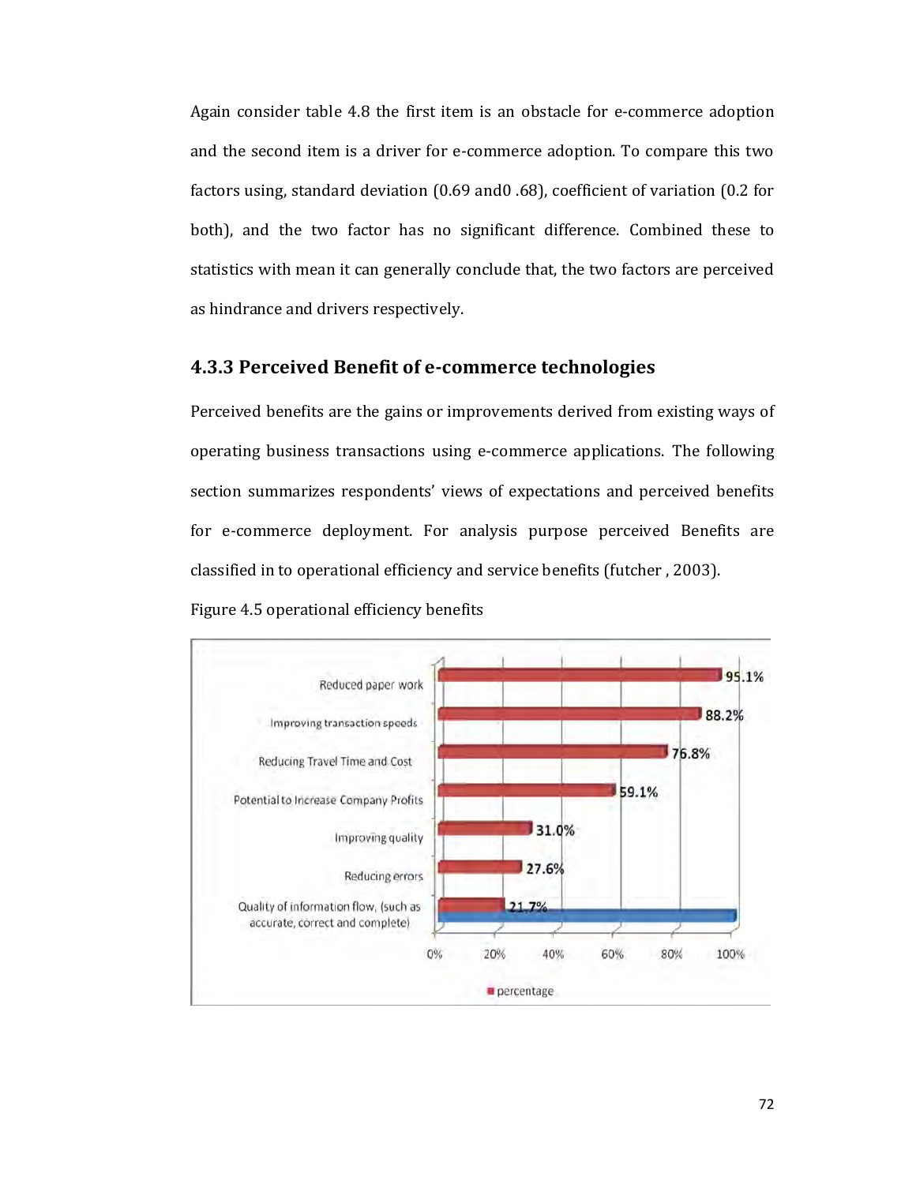Again consider table 4.8 the first item is an obstacle for e-commerce adoption and the second item is a driver for e-commerce adoption. To compare this two factors using, standard deviation (0.69 and0 .68), coefficient of variation (0.2 for both), and the two factor has no significant difference. Combined these to statistics with mean it can generally conclude that, the two factors are perceived as hindrance and drivers respectively.

### 4.3.3 Perceived Benefit of e-commerce technologies

Perceived benefits are the gains or improvements derived from existing ways of operating business transactions using e-commerce applications. The following section summarizes respondents' views of expectations and perceived benefits for e-commerce deployment. For analysis purpose perceived Benefits are classified in to operational efficiency and service benefits (futcher , 2003).

Figure 4.5 operational efficiency benefits

| Benefit | percentage |
|---|---|
| Reduced paper work | 95.1% |
| Improving transaction speeds | 88.2% |
| Reducing Travel Time and Cost | 76.8% |
| Potential to Increase Company Profits | 59.1% |
| Improving quality | 31.0% |
| Reducing errors | 27.6% |
| Quality of information flow, (such as accurate, correct and complete) | 21.7% |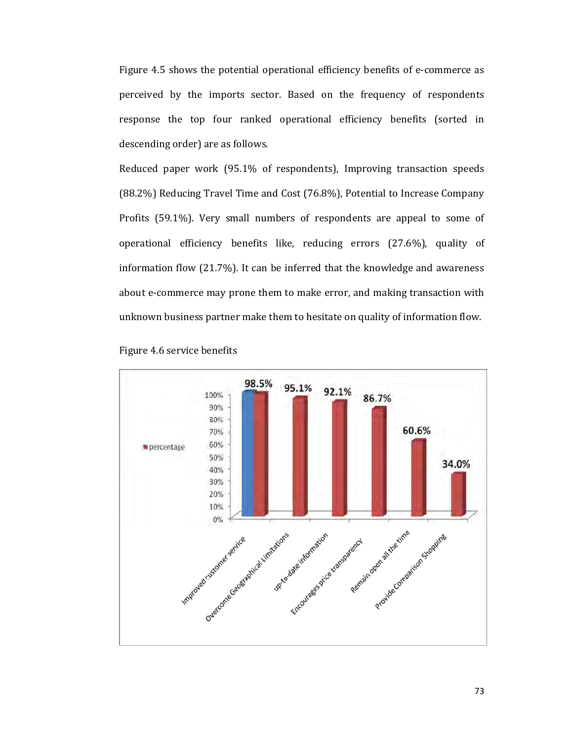Figure 4.5 shows the potential operational efficiency benefits of e-commerce as perceived by the imports sector. Based on the frequency of respondents response the top four ranked operational efficiency benefits (sorted in descending order) are as follows.

Reduced paper work (95.1% of respondents), Improving transaction speeds (88.2%) Reducing Travel Time and Cost (76.8%), Potential to Increase Company Profits (59.1%). Very small numbers of respondents are appeal to some of operational efficiency benefits like, reducing errors (27.6%), quality of information flow (21.7%). It can be inferred that the knowledge and awareness about e-commerce may prone them to make error, and making transaction with unknown business partner make them to hesitate on quality of information flow.

Figure 4.6 service benefits

| Service benefit | percentage |
|---|---|
| Improved customer service | 98.5% |
| Overcome Geographical Limitations | 95.1% |
| up-to-date information | 92.1% |
| Encourages price transparency | 86.7% |
| Remain open all the time | 60.6% |
| Provide Comparison Shopping | 34.0% |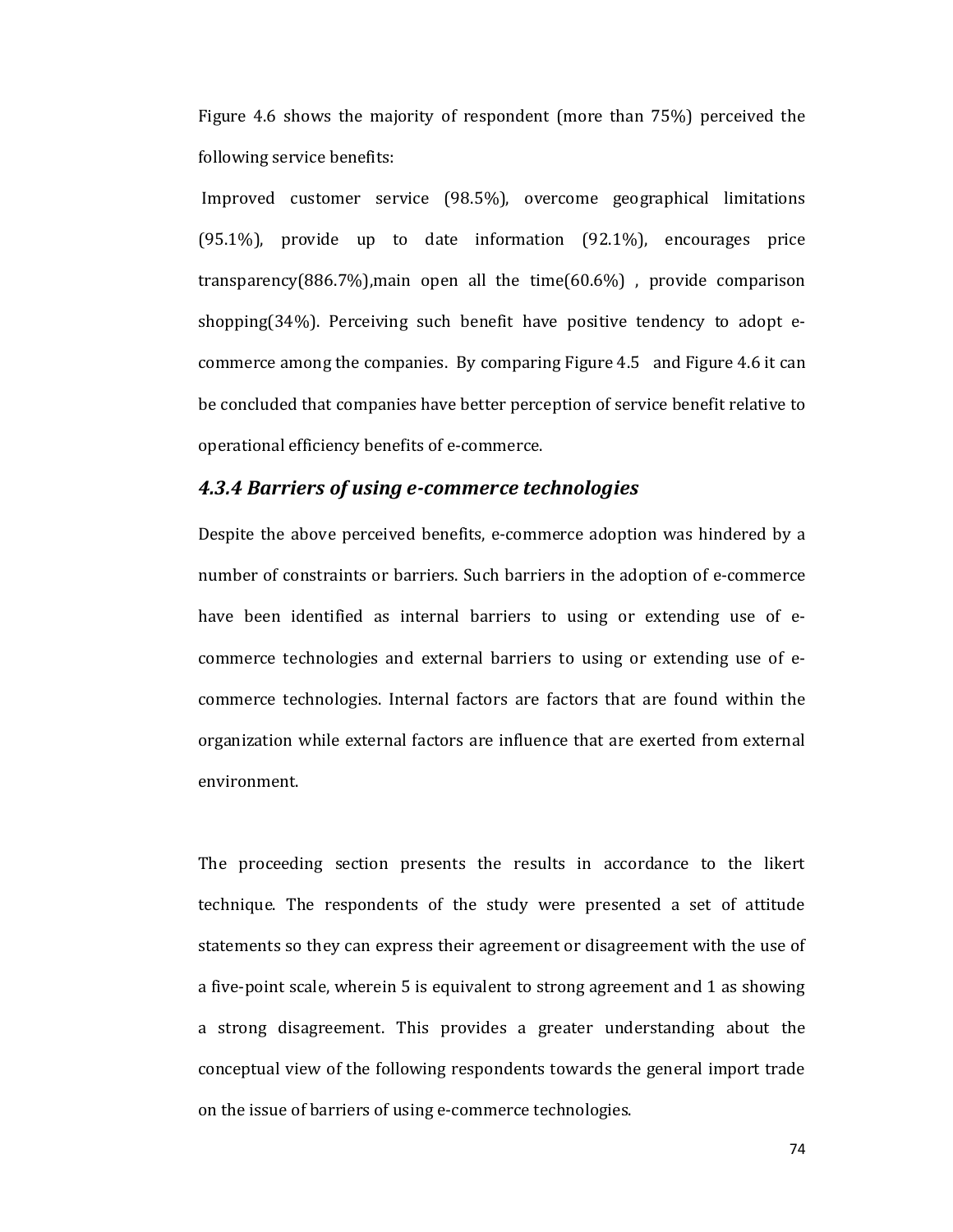Figure 4.6 shows the majority of respondent (more than 75%) perceived the following service benefits:

Improved customer service (98.5%), overcome geographical limitations (95.1%), provide up to date information (92.1%), encourages price transparency(886.7%),main open all the time(60.6%) , provide comparison shopping(34%). Perceiving such benefit have positive tendency to adopt e-commerce among the companies. By comparing Figure 4.5 and Figure 4.6 it can be concluded that companies have better perception of service benefit relative to operational efficiency benefits of e-commerce.

### *4.3.4 Barriers of using e-commerce technologies*

Despite the above perceived benefits, e-commerce adoption was hindered by a number of constraints or barriers. Such barriers in the adoption of e-commerce have been identified as internal barriers to using or extending use of e-commerce technologies and external barriers to using or extending use of e-commerce technologies. Internal factors are factors that are found within the organization while external factors are influence that are exerted from external environment.

The proceeding section presents the results in accordance to the likert technique. The respondents of the study were presented a set of attitude statements so they can express their agreement or disagreement with the use of a five-point scale, wherein 5 is equivalent to strong agreement and 1 as showing a strong disagreement. This provides a greater understanding about the conceptual view of the following respondents towards the general import trade on the issue of barriers of using e-commerce technologies.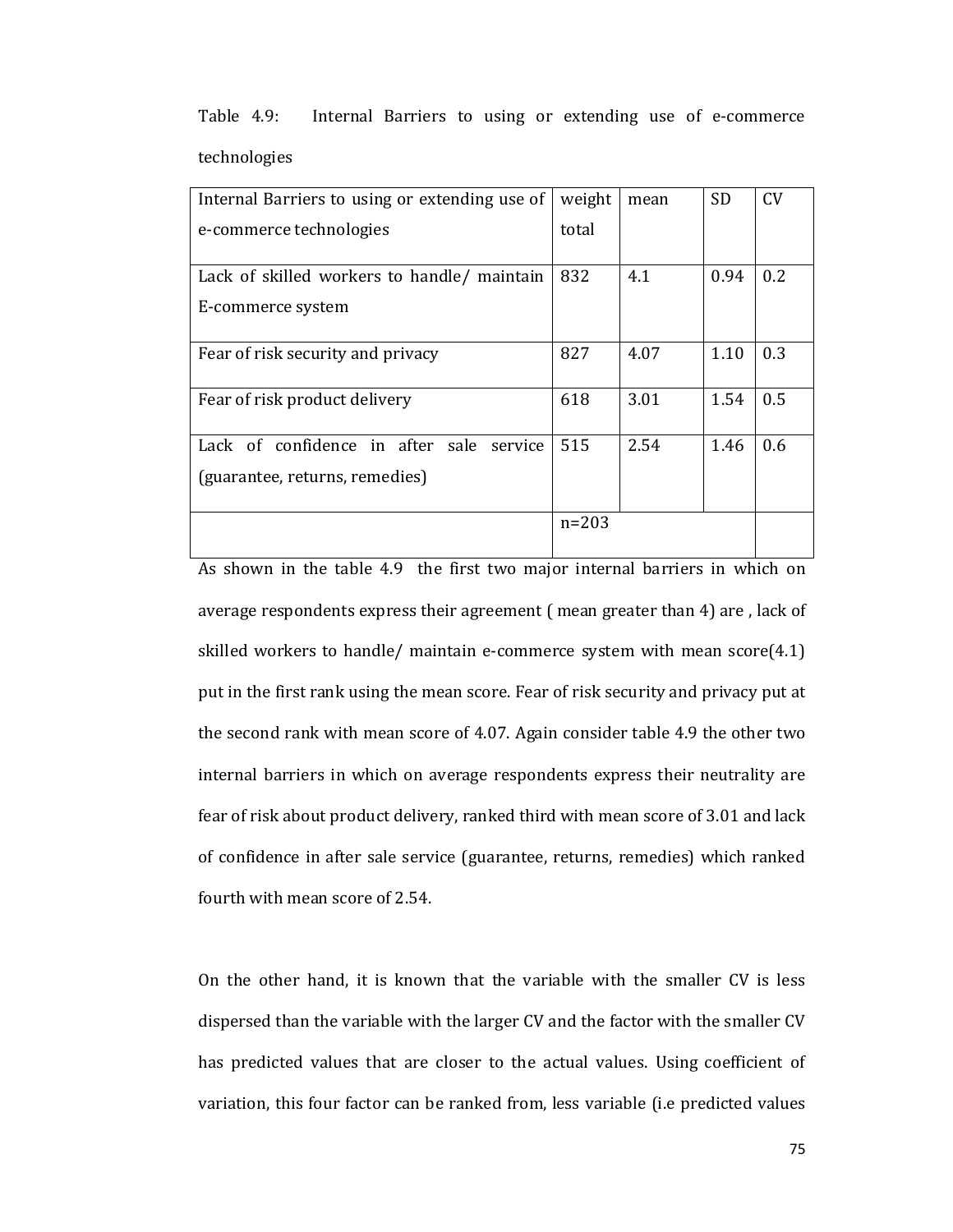Table 4.9: Internal Barriers to using or extending use of e-commerce technologies

| Internal Barriers to using or extending use of e-commerce technologies | weight total | mean | SD | CV |
|---|---|---|---|---|
| Lack of skilled workers to handle/ maintain E-commerce system | 832 | 4.1 | 0.94 | 0.2 |
| Fear of risk security and privacy | 827 | 4.07 | 1.10 | 0.3 |
| Fear of risk product delivery | 618 | 3.01 | 1.54 | 0.5 |
| Lack of confidence in after sale service (guarantee, returns, remedies) | 515 | 2.54 | 1.46 | 0.6 |
| | n=203 | | | |

As shown in the table 4.9 the first two major internal barriers in which on average respondents express their agreement ( mean greater than 4) are , lack of skilled workers to handle/ maintain e-commerce system with mean score(4.1) put in the first rank using the mean score. Fear of risk security and privacy put at the second rank with mean score of 4.07. Again consider table 4.9 the other two internal barriers in which on average respondents express their neutrality are fear of risk about product delivery, ranked third with mean score of 3.01 and lack of confidence in after sale service (guarantee, returns, remedies) which ranked fourth with mean score of 2.54.

On the other hand, it is known that the variable with the smaller CV is less dispersed than the variable with the larger CV and the factor with the smaller CV has predicted values that are closer to the actual values. Using coefficient of variation, this four factor can be ranked from, less variable (i.e predicted values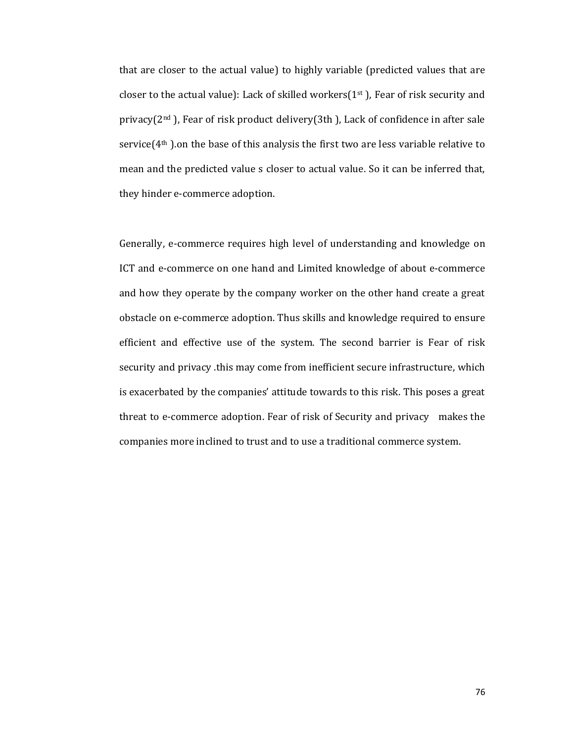that are closer to the actual value) to highly variable (predicted values that are closer to the actual value): Lack of skilled workers(1st ), Fear of risk security and privacy(2nd ), Fear of risk product delivery(3th ), Lack of confidence in after sale service(4th ).on the base of this analysis the first two are less variable relative to mean and the predicted value s closer to actual value. So it can be inferred that, they hinder e-commerce adoption.

Generally, e-commerce requires high level of understanding and knowledge on ICT and e-commerce on one hand and Limited knowledge of about e-commerce and how they operate by the company worker on the other hand create a great obstacle on e-commerce adoption. Thus skills and knowledge required to ensure efficient and effective use of the system. The second barrier is Fear of risk security and privacy .this may come from inefficient secure infrastructure, which is exacerbated by the companies' attitude towards to this risk. This poses a great threat to e-commerce adoption. Fear of risk of Security and privacy makes the companies more inclined to trust and to use a traditional commerce system.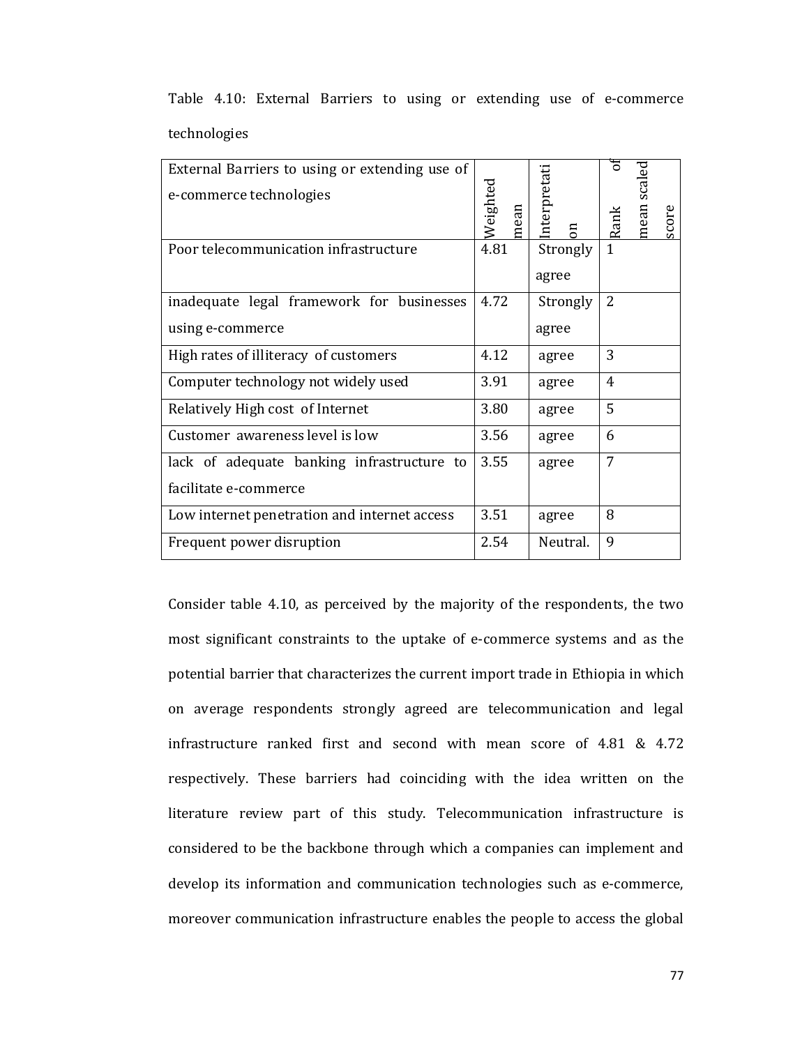Table 4.10: External Barriers to using or extending use of e-commerce technologies

| External Barriers to using or extending use of e-commerce technologies | Weighted mean | Interpretation | Rank of mean scaled score |
|---|---|---|---|
| Poor telecommunication infrastructure | 4.81 | Strongly agree | 1 |
| inadequate legal framework for businesses using e-commerce | 4.72 | Strongly agree | 2 |
| High rates of illiteracy of customers | 4.12 | agree | 3 |
| Computer technology not widely used | 3.91 | agree | 4 |
| Relatively High cost of Internet | 3.80 | agree | 5 |
| Customer awareness level is low | 3.56 | agree | 6 |
| lack of adequate banking infrastructure to facilitate e-commerce | 3.55 | agree | 7 |
| Low internet penetration and internet access | 3.51 | agree | 8 |
| Frequent power disruption | 2.54 | Neutral. | 9 |

Consider table 4.10, as perceived by the majority of the respondents, the two most significant constraints to the uptake of e-commerce systems and as the potential barrier that characterizes the current import trade in Ethiopia in which on average respondents strongly agreed are telecommunication and legal infrastructure ranked first and second with mean score of 4.81 & 4.72 respectively. These barriers had coinciding with the idea written on the literature review part of this study. Telecommunication infrastructure is considered to be the backbone through which a companies can implement and develop its information and communication technologies such as e-commerce, moreover communication infrastructure enables the people to access the global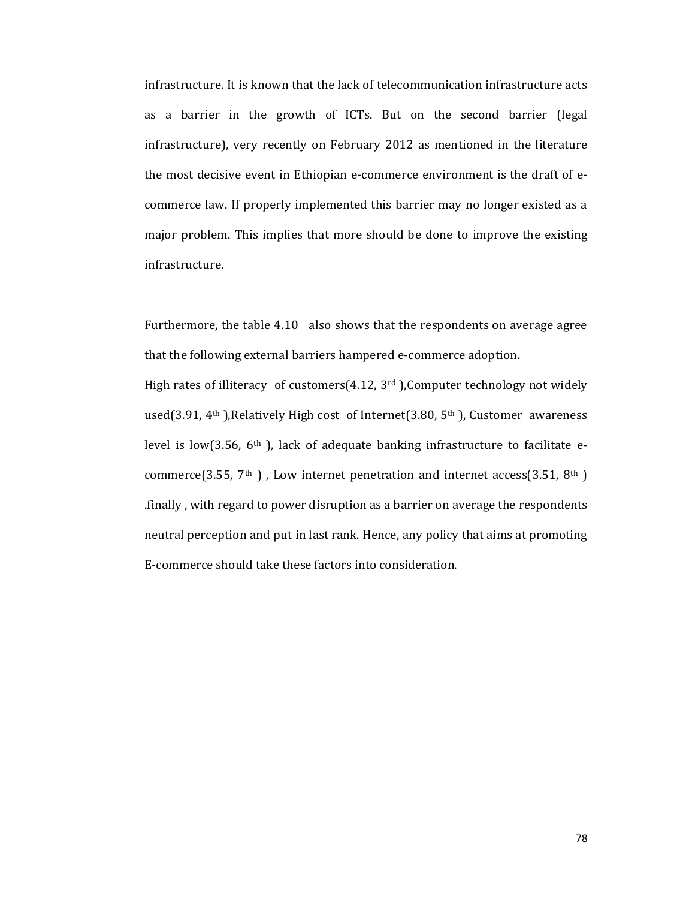infrastructure. It is known that the lack of telecommunication infrastructure acts as a barrier in the growth of ICTs. But on the second barrier (legal infrastructure), very recently on February 2012 as mentioned in the literature the most decisive event in Ethiopian e-commerce environment is the draft of e-commerce law. If properly implemented this barrier may no longer existed as a major problem. This implies that more should be done to improve the existing infrastructure.

Furthermore, the table 4.10 also shows that the respondents on average agree that the following external barriers hampered e-commerce adoption.

High rates of illiteracy of customers(4.12, 3rd ),Computer technology not widely used(3.91, 4th ),Relatively High cost of Internet(3.80, 5th ), Customer awareness level is low(3.56, 6th ), lack of adequate banking infrastructure to facilitate e-commerce(3.55, 7th ) , Low internet penetration and internet access(3.51, 8th ) .finally , with regard to power disruption as a barrier on average the respondents neutral perception and put in last rank. Hence, any policy that aims at promoting E-commerce should take these factors into consideration.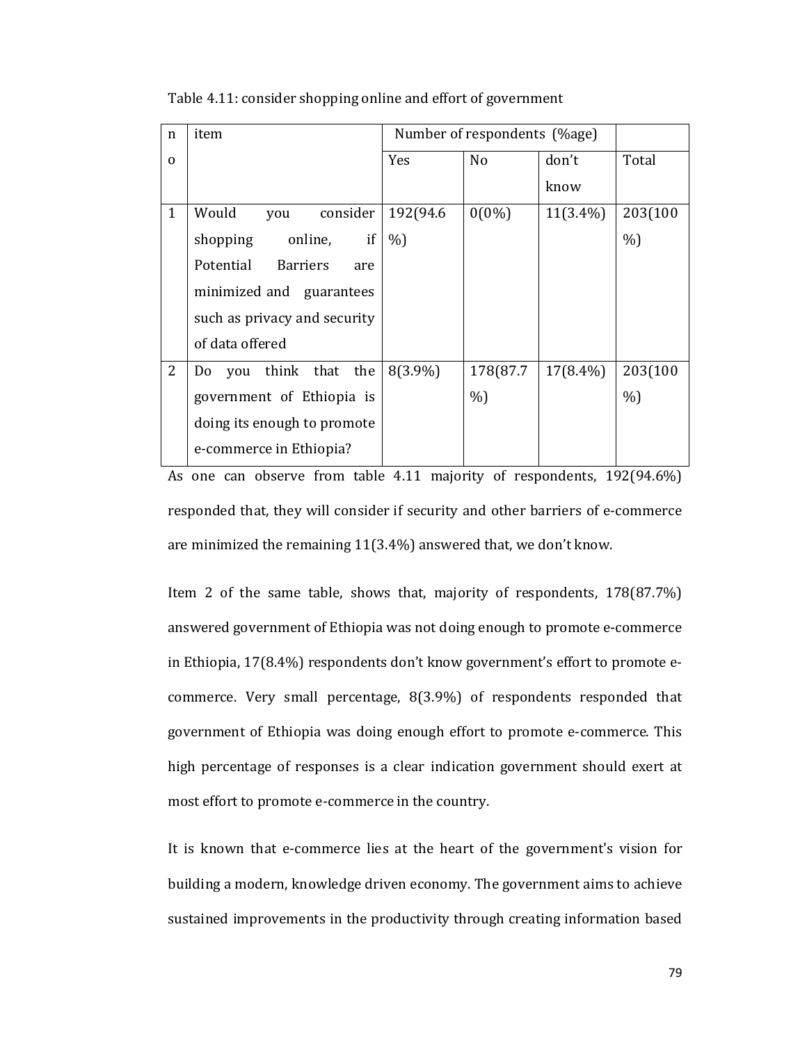Table 4.11: consider shopping online and effort of government

| no | item | Number of respondents (%age) | | | |
|---|---|---|---|---|---|
| | | Yes | No | don't know | Total |
| 1 | Would you consider shopping online, if Potential Barriers are minimized and guarantees such as privacy and security of data offered | 192(94.6%) | 0(0%) | 11(3.4%) | 203(100%) |
| 2 | Do you think that the government of Ethiopia is doing its enough to promote e-commerce in Ethiopia? | 8(3.9%) | 178(87.7%) | 17(8.4%) | 203(100%) |

As one can observe from table 4.11 majority of respondents, 192(94.6%) responded that, they will consider if security and other barriers of e-commerce are minimized the remaining 11(3.4%) answered that, we don't know.

Item 2 of the same table, shows that, majority of respondents, 178(87.7%) answered government of Ethiopia was not doing enough to promote e-commerce in Ethiopia, 17(8.4%) respondents don't know government's effort to promote e-commerce. Very small percentage, 8(3.9%) of respondents responded that government of Ethiopia was doing enough effort to promote e-commerce. This high percentage of responses is a clear indication government should exert at most effort to promote e-commerce in the country.

It is known that e-commerce lies at the heart of the government's vision for building a modern, knowledge driven economy. The government aims to achieve sustained improvements in the productivity through creating information based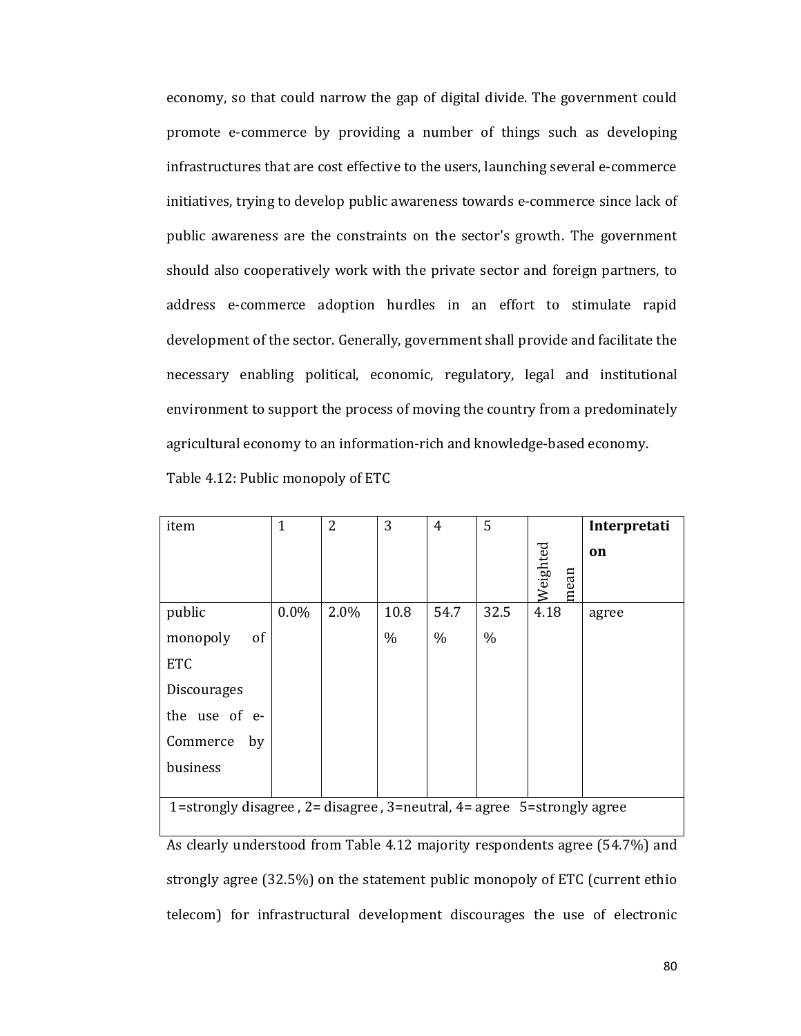economy, so that could narrow the gap of digital divide. The government could promote e-commerce by providing a number of things such as developing infrastructures that are cost effective to the users, launching several e-commerce initiatives, trying to develop public awareness towards e-commerce since lack of public awareness are the constraints on the sector's growth. The government should also cooperatively work with the private sector and foreign partners, to address e-commerce adoption hurdles in an effort to stimulate rapid development of the sector. Generally, government shall provide and facilitate the necessary enabling political, economic, regulatory, legal and institutional environment to support the process of moving the country from a predominately agricultural economy to an information-rich and knowledge-based economy.

Table 4.12: Public monopoly of ETC

| item | 1 | 2 | 3 | 4 | 5 | Weighted mean | **Interpretation** |
|---|---|---|---|---|---|---|---|
| public monopoly of ETC Discourages the use of e-Commerce by business | 0.0% | 2.0% | 10.8% | 54.7% | 32.5% | 4.18 | agree |
| 1=strongly disagree , 2= disagree , 3=neutral, 4= agree 5=strongly agree | | | | | | | |

As clearly understood from Table 4.12 majority respondents agree (54.7%) and strongly agree (32.5%) on the statement public monopoly of ETC (current ethio telecom) for infrastructural development discourages the use of electronic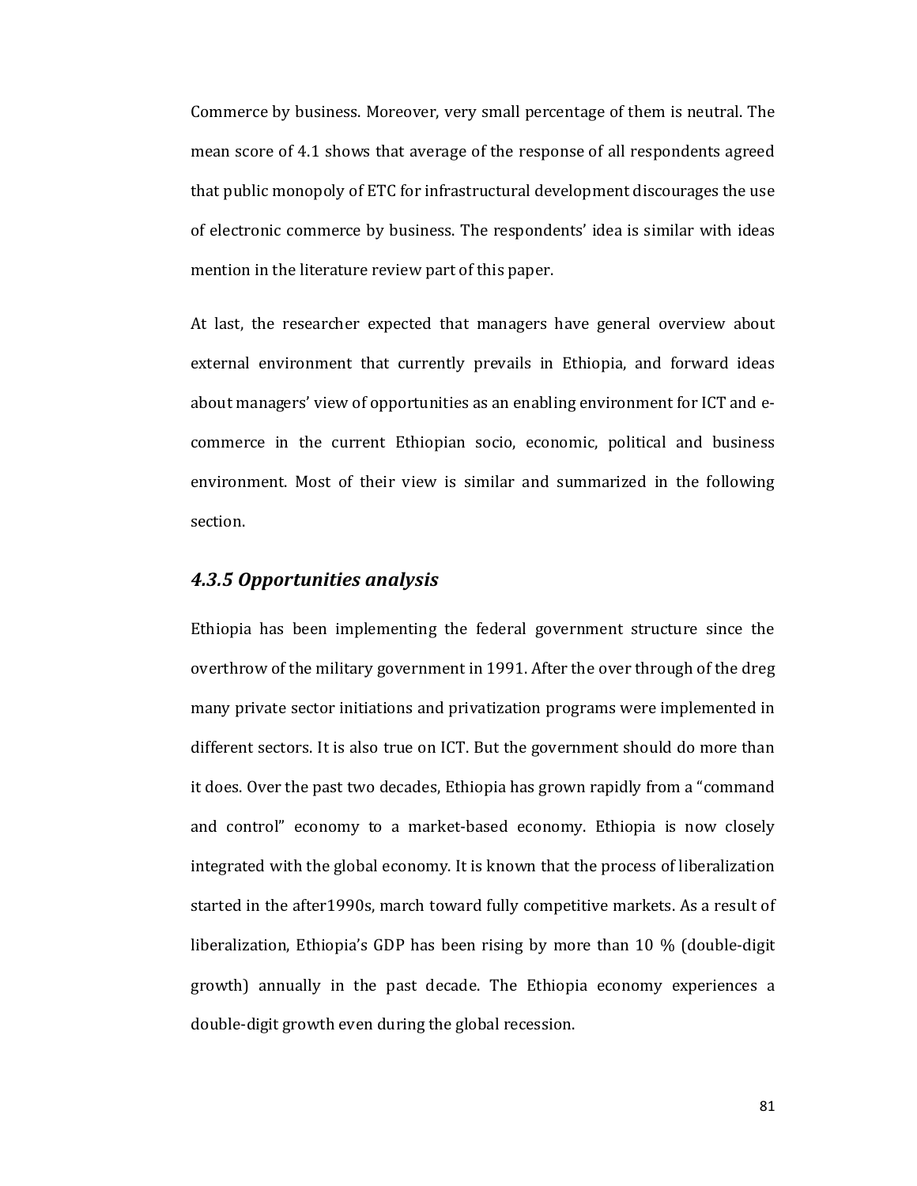Commerce by business. Moreover, very small percentage of them is neutral. The mean score of 4.1 shows that average of the response of all respondents agreed that public monopoly of ETC for infrastructural development discourages the use of electronic commerce by business. The respondents' idea is similar with ideas mention in the literature review part of this paper.

At last, the researcher expected that managers have general overview about external environment that currently prevails in Ethiopia, and forward ideas about managers' view of opportunities as an enabling environment for ICT and e-commerce in the current Ethiopian socio, economic, political and business environment. Most of their view is similar and summarized in the following section.

### *4.3.5 Opportunities analysis*

Ethiopia has been implementing the federal government structure since the overthrow of the military government in 1991. After the over through of the dreg many private sector initiations and privatization programs were implemented in different sectors. It is also true on ICT. But the government should do more than it does. Over the past two decades, Ethiopia has grown rapidly from a "command and control" economy to a market-based economy. Ethiopia is now closely integrated with the global economy. It is known that the process of liberalization started in the after1990s, march toward fully competitive markets. As a result of liberalization, Ethiopia's GDP has been rising by more than 10 % (double-digit growth) annually in the past decade. The Ethiopia economy experiences a double-digit growth even during the global recession.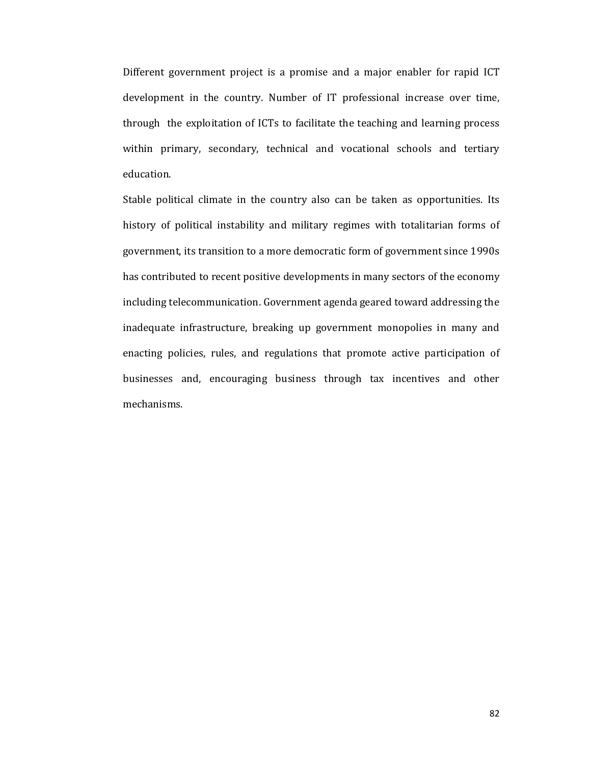Different government project is a promise and a major enabler for rapid ICT development in the country. Number of IT professional increase over time, through the exploitation of ICTs to facilitate the teaching and learning process within primary, secondary, technical and vocational schools and tertiary education.

Stable political climate in the country also can be taken as opportunities. Its history of political instability and military regimes with totalitarian forms of government, its transition to a more democratic form of government since 1990s has contributed to recent positive developments in many sectors of the economy including telecommunication. Government agenda geared toward addressing the inadequate infrastructure, breaking up government monopolies in many and enacting policies, rules, and regulations that promote active participation of businesses and, encouraging business through tax incentives and other mechanisms.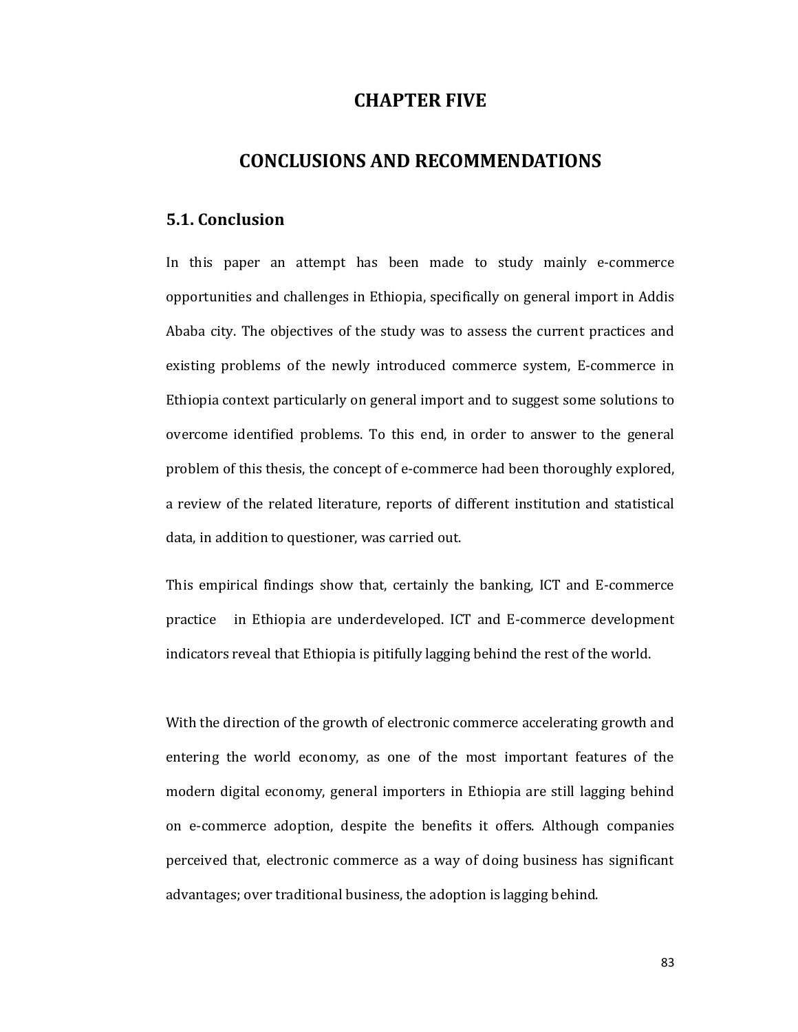# CHAPTER FIVE

# CONCLUSIONS AND RECOMMENDATIONS

## 5.1. Conclusion

In this paper an attempt has been made to study mainly e-commerce opportunities and challenges in Ethiopia, specifically on general import in Addis Ababa city. The objectives of the study was to assess the current practices and existing problems of the newly introduced commerce system, E-commerce in Ethiopia context particularly on general import and to suggest some solutions to overcome identified problems. To this end, in order to answer to the general problem of this thesis, the concept of e-commerce had been thoroughly explored, a review of the related literature, reports of different institution and statistical data, in addition to questioner, was carried out.

This empirical findings show that, certainly the banking, ICT and E-commerce practice in Ethiopia are underdeveloped. ICT and E-commerce development indicators reveal that Ethiopia is pitifully lagging behind the rest of the world.

With the direction of the growth of electronic commerce accelerating growth and entering the world economy, as one of the most important features of the modern digital economy, general importers in Ethiopia are still lagging behind on e-commerce adoption, despite the benefits it offers. Although companies perceived that, electronic commerce as a way of doing business has significant advantages; over traditional business, the adoption is lagging behind.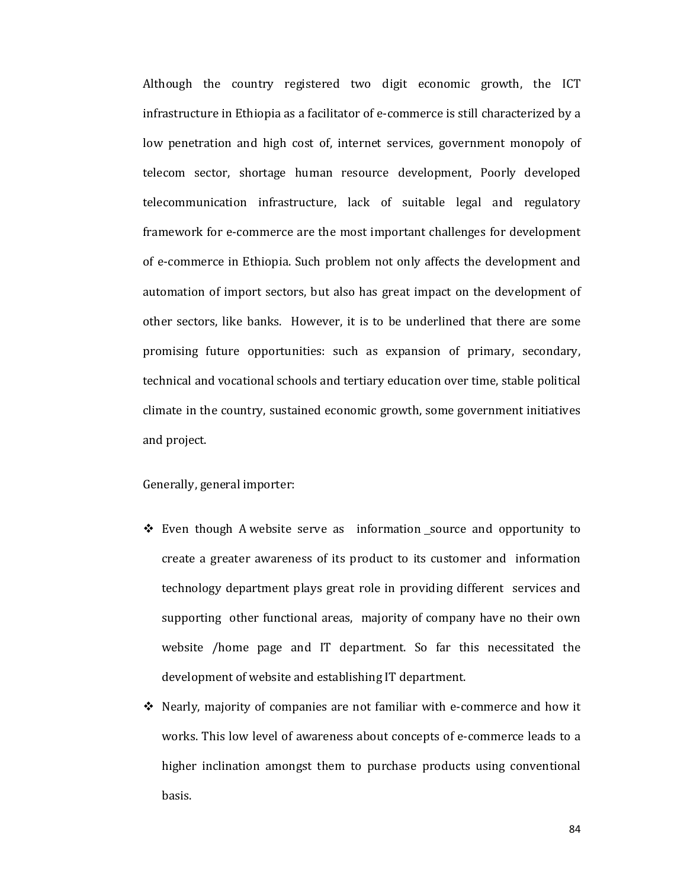Although the country registered two digit economic growth, the ICT infrastructure in Ethiopia as a facilitator of e-commerce is still characterized by a low penetration and high cost of, internet services, government monopoly of telecom sector, shortage human resource development, Poorly developed telecommunication infrastructure, lack of suitable legal and regulatory framework for e-commerce are the most important challenges for development of e-commerce in Ethiopia. Such problem not only affects the development and automation of import sectors, but also has great impact on the development of other sectors, like banks. However, it is to be underlined that there are some promising future opportunities: such as expansion of primary, secondary, technical and vocational schools and tertiary education over time, stable political climate in the country, sustained economic growth, some government initiatives and project.

Generally, general importer:

- Even though A website serve as information _source and opportunity to create a greater awareness of its product to its customer and information technology department plays great role in providing different services and supporting other functional areas, majority of company have no their own website /home page and IT department. So far this necessitated the development of website and establishing IT department.
- Nearly, majority of companies are not familiar with e-commerce and how it works. This low level of awareness about concepts of e-commerce leads to a higher inclination amongst them to purchase products using conventional basis.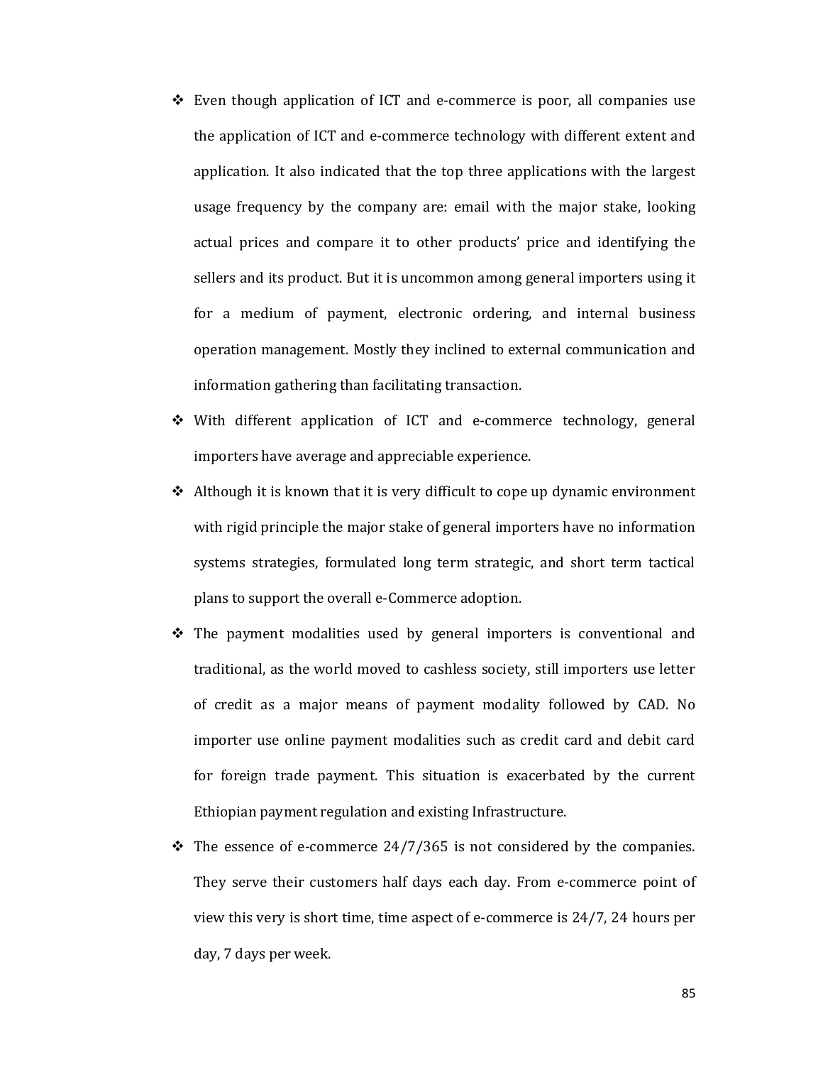- Even though application of ICT and e-commerce is poor, all companies use the application of ICT and e-commerce technology with different extent and application. It also indicated that the top three applications with the largest usage frequency by the company are: email with the major stake, looking actual prices and compare it to other products' price and identifying the sellers and its product. But it is uncommon among general importers using it for a medium of payment, electronic ordering, and internal business operation management. Mostly they inclined to external communication and information gathering than facilitating transaction.
- With different application of ICT and e-commerce technology, general importers have average and appreciable experience.
- Although it is known that it is very difficult to cope up dynamic environment with rigid principle the major stake of general importers have no information systems strategies, formulated long term strategic, and short term tactical plans to support the overall e-Commerce adoption.
- The payment modalities used by general importers is conventional and traditional, as the world moved to cashless society, still importers use letter of credit as a major means of payment modality followed by CAD. No importer use online payment modalities such as credit card and debit card for foreign trade payment. This situation is exacerbated by the current Ethiopian payment regulation and existing Infrastructure.
- The essence of e-commerce 24/7/365 is not considered by the companies. They serve their customers half days each day. From e-commerce point of view this very is short time, time aspect of e-commerce is 24/7, 24 hours per day, 7 days per week.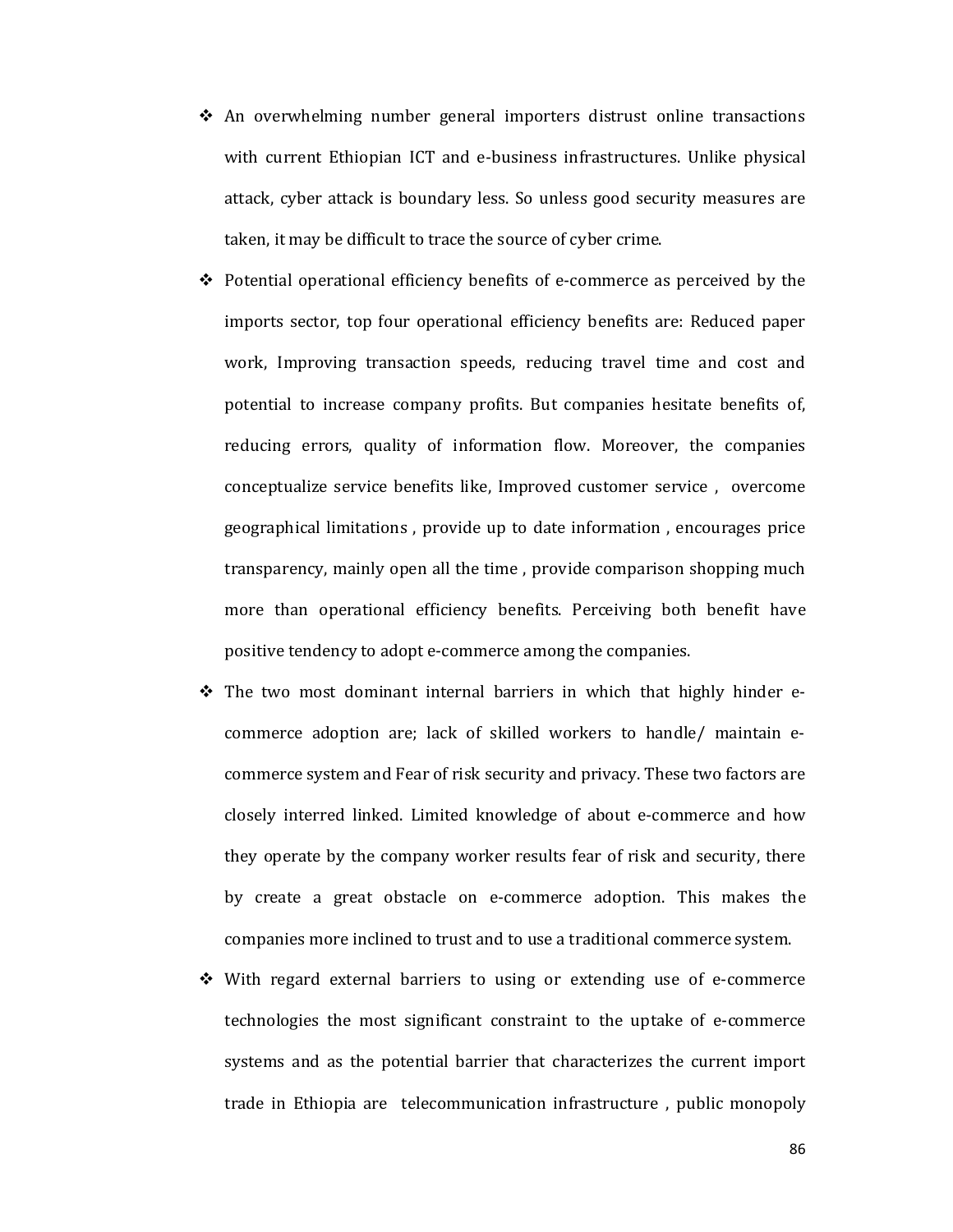- An overwhelming number general importers distrust online transactions with current Ethiopian ICT and e-business infrastructures. Unlike physical attack, cyber attack is boundary less. So unless good security measures are taken, it may be difficult to trace the source of cyber crime.
- Potential operational efficiency benefits of e-commerce as perceived by the imports sector, top four operational efficiency benefits are: Reduced paper work, Improving transaction speeds, reducing travel time and cost and potential to increase company profits. But companies hesitate benefits of, reducing errors, quality of information flow. Moreover, the companies conceptualize service benefits like, Improved customer service , overcome geographical limitations , provide up to date information , encourages price transparency, mainly open all the time , provide comparison shopping much more than operational efficiency benefits. Perceiving both benefit have positive tendency to adopt e-commerce among the companies.
- The two most dominant internal barriers in which that highly hinder e-commerce adoption are; lack of skilled workers to handle/ maintain e-commerce system and Fear of risk security and privacy. These two factors are closely interred linked. Limited knowledge of about e-commerce and how they operate by the company worker results fear of risk and security, there by create a great obstacle on e-commerce adoption. This makes the companies more inclined to trust and to use a traditional commerce system.
- With regard external barriers to using or extending use of e-commerce technologies the most significant constraint to the uptake of e-commerce systems and as the potential barrier that characterizes the current import trade in Ethiopia are telecommunication infrastructure , public monopoly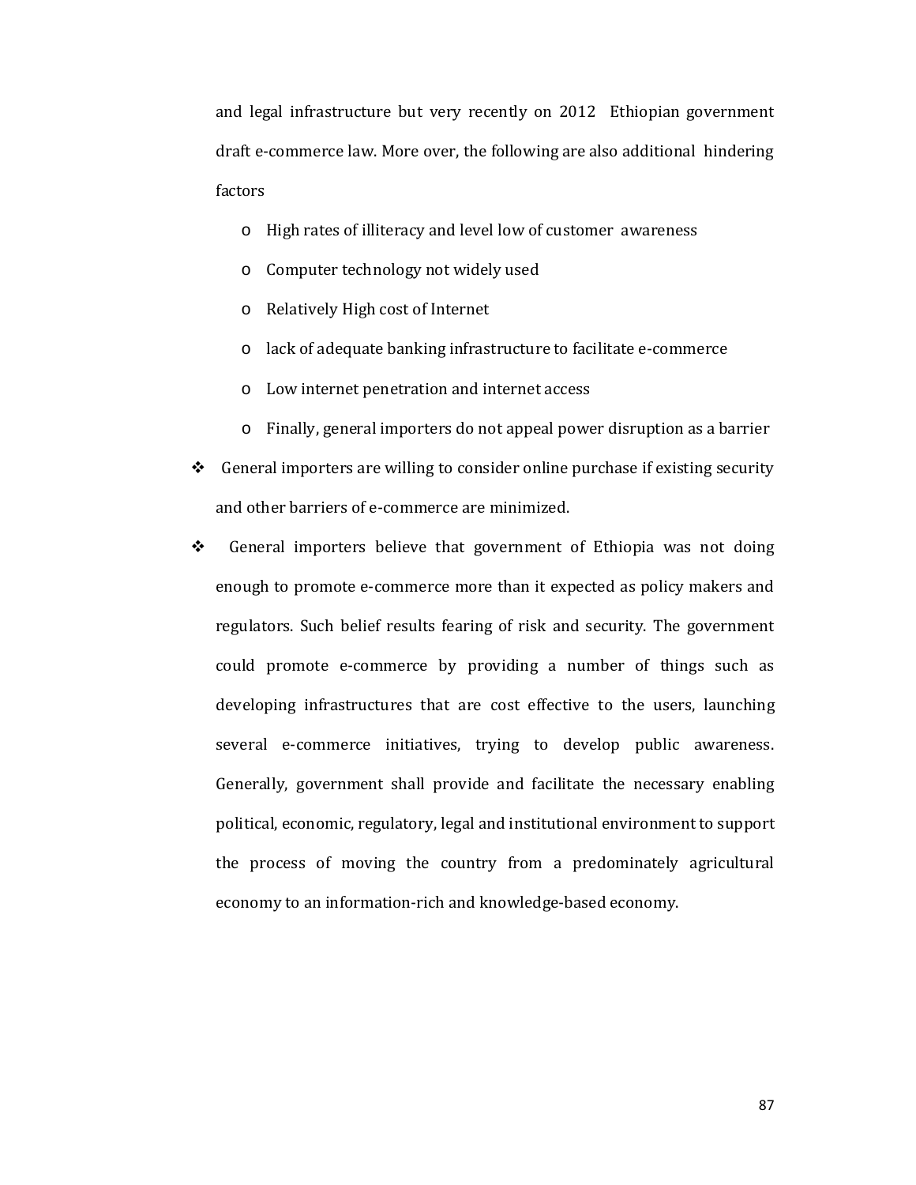and legal infrastructure but very recently on 2012 Ethiopian government draft e-commerce law. More over, the following are also additional hindering factors

- High rates of illiteracy and level low of customer awareness
- Computer technology not widely used
- Relatively High cost of Internet
- lack of adequate banking infrastructure to facilitate e-commerce
- Low internet penetration and internet access
- Finally, general importers do not appeal power disruption as a barrier

- General importers are willing to consider online purchase if existing security and other barriers of e-commerce are minimized.
- General importers believe that government of Ethiopia was not doing enough to promote e-commerce more than it expected as policy makers and regulators. Such belief results fearing of risk and security. The government could promote e-commerce by providing a number of things such as developing infrastructures that are cost effective to the users, launching several e-commerce initiatives, trying to develop public awareness. Generally, government shall provide and facilitate the necessary enabling political, economic, regulatory, legal and institutional environment to support the process of moving the country from a predominately agricultural economy to an information-rich and knowledge-based economy.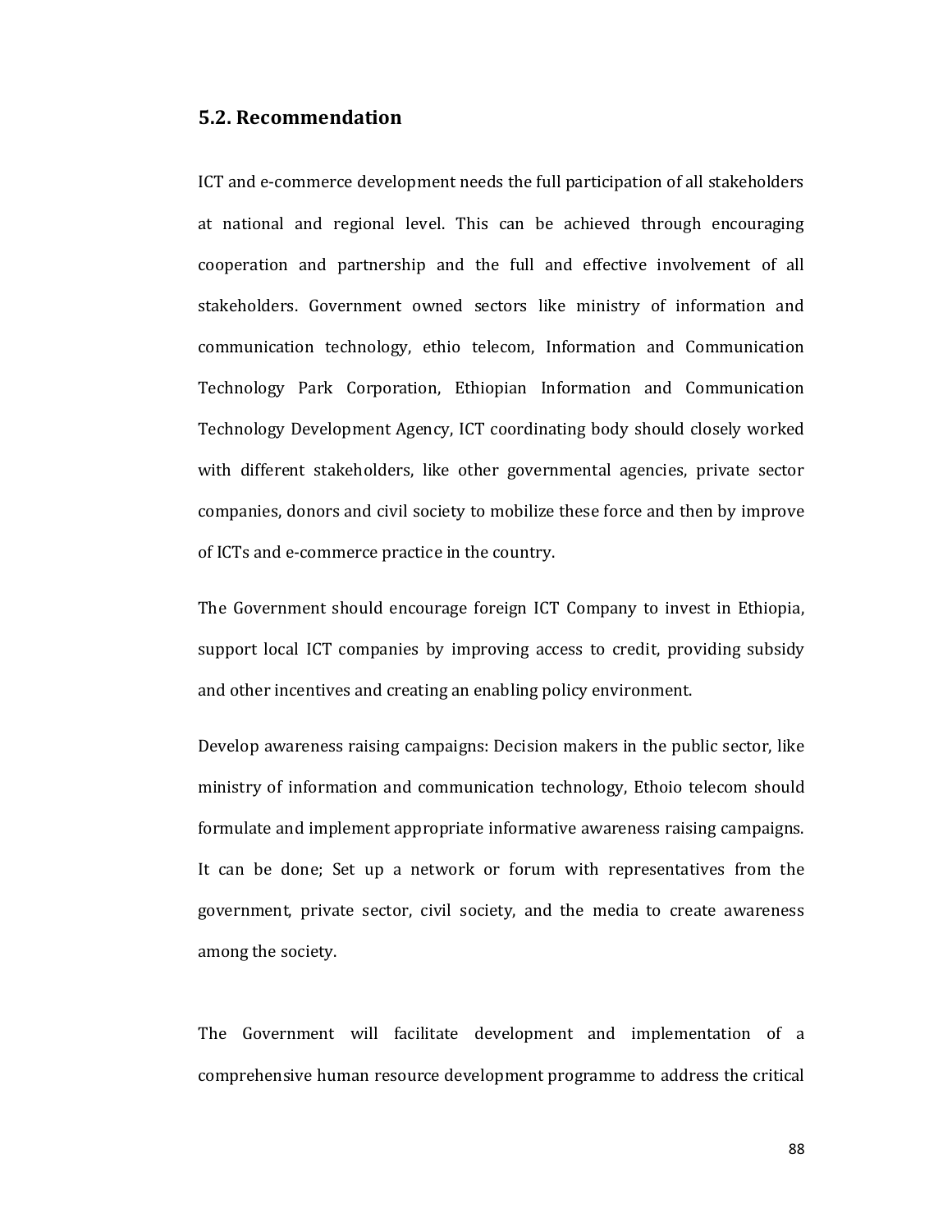## 5.2. Recommendation

ICT and e-commerce development needs the full participation of all stakeholders at national and regional level. This can be achieved through encouraging cooperation and partnership and the full and effective involvement of all stakeholders. Government owned sectors like ministry of information and communication technology, ethio telecom, Information and Communication Technology Park Corporation, Ethiopian Information and Communication Technology Development Agency, ICT coordinating body should closely worked with different stakeholders, like other governmental agencies, private sector companies, donors and civil society to mobilize these force and then by improve of ICTs and e-commerce practice in the country.

The Government should encourage foreign ICT Company to invest in Ethiopia, support local ICT companies by improving access to credit, providing subsidy and other incentives and creating an enabling policy environment.

Develop awareness raising campaigns: Decision makers in the public sector, like ministry of information and communication technology, Ethoio telecom should formulate and implement appropriate informative awareness raising campaigns. It can be done; Set up a network or forum with representatives from the government, private sector, civil society, and the media to create awareness among the society.

The Government will facilitate development and implementation of a comprehensive human resource development programme to address the critical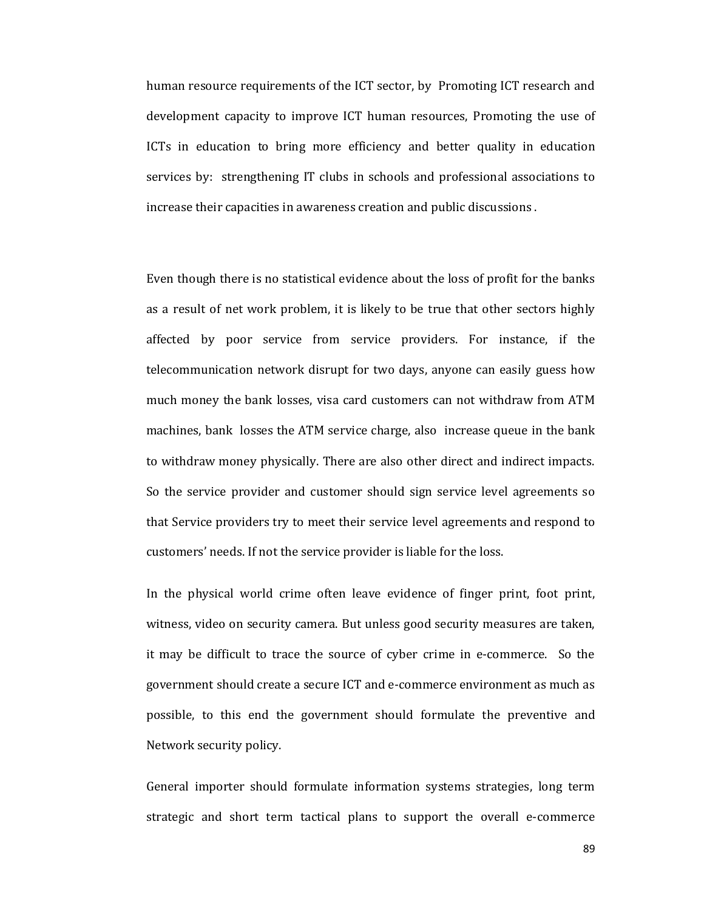human resource requirements of the ICT sector, by Promoting ICT research and development capacity to improve ICT human resources, Promoting the use of ICTs in education to bring more efficiency and better quality in education services by: strengthening IT clubs in schools and professional associations to increase their capacities in awareness creation and public discussions .

Even though there is no statistical evidence about the loss of profit for the banks as a result of net work problem, it is likely to be true that other sectors highly affected by poor service from service providers. For instance, if the telecommunication network disrupt for two days, anyone can easily guess how much money the bank losses, visa card customers can not withdraw from ATM machines, bank losses the ATM service charge, also increase queue in the bank to withdraw money physically. There are also other direct and indirect impacts. So the service provider and customer should sign service level agreements so that Service providers try to meet their service level agreements and respond to customers' needs. If not the service provider is liable for the loss.

In the physical world crime often leave evidence of finger print, foot print, witness, video on security camera. But unless good security measures are taken, it may be difficult to trace the source of cyber crime in e-commerce. So the government should create a secure ICT and e-commerce environment as much as possible, to this end the government should formulate the preventive and Network security policy.

General importer should formulate information systems strategies, long term strategic and short term tactical plans to support the overall e-commerce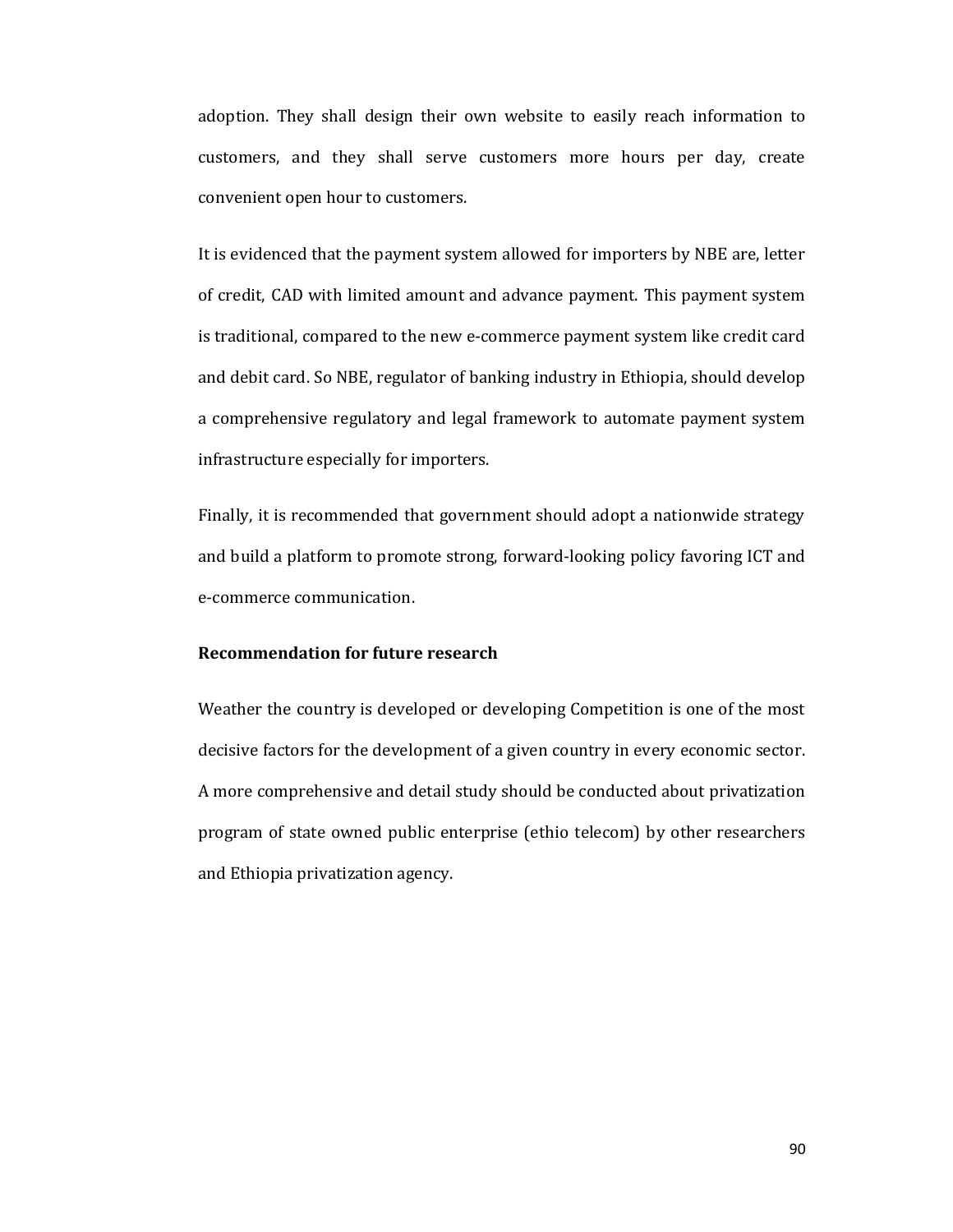adoption. They shall design their own website to easily reach information to customers, and they shall serve customers more hours per day, create convenient open hour to customers.

It is evidenced that the payment system allowed for importers by NBE are, letter of credit, CAD with limited amount and advance payment. This payment system is traditional, compared to the new e-commerce payment system like credit card and debit card. So NBE, regulator of banking industry in Ethiopia, should develop a comprehensive regulatory and legal framework to automate payment system infrastructure especially for importers.

Finally, it is recommended that government should adopt a nationwide strategy and build a platform to promote strong, forward-looking policy favoring ICT and e-commerce communication.

**Recommendation for future research**

Weather the country is developed or developing Competition is one of the most decisive factors for the development of a given country in every economic sector. A more comprehensive and detail study should be conducted about privatization program of state owned public enterprise (ethio telecom) by other researchers and Ethiopia privatization agency.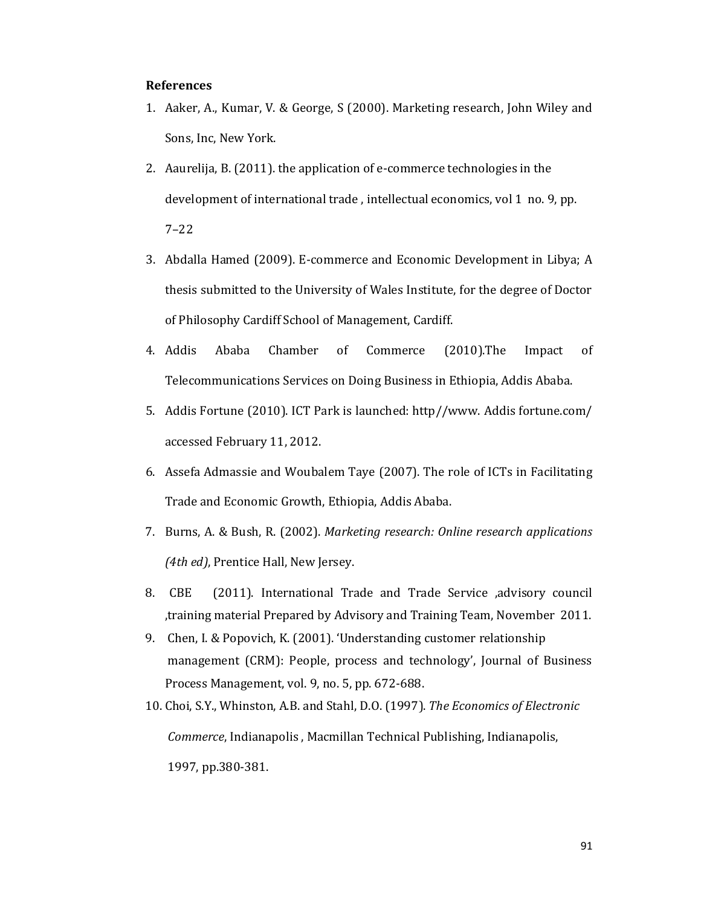**References**

1. Aaker, A., Kumar, V. & George, S (2000). Marketing research, John Wiley and Sons, Inc, New York.
2. Aaurelija, B. (2011). the application of e-commerce technologies in the development of international trade , intellectual economics, vol 1 no. 9, pp. 7–22
3. Abdalla Hamed (2009). E-commerce and Economic Development in Libya; A thesis submitted to the University of Wales Institute, for the degree of Doctor of Philosophy Cardiff School of Management, Cardiff.
4. Addis Ababa Chamber of Commerce (2010).The Impact of Telecommunications Services on Doing Business in Ethiopia, Addis Ababa.
5. Addis Fortune (2010). ICT Park is launched: http//www. Addis fortune.com/ accessed February 11, 2012.
6. Assefa Admassie and Woubalem Taye (2007). The role of ICTs in Facilitating Trade and Economic Growth, Ethiopia, Addis Ababa.
7. Burns, A. & Bush, R. (2002). *Marketing research: Online research applications (4th ed)*, Prentice Hall, New Jersey.
8. CBE (2011). International Trade and Trade Service ,advisory council ,training material Prepared by Advisory and Training Team, November 2011.
9. Chen, I. & Popovich, K. (2001). 'Understanding customer relationship management (CRM): People, process and technology', Journal of Business Process Management, vol. 9, no. 5, pp. 672-688.
10. Choi, S.Y., Whinston, A.B. and Stahl, D.O. (1997). *The Economics of Electronic Commerce*, Indianapolis , Macmillan Technical Publishing, Indianapolis, 1997, pp.380-381.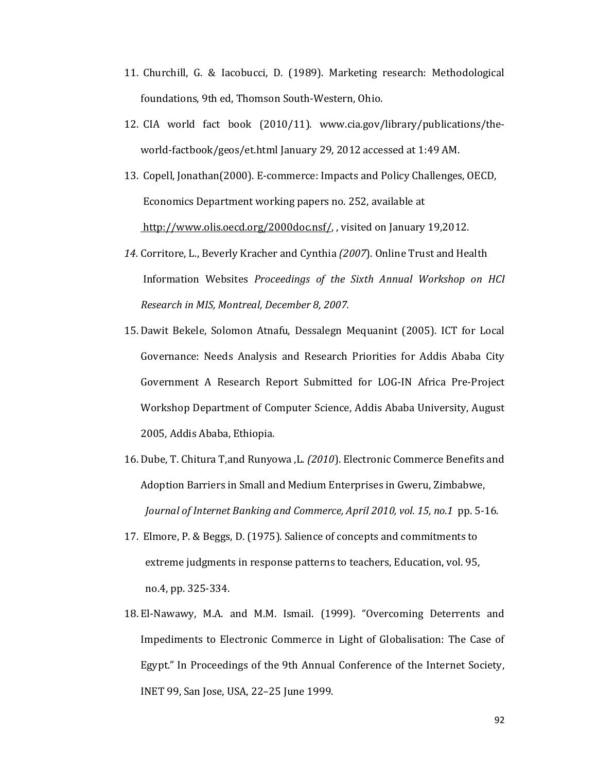11. Churchill, G. & Iacobucci, D. (1989). Marketing research: Methodological foundations, 9th ed, Thomson South-Western, Ohio.

12. CIA world fact book (2010/11). www.cia.gov/library/publications/the-world-factbook/geos/et.html January 29, 2012 accessed at 1:49 AM.

13. Copell, Jonathan(2000). E-commerce: Impacts and Policy Challenges, OECD, Economics Department working papers no. 252, available at http://www.olis.oecd.org/2000doc.nsf/, , visited on January 19,2012.

14. Corritore, L., Beverly Kracher and Cynthia *(2007*). Online Trust and Health Information Websites *Proceedings of the Sixth Annual Workshop on HCI Research in MIS, Montreal, December 8, 2007.*

15. Dawit Bekele, Solomon Atnafu, Dessalegn Mequanint (2005). ICT for Local Governance: Needs Analysis and Research Priorities for Addis Ababa City Government A Research Report Submitted for LOG-IN Africa Pre-Project Workshop Department of Computer Science, Addis Ababa University, August 2005, Addis Ababa, Ethiopia.

16. Dube, T. Chitura T,and Runyowa ,L. *(2010*). Electronic Commerce Benefits and Adoption Barriers in Small and Medium Enterprises in Gweru, Zimbabwe, *Journal of Internet Banking and Commerce, April 2010, vol. 15, no.1* pp. 5-16.

17. Elmore, P. & Beggs, D. (1975). Salience of concepts and commitments to extreme judgments in response patterns to teachers, Education, vol. 95, no.4, pp. 325-334.

18. El-Nawawy, M.A. and M.M. Ismail. (1999). "Overcoming Deterrents and Impediments to Electronic Commerce in Light of Globalisation: The Case of Egypt." In Proceedings of the 9th Annual Conference of the Internet Society, INET 99, San Jose, USA, 22–25 June 1999.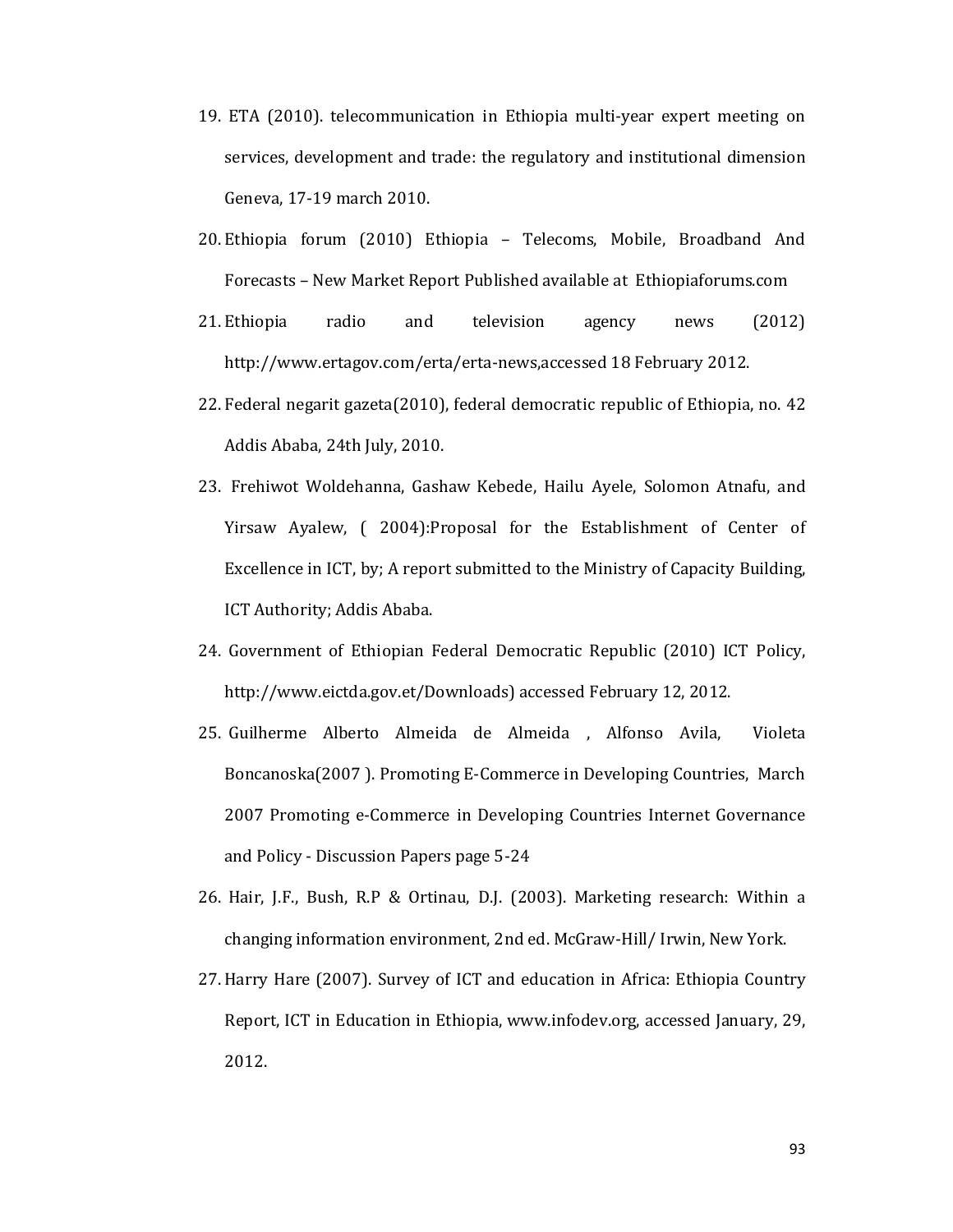19. ETA (2010). telecommunication in Ethiopia multi-year expert meeting on services, development and trade: the regulatory and institutional dimension Geneva, 17-19 march 2010.
20. Ethiopia forum (2010) Ethiopia – Telecoms, Mobile, Broadband And Forecasts – New Market Report Published available at Ethiopiaforums.com
21. Ethiopia radio and television agency news (2012) http://www.ertagov.com/erta/erta-news,accessed 18 February 2012.
22. Federal negarit gazeta(2010), federal democratic republic of Ethiopia, no. 42 Addis Ababa, 24th July, 2010.
23. Frehiwot Woldehanna, Gashaw Kebede, Hailu Ayele, Solomon Atnafu, and Yirsaw Ayalew, ( 2004):Proposal for the Establishment of Center of Excellence in ICT, by; A report submitted to the Ministry of Capacity Building, ICT Authority; Addis Ababa.
24. Government of Ethiopian Federal Democratic Republic (2010) ICT Policy, http://www.eictda.gov.et/Downloads) accessed February 12, 2012.
25. Guilherme Alberto Almeida de Almeida , Alfonso Avila, Violeta Boncanoska(2007 ). Promoting E-Commerce in Developing Countries, March 2007 Promoting e-Commerce in Developing Countries Internet Governance and Policy - Discussion Papers page 5-24
26. Hair, J.F., Bush, R.P & Ortinau, D.J. (2003). Marketing research: Within a changing information environment, 2nd ed. McGraw-Hill/ Irwin, New York.
27. Harry Hare (2007). Survey of ICT and education in Africa: Ethiopia Country Report, ICT in Education in Ethiopia, www.infodev.org, accessed January, 29, 2012.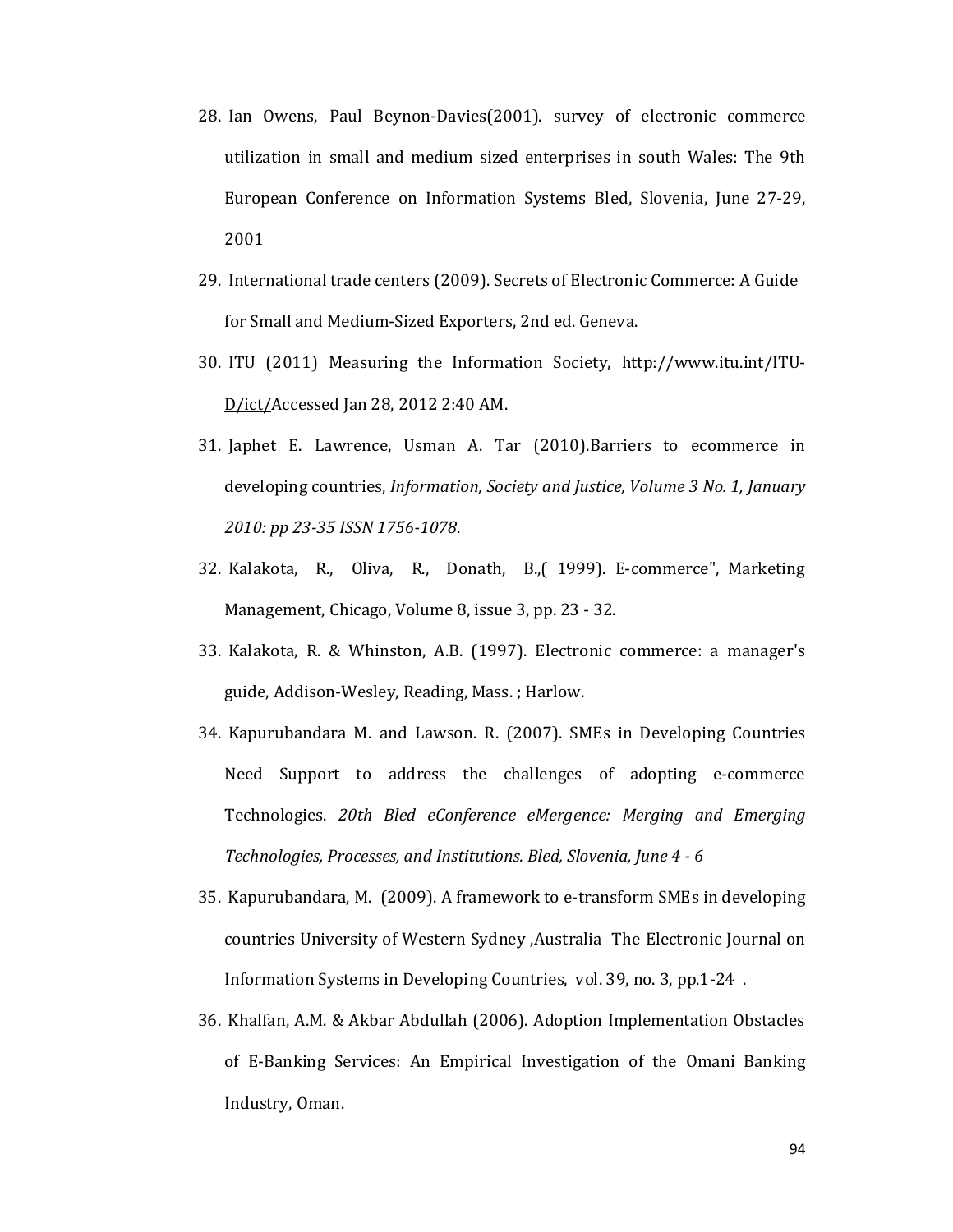28. Ian Owens, Paul Beynon-Davies(2001). survey of electronic commerce utilization in small and medium sized enterprises in south Wales: The 9th European Conference on Information Systems Bled, Slovenia, June 27-29, 2001

29. International trade centers (2009). Secrets of Electronic Commerce: A Guide for Small and Medium-Sized Exporters, 2nd ed. Geneva.

30. ITU (2011) Measuring the Information Society, http://www.itu.int/ITU-D/ict/Accessed Jan 28, 2012 2:40 AM.

31. Japhet E. Lawrence, Usman A. Tar (2010).Barriers to ecommerce in developing countries, *Information, Society and Justice, Volume 3 No. 1, January 2010: pp 23-35 ISSN 1756-1078*.

32. Kalakota, R., Oliva, R., Donath, B.,( 1999). E-commerce", Marketing Management, Chicago, Volume 8, issue 3, pp. 23 - 32.

33. Kalakota, R. & Whinston, A.B. (1997). Electronic commerce: a manager's guide, Addison-Wesley, Reading, Mass. ; Harlow.

34. Kapurubandara M. and Lawson. R. (2007). SMEs in Developing Countries Need Support to address the challenges of adopting e-commerce Technologies. *20th Bled eConference eMergence: Merging and Emerging Technologies, Processes, and Institutions. Bled, Slovenia, June 4 - 6*

35. Kapurubandara, M. (2009). A framework to e-transform SMEs in developing countries University of Western Sydney ,Australia The Electronic Journal on Information Systems in Developing Countries, vol. 39, no. 3, pp.1-24 .

36. Khalfan, A.M. & Akbar Abdullah (2006). Adoption Implementation Obstacles of E-Banking Services: An Empirical Investigation of the Omani Banking Industry, Oman.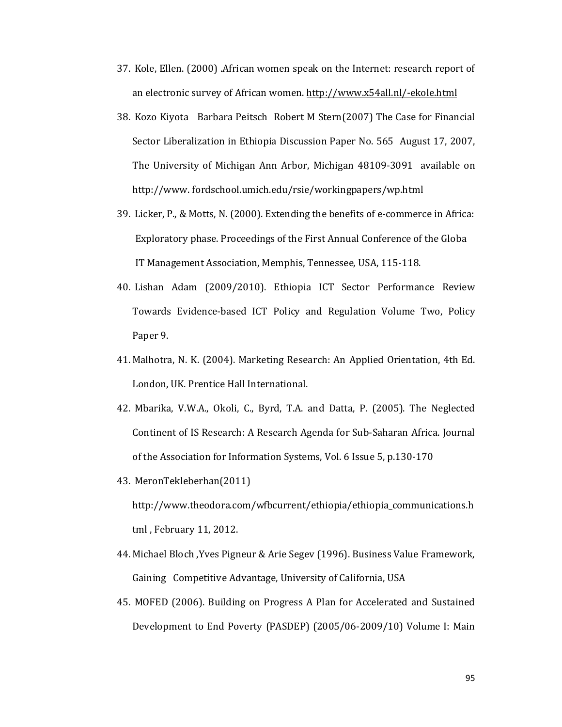37. Kole, Ellen. (2000) .African women speak on the Internet: research report of an electronic survey of African women. http://www.x54all.nl/-ekole.html

38. Kozo Kiyota Barbara Peitsch Robert M Stern(2007) The Case for Financial Sector Liberalization in Ethiopia Discussion Paper No. 565 August 17, 2007, The University of Michigan Ann Arbor, Michigan 48109-3091 available on http://www. fordschool.umich.edu/rsie/workingpapers/wp.html

39. Licker, P., & Motts, N. (2000). Extending the benefits of e-commerce in Africa: Exploratory phase. Proceedings of the First Annual Conference of the Globa IT Management Association, Memphis, Tennessee, USA, 115-118.

40. Lishan Adam (2009/2010). Ethiopia ICT Sector Performance Review Towards Evidence-based ICT Policy and Regulation Volume Two, Policy Paper 9.

41. Malhotra, N. K. (2004). Marketing Research: An Applied Orientation, 4th Ed. London, UK. Prentice Hall International.

42. Mbarika, V.W.A., Okoli, C., Byrd, T.A. and Datta, P. (2005). The Neglected Continent of IS Research: A Research Agenda for Sub-Saharan Africa. Journal of the Association for Information Systems, Vol. 6 Issue 5, p.130-170

43. MeronTekleberhan(2011) http://www.theodora.com/wfbcurrent/ethiopia/ethiopia_communications.html , February 11, 2012.

44. Michael Bloch ,Yves Pigneur & Arie Segev (1996). Business Value Framework, Gaining Competitive Advantage, University of California, USA

45. MOFED (2006). Building on Progress A Plan for Accelerated and Sustained Development to End Poverty (PASDEP) (2005/06-2009/10) Volume I: Main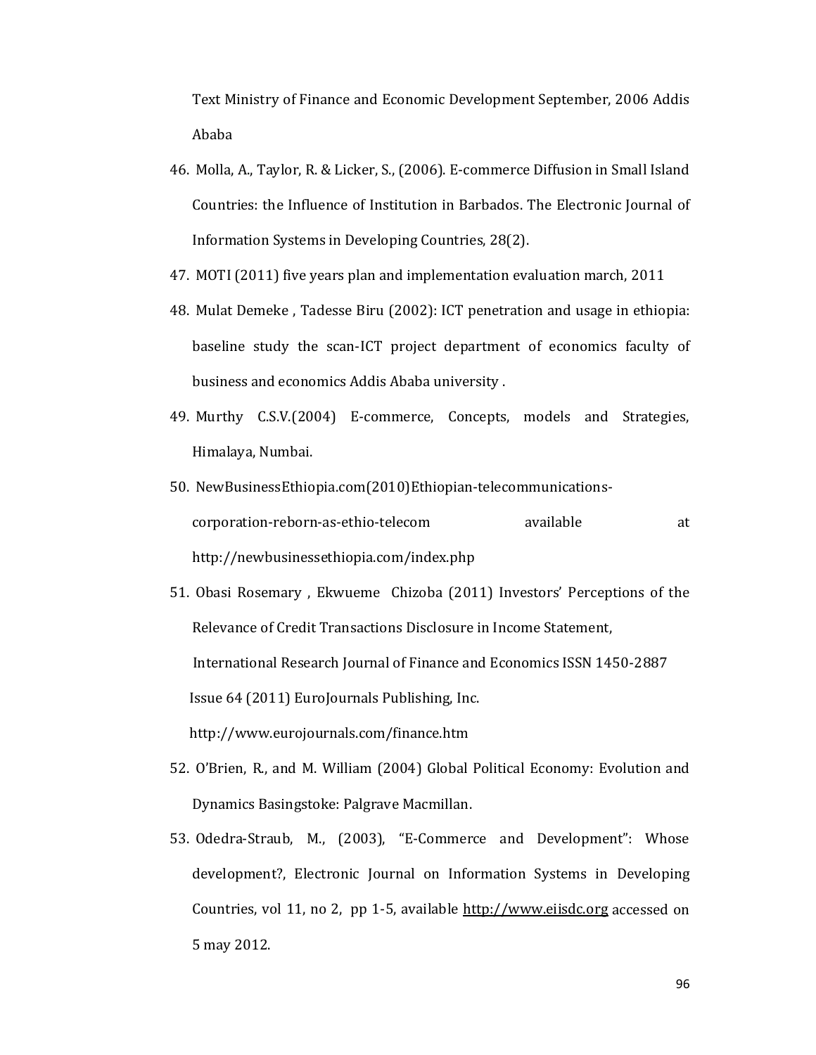Text Ministry of Finance and Economic Development September, 2006 Addis Ababa

46. Molla, A., Taylor, R. & Licker, S., (2006). E-commerce Diffusion in Small Island Countries: the Influence of Institution in Barbados. The Electronic Journal of Information Systems in Developing Countries, 28(2).
47. MOTI (2011) five years plan and implementation evaluation march, 2011
48. Mulat Demeke , Tadesse Biru (2002): ICT penetration and usage in ethiopia: baseline study the scan-ICT project department of economics faculty of business and economics Addis Ababa university .
49. Murthy C.S.V.(2004) E-commerce, Concepts, models and Strategies, Himalaya, Numbai.
50. NewBusinessEthiopia.com(2010)Ethiopian-telecommunications-corporation-reborn-as-ethio-telecom available at http://newbusinessethiopia.com/index.php
51. Obasi Rosemary , Ekwueme Chizoba (2011) Investors' Perceptions of the Relevance of Credit Transactions Disclosure in Income Statement, International Research Journal of Finance and Economics ISSN 1450-2887 Issue 64 (2011) EuroJournals Publishing, Inc. http://www.eurojournals.com/finance.htm
52. O'Brien, R., and M. William (2004) Global Political Economy: Evolution and Dynamics Basingstoke: Palgrave Macmillan.
53. Odedra-Straub, M., (2003), "E-Commerce and Development": Whose development?, Electronic Journal on Information Systems in Developing Countries, vol 11, no 2, pp 1-5, available http://www.eiisdc.org accessed on 5 may 2012.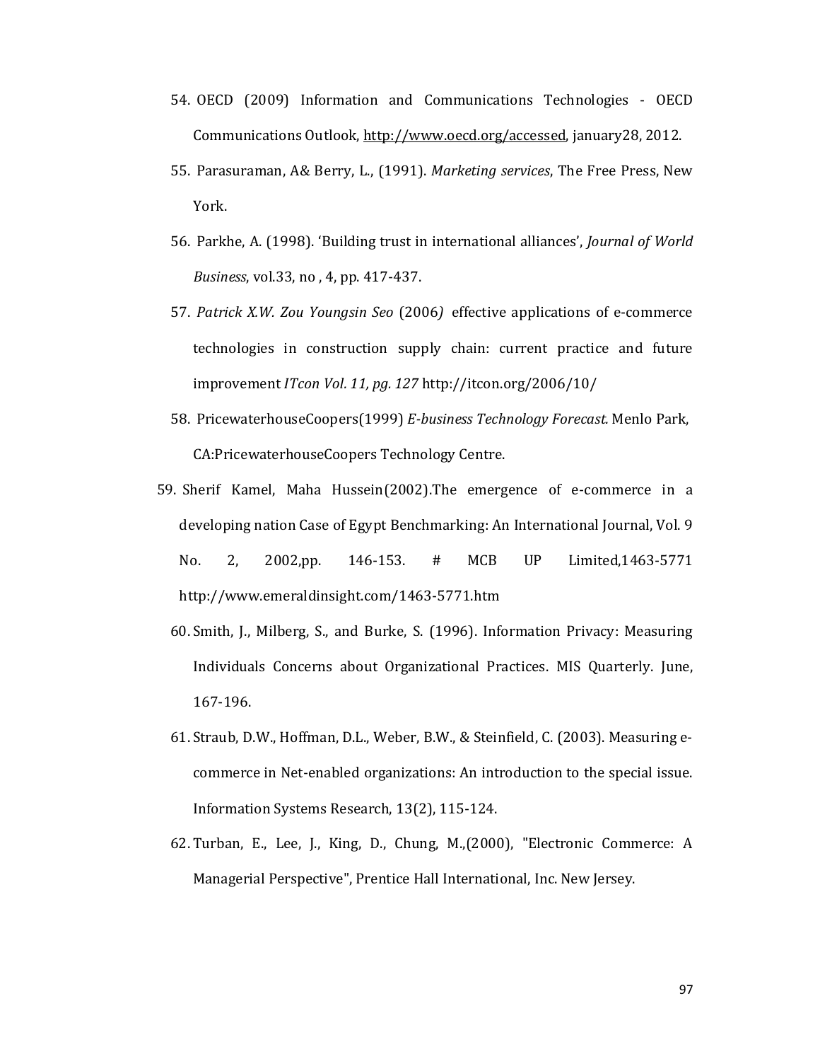54. OECD (2009) Information and Communications Technologies - OECD Communications Outlook, http://www.oecd.org/accessed, january28, 2012.
55. Parasuraman, A& Berry, L., (1991). *Marketing services*, The Free Press, New York.
56. Parkhe, A. (1998). 'Building trust in international alliances', *Journal of World Business*, vol.33, no , 4, pp. 417-437.
57. *Patrick X.W. Zou Youngsin Seo* (2006*)* effective applications of e-commerce technologies in construction supply chain: current practice and future improvement *ITcon Vol. 11, pg. 127* http://itcon.org/2006/10/
58. PricewaterhouseCoopers(1999) *E-business Technology Forecast.* Menlo Park, CA:PricewaterhouseCoopers Technology Centre.
59. Sherif Kamel, Maha Hussein(2002).The emergence of e-commerce in a developing nation Case of Egypt Benchmarking: An International Journal, Vol. 9 No. 2, 2002,pp. 146-153. # MCB UP Limited,1463-5771 http://www.emeraldinsight.com/1463-5771.htm
60. Smith, J., Milberg, S., and Burke, S. (1996). Information Privacy: Measuring Individuals Concerns about Organizational Practices. MIS Quarterly. June, 167-196.
61. Straub, D.W., Hoffman, D.L., Weber, B.W., & Steinfield, C. (2003). Measuring e-commerce in Net-enabled organizations: An introduction to the special issue. Information Systems Research, 13(2), 115-124.
62. Turban, E., Lee, J., King, D., Chung, M.,(2000), "Electronic Commerce: A Managerial Perspective", Prentice Hall International, Inc. New Jersey.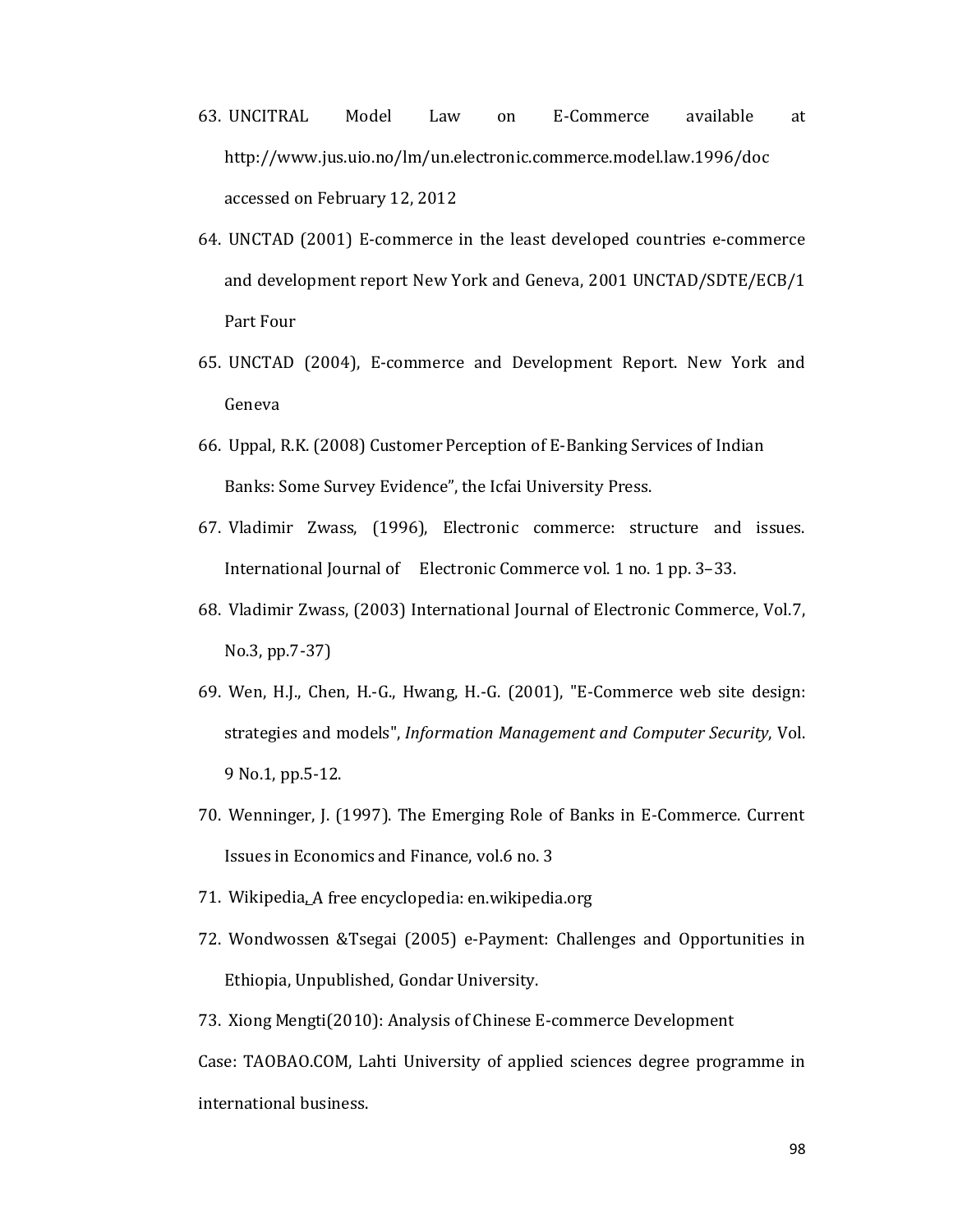63. UNCITRAL Model Law on E-Commerce available at http://www.jus.uio.no/lm/un.electronic.commerce.model.law.1996/doc accessed on February 12, 2012

64. UNCTAD (2001) E-commerce in the least developed countries e-commerce and development report New York and Geneva, 2001 UNCTAD/SDTE/ECB/1 Part Four

65. UNCTAD (2004), E-commerce and Development Report. New York and Geneva

66. Uppal, R.K. (2008) Customer Perception of E-Banking Services of Indian Banks: Some Survey Evidence", the Icfai University Press.

67. Vladimir Zwass, (1996), Electronic commerce: structure and issues. International Journal of Electronic Commerce vol. 1 no. 1 pp. 3–33.

68. Vladimir Zwass, (2003) International Journal of Electronic Commerce, Vol.7, No.3, pp.7-37)

69. Wen, H.J., Chen, H.-G., Hwang, H.-G. (2001), "E-Commerce web site design: strategies and models", *Information Management and Computer Security*, Vol. 9 No.1, pp.5-12.

70. Wenninger, J. (1997). The Emerging Role of Banks in E-Commerce. Current Issues in Economics and Finance, vol.6 no. 3

71. Wikipedia, A free encyclopedia: en.wikipedia.org

72. Wondwossen &Tsegai (2005) e-Payment: Challenges and Opportunities in Ethiopia, Unpublished, Gondar University.

73. Xiong Mengti(2010): Analysis of Chinese E-commerce Development

Case: TAOBAO.COM, Lahti University of applied sciences degree programme in international business.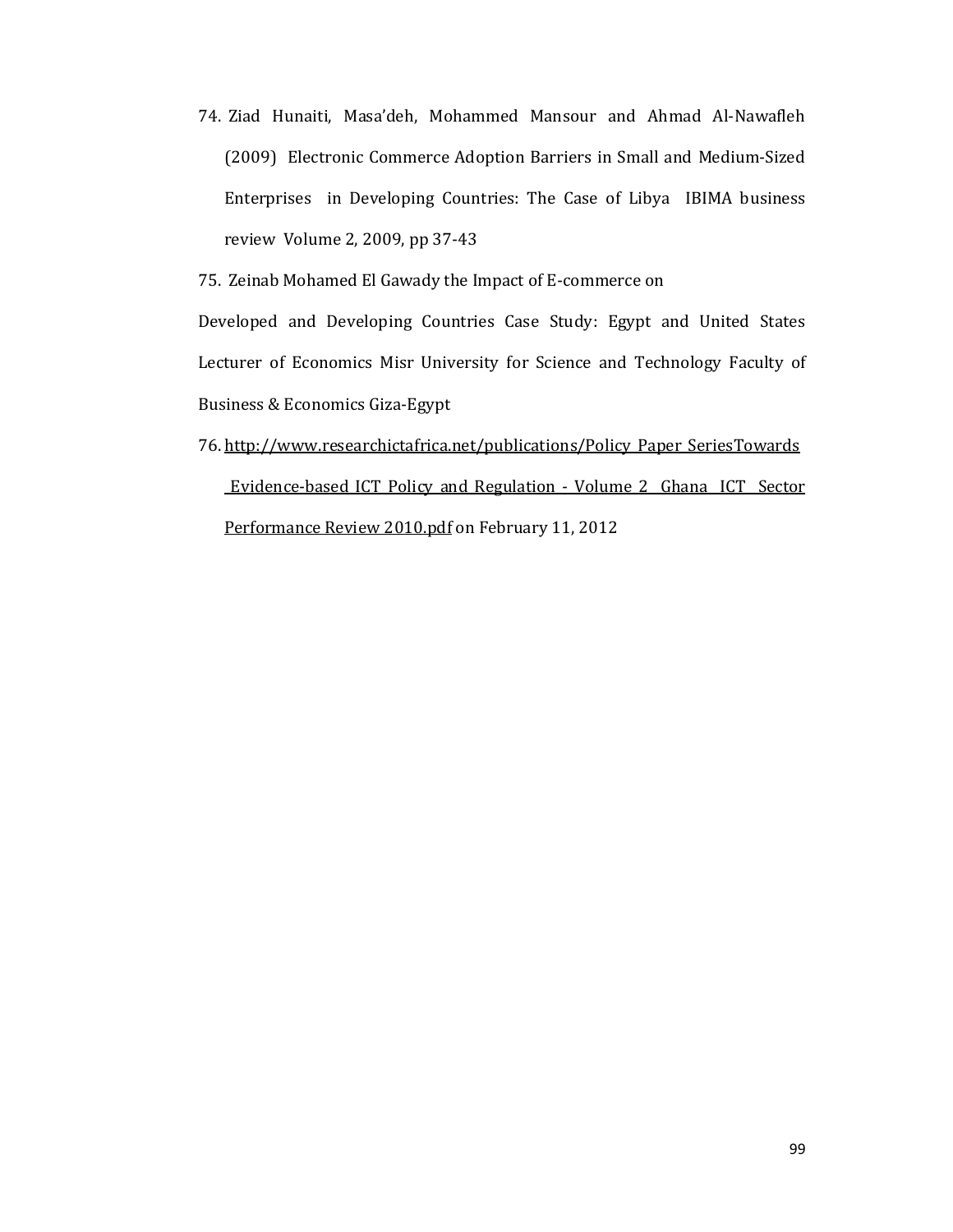74. Ziad Hunaiti, Masa'deh, Mohammed Mansour and Ahmad Al-Nawafleh (2009) Electronic Commerce Adoption Barriers in Small and Medium-Sized Enterprises in Developing Countries: The Case of Libya IBIMA business review Volume 2, 2009, pp 37-43

75. Zeinab Mohamed El Gawady the Impact of E-commerce on

Developed and Developing Countries Case Study: Egypt and United States Lecturer of Economics Misr University for Science and Technology Faculty of Business & Economics Giza-Egypt

76. http://www.researchictafrica.net/publications/Policy_Paper_SeriesTowards_Evidence-based_ICT_Policy_and_Regulation_-_Volume_2_Ghana_ICT_Sector_Performance_Review_2010.pdf on February 11, 2012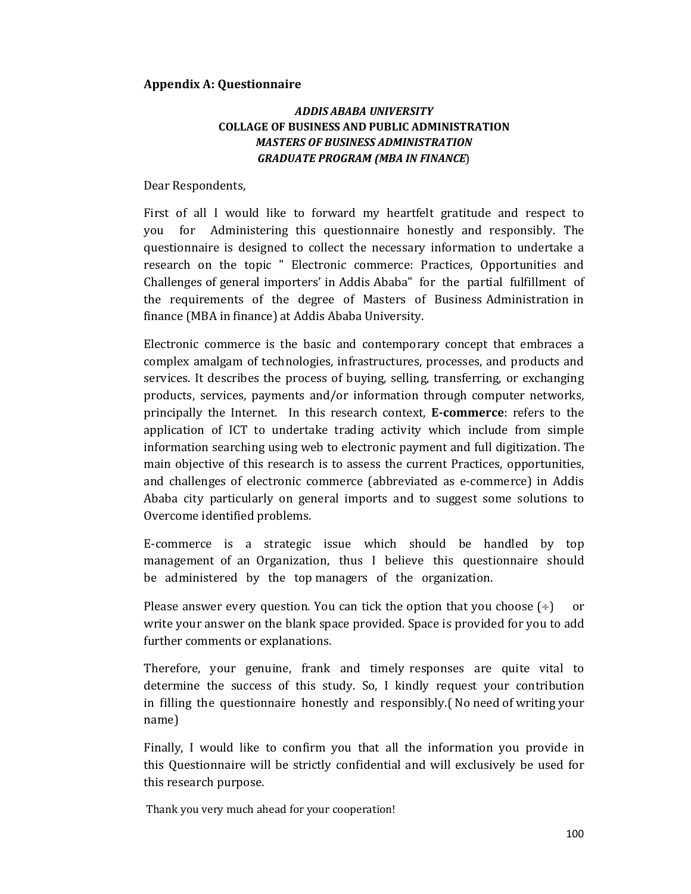**Appendix A: Questionnaire**

***ADDIS ABABA UNIVERSITY***

**COLLAGE OF BUSINESS AND PUBLIC ADMINISTRATION**

***MASTERS OF BUSINESS ADMINISTRATION***

***GRADUATE PROGRAM (MBA IN FINANCE*)**

Dear Respondents,

First of all I would like to forward my heartfelt gratitude and respect to you for Administering this questionnaire honestly and responsibly. The questionnaire is designed to collect the necessary information to undertake a research on the topic " Electronic commerce: Practices, Opportunities and Challenges of general importers' in Addis Ababa" for the partial fulfillment of the requirements of the degree of Masters of Business Administration in finance (MBA in finance) at Addis Ababa University.

Electronic commerce is the basic and contemporary concept that embraces a complex amalgam of technologies, infrastructures, processes, and products and services. It describes the process of buying, selling, transferring, or exchanging products, services, payments and/or information through computer networks, principally the Internet. In this research context, **E-commerce**: refers to the application of ICT to undertake trading activity which include from simple information searching using web to electronic payment and full digitization. The main objective of this research is to assess the current Practices, opportunities, and challenges of electronic commerce (abbreviated as e-commerce) in Addis Ababa city particularly on general imports and to suggest some solutions to Overcome identified problems.

E-commerce is a strategic issue which should be handled by top management of an Organization, thus I believe this questionnaire should be administered by the top managers of the organization.

Please answer every question. You can tick the option that you choose (÷) or write your answer on the blank space provided. Space is provided for you to add further comments or explanations.

Therefore, your genuine, frank and timely responses are quite vital to determine the success of this study. So, I kindly request your contribution in filling the questionnaire honestly and responsibly.( No need of writing your name)

Finally, I would like to confirm you that all the information you provide in this Questionnaire will be strictly confidential and will exclusively be used for this research purpose.

Thank you very much ahead for your cooperation!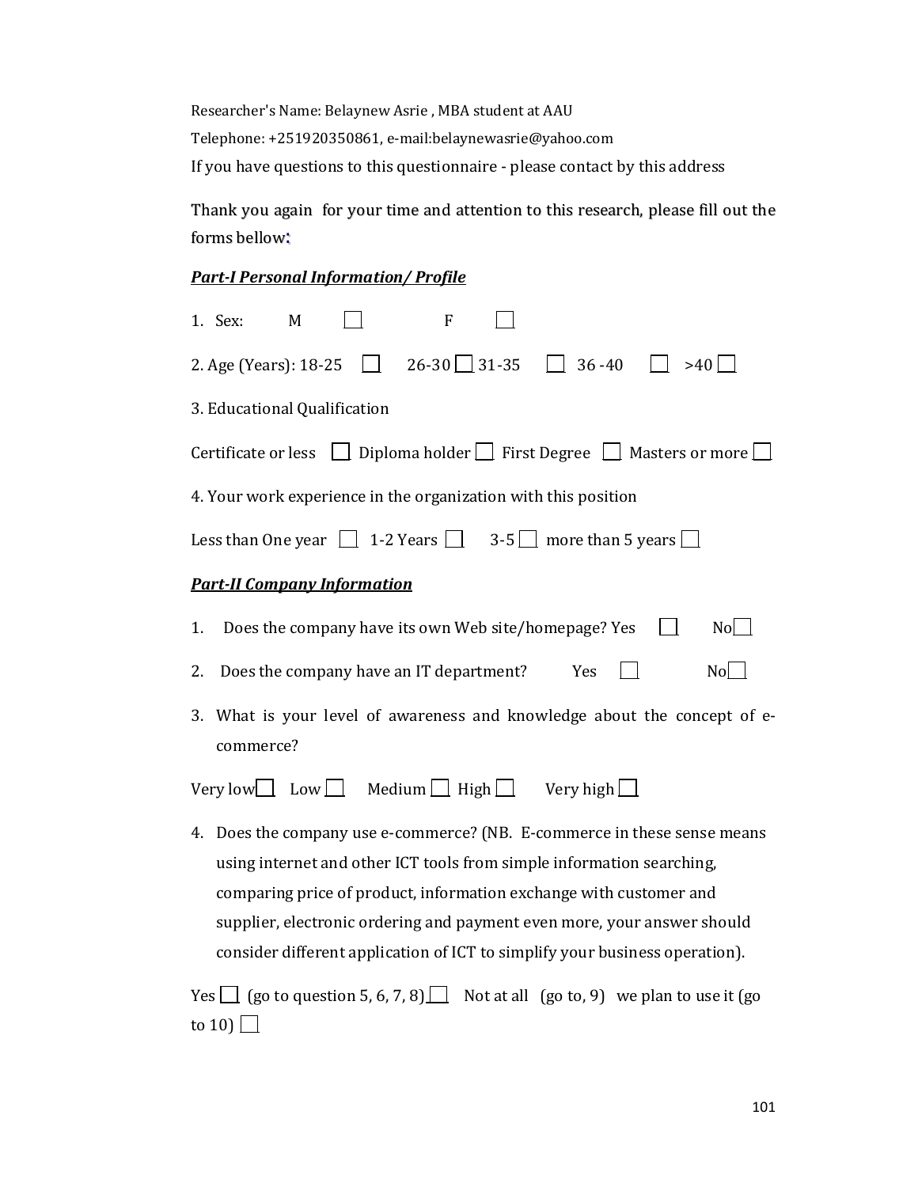Researcher's Name: Belaynew Asrie , MBA student at AAU

Telephone: +251920350861, e-mail:belaynewasrie@yahoo.com

If you have questions to this questionnaire - please contact by this address

Thank you again for your time and attention to this research, please fill out the forms bellow:

***Part-I Personal Information/ Profile***

1. Sex: M ☐ F ☐

2. Age (Years): 18-25 ☐ 26-30 ☐ 31-35 ☐ 36 -40 ☐ >40 ☐

3. Educational Qualification

Certificate or less ☐ Diploma holder ☐ First Degree ☐ Masters or more ☐

4. Your work experience in the organization with this position

Less than One year ☐ 1-2 Years ☐ 3-5 ☐ more than 5 years ☐

***Part-II Company Information***

1. Does the company have its own Web site/homepage? Yes ☐ No ☐
2. Does the company have an IT department? Yes ☐ No ☐
3. What is your level of awareness and knowledge about the concept of e-commerce?

Very low ☐ Low ☐ Medium ☐ High ☐ Very high ☐

4. Does the company use e-commerce? (NB. E-commerce in these sense means using internet and other ICT tools from simple information searching, comparing price of product, information exchange with customer and supplier, electronic ordering and payment even more, your answer should consider different application of ICT to simplify your business operation).

Yes ☐ (go to question 5, 6, 7, 8) ☐ Not at all (go to, 9) we plan to use it (go to 10) ☐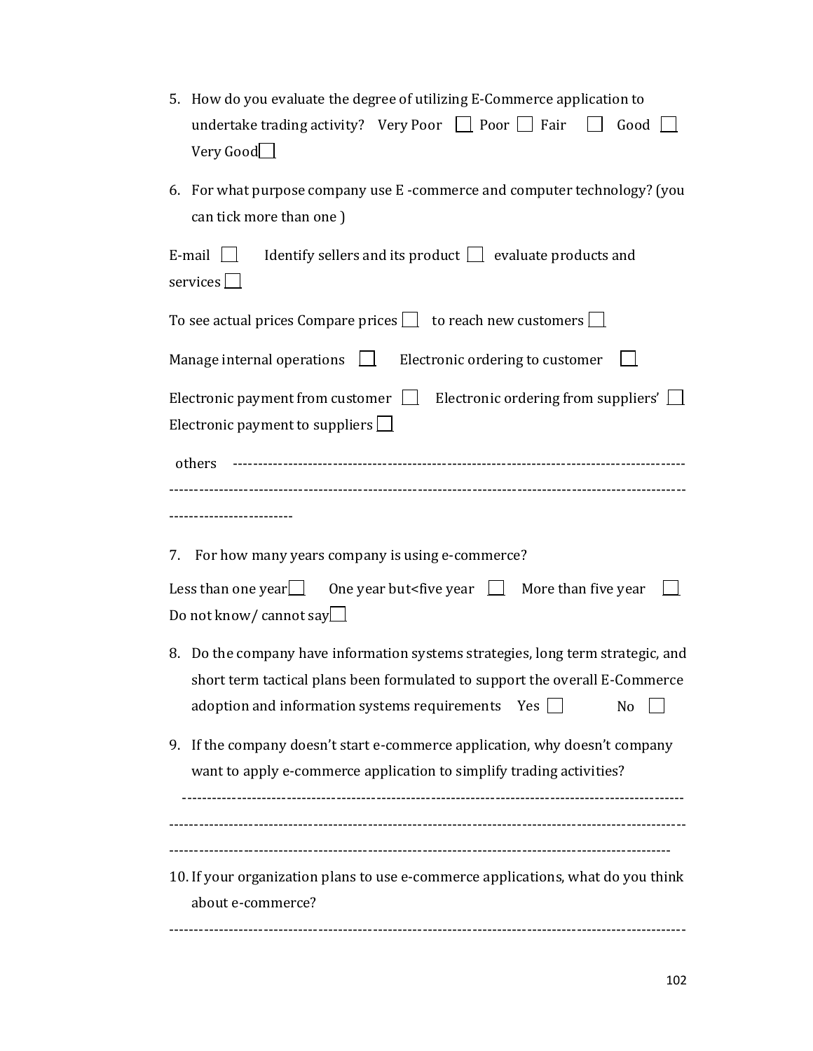5. How do you evaluate the degree of utilizing E-Commerce application to undertake trading activity? Very Poor ☐ Poor ☐ Fair ☐ Good ☐ Very Good ☐

6. For what purpose company use E -commerce and computer technology? (you can tick more than one )

E-mail ☐ Identify sellers and its product ☐ evaluate products and services ☐

To see actual prices Compare prices ☐ to reach new customers ☐

Manage internal operations ☐ Electronic ordering to customer ☐

Electronic payment from customer ☐ Electronic ordering from suppliers' ☐ Electronic payment to suppliers ☐

others ------------------------------------------------------------------------------------------
----------------------------------------------------------------------------------------------------
------------------------

7. For how many years company is using e-commerce?

Less than one year ☐ One year but<five year ☐ More than five year ☐ Do not know/ cannot say ☐

8. Do the company have information systems strategies, long term strategic, and short term tactical plans been formulated to support the overall E-Commerce adoption and information systems requirements Yes ☐ No ☐

9. If the company doesn't start e-commerce application, why doesn't company want to apply e-commerce application to simplify trading activities?

----------------------------------------------------------------------------------------------------
----------------------------------------------------------------------------------------------------
----------------------------------------------------------------------------------------------------

10. If your organization plans to use e-commerce applications, what do you think about e-commerce?

----------------------------------------------------------------------------------------------------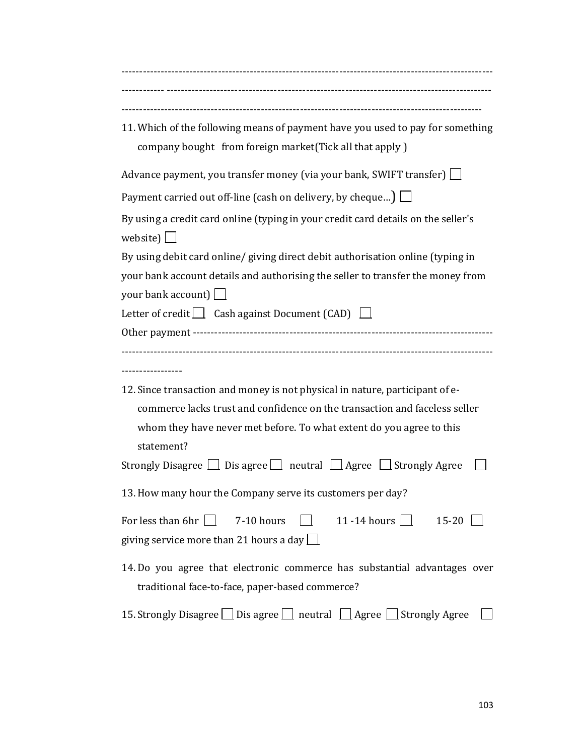---------------------------------------------------------------------------------------------------
------------ ---------------------------------------------------------------------------------------
-------------------------------------------------------------------------------------------------

11. Which of the following means of payment have you used to pay for something company bought from foreign market(Tick all that apply )

Advance payment, you transfer money (via your bank, SWIFT transfer) ☐

Payment carried out off-line (cash on delivery, by cheque…) ☐

By using a credit card online (typing in your credit card details on the seller's website) ☐

By using debit card online/ giving direct debit authorisation online (typing in your bank account details and authorising the seller to transfer the money from your bank account) ☐

Letter of credit ☐ Cash against Document (CAD) ☐

Other payment -----------------------------------------------------------------------------------
---------------------------------------------------------------------------------------------------
-----------------

12. Since transaction and money is not physical in nature, participant of e-commerce lacks trust and confidence on the transaction and faceless seller whom they have never met before. To what extent do you agree to this statement?

Strongly Disagree ☐ Dis agree ☐ neutral ☐ Agree ☐ Strongly Agree ☐

13. How many hour the Company serve its customers per day?

For less than 6hr ☐ 7-10 hours ☐ 11 -14 hours ☐ 15-20 ☐ giving service more than 21 hours a day ☐

14. Do you agree that electronic commerce has substantial advantages over traditional face-to-face, paper-based commerce?

15. Strongly Disagree ☐ Dis agree ☐ neutral ☐ Agree ☐ Strongly Agree ☐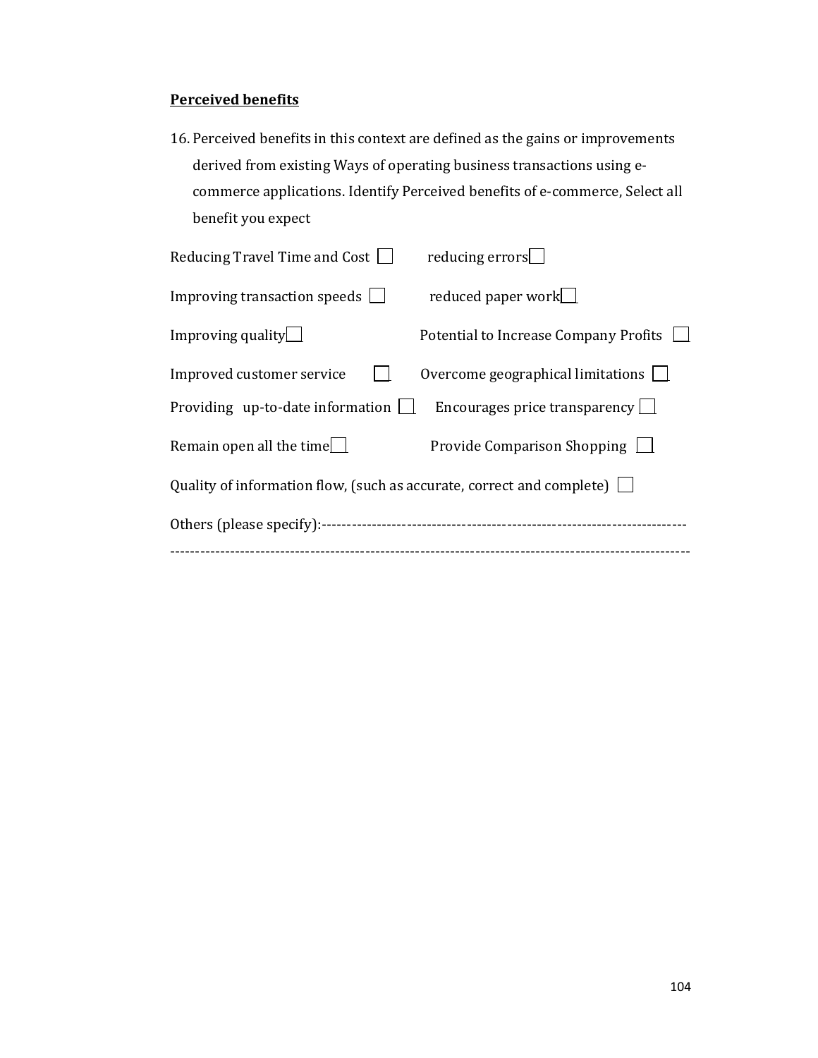**Perceived benefits**

16. Perceived benefits in this context are defined as the gains or improvements derived from existing Ways of operating business transactions using e-commerce applications. Identify Perceived benefits of e-commerce, Select all benefit you expect

Reducing Travel Time and Cost ☐ reducing errors☐

Improving transaction speeds ☐ reduced paper work☐

Improving quality☐ Potential to Increase Company Profits ☐

Improved customer service ☐ Overcome geographical limitations ☐

Providing up-to-date information ☐ Encourages price transparency ☐

Remain open all the time☐ Provide Comparison Shopping ☐

Quality of information flow, (such as accurate, correct and complete) ☐

Others (please specify):------------------------------------------------------------------------
-----------------------------------------------------------------------------------------------------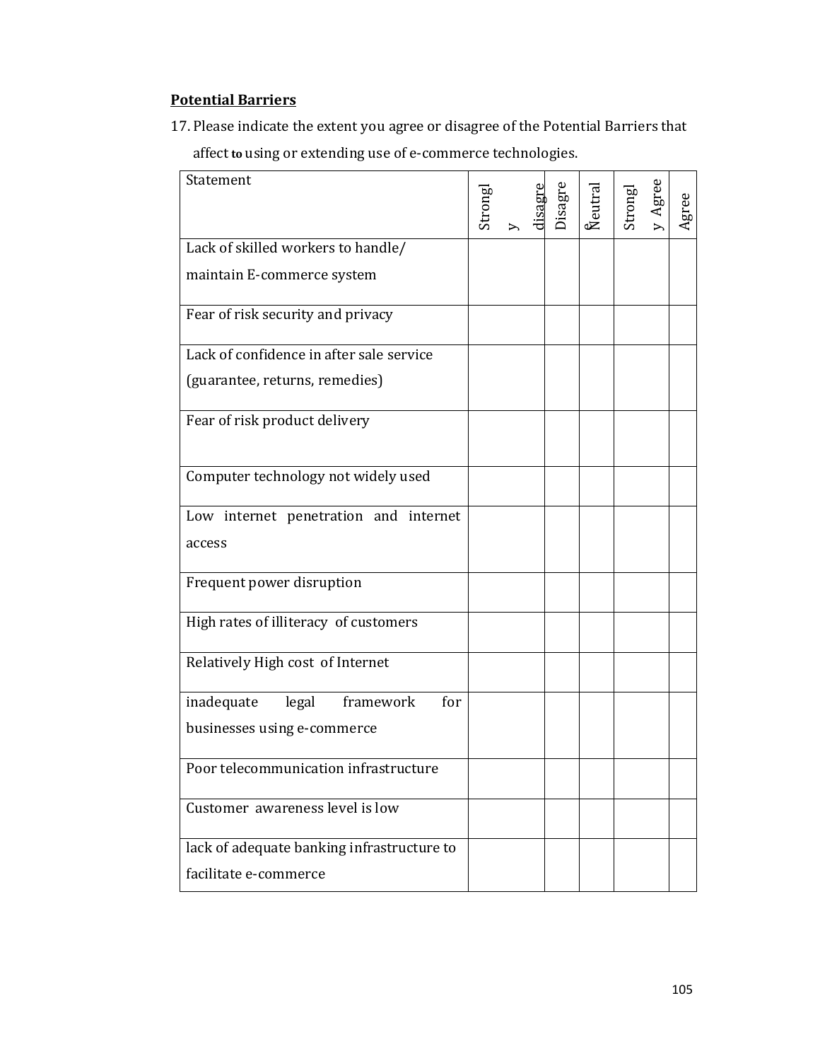## Potential Barriers

17. Please indicate the extent you agree or disagree of the Potential Barriers that affect **to** using or extending use of e-commerce technologies.

| Statement | Strongly disagree | Disagree | Neutral | Strongly Agree | Agree |
|---|---|---|---|---|---|
| Lack of skilled workers to handle/ maintain E-commerce system | | | | | |
| Fear of risk security and privacy | | | | | |
| Lack of confidence in after sale service (guarantee, returns, remedies) | | | | | |
| Fear of risk product delivery | | | | | |
| Computer technology not widely used | | | | | |
| Low internet penetration and internet access | | | | | |
| Frequent power disruption | | | | | |
| High rates of illiteracy of customers | | | | | |
| Relatively High cost of Internet | | | | | |
| inadequate legal framework for businesses using e-commerce | | | | | |
| Poor telecommunication infrastructure | | | | | |
| Customer awareness level is low | | | | | |
| lack of adequate banking infrastructure to facilitate e-commerce | | | | | |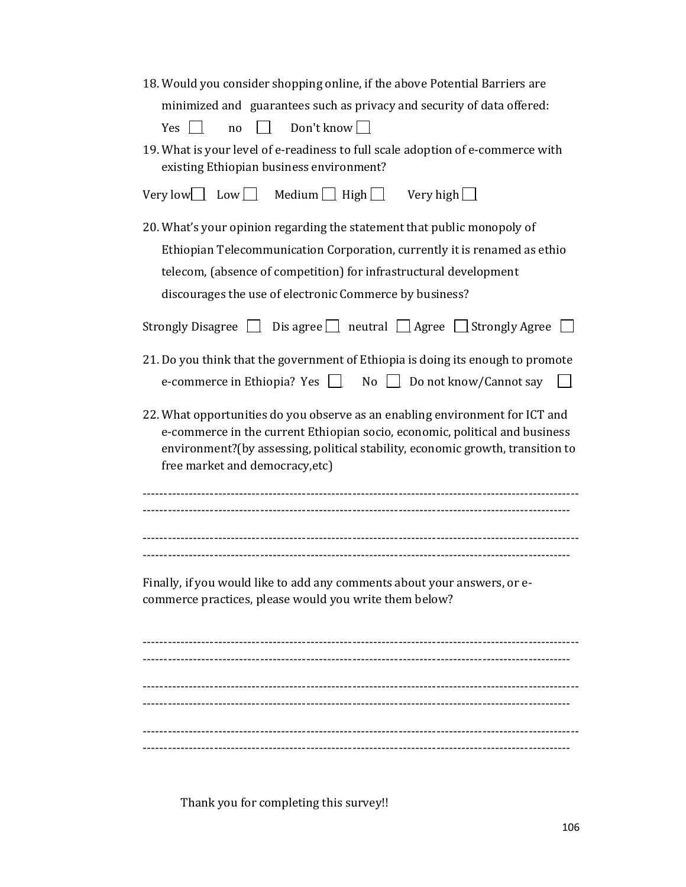18. Would you consider shopping online, if the above Potential Barriers are minimized and guarantees such as privacy and security of data offered:

    Yes ☐ no ☐ Don't know ☐

19. What is your level of e-readiness to full scale adoption of e-commerce with existing Ethiopian business environment?

Very low☐ Low ☐ Medium ☐ High ☐ Very high ☐

20. What's your opinion regarding the statement that public monopoly of Ethiopian Telecommunication Corporation, currently it is renamed as ethio telecom, (absence of competition) for infrastructural development discourages the use of electronic Commerce by business?

Strongly Disagree ☐ Dis agree ☐ neutral ☐ Agree ☐ Strongly Agree ☐

21. Do you think that the government of Ethiopia is doing its enough to promote e-commerce in Ethiopia? Yes ☐ No ☐ Do not know/Cannot say ☐

22. What opportunities do you observe as an enabling environment for ICT and e-commerce in the current Ethiopian socio, economic, political and business environment?(by assessing, political stability, economic growth, transition to free market and democracy,etc)

------------------------------------------------------------------------------------------------------
------------------------------------------------------------------------------------------------------

------------------------------------------------------------------------------------------------------
------------------------------------------------------------------------------------------------------

Finally, if you would like to add any comments about your answers, or e-commerce practices, please would you write them below?

------------------------------------------------------------------------------------------------------
------------------------------------------------------------------------------------------------------

------------------------------------------------------------------------------------------------------
------------------------------------------------------------------------------------------------------

------------------------------------------------------------------------------------------------------
------------------------------------------------------------------------------------------------------

Thank you for completing this survey!!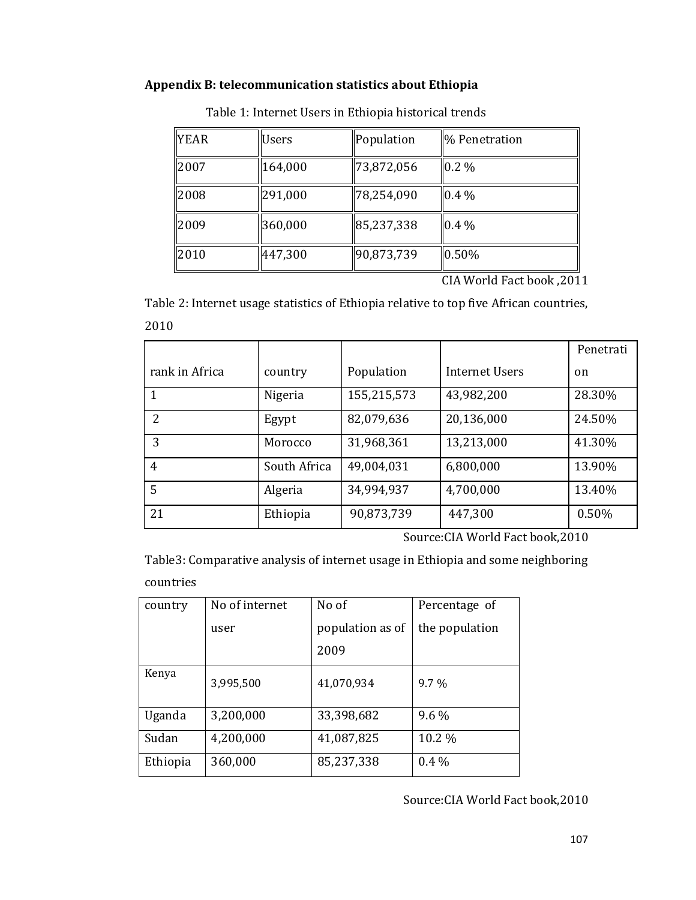**Appendix B: telecommunication statistics about Ethiopia**

Table 1: Internet Users in Ethiopia historical trends

| YEAR | Users | Population | % Penetration |
|---|---|---|---|
| 2007 | 164,000 | 73,872,056 | 0.2 % |
| 2008 | 291,000 | 78,254,090 | 0.4 % |
| 2009 | 360,000 | 85,237,338 | 0.4 % |
| 2010 | 447,300 | 90,873,739 | 0.50% |

CIA World Fact book ,2011

Table 2: Internet usage statistics of Ethiopia relative to top five African countries, 2010

| rank in Africa | country | Population | Internet Users | Penetration |
|---|---|---|---|---|
| 1 | Nigeria | 155,215,573 | 43,982,200 | 28.30% |
| 2 | Egypt | 82,079,636 | 20,136,000 | 24.50% |
| 3 | Morocco | 31,968,361 | 13,213,000 | 41.30% |
| 4 | South Africa | 49,004,031 | 6,800,000 | 13.90% |
| 5 | Algeria | 34,994,937 | 4,700,000 | 13.40% |
| 21 | Ethiopia | 90,873,739 | 447,300 | 0.50% |

Source:CIA World Fact book,2010

Table3: Comparative analysis of internet usage in Ethiopia and some neighboring countries

| country | No of internet user | No of population as of 2009 | Percentage of the population |
|---|---|---|---|
| Kenya | 3,995,500 | 41,070,934 | 9.7 % |
| Uganda | 3,200,000 | 33,398,682 | 9.6 % |
| Sudan | 4,200,000 | 41,087,825 | 10.2 % |
| Ethiopia | 360,000 | 85,237,338 | 0.4 % |

Source:CIA World Fact book,2010